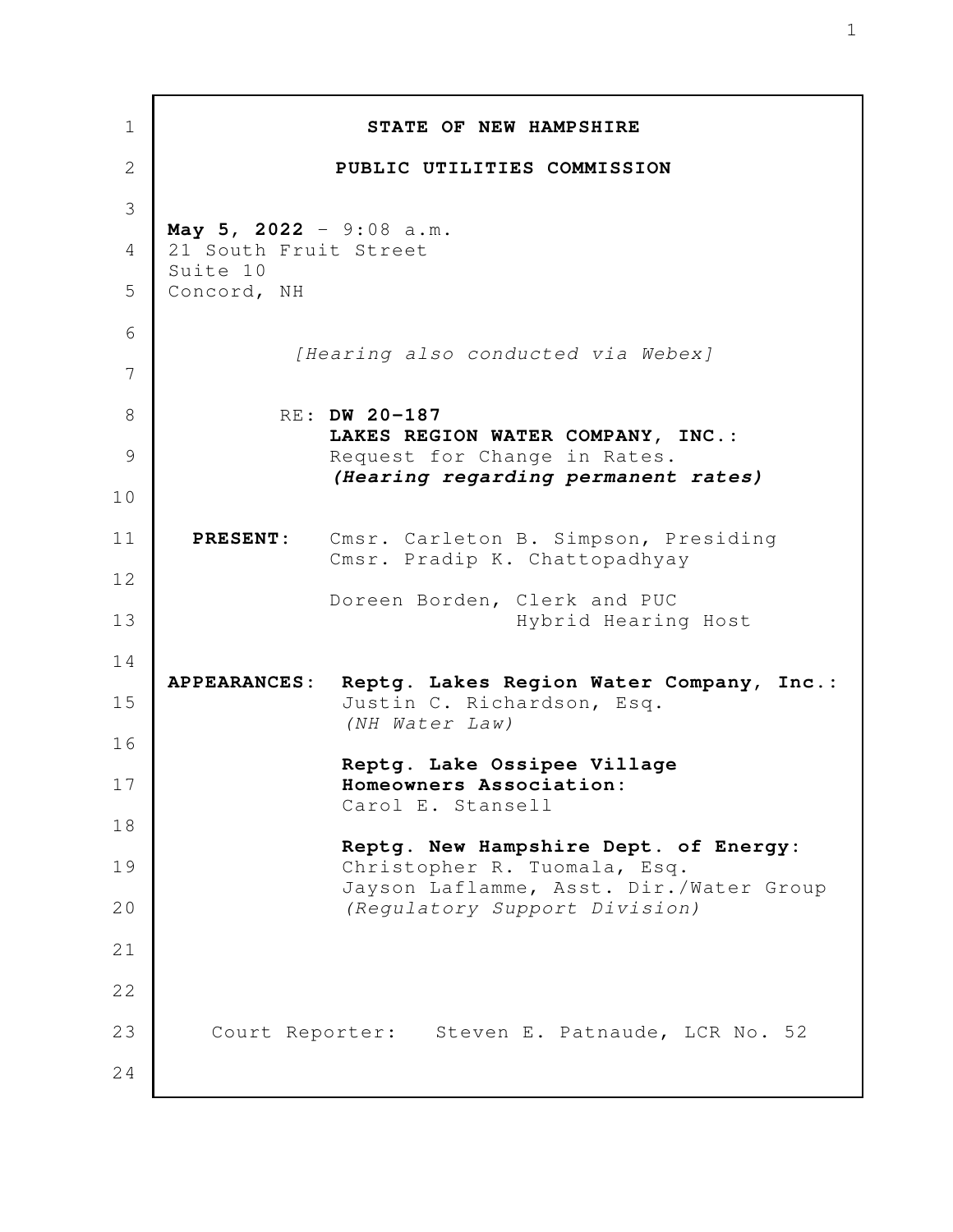**STATE OF NEW HAMPSHIRE**

**PUBLIC UTILITIES COMMISSION**

**May 5, 2022** - 9:08 a.m.
21 South Fruit Street
Suite 10
Concord, NH

*[Hearing also conducted via Webex]*

RE: **DW 20-187**
**LAKES REGION WATER COMPANY, INC.:**
Request for Change in Rates.
***(Hearing regarding permanent rates)***

**PRESENT:** Cmsr. Carleton B. Simpson, Presiding
Cmsr. Pradip K. Chattopadhyay

Doreen Borden, Clerk and PUC
Hybrid Hearing Host

**APPEARANCES:** **Reptg. Lakes Region Water Company, Inc.:**
Justin C. Richardson, Esq.
*(NH Water Law)*

**Reptg. Lake Ossipee Village Homeowners Association:**
Carol E. Stansell

**Reptg. New Hampshire Dept. of Energy:**
Christopher R. Tuomala, Esq.
Jayson Laflamme, Asst. Dir./Water Group
*(Regulatory Support Division)*

Court Reporter: Steven E. Patnaude, LCR No. 52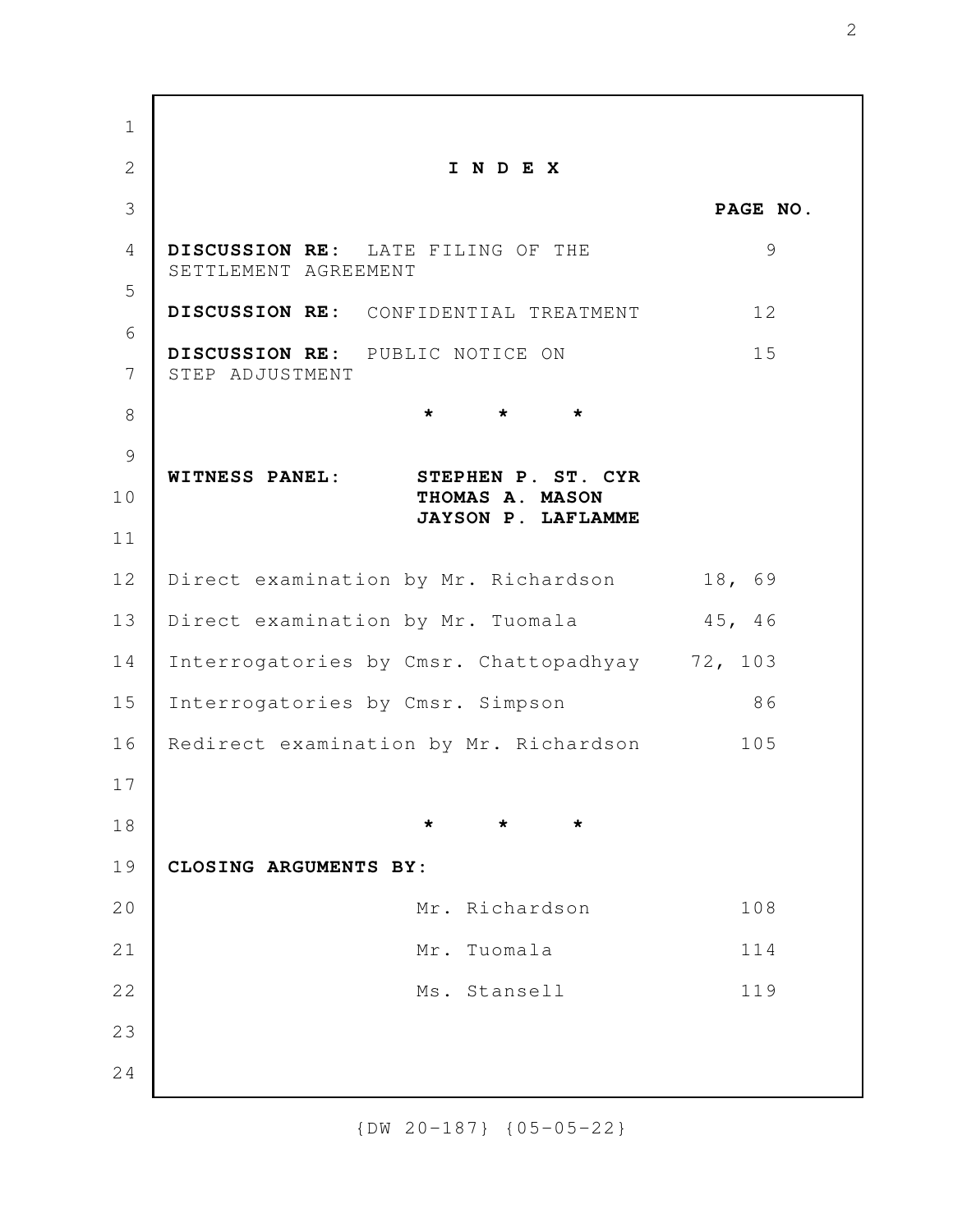# I N D E X

| | PAGE NO. |
|---|---|
| **DISCUSSION RE:** LATE FILING OF THE SETTLEMENT AGREEMENT | 9 |
| **DISCUSSION RE:** CONFIDENTIAL TREATMENT | 12 |
| **DISCUSSION RE:** PUBLIC NOTICE ON STEP ADJUSTMENT | 15 |

\*  \*  \*

**WITNESS PANEL:** **STEPHEN P. ST. CYR**
**THOMAS A. MASON**
**JAYSON P. LAFLAMME**

| | |
|---|---|
| Direct examination by Mr. Richardson | 18, 69 |
| Direct examination by Mr. Tuomala | 45, 46 |
| Interrogatories by Cmsr. Chattopadhyay | 72, 103 |
| Interrogatories by Cmsr. Simpson | 86 |
| Redirect examination by Mr. Richardson | 105 |

\*  \*  \*

**CLOSING ARGUMENTS BY:**

| | |
|---|---|
| Mr. Richardson | 108 |
| Mr. Tuomala | 114 |
| Ms. Stansell | 119 |

{DW 20-187} {05-05-22}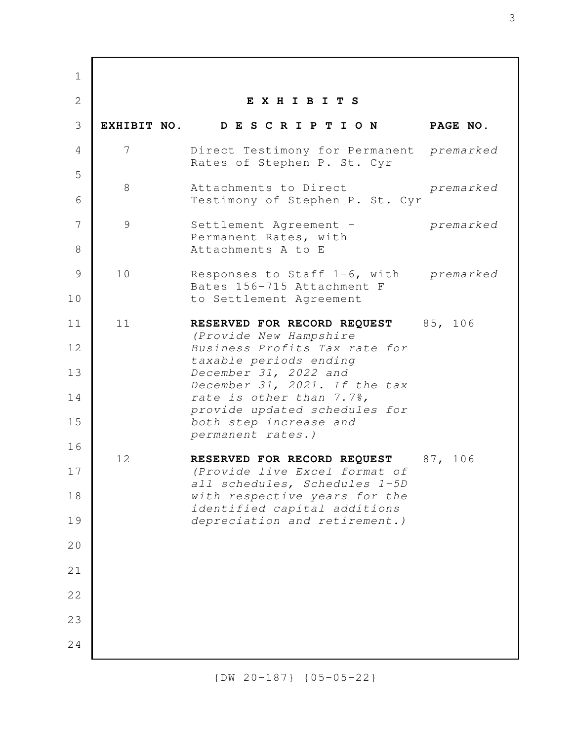## E X H I B I T S

| EXHIBIT NO. | D E S C R I P T I O N | PAGE NO. |
|---|---|---|
| 7 | Direct Testimony for Permanent Rates of Stephen P. St. Cyr | *premarked* |
| 8 | Attachments to Direct Testimony of Stephen P. St. Cyr | *premarked* |
| 9 | Settlement Agreement - Permanent Rates, with Attachments A to E | *premarked* |
| 10 | Responses to Staff 1-6, with Bates 156-715 Attachment F to Settlement Agreement | *premarked* |
| 11 | **RESERVED FOR RECORD REQUEST** *(Provide New Hampshire Business Profits Tax rate for taxable periods ending December 31, 2022 and December 31, 2021. If the tax rate is other than 7.7%, provide updated schedules for both step increase and permanent rates.)* | 85, 106 |
| 12 | **RESERVED FOR RECORD REQUEST** *(Provide live Excel format of all schedules, Schedules 1-5D with respective years for the identified capital additions depreciation and retirement.)* | 87, 106 |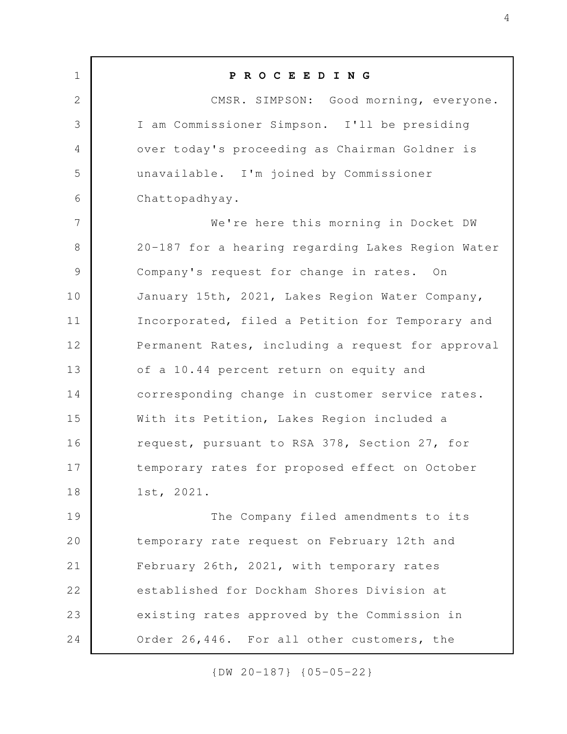**P R O C E E D I N G**

CMSR. SIMPSON: Good morning, everyone. I am Commissioner Simpson. I'll be presiding over today's proceeding as Chairman Goldner is unavailable. I'm joined by Commissioner Chattopadhyay.

We're here this morning in Docket DW 20-187 for a hearing regarding Lakes Region Water Company's request for change in rates. On January 15th, 2021, Lakes Region Water Company, Incorporated, filed a Petition for Temporary and Permanent Rates, including a request for approval of a 10.44 percent return on equity and corresponding change in customer service rates. With its Petition, Lakes Region included a request, pursuant to RSA 378, Section 27, for temporary rates for proposed effect on October 1st, 2021.

The Company filed amendments to its temporary rate request on February 12th and February 26th, 2021, with temporary rates established for Dockham Shores Division at existing rates approved by the Commission in Order 26,446. For all other customers, the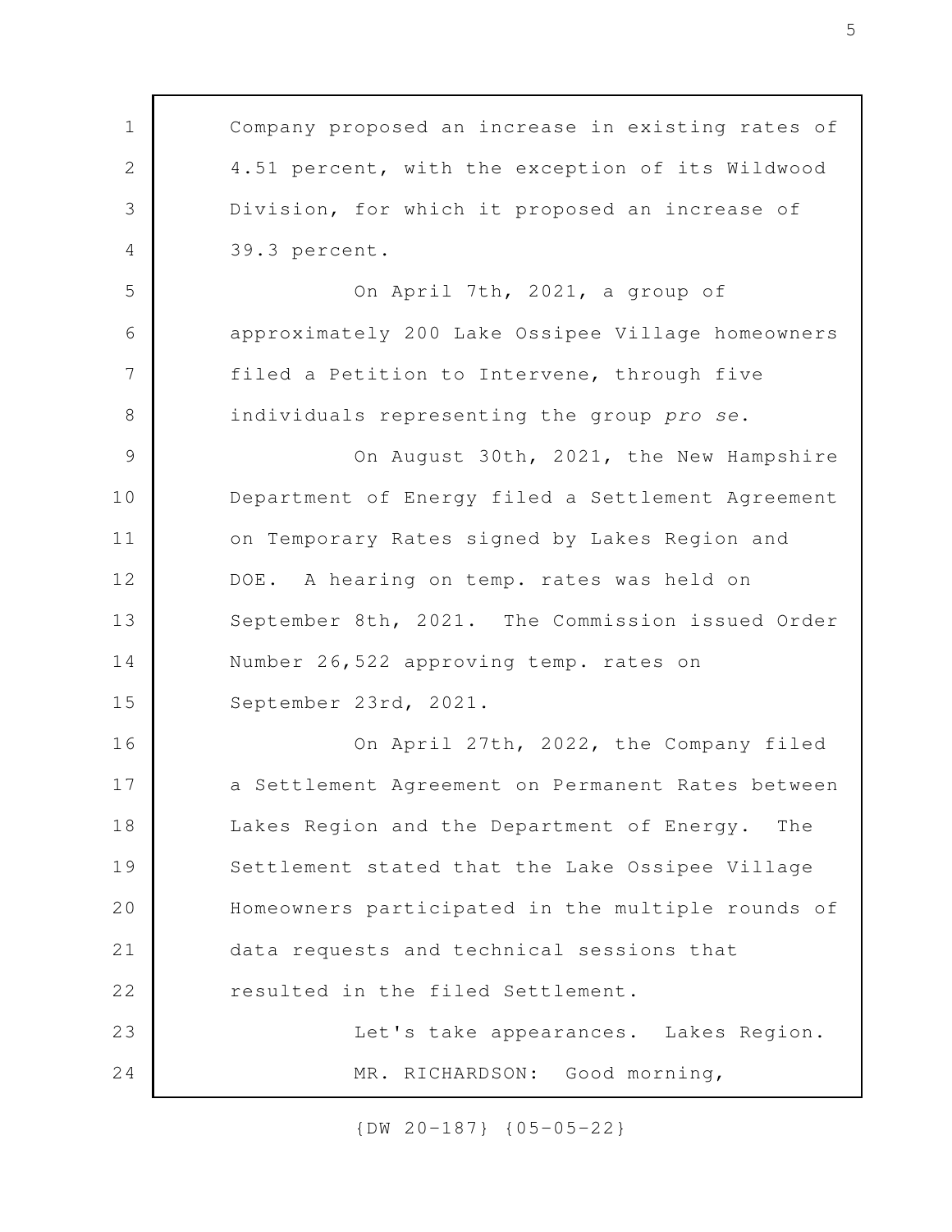Company proposed an increase in existing rates of 4.51 percent, with the exception of its Wildwood Division, for which it proposed an increase of 39.3 percent.

On April 7th, 2021, a group of approximately 200 Lake Ossipee Village homeowners filed a Petition to Intervene, through five individuals representing the group *pro se*.

On August 30th, 2021, the New Hampshire Department of Energy filed a Settlement Agreement on Temporary Rates signed by Lakes Region and DOE. A hearing on temp. rates was held on September 8th, 2021. The Commission issued Order Number 26,522 approving temp. rates on September 23rd, 2021.

On April 27th, 2022, the Company filed a Settlement Agreement on Permanent Rates between Lakes Region and the Department of Energy. The Settlement stated that the Lake Ossipee Village Homeowners participated in the multiple rounds of data requests and technical sessions that resulted in the filed Settlement.

Let's take appearances. Lakes Region.

MR. RICHARDSON: Good morning,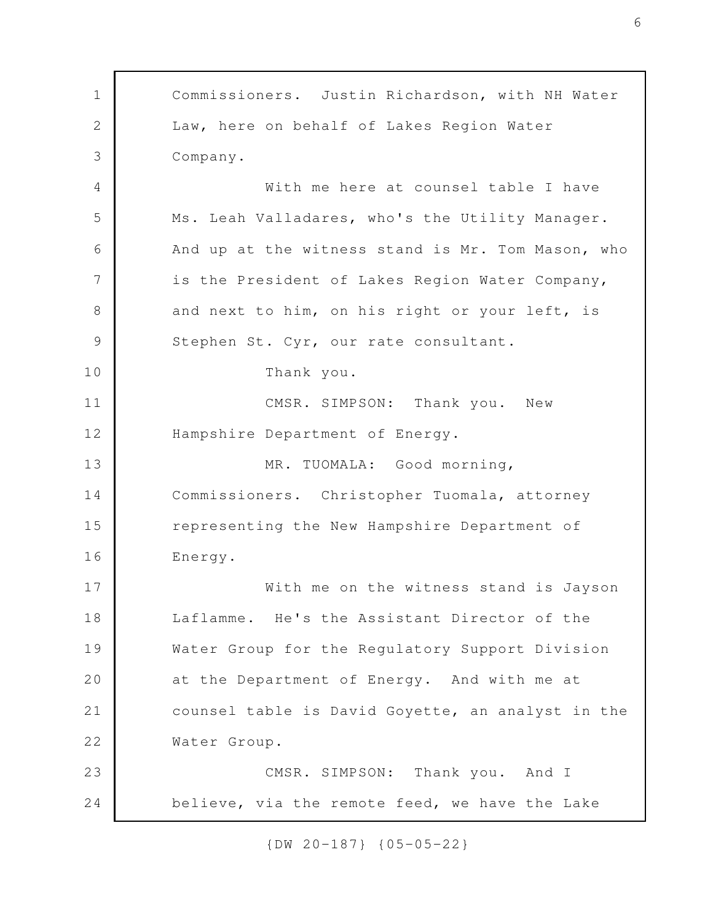Commissioners. Justin Richardson, with NH Water Law, here on behalf of Lakes Region Water Company.

With me here at counsel table I have Ms. Leah Valladares, who's the Utility Manager. And up at the witness stand is Mr. Tom Mason, who is the President of Lakes Region Water Company, and next to him, on his right or your left, is Stephen St. Cyr, our rate consultant.

Thank you.

CMSR. SIMPSON: Thank you. New Hampshire Department of Energy.

MR. TUOMALA: Good morning, Commissioners. Christopher Tuomala, attorney representing the New Hampshire Department of Energy.

With me on the witness stand is Jayson Laflamme. He's the Assistant Director of the Water Group for the Regulatory Support Division at the Department of Energy. And with me at counsel table is David Goyette, an analyst in the Water Group.

CMSR. SIMPSON: Thank you. And I believe, via the remote feed, we have the Lake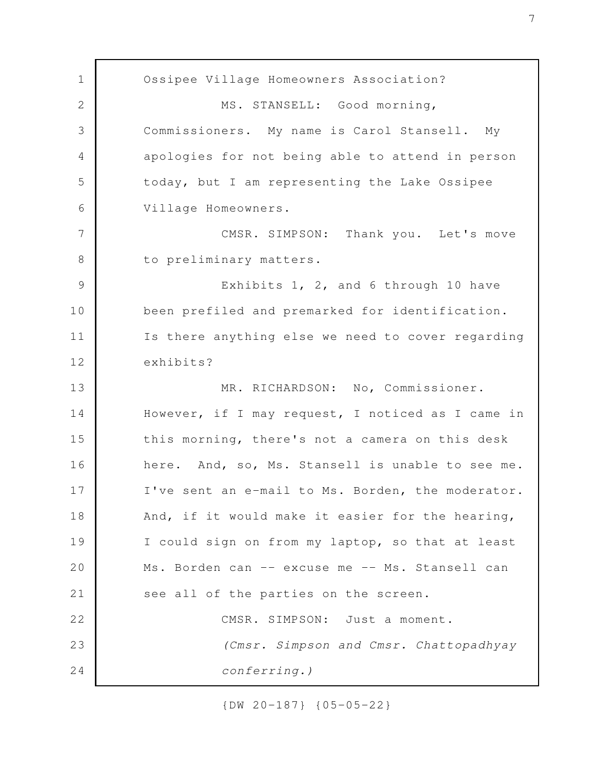Ossipee Village Homeowners Association?

MS. STANSELL: Good morning, Commissioners. My name is Carol Stansell. My apologies for not being able to attend in person today, but I am representing the Lake Ossipee Village Homeowners.

CMSR. SIMPSON: Thank you. Let's move to preliminary matters.

Exhibits 1, 2, and 6 through 10 have been prefiled and premarked for identification. Is there anything else we need to cover regarding exhibits?

MR. RICHARDSON: No, Commissioner. However, if I may request, I noticed as I came in this morning, there's not a camera on this desk here. And, so, Ms. Stansell is unable to see me. I've sent an e-mail to Ms. Borden, the moderator. And, if it would make it easier for the hearing, I could sign on from my laptop, so that at least Ms. Borden can -- excuse me -- Ms. Stansell can see all of the parties on the screen.

CMSR. SIMPSON: Just a moment.

*(Cmsr. Simpson and Cmsr. Chattopadhyay conferring.)*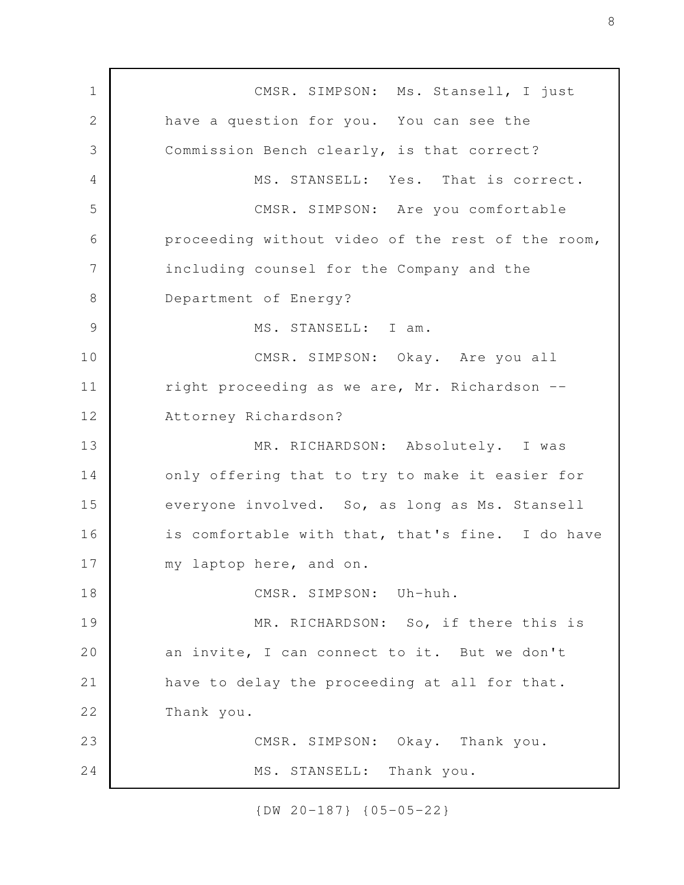CMSR. SIMPSON: Ms. Stansell, I just have a question for you. You can see the Commission Bench clearly, is that correct?

MS. STANSELL: Yes. That is correct.

CMSR. SIMPSON: Are you comfortable proceeding without video of the rest of the room, including counsel for the Company and the Department of Energy?

MS. STANSELL: I am.

CMSR. SIMPSON: Okay. Are you all right proceeding as we are, Mr. Richardson -- Attorney Richardson?

MR. RICHARDSON: Absolutely. I was only offering that to try to make it easier for everyone involved. So, as long as Ms. Stansell is comfortable with that, that's fine. I do have my laptop here, and on.

CMSR. SIMPSON: Uh-huh.

MR. RICHARDSON: So, if there this is an invite, I can connect to it. But we don't have to delay the proceeding at all for that. Thank you.

CMSR. SIMPSON: Okay. Thank you.

MS. STANSELL: Thank you.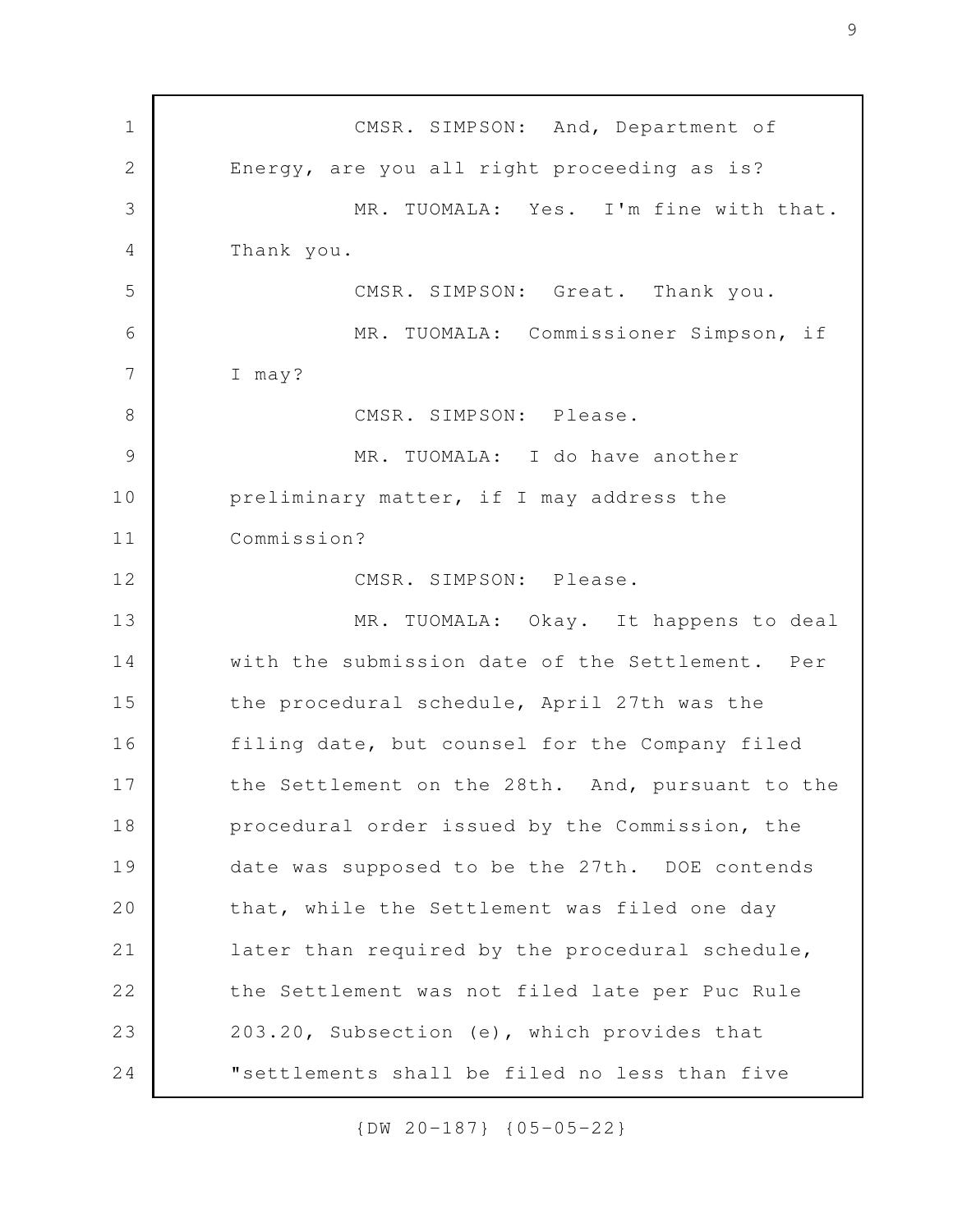CMSR. SIMPSON: And, Department of Energy, are you all right proceeding as is?

MR. TUOMALA: Yes. I'm fine with that. Thank you.

CMSR. SIMPSON: Great. Thank you.

MR. TUOMALA: Commissioner Simpson, if I may?

CMSR. SIMPSON: Please.

MR. TUOMALA: I do have another preliminary matter, if I may address the Commission?

CMSR. SIMPSON: Please.

MR. TUOMALA: Okay. It happens to deal with the submission date of the Settlement. Per the procedural schedule, April 27th was the filing date, but counsel for the Company filed the Settlement on the 28th. And, pursuant to the procedural order issued by the Commission, the date was supposed to be the 27th. DOE contends that, while the Settlement was filed one day later than required by the procedural schedule, the Settlement was not filed late per Puc Rule 203.20, Subsection (e), which provides that "settlements shall be filed no less than five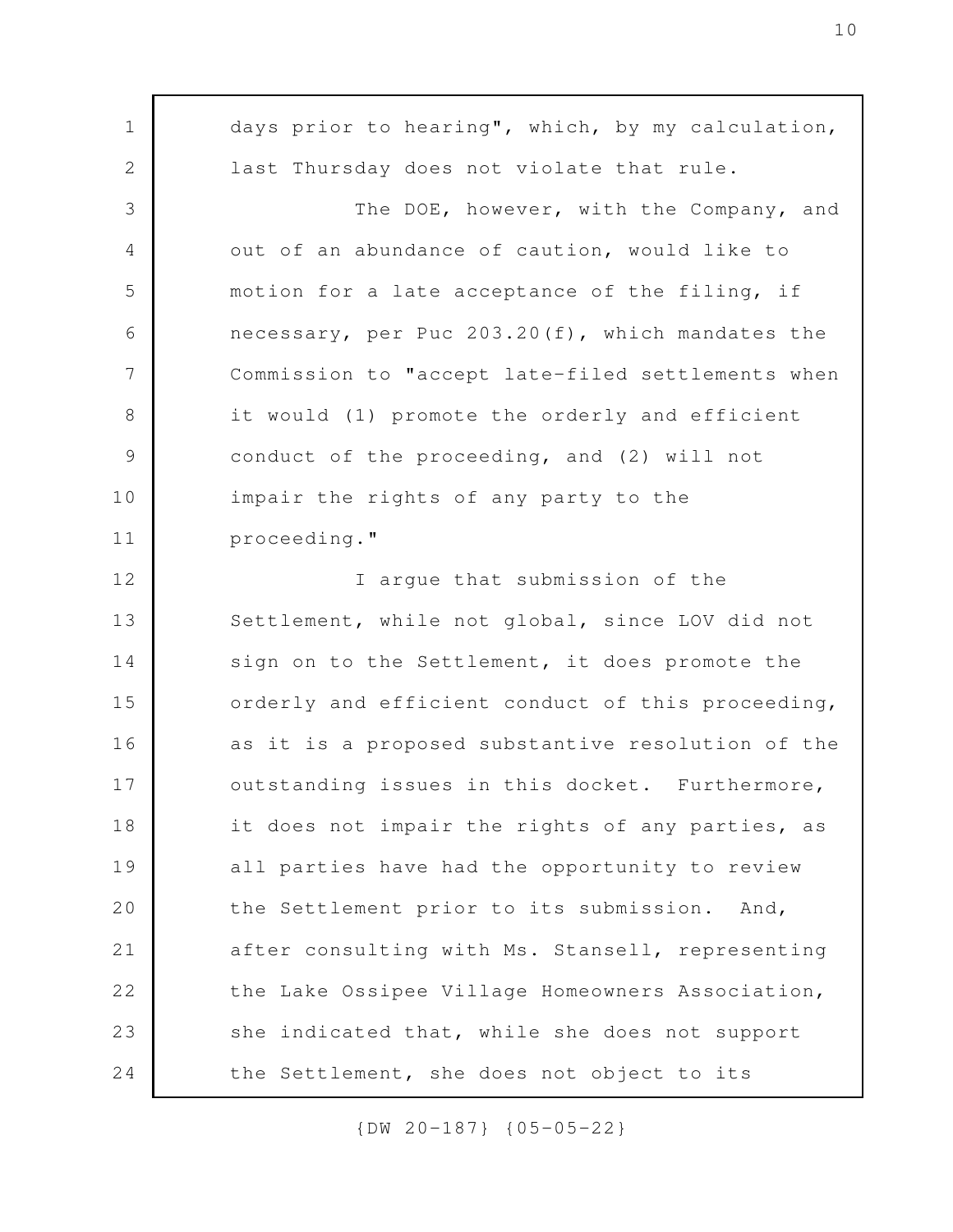days prior to hearing", which, by my calculation, last Thursday does not violate that rule.

The DOE, however, with the Company, and out of an abundance of caution, would like to motion for a late acceptance of the filing, if necessary, per Puc 203.20(f), which mandates the Commission to "accept late-filed settlements when it would (1) promote the orderly and efficient conduct of the proceeding, and (2) will not impair the rights of any party to the proceeding."

I argue that submission of the Settlement, while not global, since LOV did not sign on to the Settlement, it does promote the orderly and efficient conduct of this proceeding, as it is a proposed substantive resolution of the outstanding issues in this docket. Furthermore, it does not impair the rights of any parties, as all parties have had the opportunity to review the Settlement prior to its submission. And, after consulting with Ms. Stansell, representing the Lake Ossipee Village Homeowners Association, she indicated that, while she does not support the Settlement, she does not object to its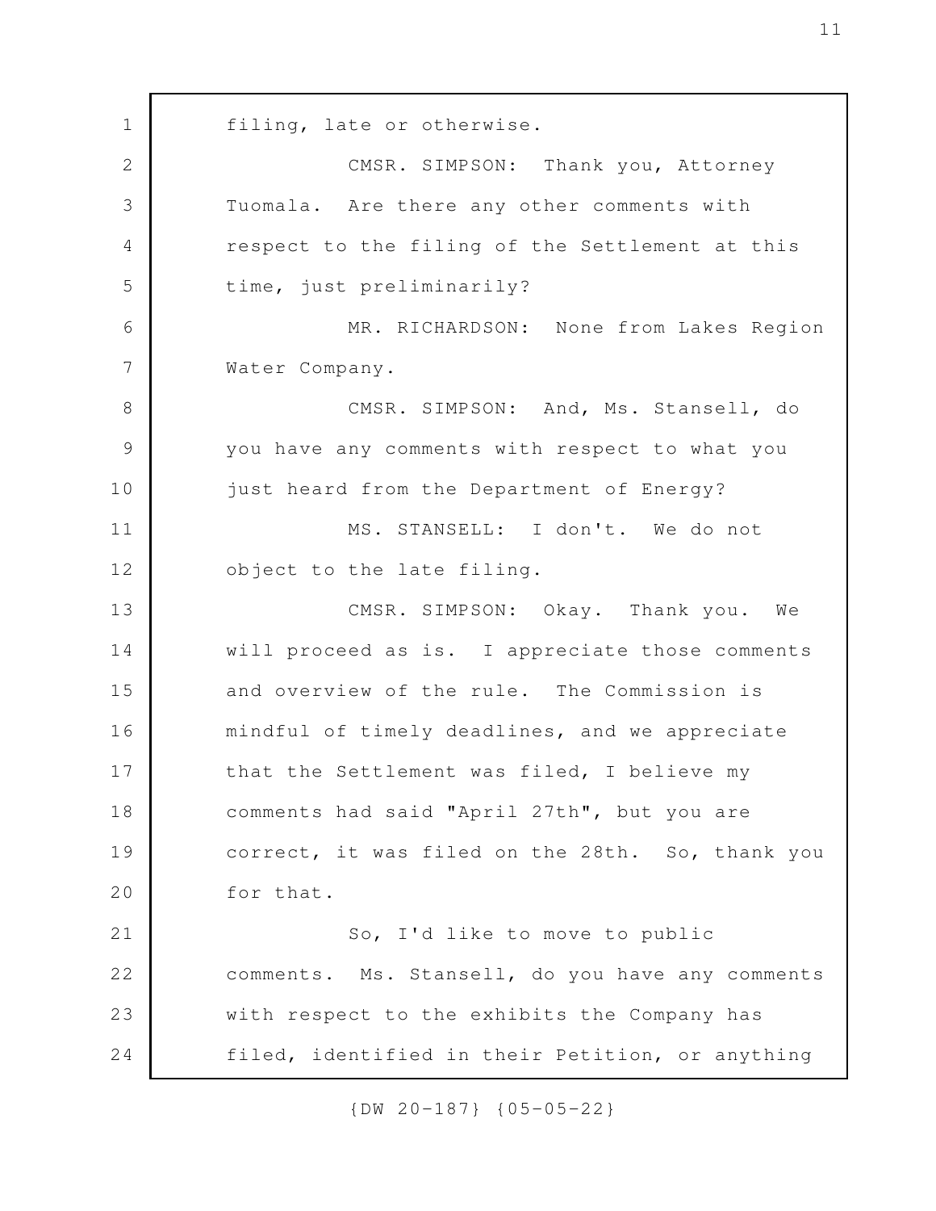filing, late or otherwise.

CMSR. SIMPSON: Thank you, Attorney Tuomala. Are there any other comments with respect to the filing of the Settlement at this time, just preliminarily?

MR. RICHARDSON: None from Lakes Region Water Company.

CMSR. SIMPSON: And, Ms. Stansell, do you have any comments with respect to what you just heard from the Department of Energy?

MS. STANSELL: I don't. We do not object to the late filing.

CMSR. SIMPSON: Okay. Thank you. We will proceed as is. I appreciate those comments and overview of the rule. The Commission is mindful of timely deadlines, and we appreciate that the Settlement was filed, I believe my comments had said "April 27th", but you are correct, it was filed on the 28th. So, thank you for that.

So, I'd like to move to public comments. Ms. Stansell, do you have any comments with respect to the exhibits the Company has filed, identified in their Petition, or anything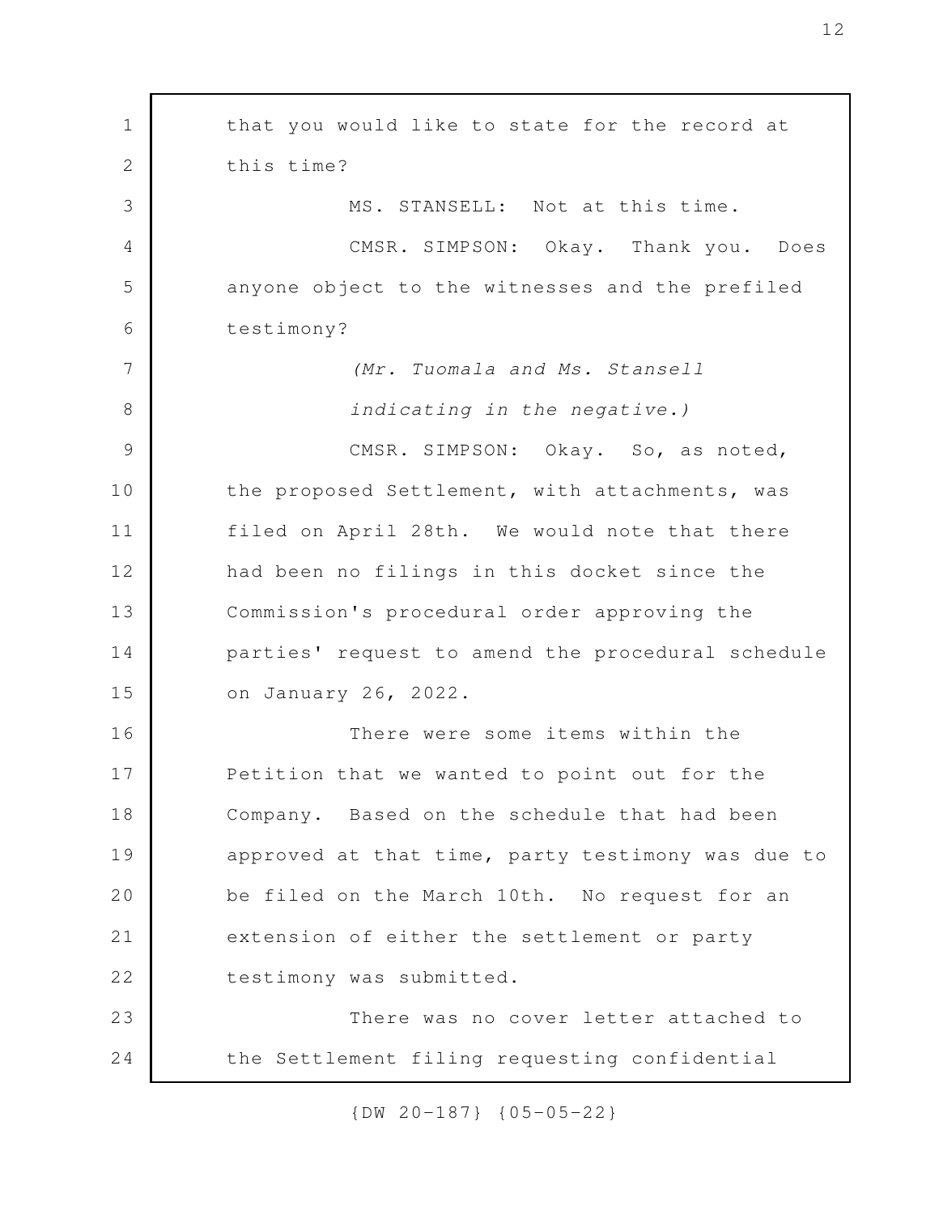that you would like to state for the record at this time?

MS. STANSELL: Not at this time.

CMSR. SIMPSON: Okay. Thank you. Does anyone object to the witnesses and the prefiled testimony?

*(Mr. Tuomala and Ms. Stansell indicating in the negative.)*

CMSR. SIMPSON: Okay. So, as noted, the proposed Settlement, with attachments, was filed on April 28th. We would note that there had been no filings in this docket since the Commission's procedural order approving the parties' request to amend the procedural schedule on January 26, 2022.

There were some items within the Petition that we wanted to point out for the Company. Based on the schedule that had been approved at that time, party testimony was due to be filed on the March 10th. No request for an extension of either the settlement or party testimony was submitted.

There was no cover letter attached to the Settlement filing requesting confidential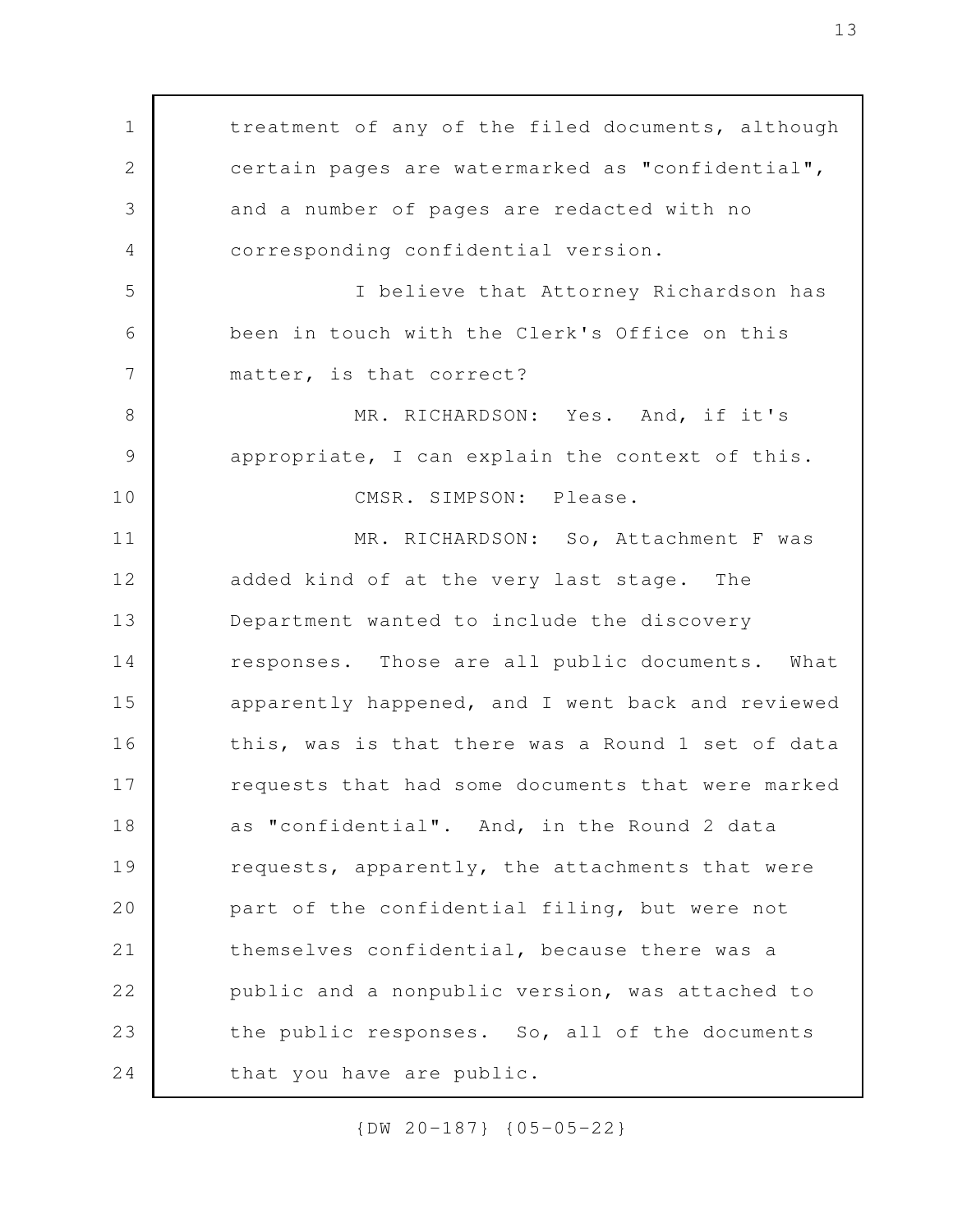treatment of any of the filed documents, although certain pages are watermarked as "confidential", and a number of pages are redacted with no corresponding confidential version.

I believe that Attorney Richardson has been in touch with the Clerk's Office on this matter, is that correct?

MR. RICHARDSON: Yes. And, if it's appropriate, I can explain the context of this.

CMSR. SIMPSON: Please.

MR. RICHARDSON: So, Attachment F was added kind of at the very last stage. The Department wanted to include the discovery responses. Those are all public documents. What apparently happened, and I went back and reviewed this, was is that there was a Round 1 set of data requests that had some documents that were marked as "confidential". And, in the Round 2 data requests, apparently, the attachments that were part of the confidential filing, but were not themselves confidential, because there was a public and a nonpublic version, was attached to the public responses. So, all of the documents that you have are public.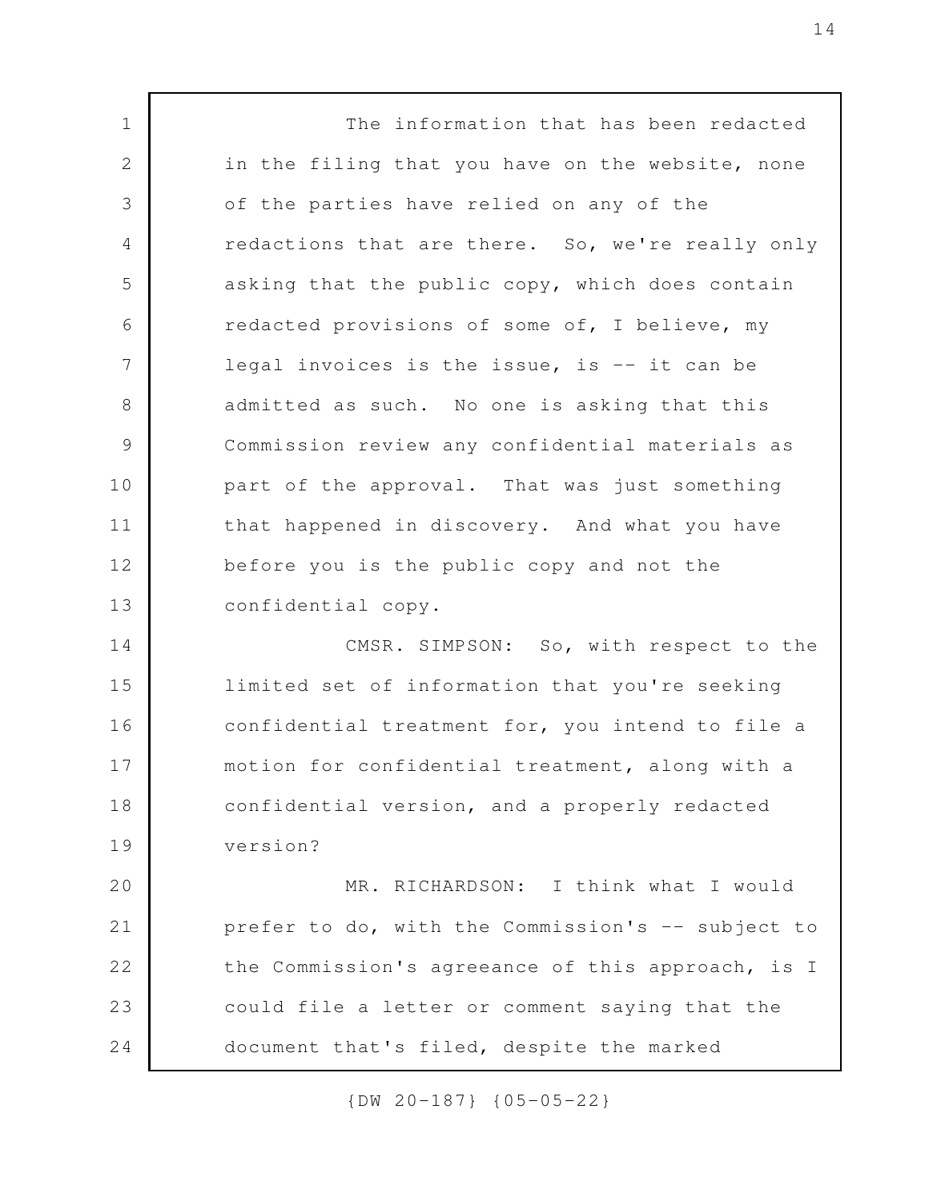The information that has been redacted in the filing that you have on the website, none of the parties have relied on any of the redactions that are there. So, we're really only asking that the public copy, which does contain redacted provisions of some of, I believe, my legal invoices is the issue, is -- it can be admitted as such. No one is asking that this Commission review any confidential materials as part of the approval. That was just something that happened in discovery. And what you have before you is the public copy and not the confidential copy.

CMSR. SIMPSON: So, with respect to the limited set of information that you're seeking confidential treatment for, you intend to file a motion for confidential treatment, along with a confidential version, and a properly redacted version?

MR. RICHARDSON: I think what I would prefer to do, with the Commission's -- subject to the Commission's agreeance of this approach, is I could file a letter or comment saying that the document that's filed, despite the marked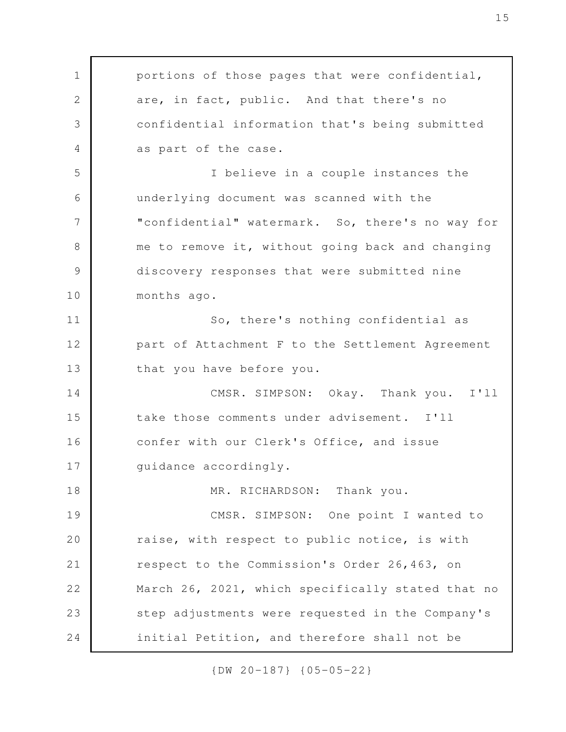portions of those pages that were confidential, are, in fact, public. And that there's no confidential information that's being submitted as part of the case.

I believe in a couple instances the underlying document was scanned with the "confidential" watermark. So, there's no way for me to remove it, without going back and changing discovery responses that were submitted nine months ago.

So, there's nothing confidential as part of Attachment F to the Settlement Agreement that you have before you.

CMSR. SIMPSON: Okay. Thank you. I'll take those comments under advisement. I'll confer with our Clerk's Office, and issue guidance accordingly.

MR. RICHARDSON: Thank you.

CMSR. SIMPSON: One point I wanted to raise, with respect to public notice, is with respect to the Commission's Order 26,463, on March 26, 2021, which specifically stated that no step adjustments were requested in the Company's initial Petition, and therefore shall not be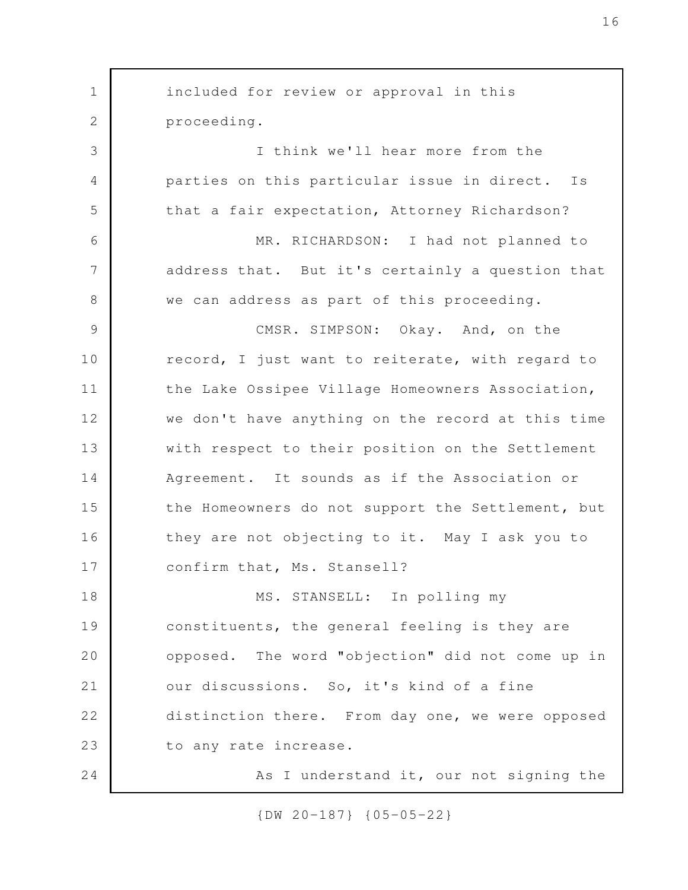included for review or approval in this proceeding.

I think we'll hear more from the parties on this particular issue in direct. Is that a fair expectation, Attorney Richardson?

MR. RICHARDSON: I had not planned to address that. But it's certainly a question that we can address as part of this proceeding.

CMSR. SIMPSON: Okay. And, on the record, I just want to reiterate, with regard to the Lake Ossipee Village Homeowners Association, we don't have anything on the record at this time with respect to their position on the Settlement Agreement. It sounds as if the Association or the Homeowners do not support the Settlement, but they are not objecting to it. May I ask you to confirm that, Ms. Stansell?

MS. STANSELL: In polling my constituents, the general feeling is they are opposed. The word "objection" did not come up in our discussions. So, it's kind of a fine distinction there. From day one, we were opposed to any rate increase.

As I understand it, our not signing the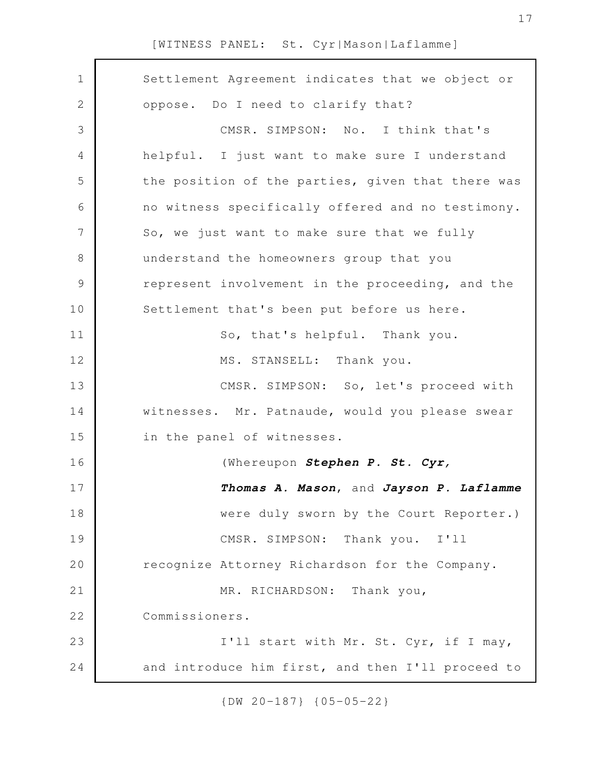Settlement Agreement indicates that we object or oppose. Do I need to clarify that?

CMSR. SIMPSON: No. I think that's helpful. I just want to make sure I understand the position of the parties, given that there was no witness specifically offered and no testimony. So, we just want to make sure that we fully understand the homeowners group that you represent involvement in the proceeding, and the Settlement that's been put before us here.

So, that's helpful. Thank you.

MS. STANSELL: Thank you.

CMSR. SIMPSON: So, let's proceed with witnesses. Mr. Patnaude, would you please swear in the panel of witnesses.

(Whereupon ***Stephen P. St. Cyr, Thomas A. Mason***, and ***Jayson P. Laflamme*** were duly sworn by the Court Reporter.)

CMSR. SIMPSON: Thank you. I'll recognize Attorney Richardson for the Company.

MR. RICHARDSON: Thank you, Commissioners.

I'll start with Mr. St. Cyr, if I may, and introduce him first, and then I'll proceed to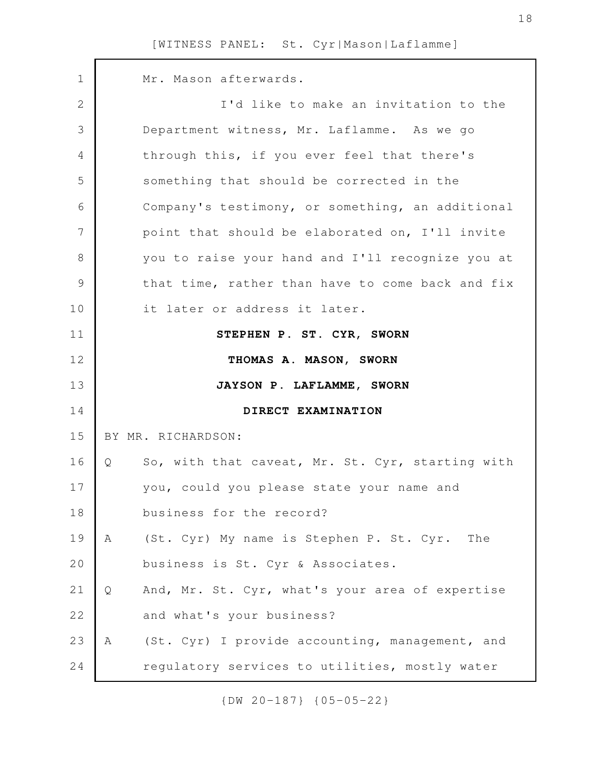Mr. Mason afterwards.

I'd like to make an invitation to the Department witness, Mr. Laflamme. As we go through this, if you ever feel that there's something that should be corrected in the Company's testimony, or something, an additional point that should be elaborated on, I'll invite you to raise your hand and I'll recognize you at that time, rather than have to come back and fix it later or address it later.

**STEPHEN P. ST. CYR, SWORN**

**THOMAS A. MASON, SWORN**

**JAYSON P. LAFLAMME, SWORN**

**DIRECT EXAMINATION**

BY MR. RICHARDSON:

Q So, with that caveat, Mr. St. Cyr, starting with you, could you please state your name and business for the record?

A (St. Cyr) My name is Stephen P. St. Cyr. The business is St. Cyr & Associates.

Q And, Mr. St. Cyr, what's your area of expertise and what's your business?

A (St. Cyr) I provide accounting, management, and regulatory services to utilities, mostly water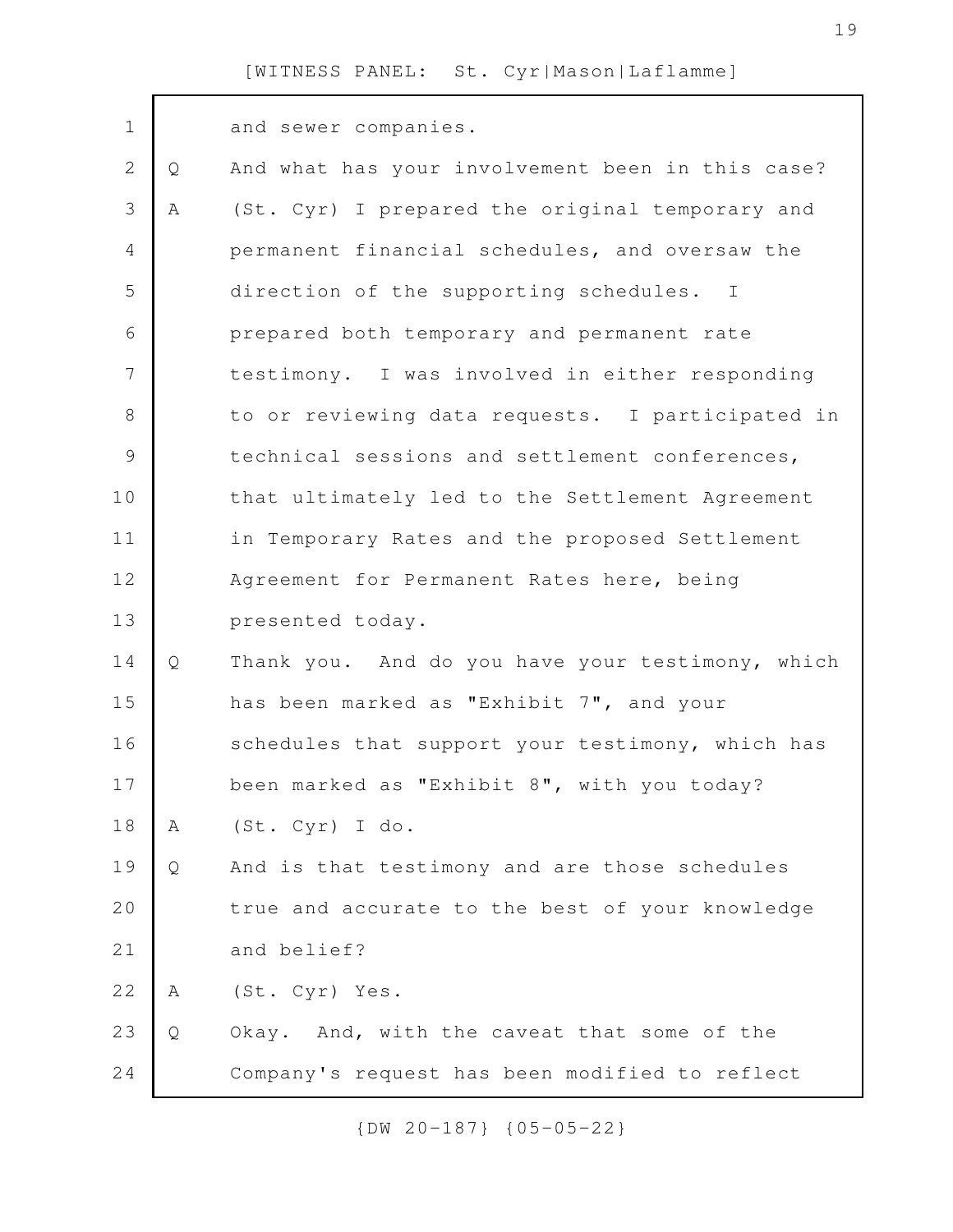and sewer companies.

Q And what has your involvement been in this case?

A (St. Cyr) I prepared the original temporary and permanent financial schedules, and oversaw the direction of the supporting schedules. I prepared both temporary and permanent rate testimony. I was involved in either responding to or reviewing data requests. I participated in technical sessions and settlement conferences, that ultimately led to the Settlement Agreement in Temporary Rates and the proposed Settlement Agreement for Permanent Rates here, being presented today.

Q Thank you. And do you have your testimony, which has been marked as "Exhibit 7", and your schedules that support your testimony, which has been marked as "Exhibit 8", with you today?

A (St. Cyr) I do.

Q And is that testimony and are those schedules true and accurate to the best of your knowledge and belief?

A (St. Cyr) Yes.

Q Okay. And, with the caveat that some of the Company's request has been modified to reflect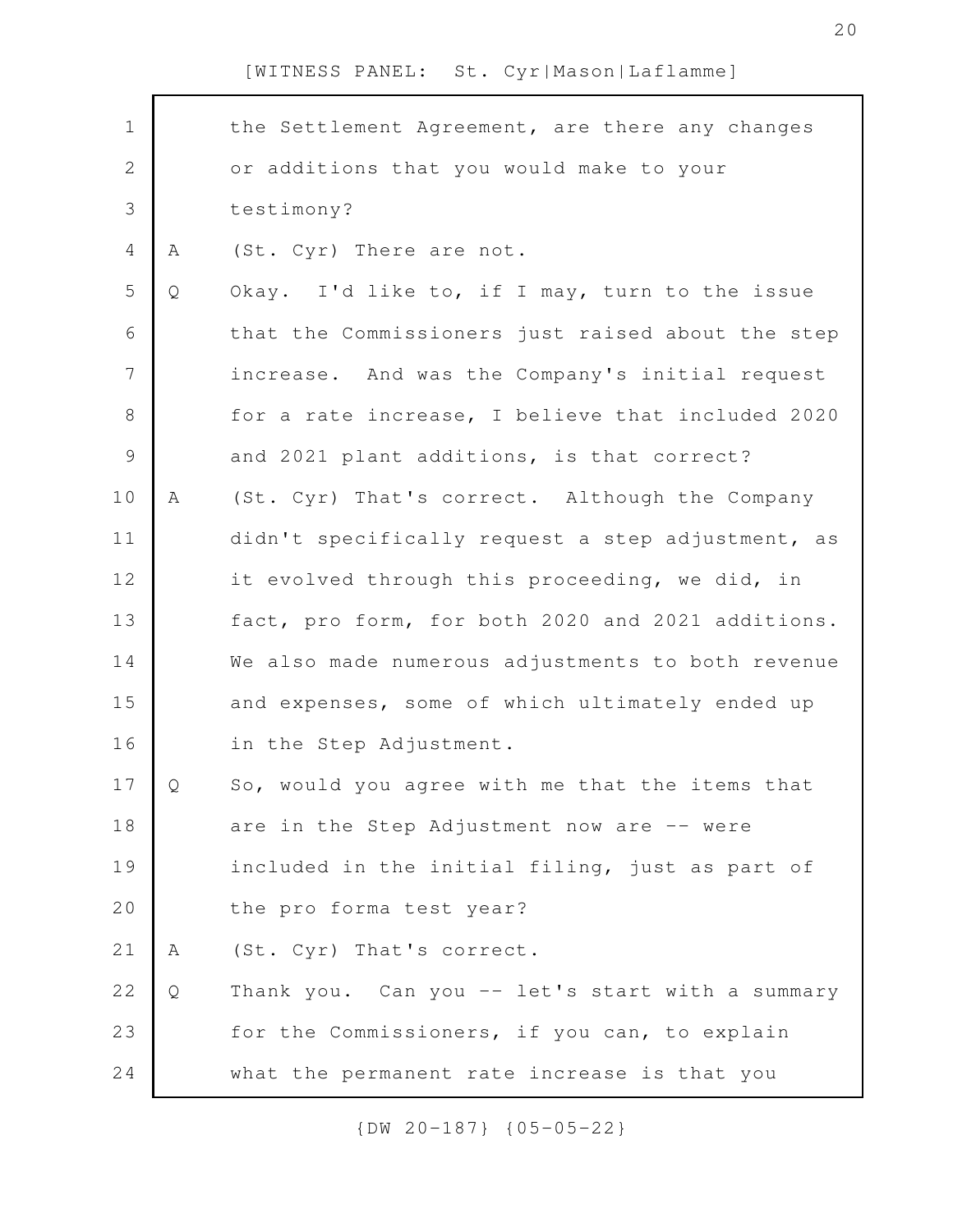the Settlement Agreement, are there any changes or additions that you would make to your testimony?

A (St. Cyr) There are not.

Q Okay. I'd like to, if I may, turn to the issue that the Commissioners just raised about the step increase. And was the Company's initial request for a rate increase, I believe that included 2020 and 2021 plant additions, is that correct?

A (St. Cyr) That's correct. Although the Company didn't specifically request a step adjustment, as it evolved through this proceeding, we did, in fact, pro form, for both 2020 and 2021 additions. We also made numerous adjustments to both revenue and expenses, some of which ultimately ended up in the Step Adjustment.

Q So, would you agree with me that the items that are in the Step Adjustment now are -- were included in the initial filing, just as part of the pro forma test year?

A (St. Cyr) That's correct.

Q Thank you. Can you -- let's start with a summary for the Commissioners, if you can, to explain what the permanent rate increase is that you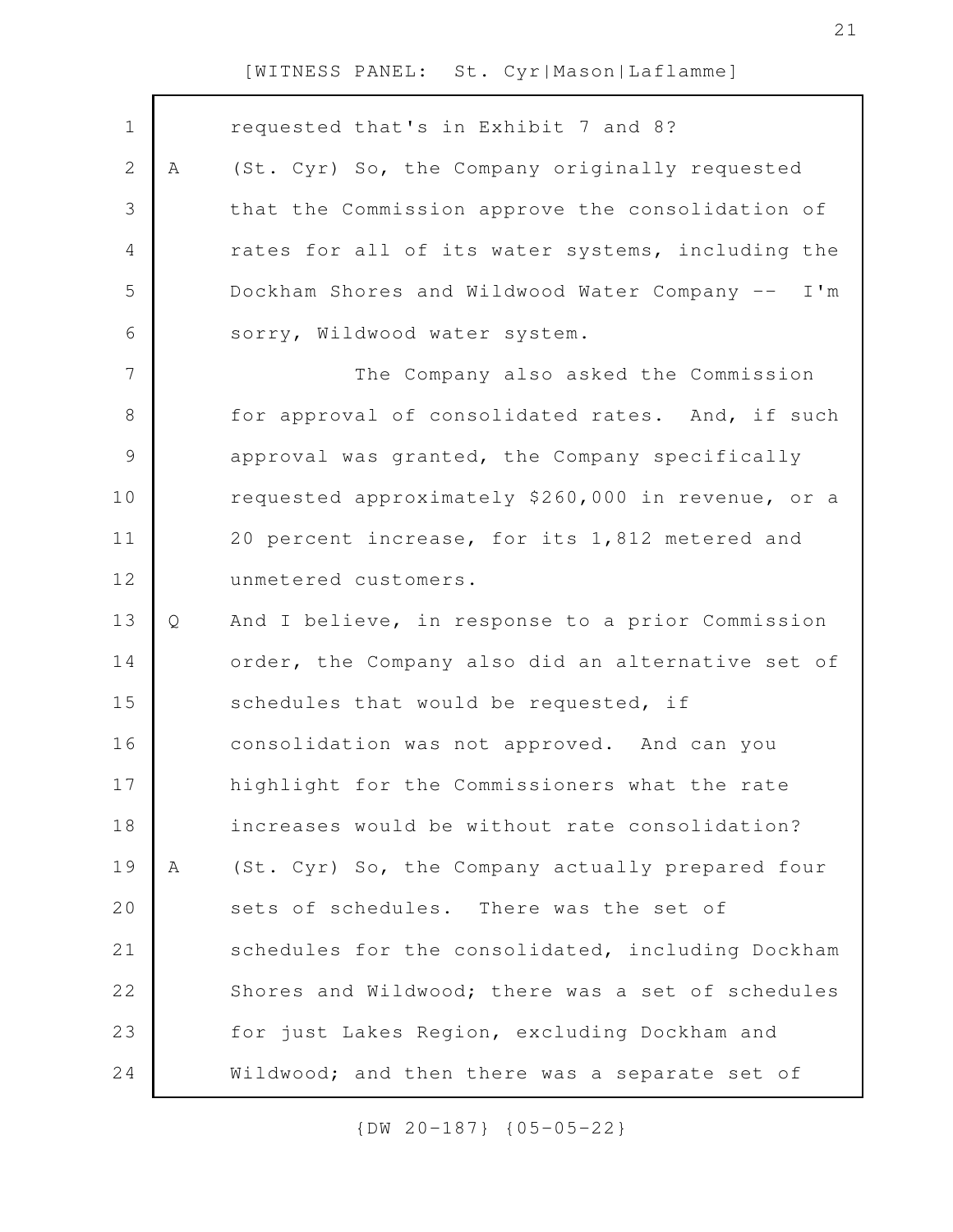requested that's in Exhibit 7 and 8?

A (St. Cyr) So, the Company originally requested that the Commission approve the consolidation of rates for all of its water systems, including the Dockham Shores and Wildwood Water Company -- I'm sorry, Wildwood water system.

The Company also asked the Commission for approval of consolidated rates. And, if such approval was granted, the Company specifically requested approximately $260,000 in revenue, or a 20 percent increase, for its 1,812 metered and unmetered customers.

Q And I believe, in response to a prior Commission order, the Company also did an alternative set of schedules that would be requested, if consolidation was not approved. And can you highlight for the Commissioners what the rate increases would be without rate consolidation?

A (St. Cyr) So, the Company actually prepared four sets of schedules. There was the set of schedules for the consolidated, including Dockham Shores and Wildwood; there was a set of schedules for just Lakes Region, excluding Dockham and Wildwood; and then there was a separate set of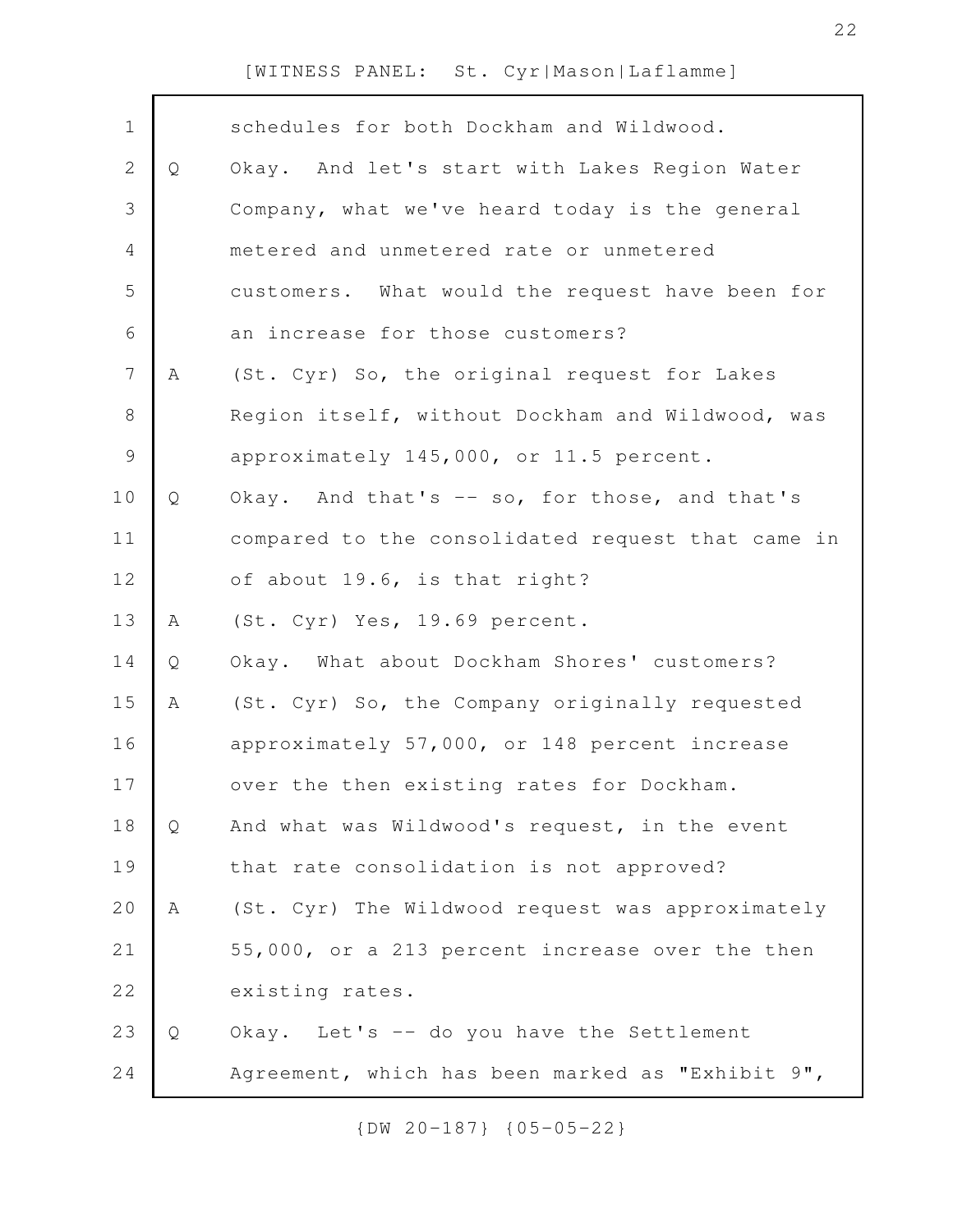schedules for both Dockham and Wildwood.

Q Okay. And let's start with Lakes Region Water Company, what we've heard today is the general metered and unmetered rate or unmetered customers. What would the request have been for an increase for those customers?

A (St. Cyr) So, the original request for Lakes Region itself, without Dockham and Wildwood, was approximately 145,000, or 11.5 percent.

Q Okay. And that's -- so, for those, and that's compared to the consolidated request that came in of about 19.6, is that right?

A (St. Cyr) Yes, 19.69 percent.

Q Okay. What about Dockham Shores' customers?

A (St. Cyr) So, the Company originally requested approximately 57,000, or 148 percent increase over the then existing rates for Dockham.

Q And what was Wildwood's request, in the event that rate consolidation is not approved?

A (St. Cyr) The Wildwood request was approximately 55,000, or a 213 percent increase over the then existing rates.

Q Okay. Let's -- do you have the Settlement Agreement, which has been marked as "Exhibit 9",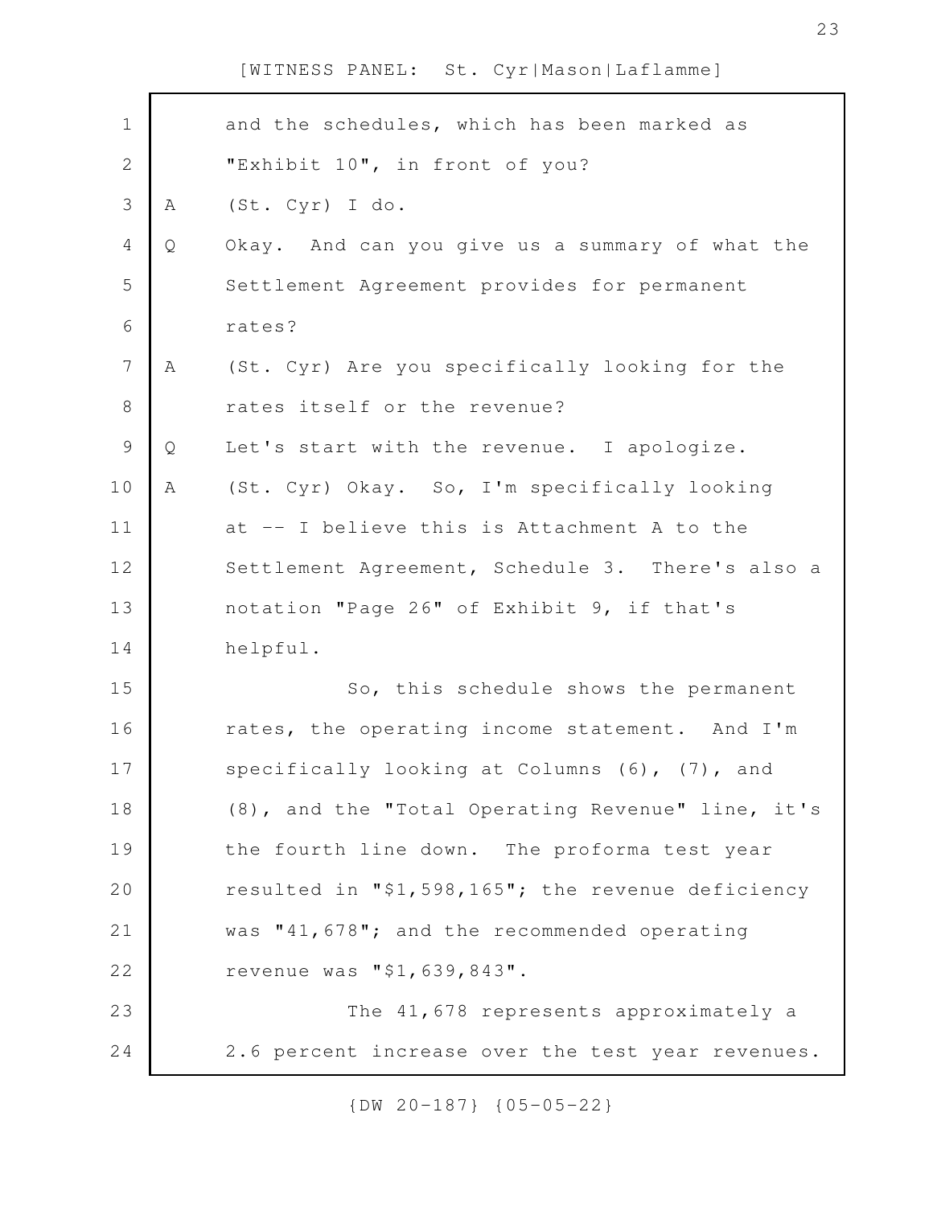and the schedules, which has been marked as "Exhibit 10", in front of you?

A (St. Cyr) I do.

Q Okay. And can you give us a summary of what the Settlement Agreement provides for permanent rates?

A (St. Cyr) Are you specifically looking for the rates itself or the revenue?

Q Let's start with the revenue. I apologize.

A (St. Cyr) Okay. So, I'm specifically looking at -- I believe this is Attachment A to the Settlement Agreement, Schedule 3. There's also a notation "Page 26" of Exhibit 9, if that's helpful.

So, this schedule shows the permanent rates, the operating income statement. And I'm specifically looking at Columns (6), (7), and (8), and the "Total Operating Revenue" line, it's the fourth line down. The proforma test year resulted in "$1,598,165"; the revenue deficiency was "41,678"; and the recommended operating revenue was "$1,639,843".

The 41,678 represents approximately a 2.6 percent increase over the test year revenues.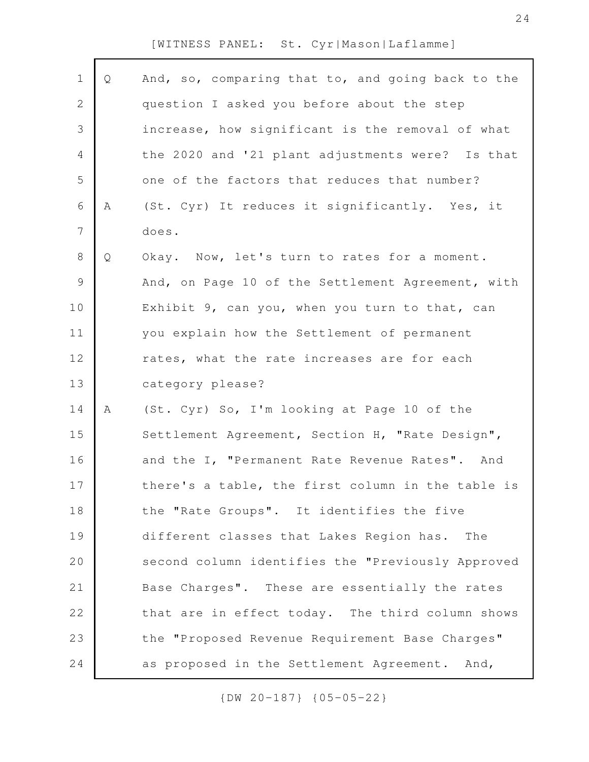[WITNESS PANEL: St. Cyr|Mason|Laflamme]

Q And, so, comparing that to, and going back to the question I asked you before about the step increase, how significant is the removal of what the 2020 and '21 plant adjustments were? Is that one of the factors that reduces that number?

A (St. Cyr) It reduces it significantly. Yes, it does.

Q Okay. Now, let's turn to rates for a moment. And, on Page 10 of the Settlement Agreement, with Exhibit 9, can you, when you turn to that, can you explain how the Settlement of permanent rates, what the rate increases are for each category please?

A (St. Cyr) So, I'm looking at Page 10 of the Settlement Agreement, Section H, "Rate Design", and the I, "Permanent Rate Revenue Rates". And there's a table, the first column in the table is the "Rate Groups". It identifies the five different classes that Lakes Region has. The second column identifies the "Previously Approved Base Charges". These are essentially the rates that are in effect today. The third column shows the "Proposed Revenue Requirement Base Charges" as proposed in the Settlement Agreement. And,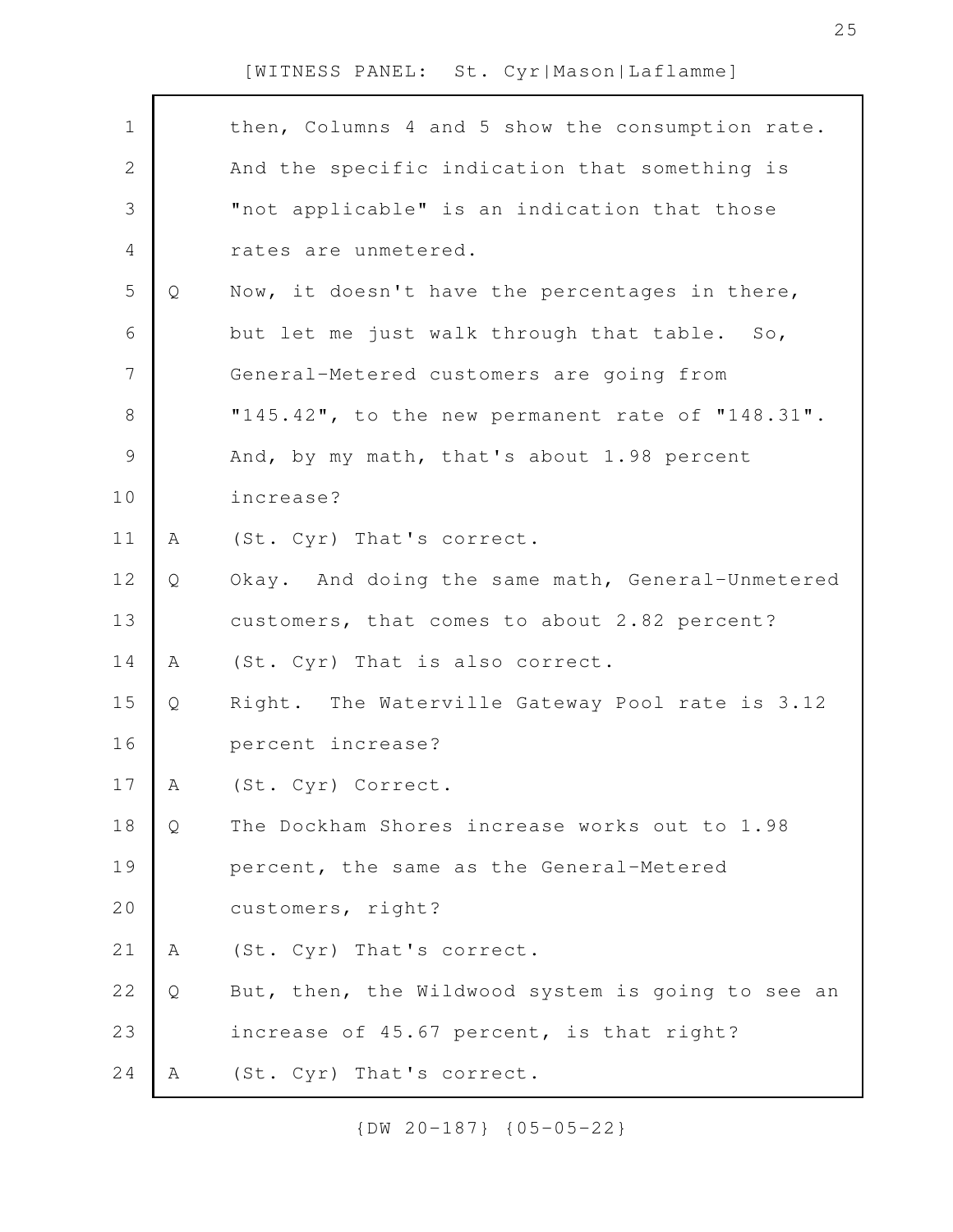[WITNESS PANEL: St. Cyr|Mason|Laflamme]

then, Columns 4 and 5 show the consumption rate. And the specific indication that something is "not applicable" is an indication that those rates are unmetered.

Q Now, it doesn't have the percentages in there, but let me just walk through that table. So, General-Metered customers are going from "145.42", to the new permanent rate of "148.31". And, by my math, that's about 1.98 percent increase?

A (St. Cyr) That's correct.

Q Okay. And doing the same math, General-Unmetered customers, that comes to about 2.82 percent?

A (St. Cyr) That is also correct.

Q Right. The Waterville Gateway Pool rate is 3.12 percent increase?

A (St. Cyr) Correct.

Q The Dockham Shores increase works out to 1.98 percent, the same as the General-Metered customers, right?

A (St. Cyr) That's correct.

Q But, then, the Wildwood system is going to see an increase of 45.67 percent, is that right?

A (St. Cyr) That's correct.

{DW 20-187} {05-05-22}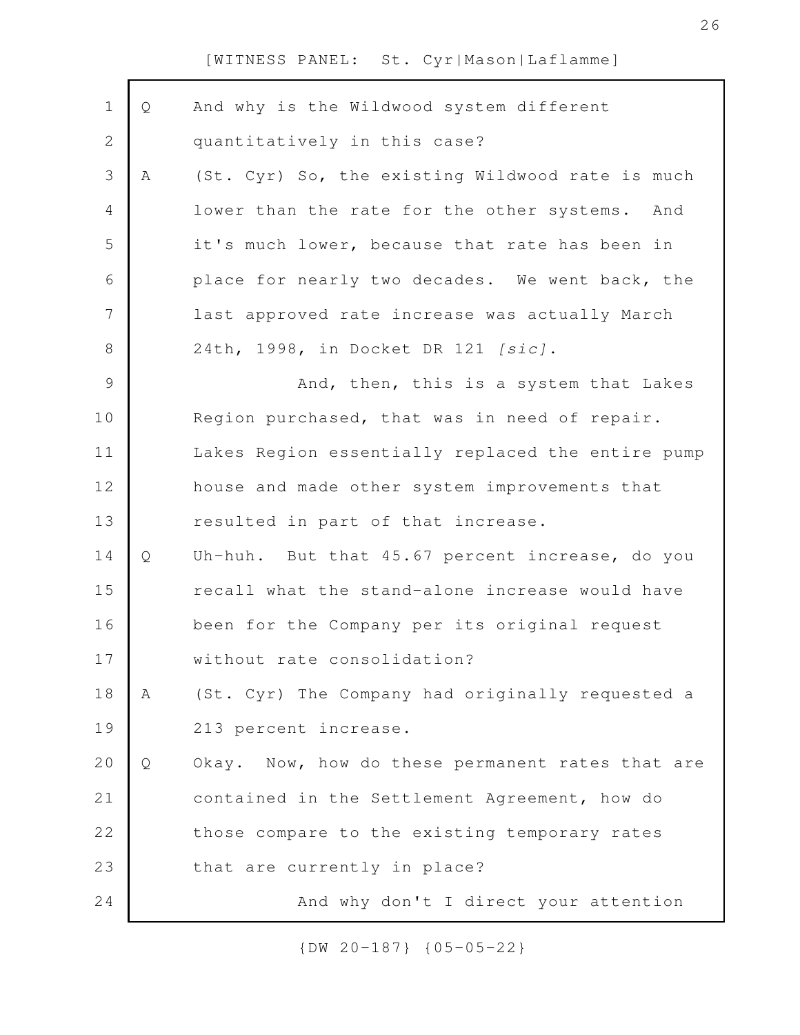[WITNESS PANEL: St. Cyr|Mason|Laflamme]

Q And why is the Wildwood system different quantitatively in this case?

A (St. Cyr) So, the existing Wildwood rate is much lower than the rate for the other systems. And it's much lower, because that rate has been in place for nearly two decades. We went back, the last approved rate increase was actually March 24th, 1998, in Docket DR 121 *[sic]*.

And, then, this is a system that Lakes Region purchased, that was in need of repair. Lakes Region essentially replaced the entire pump house and made other system improvements that resulted in part of that increase.

Q Uh-huh. But that 45.67 percent increase, do you recall what the stand-alone increase would have been for the Company per its original request without rate consolidation?

A (St. Cyr) The Company had originally requested a 213 percent increase.

Q Okay. Now, how do these permanent rates that are contained in the Settlement Agreement, how do those compare to the existing temporary rates that are currently in place?

And why don't I direct your attention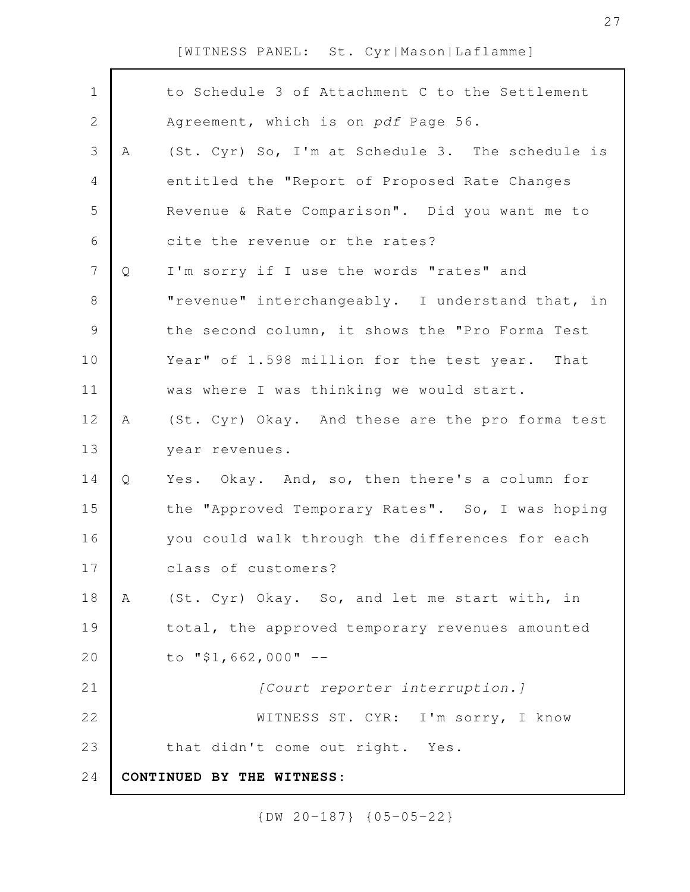to Schedule 3 of Attachment C to the Settlement Agreement, which is on *pdf* Page 56.

A (St. Cyr) So, I'm at Schedule 3. The schedule is entitled the "Report of Proposed Rate Changes Revenue & Rate Comparison". Did you want me to cite the revenue or the rates?

Q I'm sorry if I use the words "rates" and "revenue" interchangeably. I understand that, in the second column, it shows the "Pro Forma Test Year" of 1.598 million for the test year. That was where I was thinking we would start.

A (St. Cyr) Okay. And these are the pro forma test year revenues.

Q Yes. Okay. And, so, then there's a column for the "Approved Temporary Rates". So, I was hoping you could walk through the differences for each class of customers?

A (St. Cyr) Okay. So, and let me start with, in total, the approved temporary revenues amounted to "$1,662,000" --

*[Court reporter interruption.]*

WITNESS ST. CYR: I'm sorry, I know that didn't come out right. Yes.

**CONTINUED BY THE WITNESS:**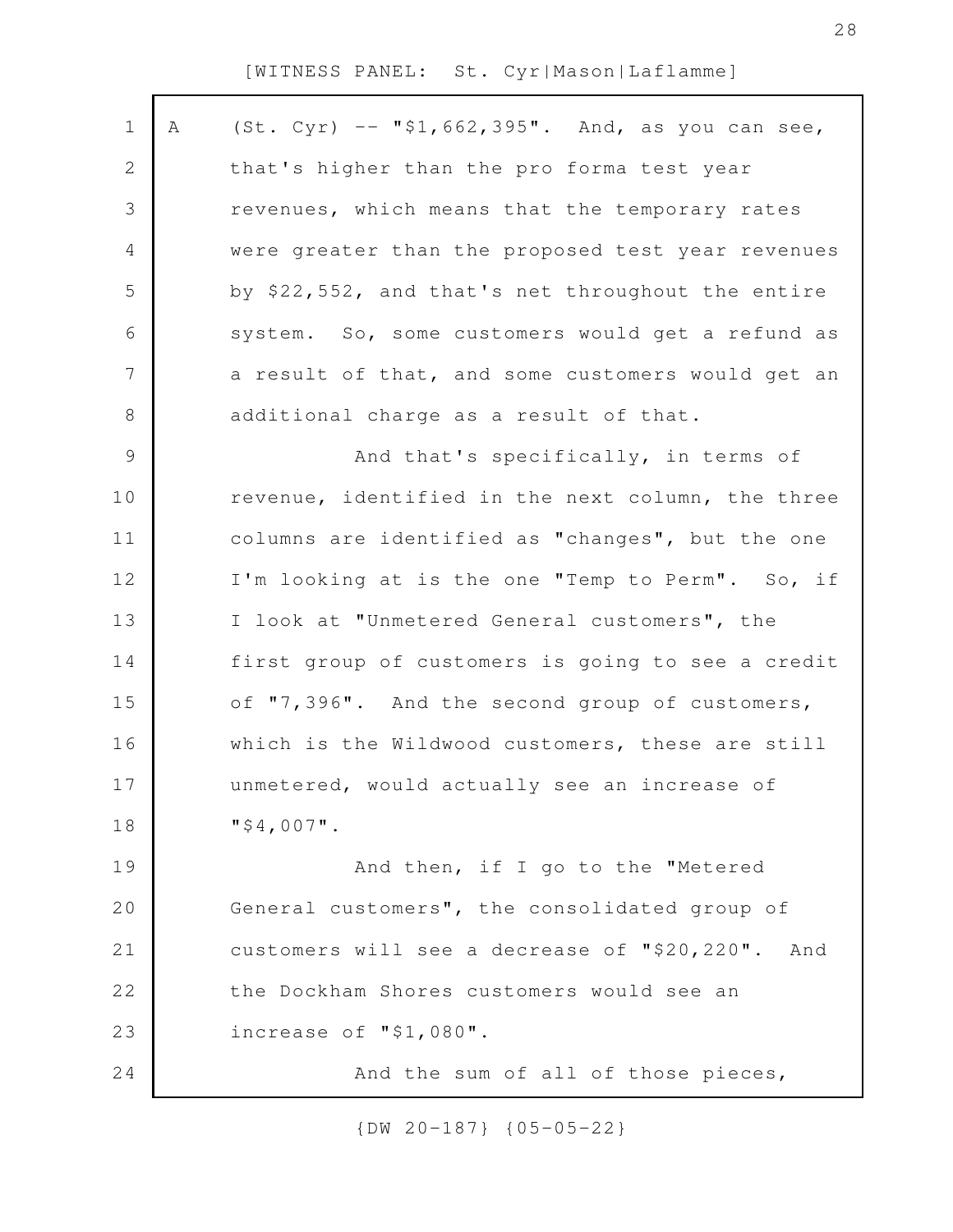A (St. Cyr) -- "$1,662,395". And, as you can see, that's higher than the pro forma test year revenues, which means that the temporary rates were greater than the proposed test year revenues by $22,552, and that's net throughout the entire system. So, some customers would get a refund as a result of that, and some customers would get an additional charge as a result of that.

And that's specifically, in terms of revenue, identified in the next column, the three columns are identified as "changes", but the one I'm looking at is the one "Temp to Perm". So, if I look at "Unmetered General customers", the first group of customers is going to see a credit of "7,396". And the second group of customers, which is the Wildwood customers, these are still unmetered, would actually see an increase of "$4,007".

And then, if I go to the "Metered General customers", the consolidated group of customers will see a decrease of "$20,220". And the Dockham Shores customers would see an increase of "$1,080".

And the sum of all of those pieces,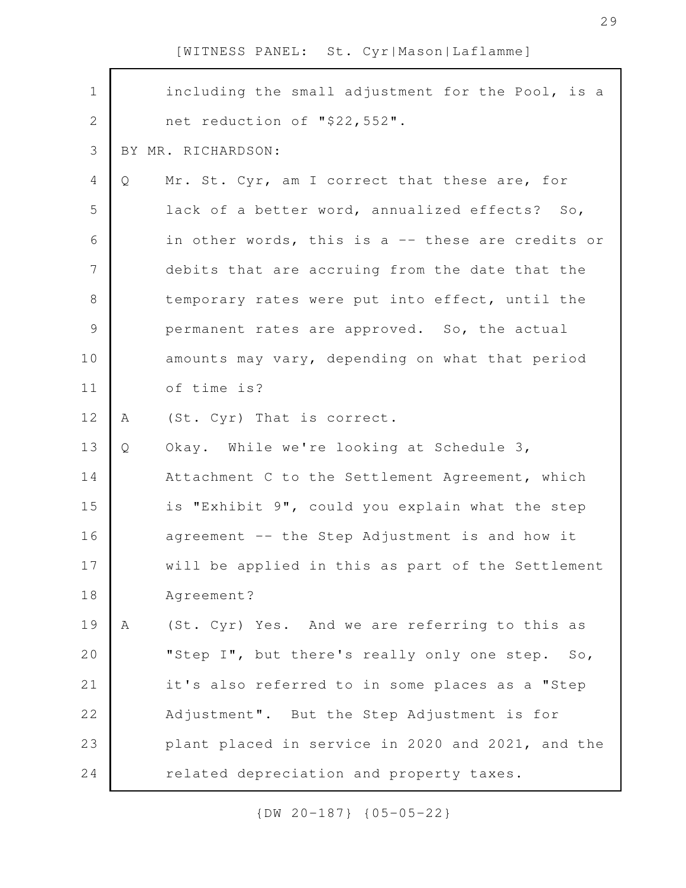including the small adjustment for the Pool, is a net reduction of "$22,552".

BY MR. RICHARDSON:

Q Mr. St. Cyr, am I correct that these are, for lack of a better word, annualized effects? So, in other words, this is a -- these are credits or debits that are accruing from the date that the temporary rates were put into effect, until the permanent rates are approved. So, the actual amounts may vary, depending on what that period of time is?

A (St. Cyr) That is correct.

Q Okay. While we're looking at Schedule 3, Attachment C to the Settlement Agreement, which is "Exhibit 9", could you explain what the step agreement -- the Step Adjustment is and how it will be applied in this as part of the Settlement Agreement?

A (St. Cyr) Yes. And we are referring to this as "Step I", but there's really only one step. So, it's also referred to in some places as a "Step Adjustment". But the Step Adjustment is for plant placed in service in 2020 and 2021, and the related depreciation and property taxes.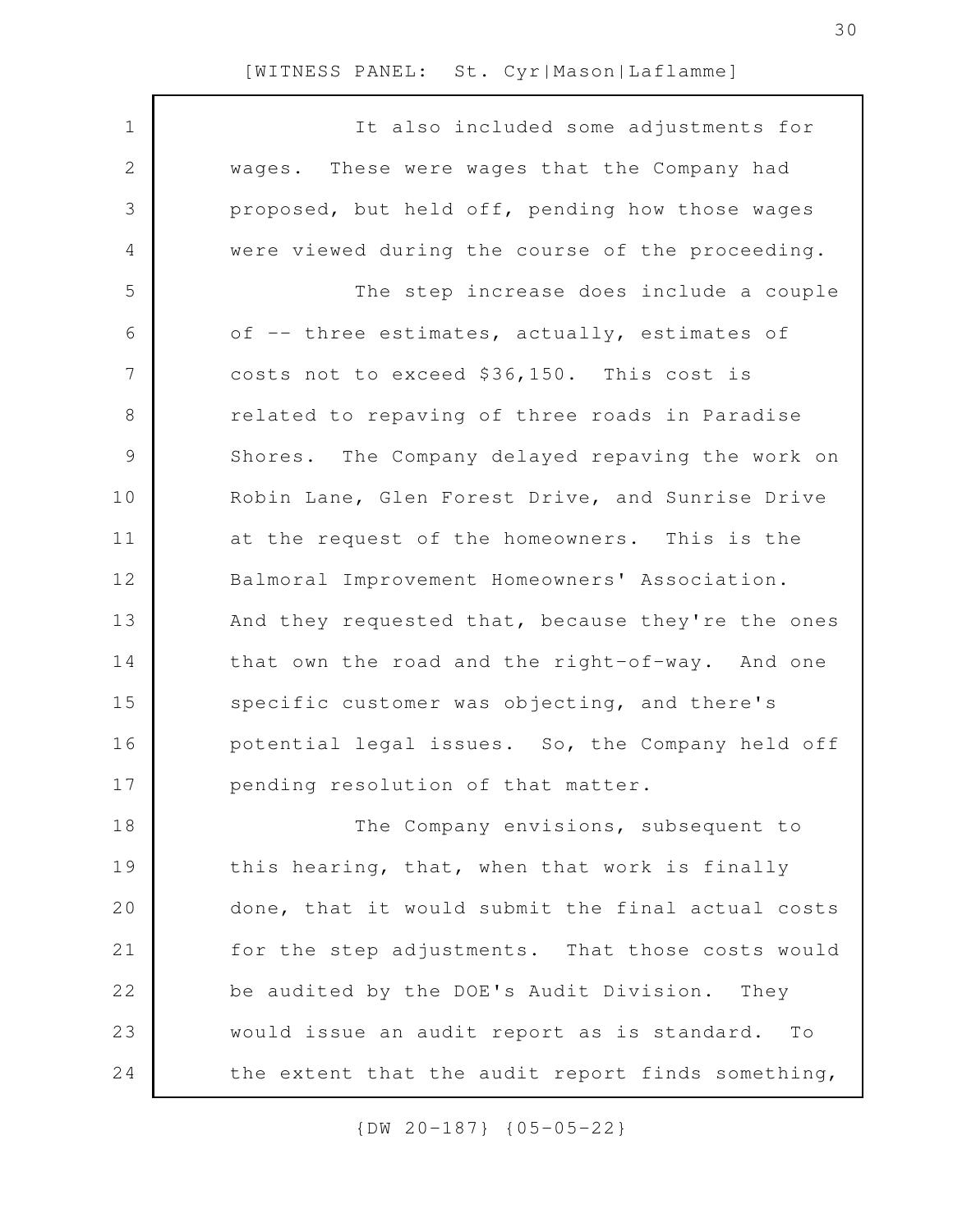It also included some adjustments for wages. These were wages that the Company had proposed, but held off, pending how those wages were viewed during the course of the proceeding.

The step increase does include a couple of -- three estimates, actually, estimates of costs not to exceed $36,150. This cost is related to repaving of three roads in Paradise Shores. The Company delayed repaving the work on Robin Lane, Glen Forest Drive, and Sunrise Drive at the request of the homeowners. This is the Balmoral Improvement Homeowners' Association. And they requested that, because they're the ones that own the road and the right-of-way. And one specific customer was objecting, and there's potential legal issues. So, the Company held off pending resolution of that matter.

The Company envisions, subsequent to this hearing, that, when that work is finally done, that it would submit the final actual costs for the step adjustments. That those costs would be audited by the DOE's Audit Division. They would issue an audit report as is standard. To the extent that the audit report finds something,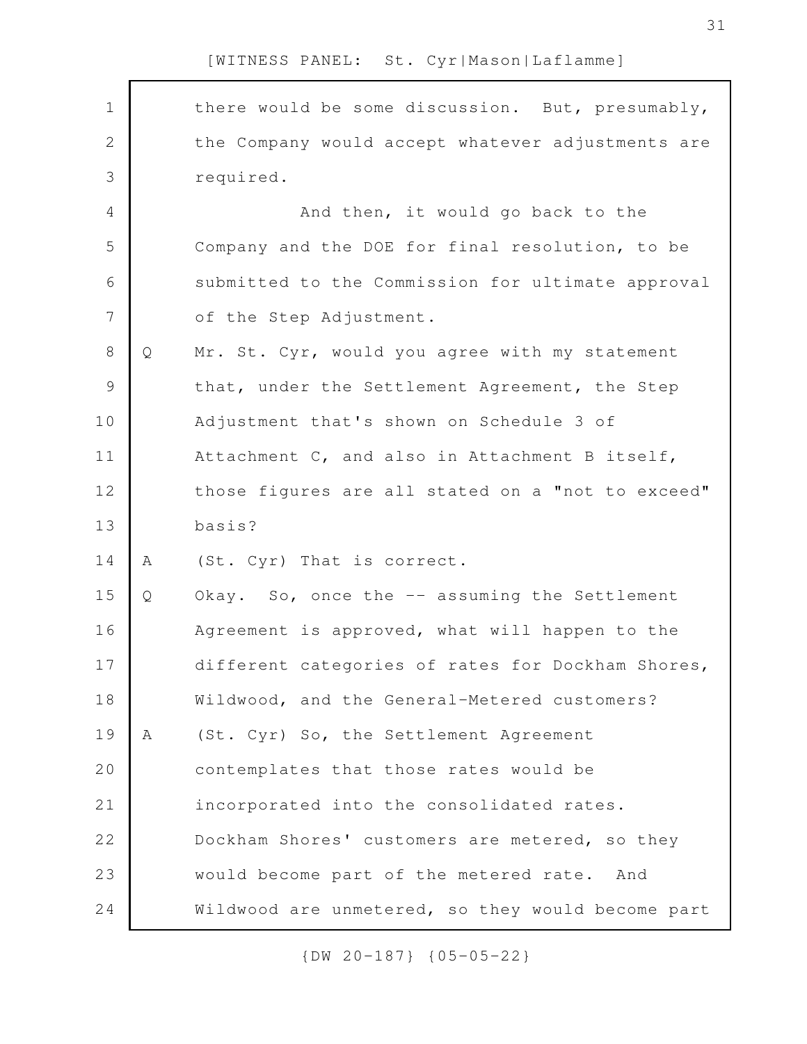there would be some discussion. But, presumably, the Company would accept whatever adjustments are required.

And then, it would go back to the Company and the DOE for final resolution, to be submitted to the Commission for ultimate approval of the Step Adjustment.

Q Mr. St. Cyr, would you agree with my statement that, under the Settlement Agreement, the Step Adjustment that's shown on Schedule 3 of Attachment C, and also in Attachment B itself, those figures are all stated on a "not to exceed" basis?

A (St. Cyr) That is correct.

Q Okay. So, once the -- assuming the Settlement Agreement is approved, what will happen to the different categories of rates for Dockham Shores, Wildwood, and the General-Metered customers?

A (St. Cyr) So, the Settlement Agreement contemplates that those rates would be incorporated into the consolidated rates. Dockham Shores' customers are metered, so they would become part of the metered rate. And Wildwood are unmetered, so they would become part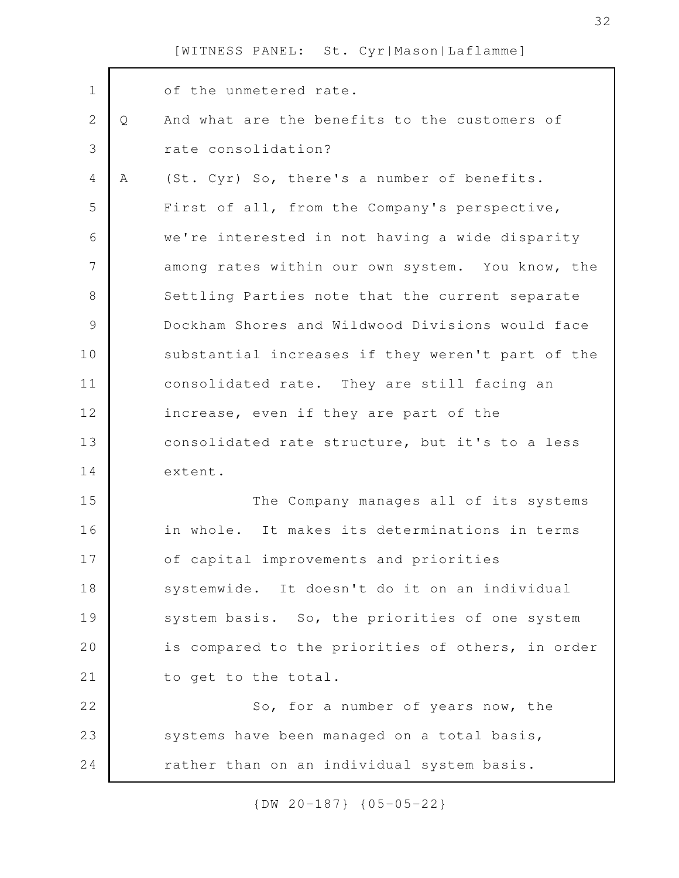of the unmetered rate.

Q And what are the benefits to the customers of rate consolidation?

A (St. Cyr) So, there's a number of benefits. First of all, from the Company's perspective, we're interested in not having a wide disparity among rates within our own system. You know, the Settling Parties note that the current separate Dockham Shores and Wildwood Divisions would face substantial increases if they weren't part of the consolidated rate. They are still facing an increase, even if they are part of the consolidated rate structure, but it's to a less extent.

The Company manages all of its systems in whole. It makes its determinations in terms of capital improvements and priorities systemwide. It doesn't do it on an individual system basis. So, the priorities of one system is compared to the priorities of others, in order to get to the total.

So, for a number of years now, the systems have been managed on a total basis, rather than on an individual system basis.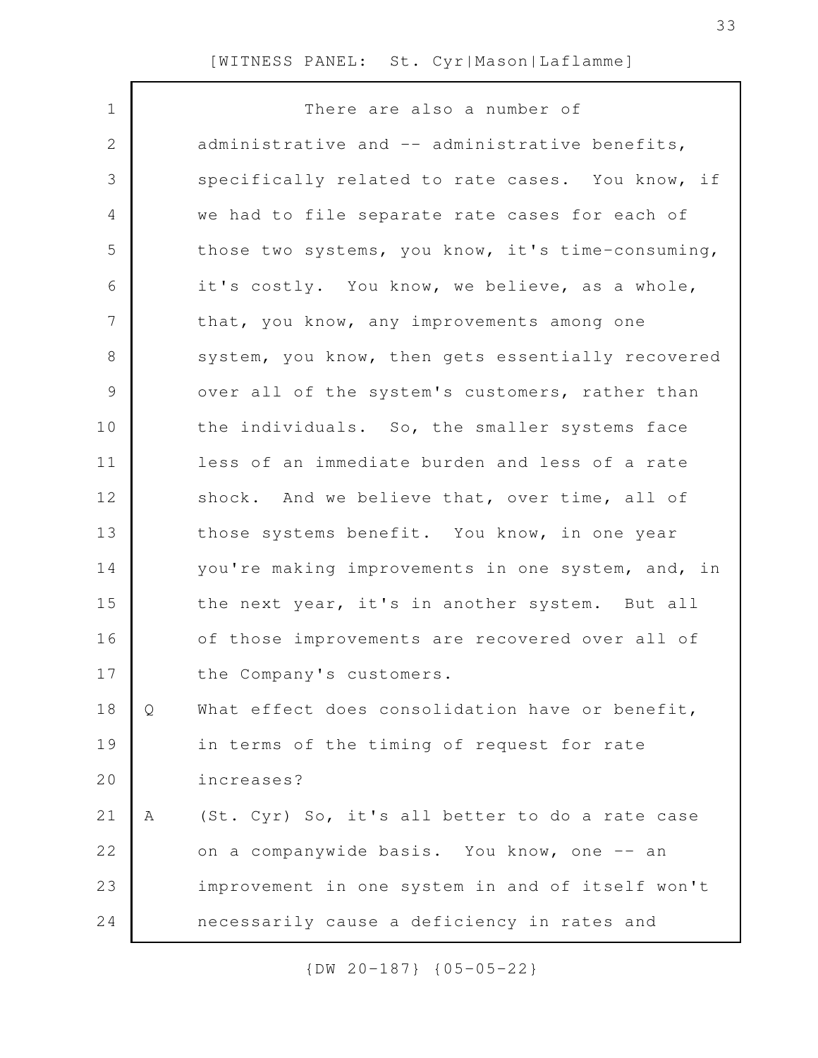There are also a number of administrative and -- administrative benefits, specifically related to rate cases. You know, if we had to file separate rate cases for each of those two systems, you know, it's time-consuming, it's costly. You know, we believe, as a whole, that, you know, any improvements among one system, you know, then gets essentially recovered over all of the system's customers, rather than the individuals. So, the smaller systems face less of an immediate burden and less of a rate shock. And we believe that, over time, all of those systems benefit. You know, in one year you're making improvements in one system, and, in the next year, it's in another system. But all of those improvements are recovered over all of the Company's customers.

Q What effect does consolidation have or benefit, in terms of the timing of request for rate increases?

A (St. Cyr) So, it's all better to do a rate case on a companywide basis. You know, one -- an improvement in one system in and of itself won't necessarily cause a deficiency in rates and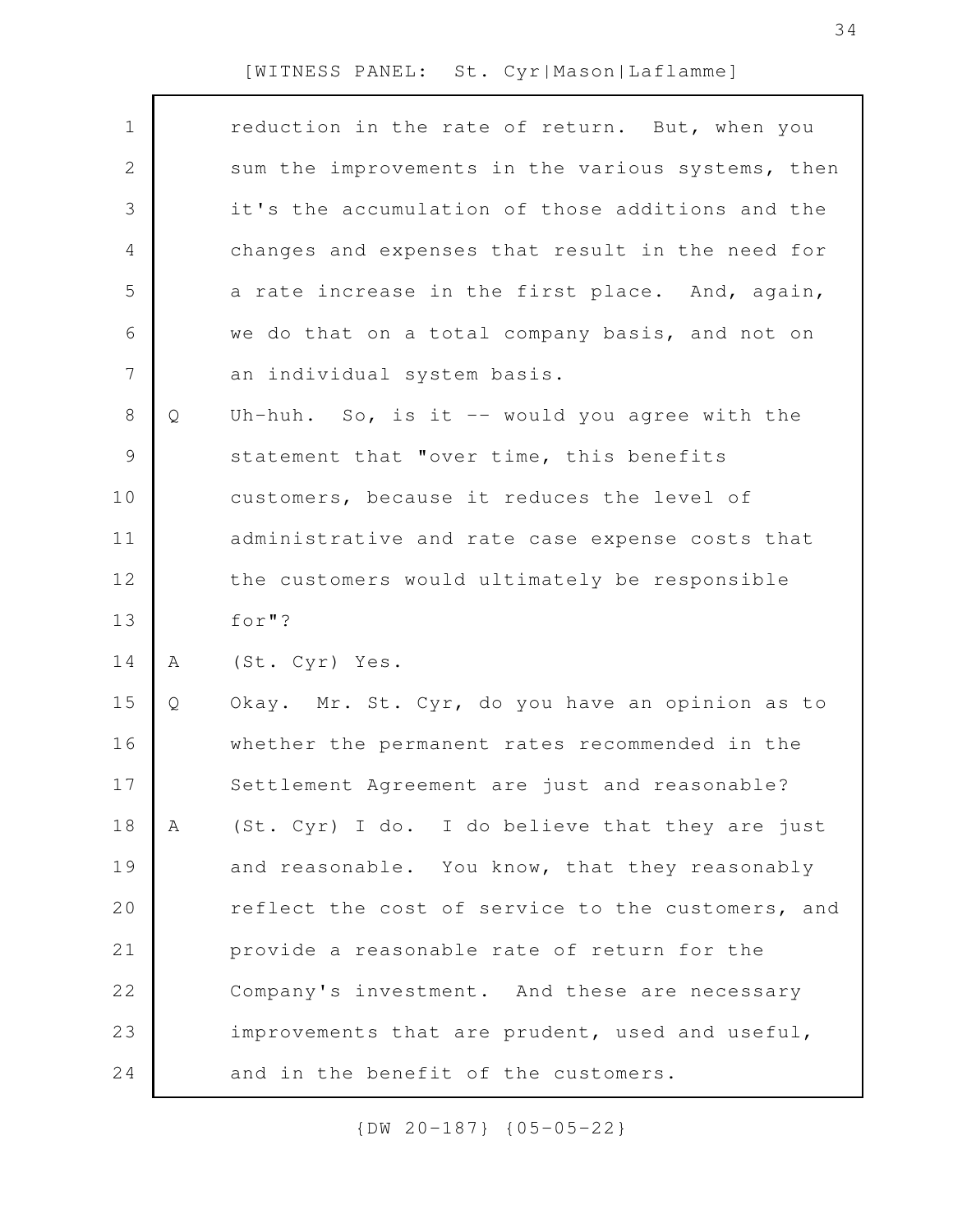reduction in the rate of return. But, when you sum the improvements in the various systems, then it's the accumulation of those additions and the changes and expenses that result in the need for a rate increase in the first place. And, again, we do that on a total company basis, and not on an individual system basis.

Q Uh-huh. So, is it -- would you agree with the statement that "over time, this benefits customers, because it reduces the level of administrative and rate case expense costs that the customers would ultimately be responsible for"?

A (St. Cyr) Yes.

Q Okay. Mr. St. Cyr, do you have an opinion as to whether the permanent rates recommended in the Settlement Agreement are just and reasonable?

A (St. Cyr) I do. I do believe that they are just and reasonable. You know, that they reasonably reflect the cost of service to the customers, and provide a reasonable rate of return for the Company's investment. And these are necessary improvements that are prudent, used and useful, and in the benefit of the customers.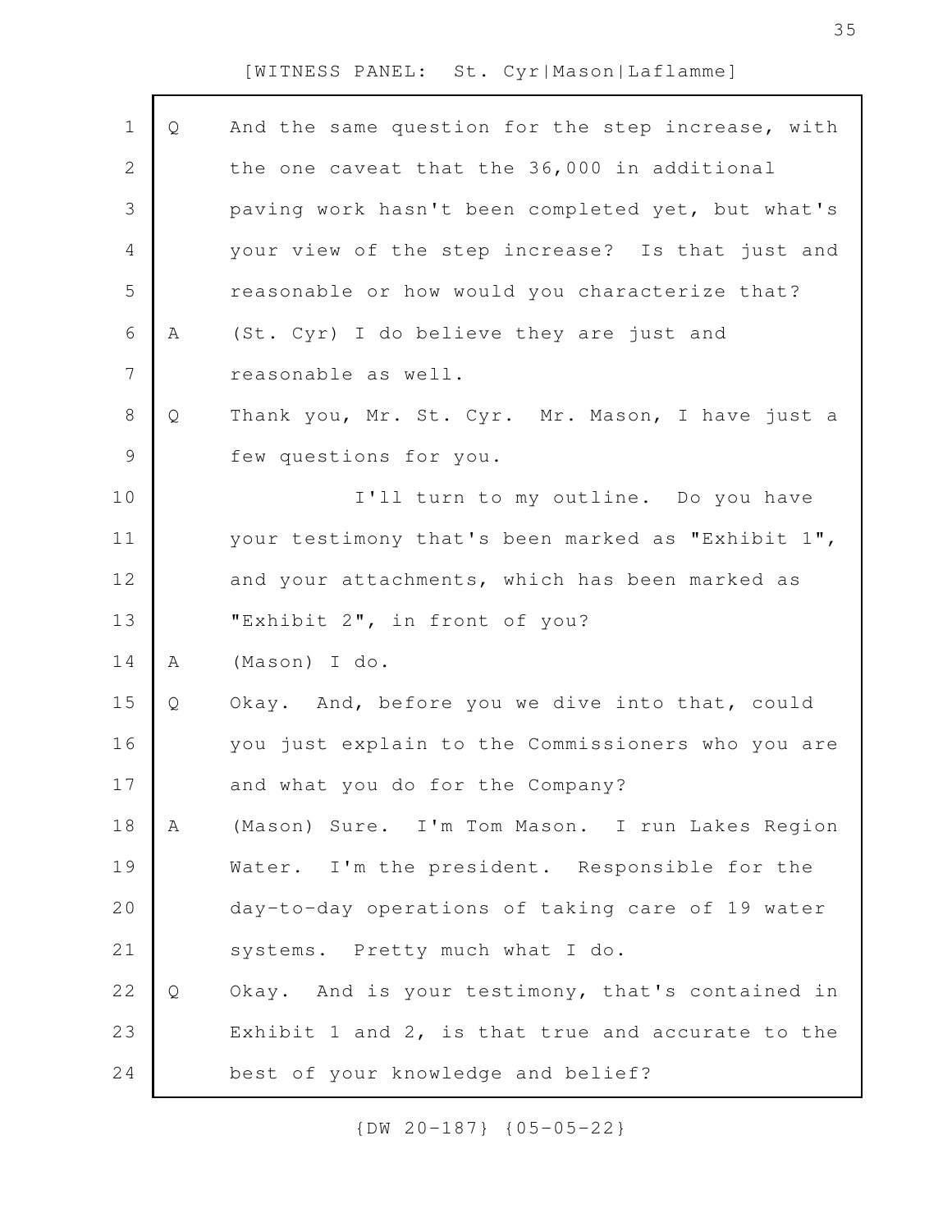[WITNESS PANEL: St. Cyr|Mason|Laflamme]

Q And the same question for the step increase, with the one caveat that the 36,000 in additional paving work hasn't been completed yet, but what's your view of the step increase? Is that just and reasonable or how would you characterize that?

A (St. Cyr) I do believe they are just and reasonable as well.

Q Thank you, Mr. St. Cyr. Mr. Mason, I have just a few questions for you.

I'll turn to my outline. Do you have your testimony that's been marked as "Exhibit 1", and your attachments, which has been marked as "Exhibit 2", in front of you?

A (Mason) I do.

Q Okay. And, before you we dive into that, could you just explain to the Commissioners who you are and what you do for the Company?

A (Mason) Sure. I'm Tom Mason. I run Lakes Region Water. I'm the president. Responsible for the day-to-day operations of taking care of 19 water systems. Pretty much what I do.

Q Okay. And is your testimony, that's contained in Exhibit 1 and 2, is that true and accurate to the best of your knowledge and belief?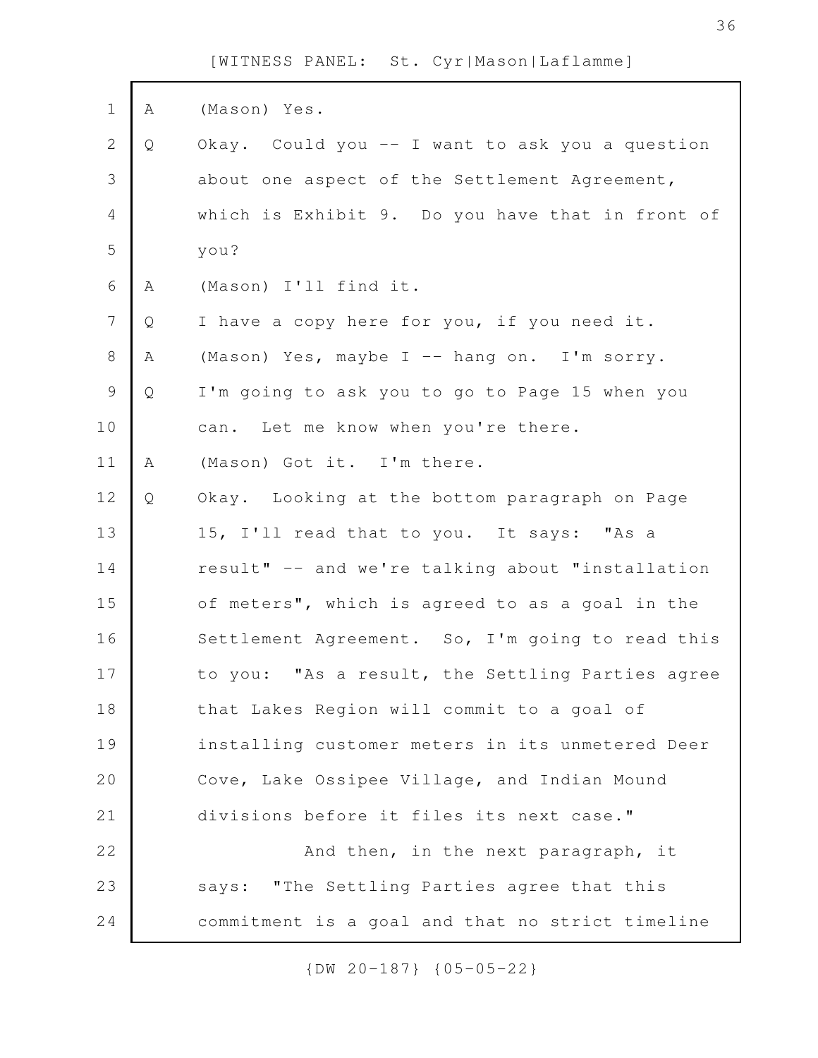[WITNESS PANEL: St. Cyr|Mason|Laflamme]

A (Mason) Yes.

Q Okay. Could you -- I want to ask you a question about one aspect of the Settlement Agreement, which is Exhibit 9. Do you have that in front of you?

A (Mason) I'll find it.

Q I have a copy here for you, if you need it.

A (Mason) Yes, maybe I -- hang on. I'm sorry.

Q I'm going to ask you to go to Page 15 when you can. Let me know when you're there.

A (Mason) Got it. I'm there.

Q Okay. Looking at the bottom paragraph on Page 15, I'll read that to you. It says: "As a result" -- and we're talking about "installation of meters", which is agreed to as a goal in the Settlement Agreement. So, I'm going to read this to you: "As a result, the Settling Parties agree that Lakes Region will commit to a goal of installing customer meters in its unmetered Deer Cove, Lake Ossipee Village, and Indian Mound divisions before it files its next case."

And then, in the next paragraph, it says: "The Settling Parties agree that this commitment is a goal and that no strict timeline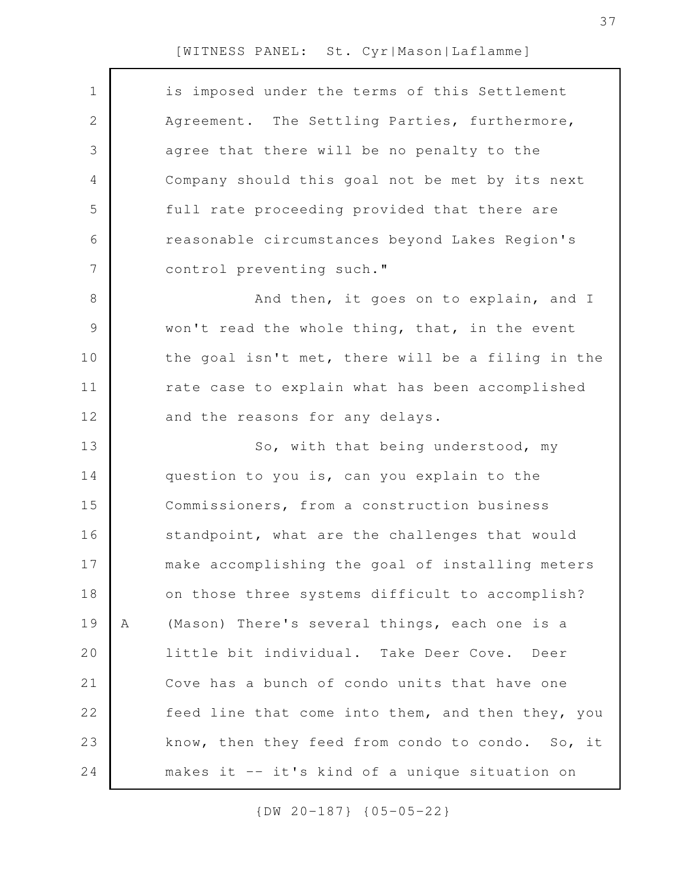is imposed under the terms of this Settlement Agreement. The Settling Parties, furthermore, agree that there will be no penalty to the Company should this goal not be met by its next full rate proceeding provided that there are reasonable circumstances beyond Lakes Region's control preventing such."

And then, it goes on to explain, and I won't read the whole thing, that, in the event the goal isn't met, there will be a filing in the rate case to explain what has been accomplished and the reasons for any delays.

So, with that being understood, my question to you is, can you explain to the Commissioners, from a construction business standpoint, what are the challenges that would make accomplishing the goal of installing meters on those three systems difficult to accomplish?

A (Mason) There's several things, each one is a little bit individual. Take Deer Cove. Deer Cove has a bunch of condo units that have one feed line that come into them, and then they, you know, then they feed from condo to condo. So, it makes it -- it's kind of a unique situation on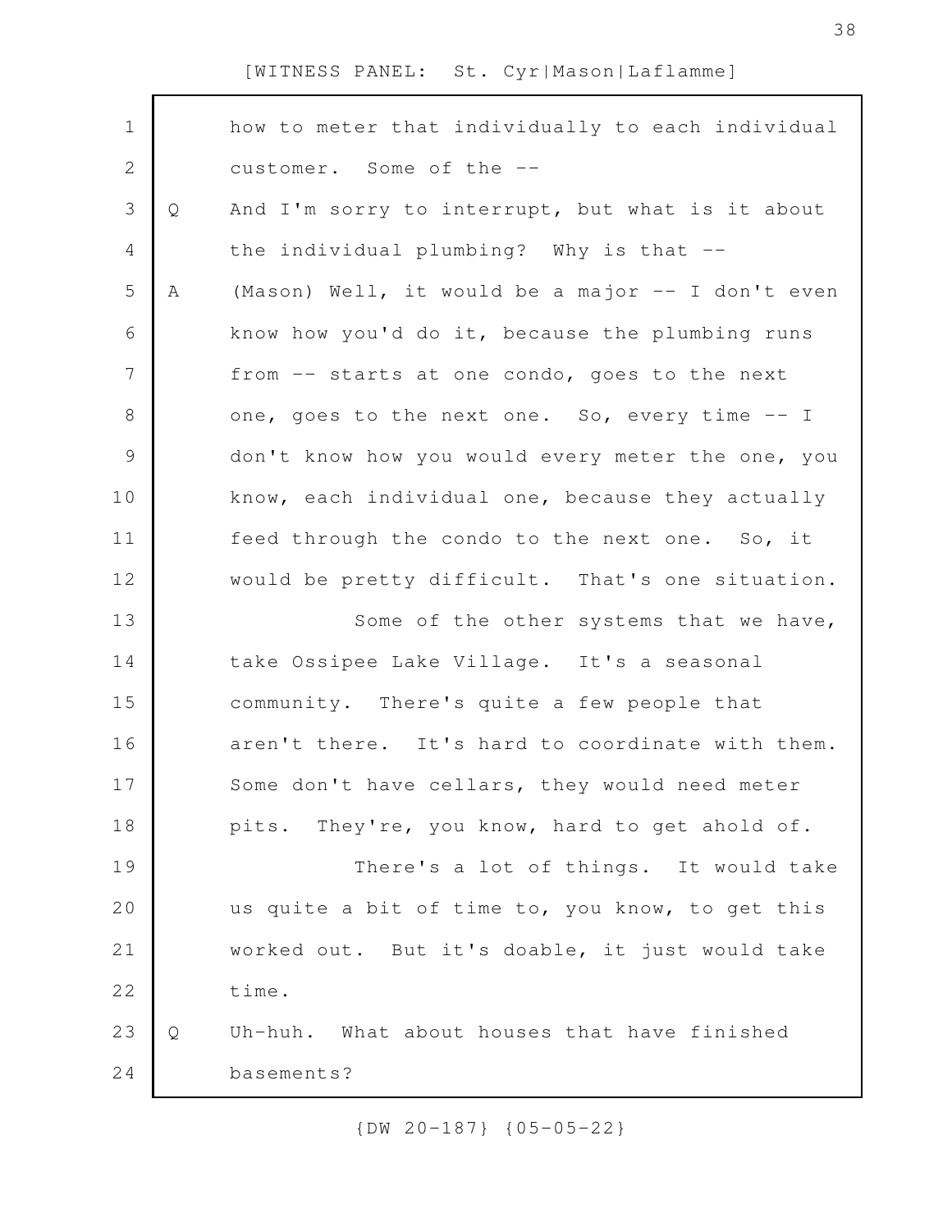how to meter that individually to each individual customer. Some of the --

Q And I'm sorry to interrupt, but what is it about the individual plumbing? Why is that --

A (Mason) Well, it would be a major -- I don't even know how you'd do it, because the plumbing runs from -- starts at one condo, goes to the next one, goes to the next one. So, every time -- I don't know how you would every meter the one, you know, each individual one, because they actually feed through the condo to the next one. So, it would be pretty difficult. That's one situation.

Some of the other systems that we have, take Ossipee Lake Village. It's a seasonal community. There's quite a few people that aren't there. It's hard to coordinate with them. Some don't have cellars, they would need meter pits. They're, you know, hard to get ahold of.

There's a lot of things. It would take us quite a bit of time to, you know, to get this worked out. But it's doable, it just would take time.

Q Uh-huh. What about houses that have finished basements?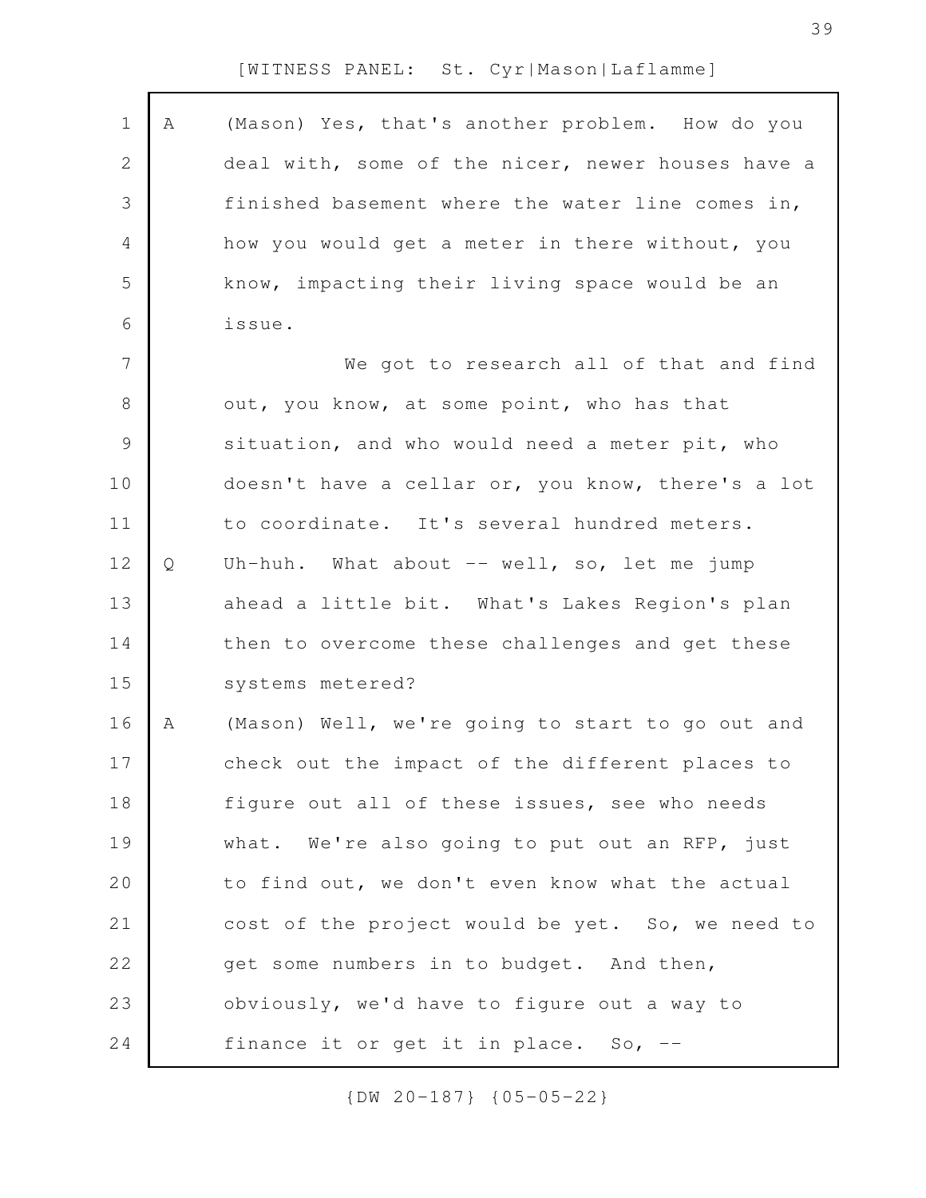A (Mason) Yes, that's another problem. How do you deal with, some of the nicer, newer houses have a finished basement where the water line comes in, how you would get a meter in there without, you know, impacting their living space would be an issue.

We got to research all of that and find out, you know, at some point, who has that situation, and who would need a meter pit, who doesn't have a cellar or, you know, there's a lot to coordinate. It's several hundred meters.

Q Uh-huh. What about -- well, so, let me jump ahead a little bit. What's Lakes Region's plan then to overcome these challenges and get these systems metered?

A (Mason) Well, we're going to start to go out and check out the impact of the different places to figure out all of these issues, see who needs what. We're also going to put out an RFP, just to find out, we don't even know what the actual cost of the project would be yet. So, we need to get some numbers in to budget. And then, obviously, we'd have to figure out a way to finance it or get it in place. So, --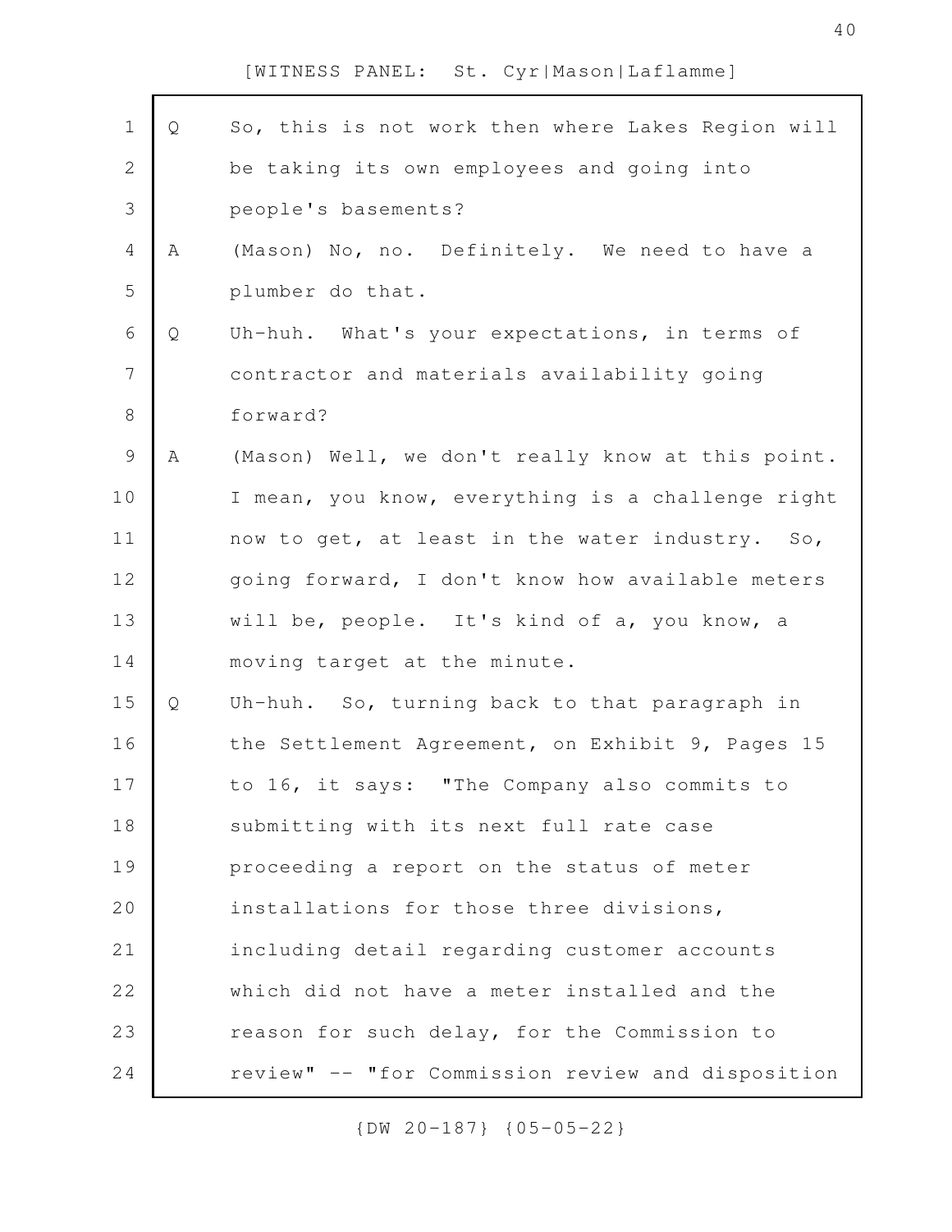Q So, this is not work then where Lakes Region will be taking its own employees and going into people's basements?

A (Mason) No, no. Definitely. We need to have a plumber do that.

Q Uh-huh. What's your expectations, in terms of contractor and materials availability going forward?

A (Mason) Well, we don't really know at this point. I mean, you know, everything is a challenge right now to get, at least in the water industry. So, going forward, I don't know how available meters will be, people. It's kind of a, you know, a moving target at the minute.

Q Uh-huh. So, turning back to that paragraph in the Settlement Agreement, on Exhibit 9, Pages 15 to 16, it says: "The Company also commits to submitting with its next full rate case proceeding a report on the status of meter installations for those three divisions, including detail regarding customer accounts which did not have a meter installed and the reason for such delay, for the Commission to review" -- "for Commission review and disposition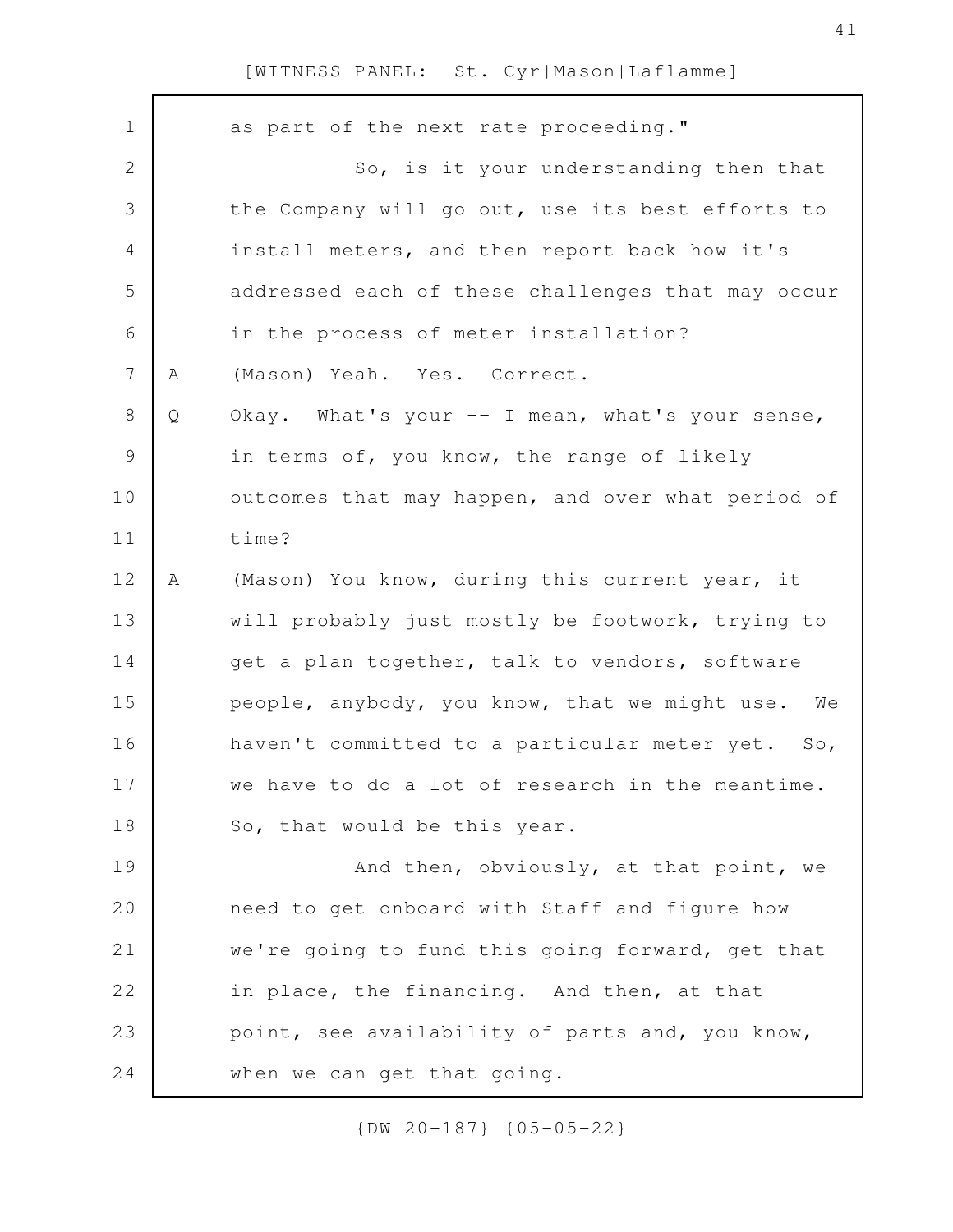as part of the next rate proceeding."

So, is it your understanding then that the Company will go out, use its best efforts to install meters, and then report back how it's addressed each of these challenges that may occur in the process of meter installation?

A (Mason) Yeah. Yes. Correct.

Q Okay. What's your -- I mean, what's your sense, in terms of, you know, the range of likely outcomes that may happen, and over what period of time?

A (Mason) You know, during this current year, it will probably just mostly be footwork, trying to get a plan together, talk to vendors, software people, anybody, you know, that we might use. We haven't committed to a particular meter yet. So, we have to do a lot of research in the meantime. So, that would be this year.

And then, obviously, at that point, we need to get onboard with Staff and figure how we're going to fund this going forward, get that in place, the financing. And then, at that point, see availability of parts and, you know, when we can get that going.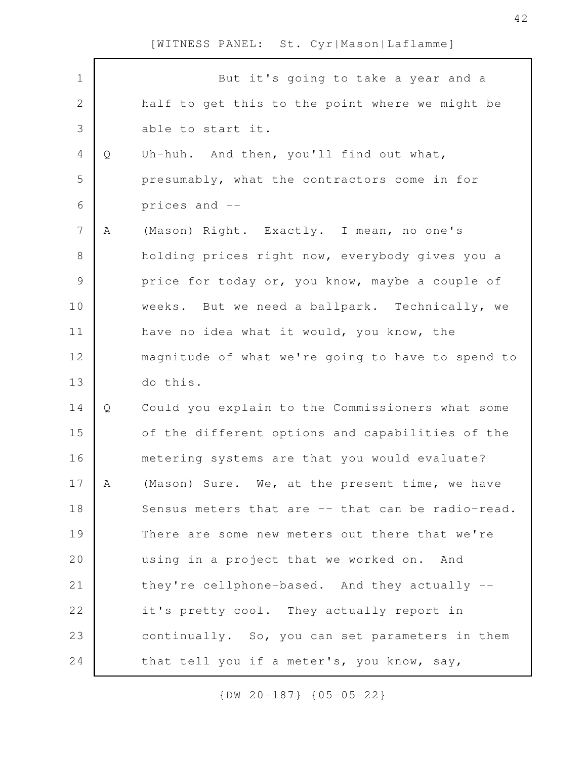But it's going to take a year and a half to get this to the point where we might be able to start it.

Q Uh-huh. And then, you'll find out what, presumably, what the contractors come in for prices and --

A (Mason) Right. Exactly. I mean, no one's holding prices right now, everybody gives you a price for today or, you know, maybe a couple of weeks. But we need a ballpark. Technically, we have no idea what it would, you know, the magnitude of what we're going to have to spend to do this.

Q Could you explain to the Commissioners what some of the different options and capabilities of the metering systems are that you would evaluate?

A (Mason) Sure. We, at the present time, we have Sensus meters that are -- that can be radio-read. There are some new meters out there that we're using in a project that we worked on. And they're cellphone-based. And they actually -- it's pretty cool. They actually report in continually. So, you can set parameters in them that tell you if a meter's, you know, say,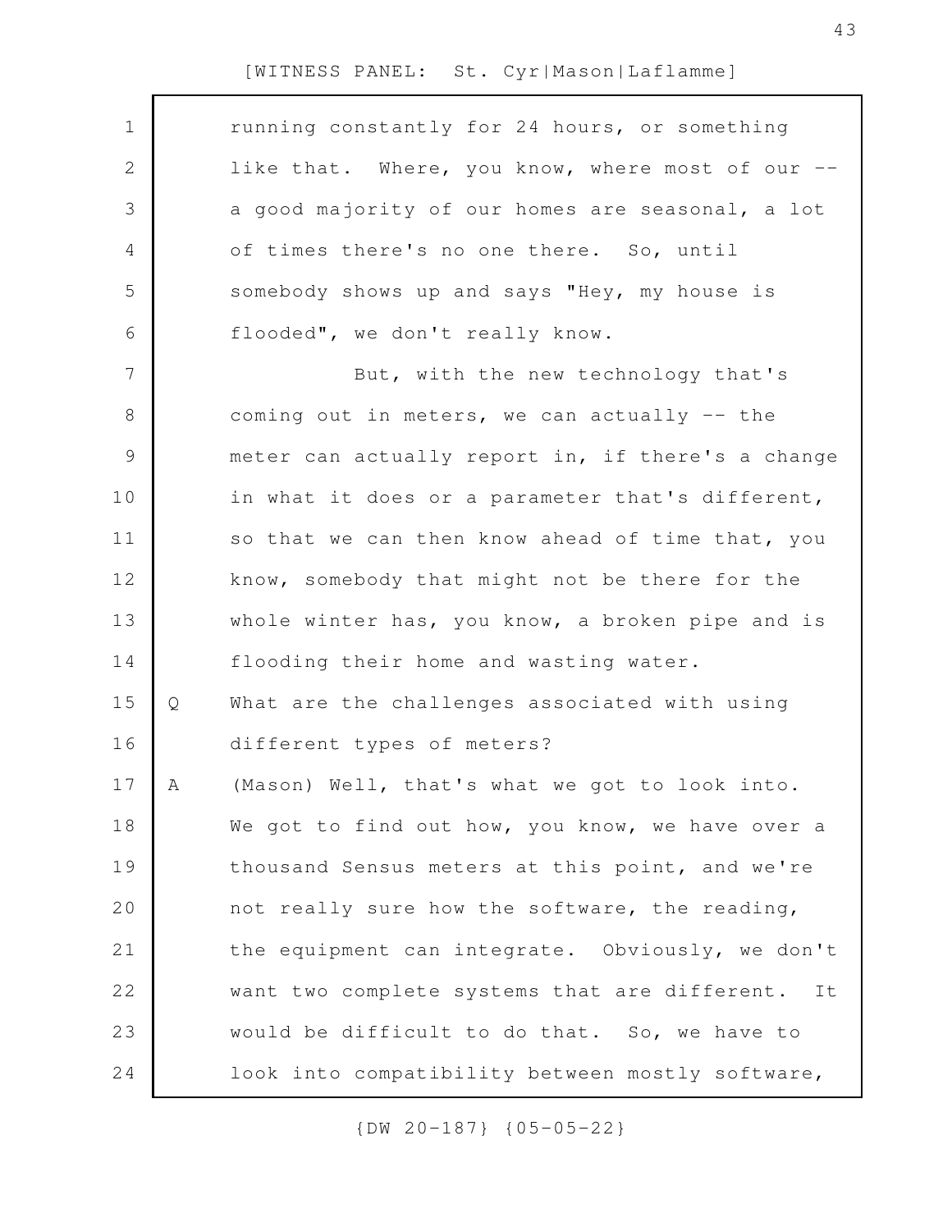running constantly for 24 hours, or something like that. Where, you know, where most of our -- a good majority of our homes are seasonal, a lot of times there's no one there. So, until somebody shows up and says "Hey, my house is flooded", we don't really know.

But, with the new technology that's coming out in meters, we can actually -- the meter can actually report in, if there's a change in what it does or a parameter that's different, so that we can then know ahead of time that, you know, somebody that might not be there for the whole winter has, you know, a broken pipe and is flooding their home and wasting water.

Q What are the challenges associated with using different types of meters?

A (Mason) Well, that's what we got to look into. We got to find out how, you know, we have over a thousand Sensus meters at this point, and we're not really sure how the software, the reading, the equipment can integrate. Obviously, we don't want two complete systems that are different. It would be difficult to do that. So, we have to look into compatibility between mostly software,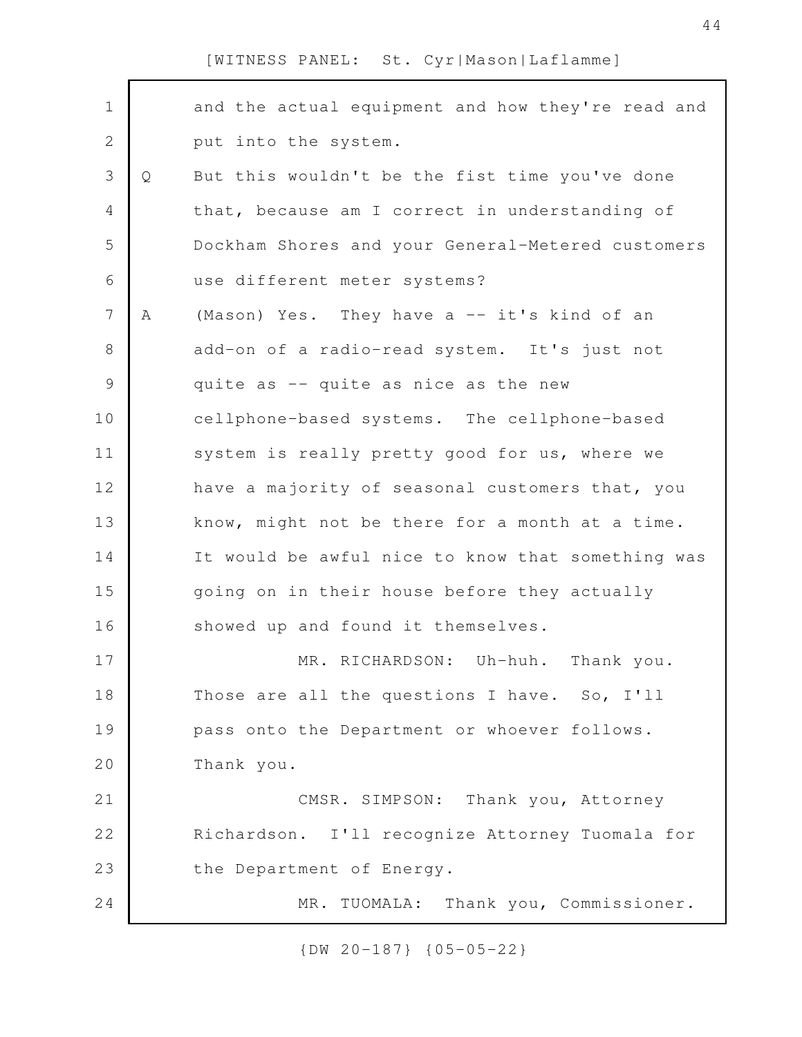[WITNESS PANEL: St. Cyr|Mason|Laflamme]

and the actual equipment and how they're read and put into the system.

Q But this wouldn't be the fist time you've done that, because am I correct in understanding of Dockham Shores and your General-Metered customers use different meter systems?

A (Mason) Yes. They have a -- it's kind of an add-on of a radio-read system. It's just not quite as -- quite as nice as the new cellphone-based systems. The cellphone-based system is really pretty good for us, where we have a majority of seasonal customers that, you know, might not be there for a month at a time. It would be awful nice to know that something was going on in their house before they actually showed up and found it themselves.

MR. RICHARDSON: Uh-huh. Thank you. Those are all the questions I have. So, I'll pass onto the Department or whoever follows. Thank you.

CMSR. SIMPSON: Thank you, Attorney Richardson. I'll recognize Attorney Tuomala for the Department of Energy.

MR. TUOMALA: Thank you, Commissioner.

{DW 20-187} {05-05-22}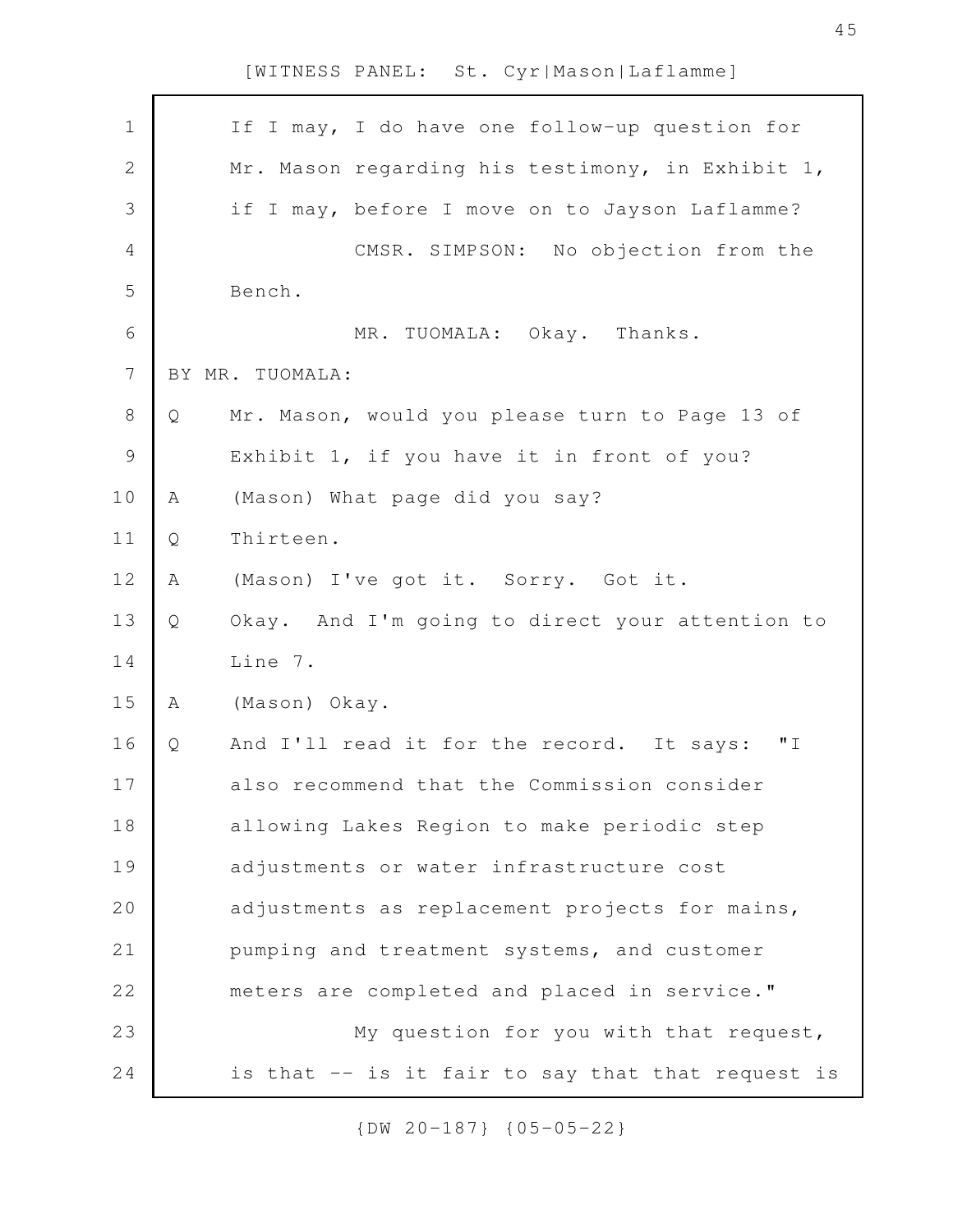If I may, I do have one follow-up question for Mr. Mason regarding his testimony, in Exhibit 1, if I may, before I move on to Jayson Laflamme?

CMSR. SIMPSON: No objection from the Bench.

MR. TUOMALA: Okay. Thanks.

BY MR. TUOMALA:

Q Mr. Mason, would you please turn to Page 13 of Exhibit 1, if you have it in front of you?

A (Mason) What page did you say?

Q Thirteen.

A (Mason) I've got it. Sorry. Got it.

Q Okay. And I'm going to direct your attention to Line 7.

A (Mason) Okay.

Q And I'll read it for the record. It says: "I also recommend that the Commission consider allowing Lakes Region to make periodic step adjustments or water infrastructure cost adjustments as replacement projects for mains, pumping and treatment systems, and customer meters are completed and placed in service."

My question for you with that request, is that -- is it fair to say that that request is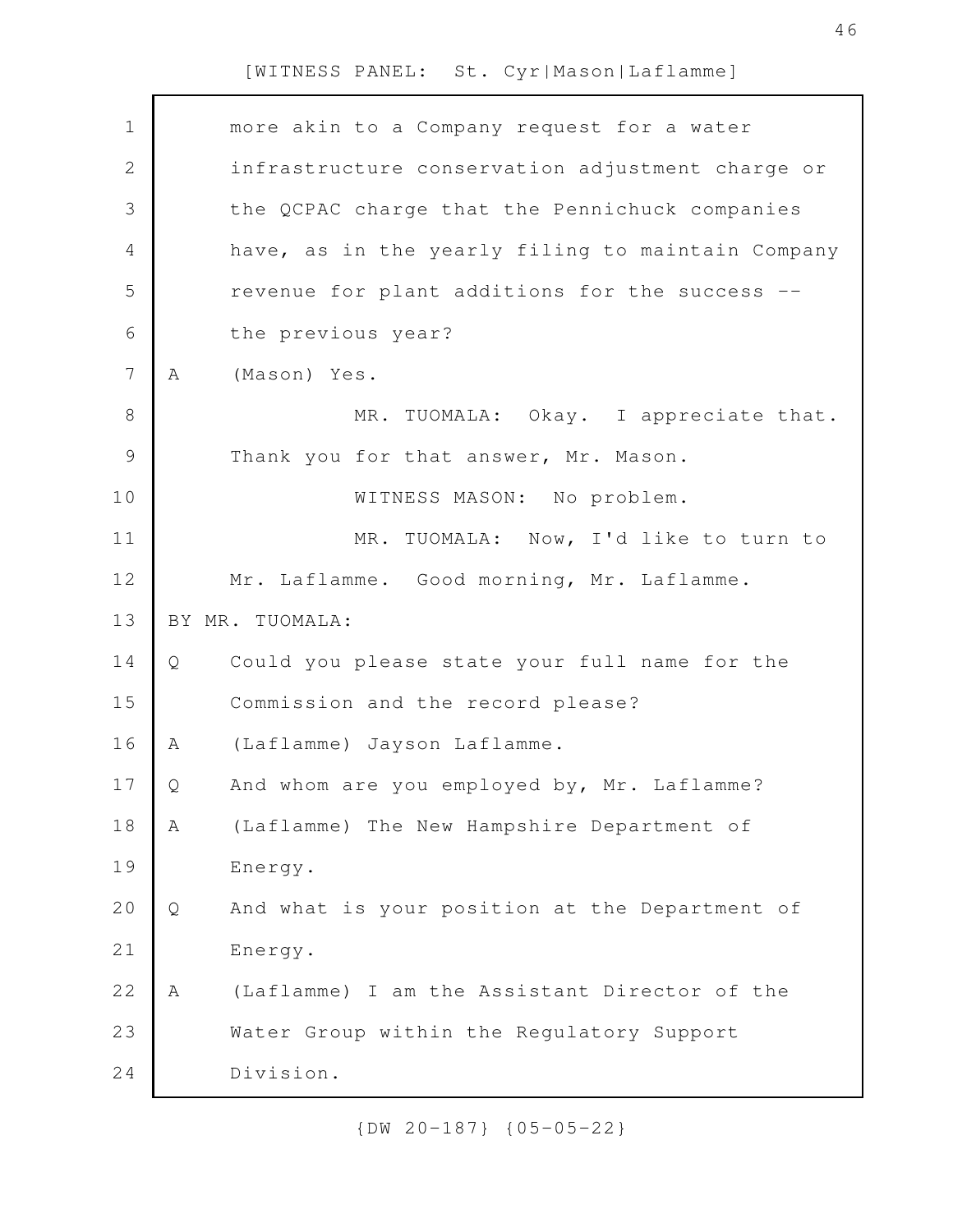more akin to a Company request for a water infrastructure conservation adjustment charge or the QCPAC charge that the Pennichuck companies have, as in the yearly filing to maintain Company revenue for plant additions for the success -- the previous year?

A (Mason) Yes.

MR. TUOMALA: Okay. I appreciate that. Thank you for that answer, Mr. Mason.

WITNESS MASON: No problem.

MR. TUOMALA: Now, I'd like to turn to Mr. Laflamme. Good morning, Mr. Laflamme.

BY MR. TUOMALA:

Q Could you please state your full name for the Commission and the record please?

A (Laflamme) Jayson Laflamme.

Q And whom are you employed by, Mr. Laflamme?

A (Laflamme) The New Hampshire Department of Energy.

Q And what is your position at the Department of Energy.

A (Laflamme) I am the Assistant Director of the Water Group within the Regulatory Support Division.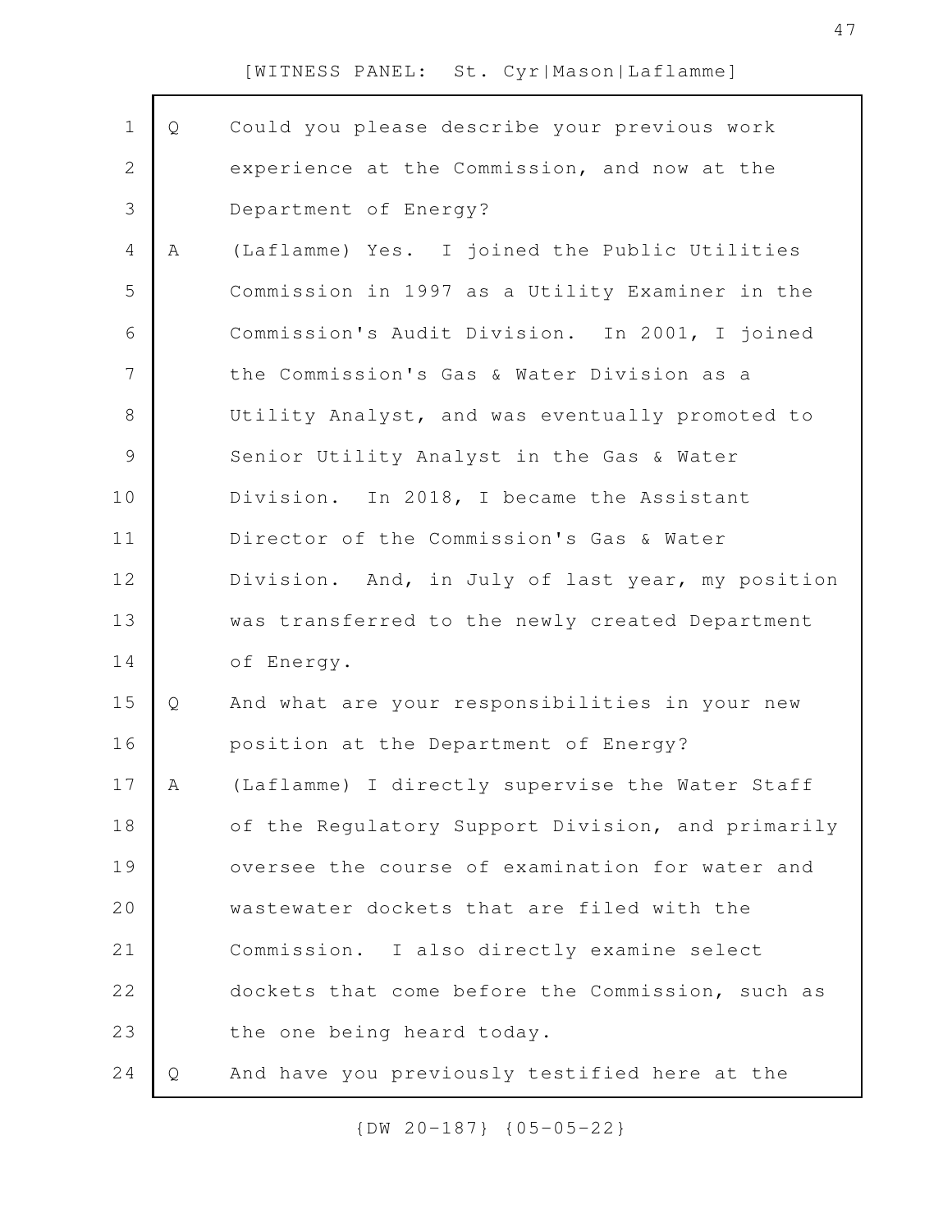Q Could you please describe your previous work experience at the Commission, and now at the Department of Energy?

A (Laflamme) Yes. I joined the Public Utilities Commission in 1997 as a Utility Examiner in the Commission's Audit Division. In 2001, I joined the Commission's Gas & Water Division as a Utility Analyst, and was eventually promoted to Senior Utility Analyst in the Gas & Water Division. In 2018, I became the Assistant Director of the Commission's Gas & Water Division. And, in July of last year, my position was transferred to the newly created Department of Energy.

Q And what are your responsibilities in your new position at the Department of Energy?

A (Laflamme) I directly supervise the Water Staff of the Regulatory Support Division, and primarily oversee the course of examination for water and wastewater dockets that are filed with the Commission. I also directly examine select dockets that come before the Commission, such as the one being heard today.

Q And have you previously testified here at the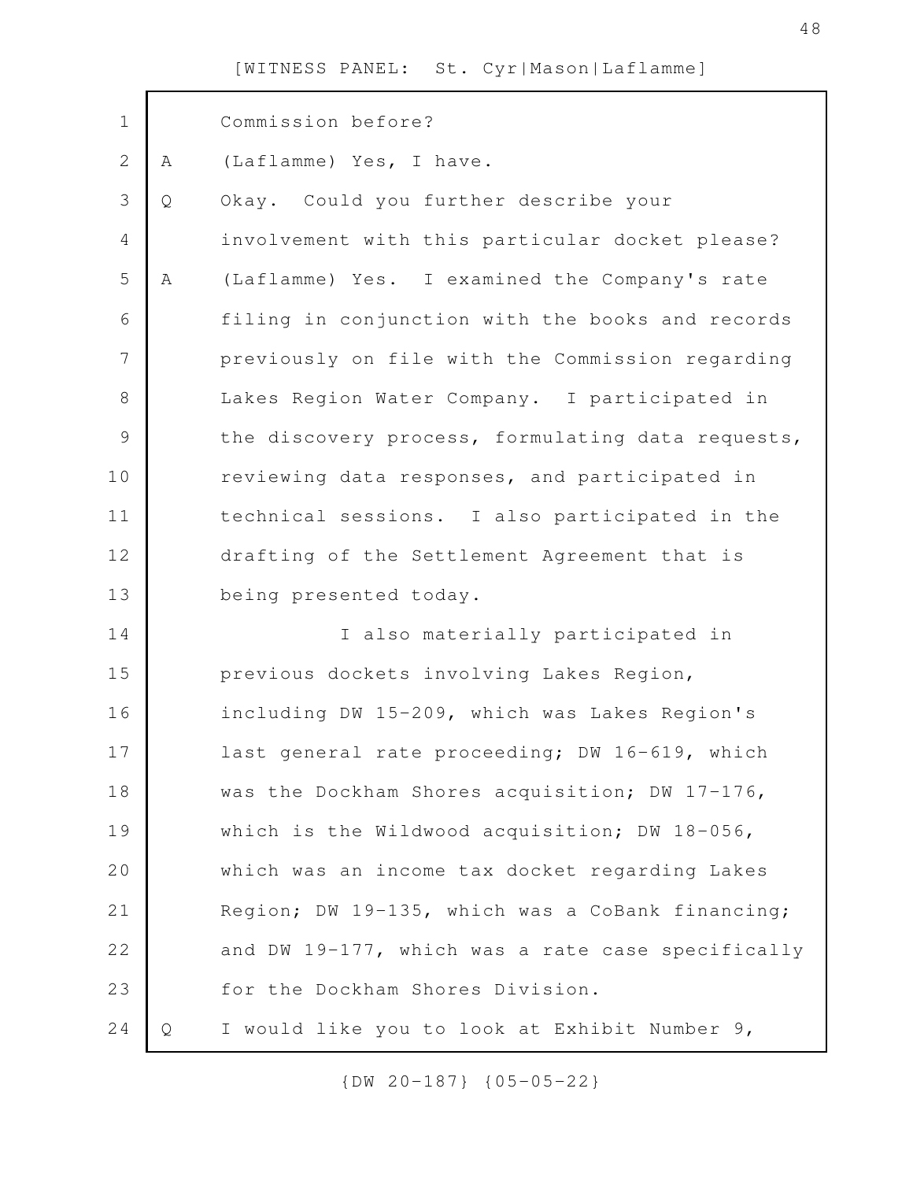Commission before?

A (Laflamme) Yes, I have.

Q Okay. Could you further describe your involvement with this particular docket please?

A (Laflamme) Yes. I examined the Company's rate filing in conjunction with the books and records previously on file with the Commission regarding Lakes Region Water Company. I participated in the discovery process, formulating data requests, reviewing data responses, and participated in technical sessions. I also participated in the drafting of the Settlement Agreement that is being presented today.

I also materially participated in previous dockets involving Lakes Region, including DW 15-209, which was Lakes Region's last general rate proceeding; DW 16-619, which was the Dockham Shores acquisition; DW 17-176, which is the Wildwood acquisition; DW 18-056, which was an income tax docket regarding Lakes Region; DW 19-135, which was a CoBank financing; and DW 19-177, which was a rate case specifically for the Dockham Shores Division.

Q I would like you to look at Exhibit Number 9,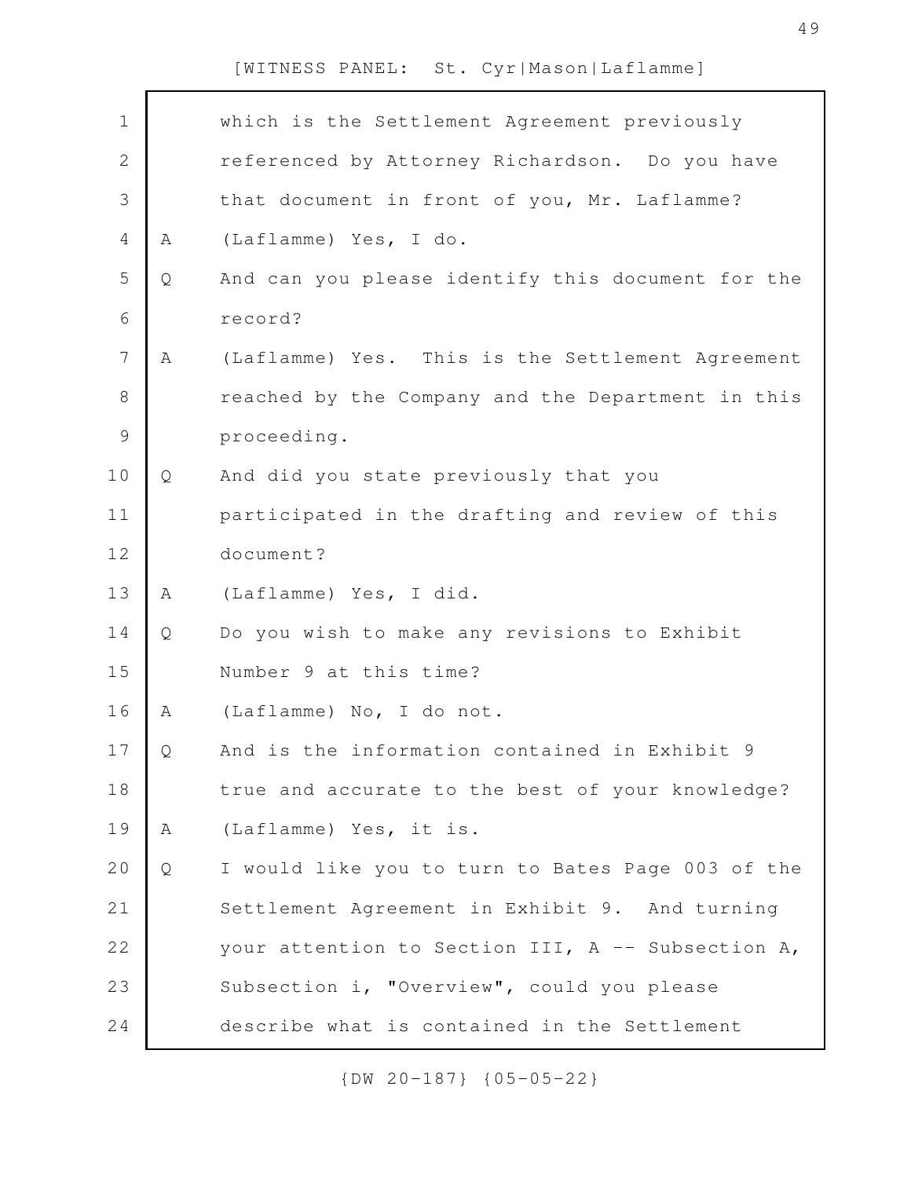1 which is the Settlement Agreement previously
2 referenced by Attorney Richardson. Do you have
3 that document in front of you, Mr. Laflamme?
4 A (Laflamme) Yes, I do.
5 Q And can you please identify this document for the
6 record?
7 A (Laflamme) Yes. This is the Settlement Agreement
8 reached by the Company and the Department in this
9 proceeding.
10 Q And did you state previously that you
11 participated in the drafting and review of this
12 document?
13 A (Laflamme) Yes, I did.
14 Q Do you wish to make any revisions to Exhibit
15 Number 9 at this time?
16 A (Laflamme) No, I do not.
17 Q And is the information contained in Exhibit 9
18 true and accurate to the best of your knowledge?
19 A (Laflamme) Yes, it is.
20 Q I would like you to turn to Bates Page 003 of the
21 Settlement Agreement in Exhibit 9. And turning
22 your attention to Section III, A -- Subsection A,
23 Subsection i, "Overview", could you please
24 describe what is contained in the Settlement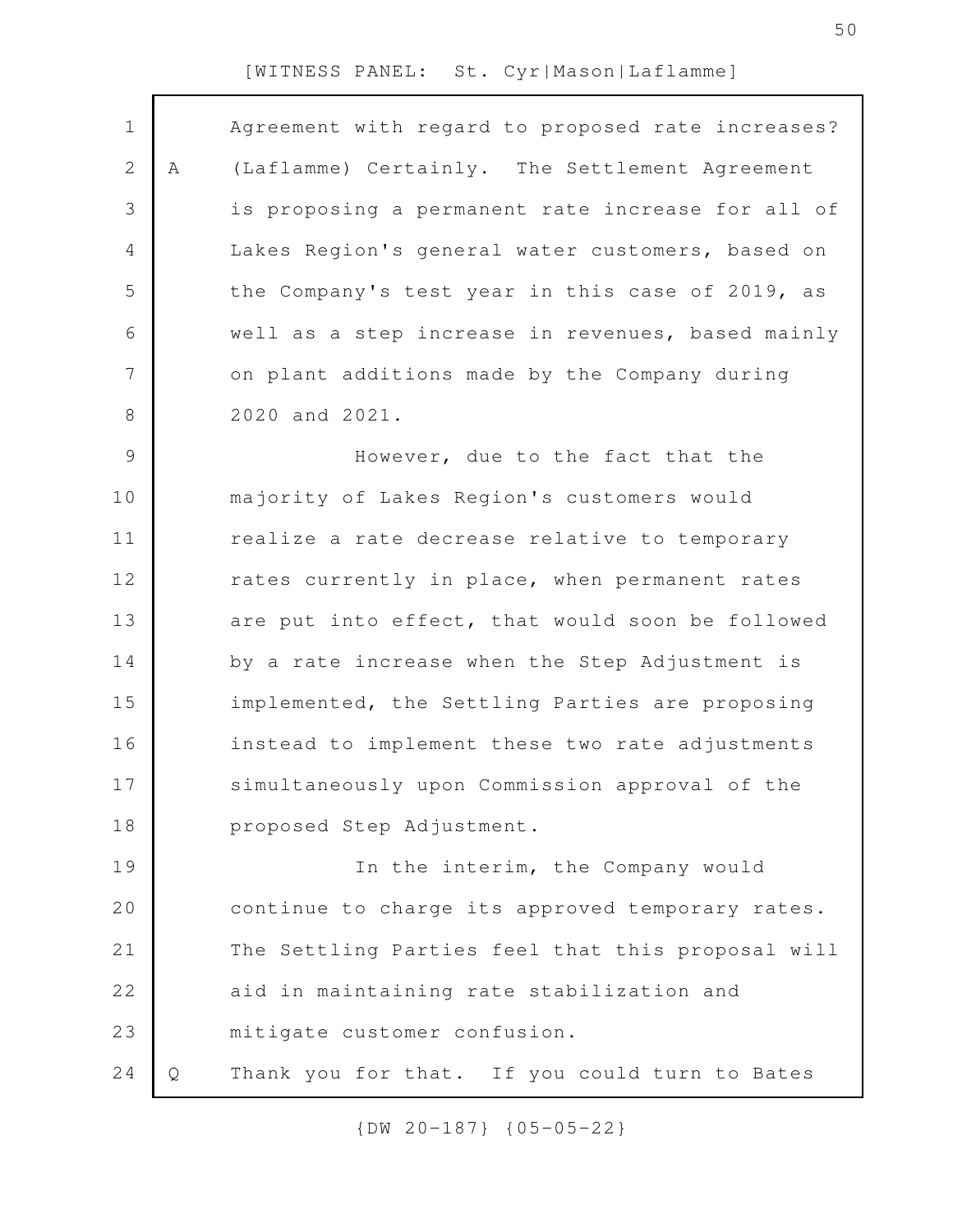Agreement with regard to proposed rate increases?

A (Laflamme) Certainly. The Settlement Agreement is proposing a permanent rate increase for all of Lakes Region's general water customers, based on the Company's test year in this case of 2019, as well as a step increase in revenues, based mainly on plant additions made by the Company during 2020 and 2021.

However, due to the fact that the majority of Lakes Region's customers would realize a rate decrease relative to temporary rates currently in place, when permanent rates are put into effect, that would soon be followed by a rate increase when the Step Adjustment is implemented, the Settling Parties are proposing instead to implement these two rate adjustments simultaneously upon Commission approval of the proposed Step Adjustment.

In the interim, the Company would continue to charge its approved temporary rates. The Settling Parties feel that this proposal will aid in maintaining rate stabilization and mitigate customer confusion.

Q Thank you for that. If you could turn to Bates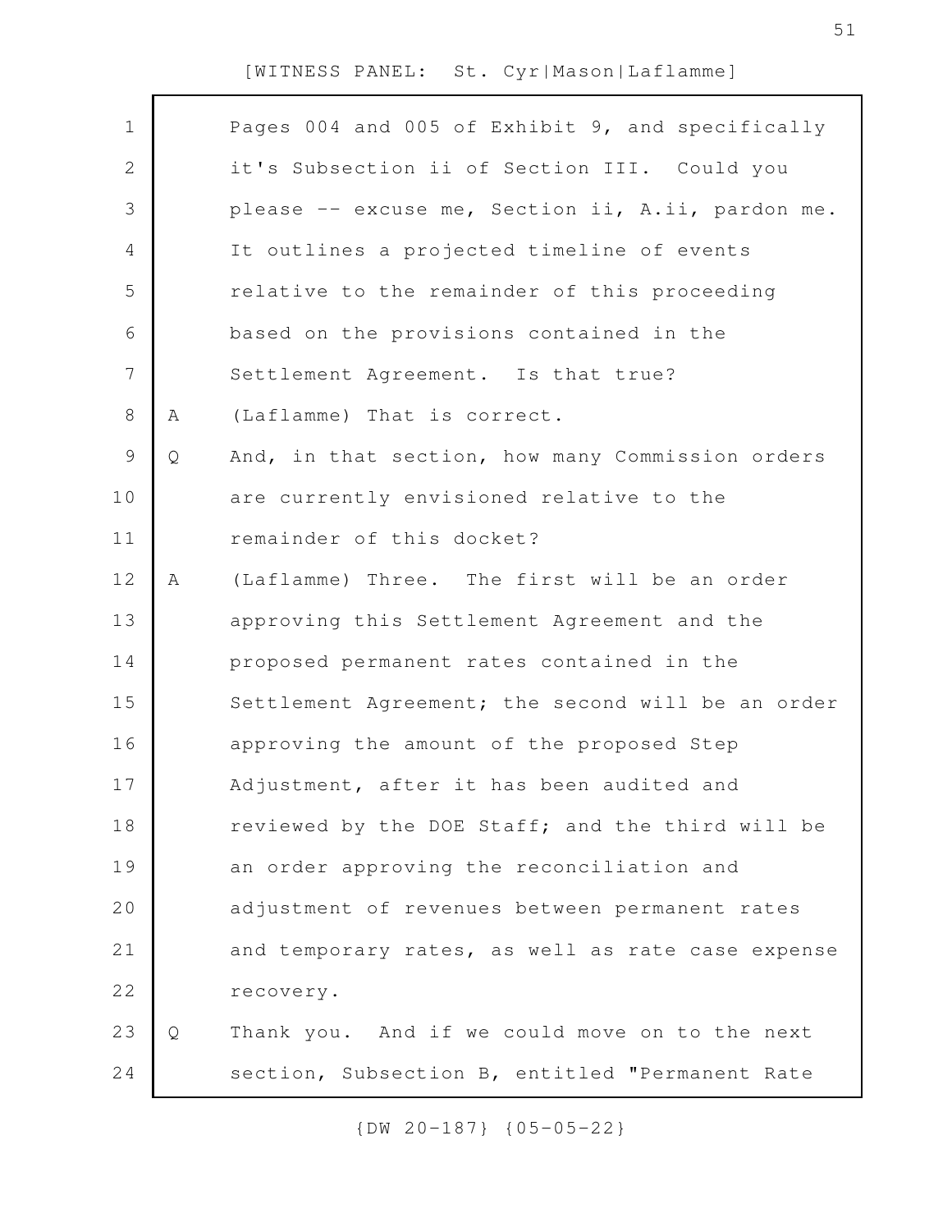Pages 004 and 005 of Exhibit 9, and specifically it's Subsection ii of Section III. Could you please -- excuse me, Section ii, A.ii, pardon me. It outlines a projected timeline of events relative to the remainder of this proceeding based on the provisions contained in the Settlement Agreement. Is that true?

A (Laflamme) That is correct.

Q And, in that section, how many Commission orders are currently envisioned relative to the remainder of this docket?

A (Laflamme) Three. The first will be an order approving this Settlement Agreement and the proposed permanent rates contained in the Settlement Agreement; the second will be an order approving the amount of the proposed Step Adjustment, after it has been audited and reviewed by the DOE Staff; and the third will be an order approving the reconciliation and adjustment of revenues between permanent rates and temporary rates, as well as rate case expense recovery.

Q Thank you. And if we could move on to the next section, Subsection B, entitled "Permanent Rate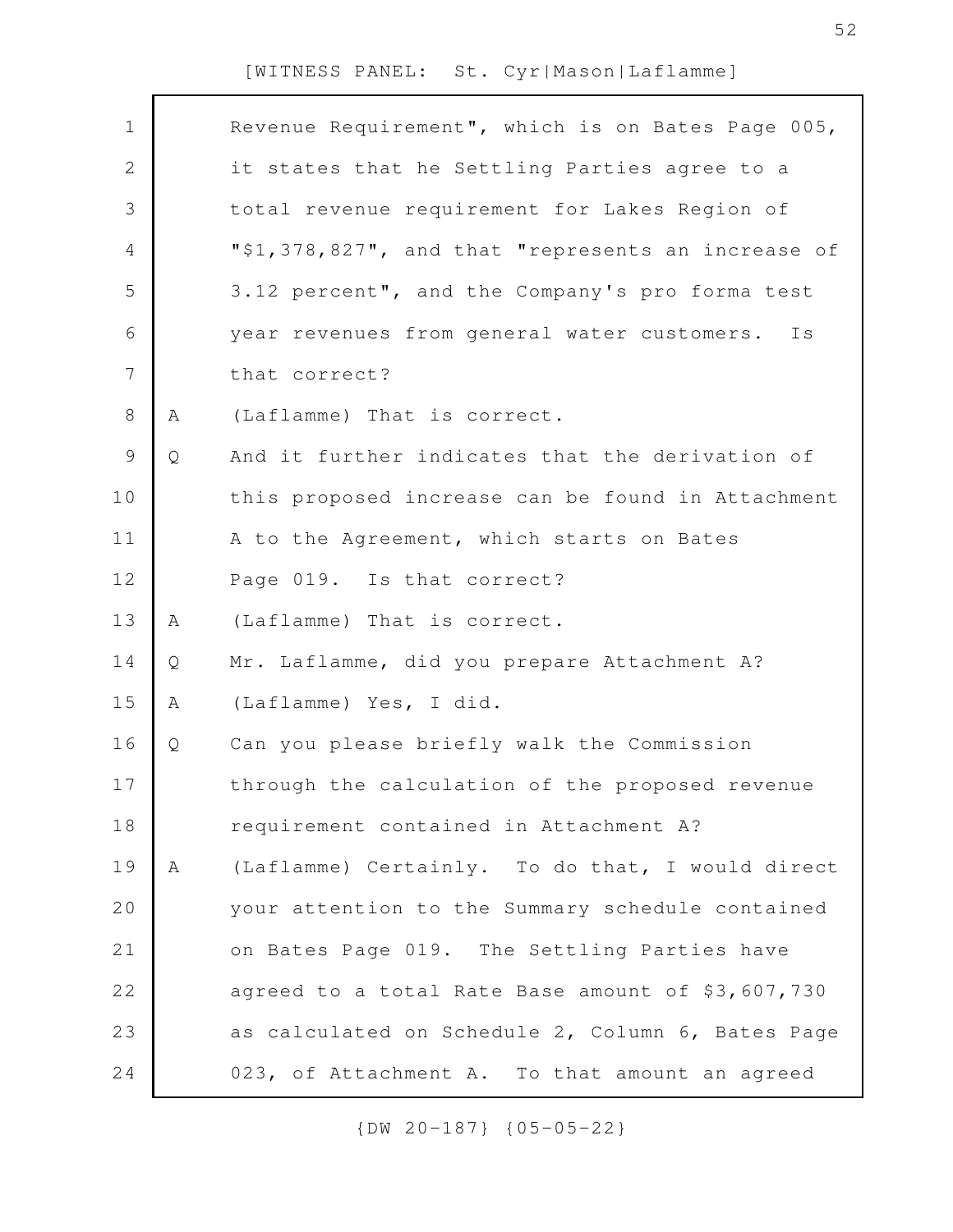Revenue Requirement", which is on Bates Page 005, it states that he Settling Parties agree to a total revenue requirement for Lakes Region of "$1,378,827", and that "represents an increase of 3.12 percent", and the Company's pro forma test year revenues from general water customers. Is that correct?

A (Laflamme) That is correct.

Q And it further indicates that the derivation of this proposed increase can be found in Attachment A to the Agreement, which starts on Bates Page 019. Is that correct?

A (Laflamme) That is correct.

Q Mr. Laflamme, did you prepare Attachment A?

A (Laflamme) Yes, I did.

Q Can you please briefly walk the Commission through the calculation of the proposed revenue requirement contained in Attachment A?

A (Laflamme) Certainly. To do that, I would direct your attention to the Summary schedule contained on Bates Page 019. The Settling Parties have agreed to a total Rate Base amount of $3,607,730 as calculated on Schedule 2, Column 6, Bates Page 023, of Attachment A. To that amount an agreed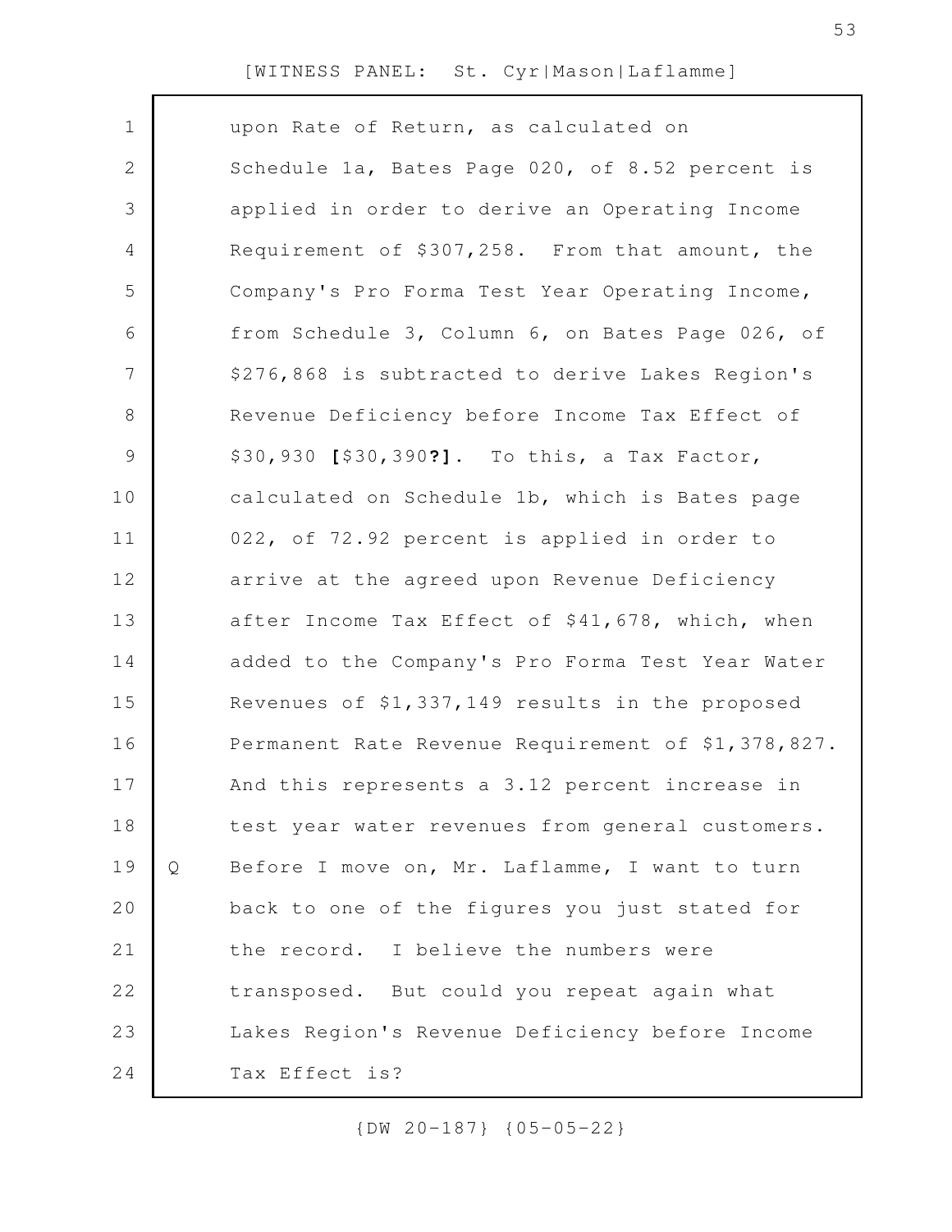upon Rate of Return, as calculated on Schedule 1a, Bates Page 020, of 8.52 percent is applied in order to derive an Operating Income Requirement of $307,258. From that amount, the Company's Pro Forma Test Year Operating Income, from Schedule 3, Column 6, on Bates Page 026, of $276,868 is subtracted to derive Lakes Region's Revenue Deficiency before Income Tax Effect of $30,930 **[**$30,390**?]**. To this, a Tax Factor, calculated on Schedule 1b, which is Bates page 022, of 72.92 percent is applied in order to arrive at the agreed upon Revenue Deficiency after Income Tax Effect of $41,678, which, when added to the Company's Pro Forma Test Year Water Revenues of $1,337,149 results in the proposed Permanent Rate Revenue Requirement of $1,378,827. And this represents a 3.12 percent increase in test year water revenues from general customers.

Q Before I move on, Mr. Laflamme, I want to turn back to one of the figures you just stated for the record. I believe the numbers were transposed. But could you repeat again what Lakes Region's Revenue Deficiency before Income Tax Effect is?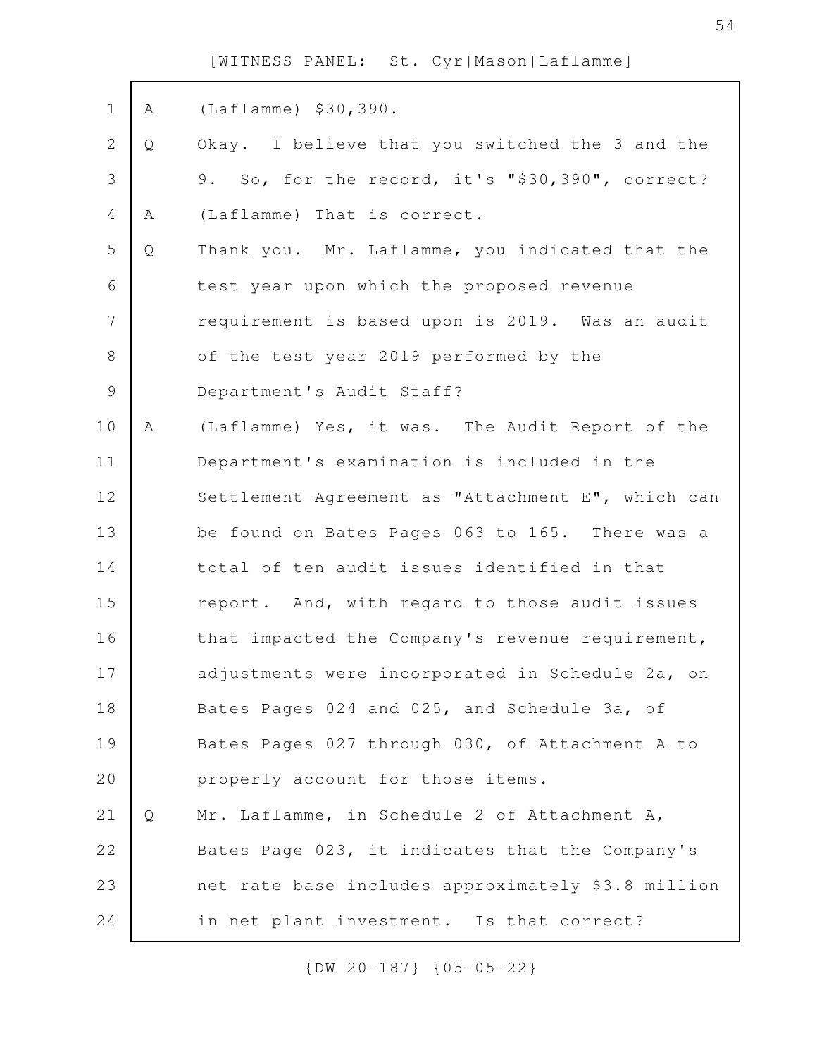A (Laflamme) $30,390.

Q Okay. I believe that you switched the 3 and the 9. So, for the record, it's "$30,390", correct?

A (Laflamme) That is correct.

Q Thank you. Mr. Laflamme, you indicated that the test year upon which the proposed revenue requirement is based upon is 2019. Was an audit of the test year 2019 performed by the Department's Audit Staff?

A (Laflamme) Yes, it was. The Audit Report of the Department's examination is included in the Settlement Agreement as "Attachment E", which can be found on Bates Pages 063 to 165. There was a total of ten audit issues identified in that report. And, with regard to those audit issues that impacted the Company's revenue requirement, adjustments were incorporated in Schedule 2a, on Bates Pages 024 and 025, and Schedule 3a, of Bates Pages 027 through 030, of Attachment A to properly account for those items.

Q Mr. Laflamme, in Schedule 2 of Attachment A, Bates Page 023, it indicates that the Company's net rate base includes approximately $3.8 million in net plant investment. Is that correct?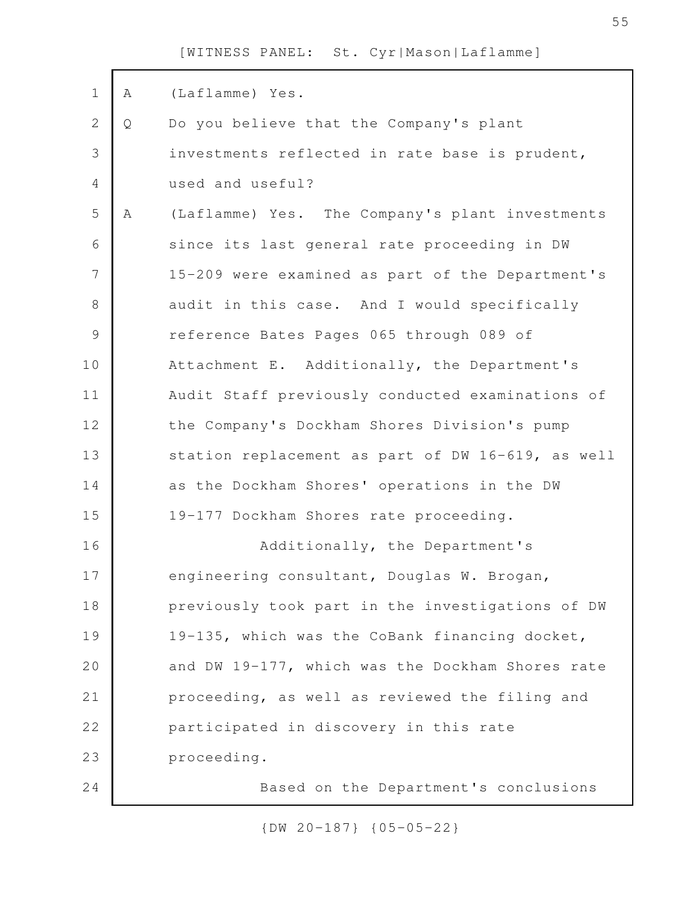[WITNESS PANEL: St. Cyr|Mason|Laflamme]

A (Laflamme) Yes.

Q Do you believe that the Company's plant investments reflected in rate base is prudent, used and useful?

A (Laflamme) Yes. The Company's plant investments since its last general rate proceeding in DW 15-209 were examined as part of the Department's audit in this case. And I would specifically reference Bates Pages 065 through 089 of Attachment E. Additionally, the Department's Audit Staff previously conducted examinations of the Company's Dockham Shores Division's pump station replacement as part of DW 16-619, as well as the Dockham Shores' operations in the DW 19-177 Dockham Shores rate proceeding.

Additionally, the Department's engineering consultant, Douglas W. Brogan, previously took part in the investigations of DW 19-135, which was the CoBank financing docket, and DW 19-177, which was the Dockham Shores rate proceeding, as well as reviewed the filing and participated in discovery in this rate proceeding.

Based on the Department's conclusions

{DW 20-187} {05-05-22}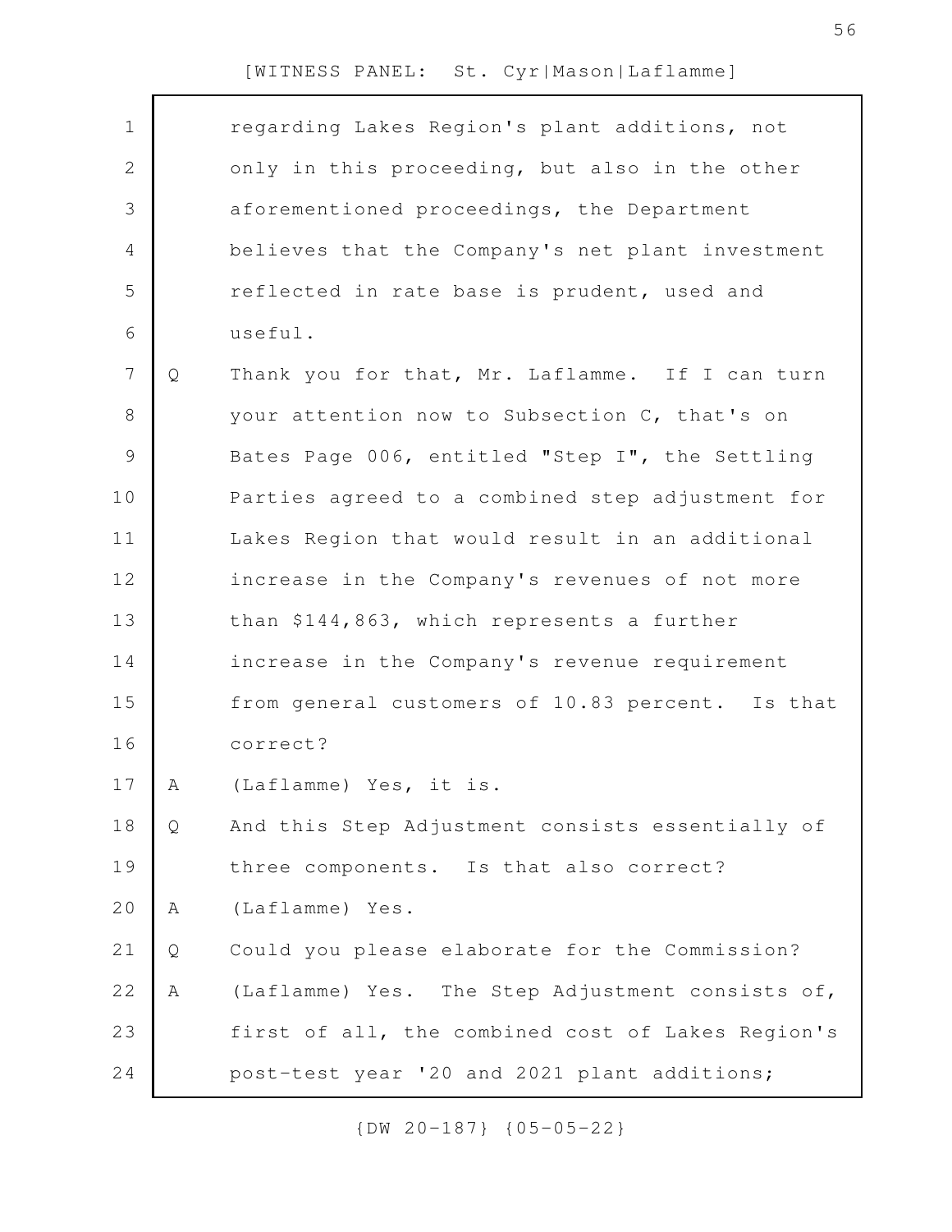regarding Lakes Region's plant additions, not only in this proceeding, but also in the other aforementioned proceedings, the Department believes that the Company's net plant investment reflected in rate base is prudent, used and useful.

Q Thank you for that, Mr. Laflamme. If I can turn your attention now to Subsection C, that's on Bates Page 006, entitled "Step I", the Settling Parties agreed to a combined step adjustment for Lakes Region that would result in an additional increase in the Company's revenues of not more than $144,863, which represents a further increase in the Company's revenue requirement from general customers of 10.83 percent. Is that correct?

A (Laflamme) Yes, it is.

Q And this Step Adjustment consists essentially of three components. Is that also correct?

A (Laflamme) Yes.

Q Could you please elaborate for the Commission?

A (Laflamme) Yes. The Step Adjustment consists of, first of all, the combined cost of Lakes Region's post-test year '20 and 2021 plant additions;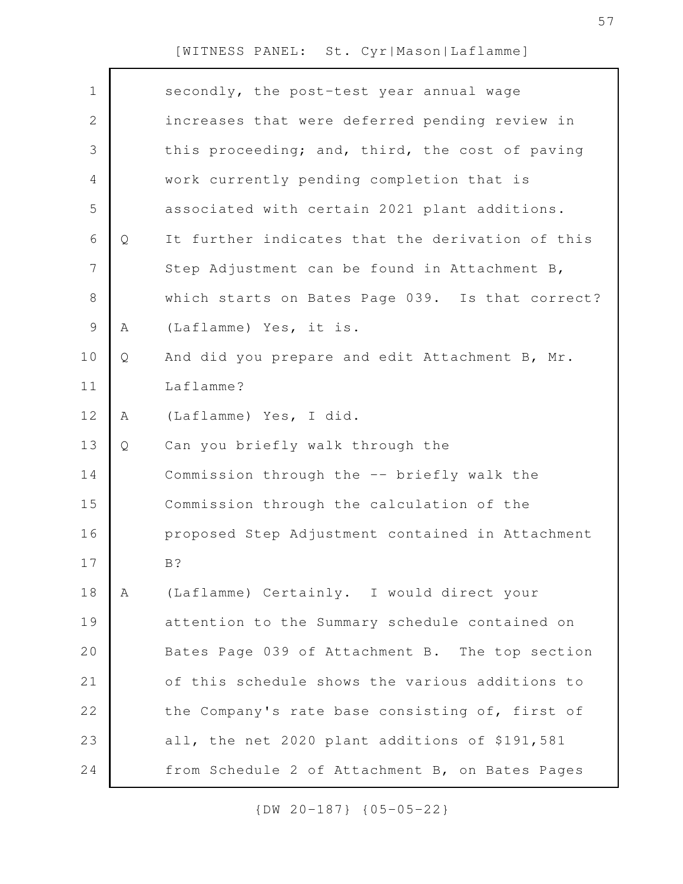secondly, the post-test year annual wage increases that were deferred pending review in this proceeding; and, third, the cost of paving work currently pending completion that is associated with certain 2021 plant additions.

Q It further indicates that the derivation of this Step Adjustment can be found in Attachment B, which starts on Bates Page 039. Is that correct?

A (Laflamme) Yes, it is.

Q And did you prepare and edit Attachment B, Mr. Laflamme?

A (Laflamme) Yes, I did.

Q Can you briefly walk through the Commission through the -- briefly walk the Commission through the calculation of the proposed Step Adjustment contained in Attachment B?

A (Laflamme) Certainly. I would direct your attention to the Summary schedule contained on Bates Page 039 of Attachment B. The top section of this schedule shows the various additions to the Company's rate base consisting of, first of all, the net 2020 plant additions of $191,581 from Schedule 2 of Attachment B, on Bates Pages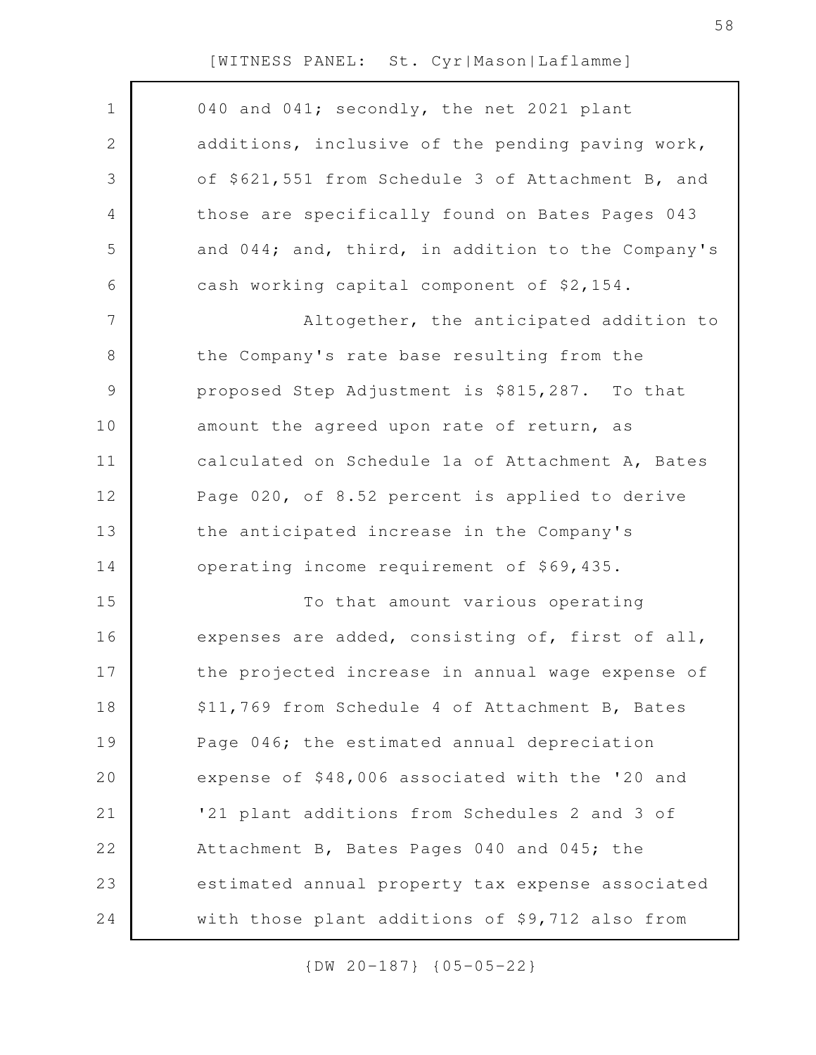040 and 041; secondly, the net 2021 plant additions, inclusive of the pending paving work, of $621,551 from Schedule 3 of Attachment B, and those are specifically found on Bates Pages 043 and 044; and, third, in addition to the Company's cash working capital component of $2,154.

Altogether, the anticipated addition to the Company's rate base resulting from the proposed Step Adjustment is $815,287. To that amount the agreed upon rate of return, as calculated on Schedule 1a of Attachment A, Bates Page 020, of 8.52 percent is applied to derive the anticipated increase in the Company's operating income requirement of $69,435.

To that amount various operating expenses are added, consisting of, first of all, the projected increase in annual wage expense of $11,769 from Schedule 4 of Attachment B, Bates Page 046; the estimated annual depreciation expense of $48,006 associated with the '20 and '21 plant additions from Schedules 2 and 3 of Attachment B, Bates Pages 040 and 045; the estimated annual property tax expense associated with those plant additions of $9,712 also from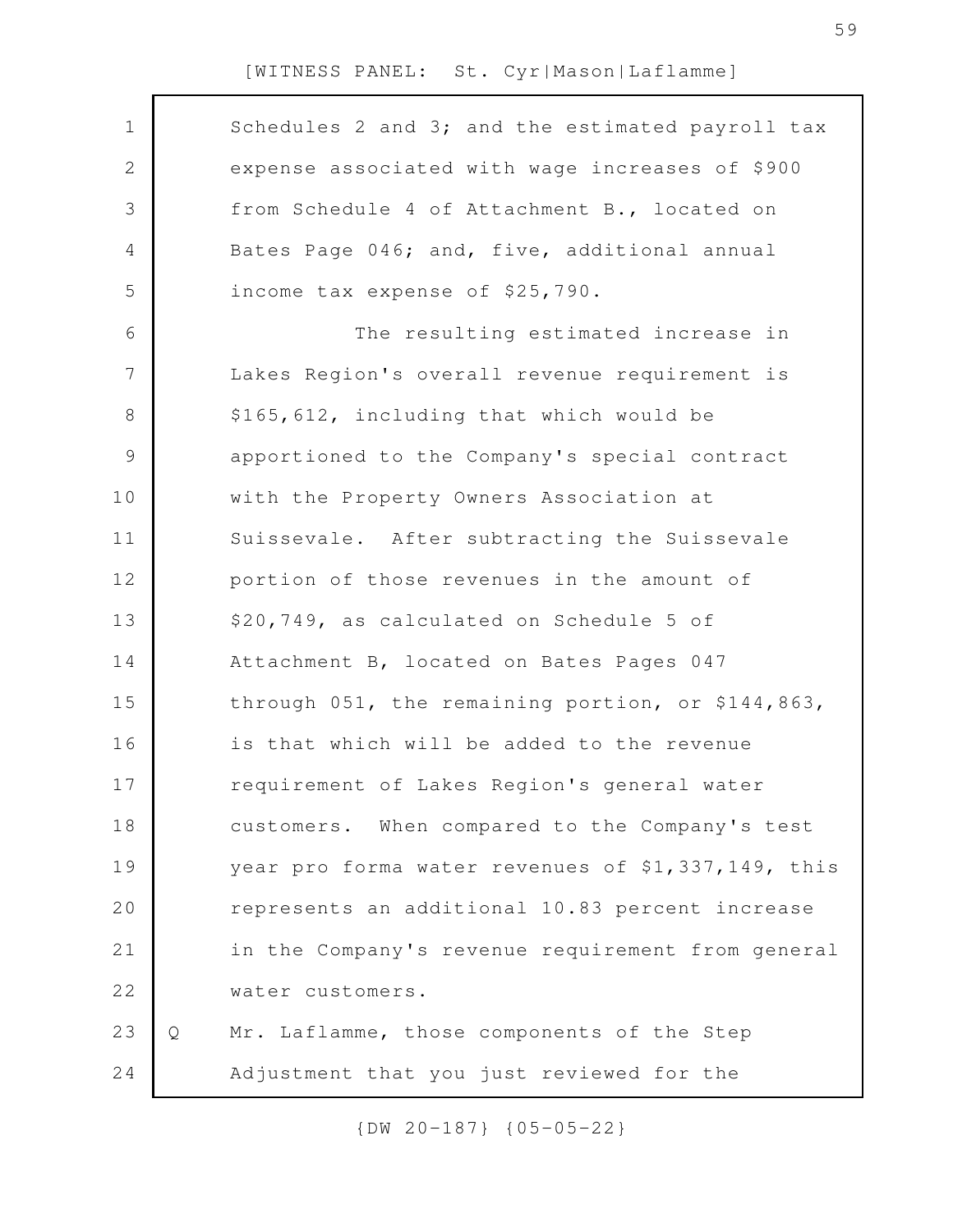Schedules 2 and 3; and the estimated payroll tax expense associated with wage increases of $900 from Schedule 4 of Attachment B., located on Bates Page 046; and, five, additional annual income tax expense of $25,790.

The resulting estimated increase in Lakes Region's overall revenue requirement is $165,612, including that which would be apportioned to the Company's special contract with the Property Owners Association at Suissevale. After subtracting the Suissevale portion of those revenues in the amount of $20,749, as calculated on Schedule 5 of Attachment B, located on Bates Pages 047 through 051, the remaining portion, or $144,863, is that which will be added to the revenue requirement of Lakes Region's general water customers. When compared to the Company's test year pro forma water revenues of $1,337,149, this represents an additional 10.83 percent increase in the Company's revenue requirement from general water customers.

Q Mr. Laflamme, those components of the Step Adjustment that you just reviewed for the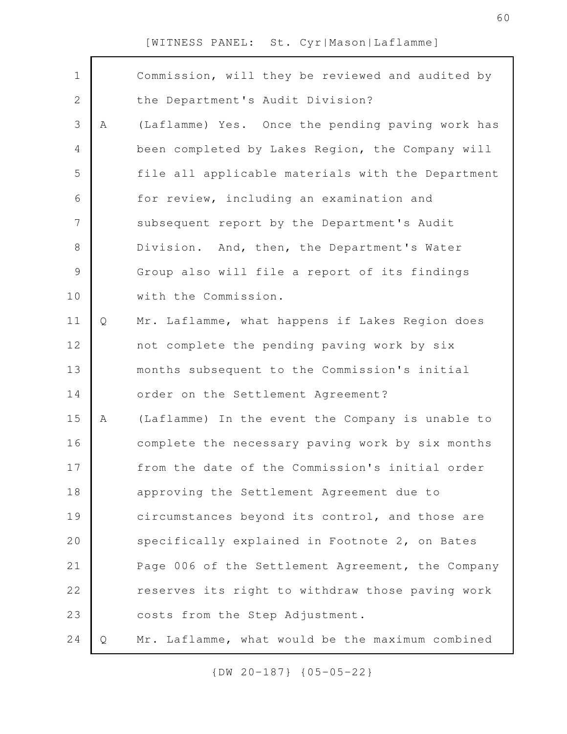Commission, will they be reviewed and audited by the Department's Audit Division?

A (Laflamme) Yes. Once the pending paving work has been completed by Lakes Region, the Company will file all applicable materials with the Department for review, including an examination and subsequent report by the Department's Audit Division. And, then, the Department's Water Group also will file a report of its findings with the Commission.

Q Mr. Laflamme, what happens if Lakes Region does not complete the pending paving work by six months subsequent to the Commission's initial order on the Settlement Agreement?

A (Laflamme) In the event the Company is unable to complete the necessary paving work by six months from the date of the Commission's initial order approving the Settlement Agreement due to circumstances beyond its control, and those are specifically explained in Footnote 2, on Bates Page 006 of the Settlement Agreement, the Company reserves its right to withdraw those paving work costs from the Step Adjustment.

Q Mr. Laflamme, what would be the maximum combined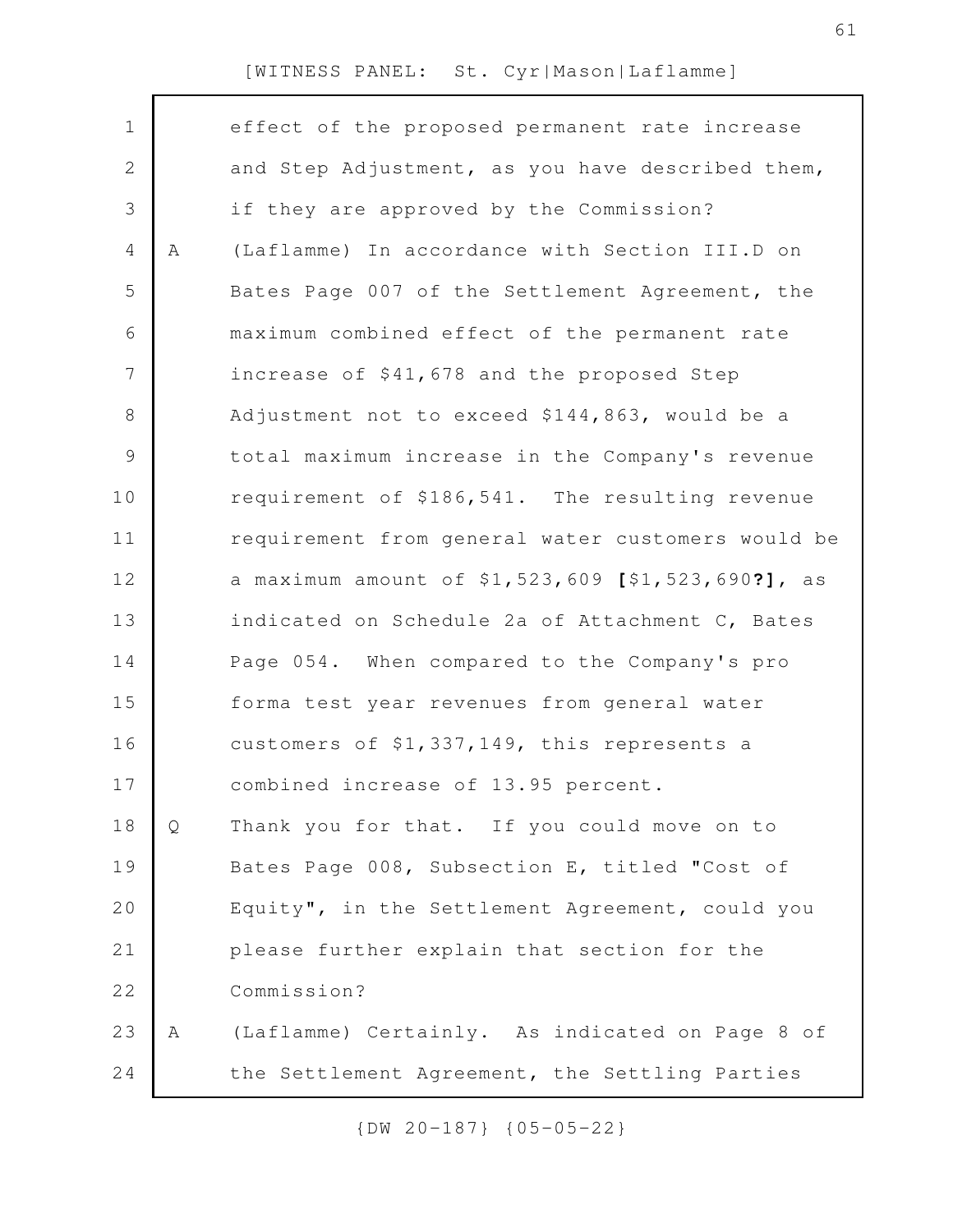effect of the proposed permanent rate increase and Step Adjustment, as you have described them, if they are approved by the Commission?

A (Laflamme) In accordance with Section III.D on Bates Page 007 of the Settlement Agreement, the maximum combined effect of the permanent rate increase of $41,678 and the proposed Step Adjustment not to exceed $144,863, would be a total maximum increase in the Company's revenue requirement of $186,541. The resulting revenue requirement from general water customers would be a maximum amount of $1,523,609 **[**$1,523,690**?]**, as indicated on Schedule 2a of Attachment C, Bates Page 054. When compared to the Company's pro forma test year revenues from general water customers of $1,337,149, this represents a combined increase of 13.95 percent.

Q Thank you for that. If you could move on to Bates Page 008, Subsection E, titled "Cost of Equity", in the Settlement Agreement, could you please further explain that section for the Commission?

A (Laflamme) Certainly. As indicated on Page 8 of the Settlement Agreement, the Settling Parties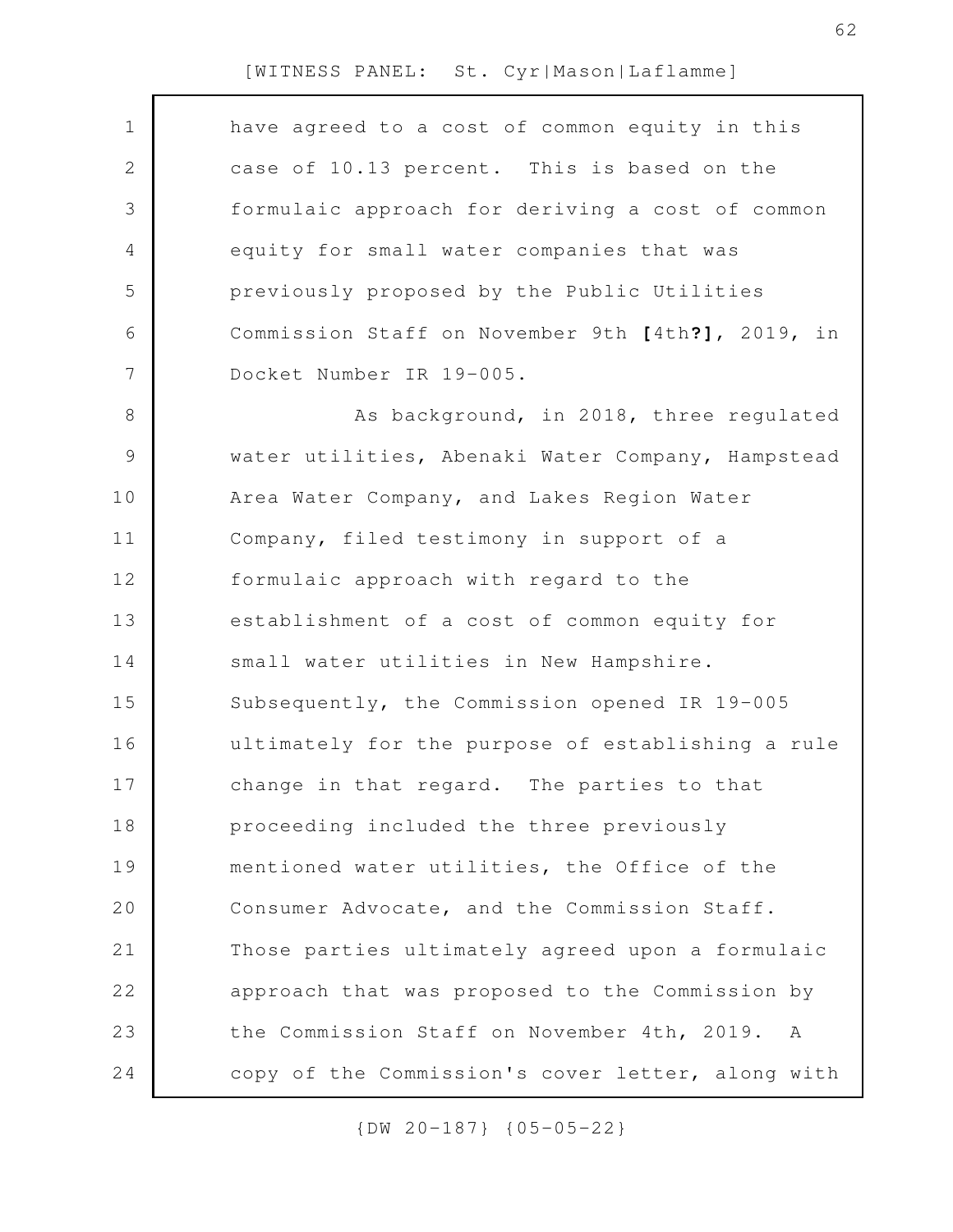have agreed to a cost of common equity in this case of 10.13 percent. This is based on the formulaic approach for deriving a cost of common equity for small water companies that was previously proposed by the Public Utilities Commission Staff on November 9th **[**4th**?]**, 2019, in Docket Number IR 19-005.

As background, in 2018, three regulated water utilities, Abenaki Water Company, Hampstead Area Water Company, and Lakes Region Water Company, filed testimony in support of a formulaic approach with regard to the establishment of a cost of common equity for small water utilities in New Hampshire. Subsequently, the Commission opened IR 19-005 ultimately for the purpose of establishing a rule change in that regard. The parties to that proceeding included the three previously mentioned water utilities, the Office of the Consumer Advocate, and the Commission Staff. Those parties ultimately agreed upon a formulaic approach that was proposed to the Commission by the Commission Staff on November 4th, 2019. A copy of the Commission's cover letter, along with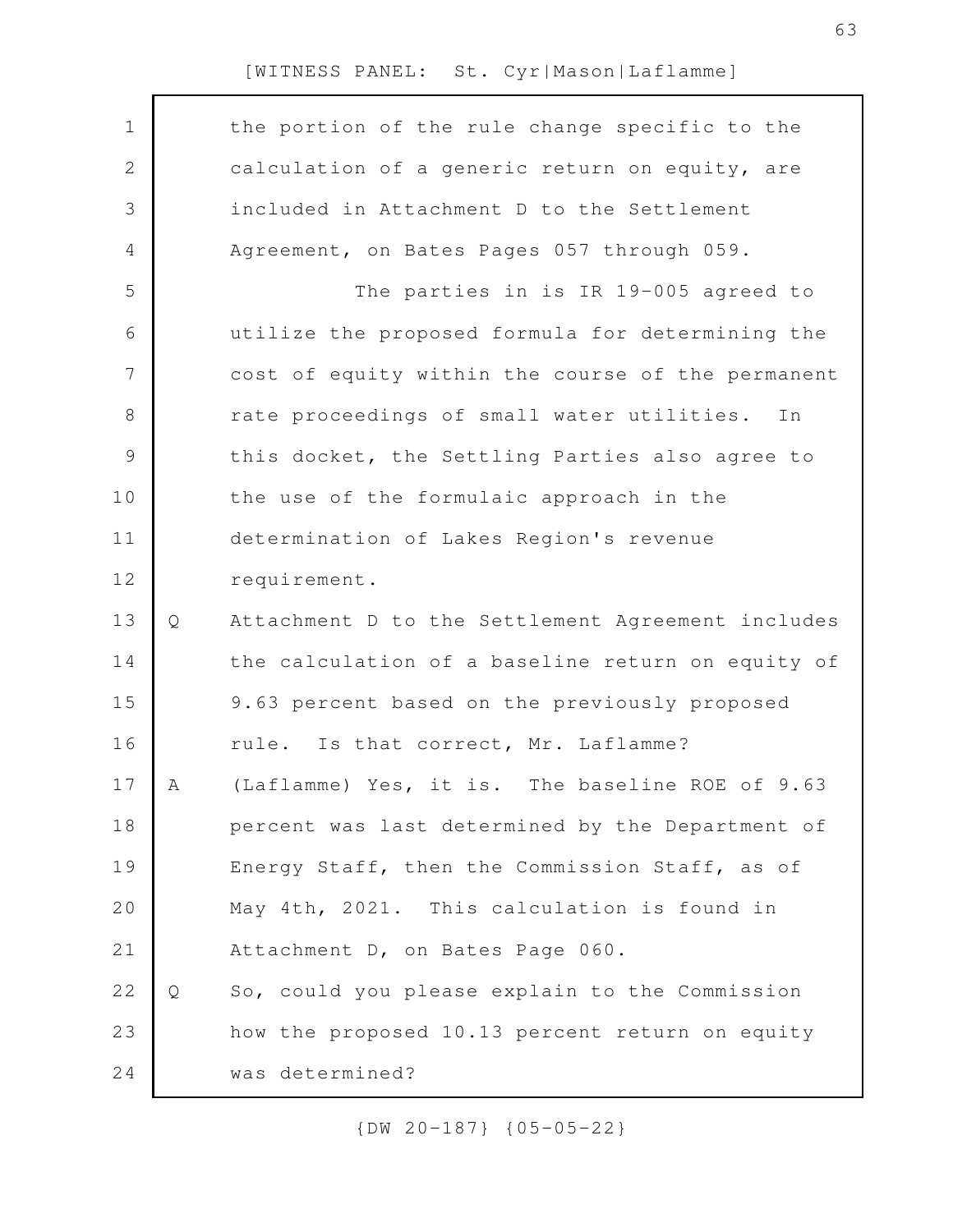the portion of the rule change specific to the calculation of a generic return on equity, are included in Attachment D to the Settlement Agreement, on Bates Pages 057 through 059.

The parties in is IR 19-005 agreed to utilize the proposed formula for determining the cost of equity within the course of the permanent rate proceedings of small water utilities. In this docket, the Settling Parties also agree to the use of the formulaic approach in the determination of Lakes Region's revenue requirement.

Q Attachment D to the Settlement Agreement includes the calculation of a baseline return on equity of 9.63 percent based on the previously proposed rule. Is that correct, Mr. Laflamme?

A (Laflamme) Yes, it is. The baseline ROE of 9.63 percent was last determined by the Department of Energy Staff, then the Commission Staff, as of May 4th, 2021. This calculation is found in Attachment D, on Bates Page 060.

Q So, could you please explain to the Commission how the proposed 10.13 percent return on equity was determined?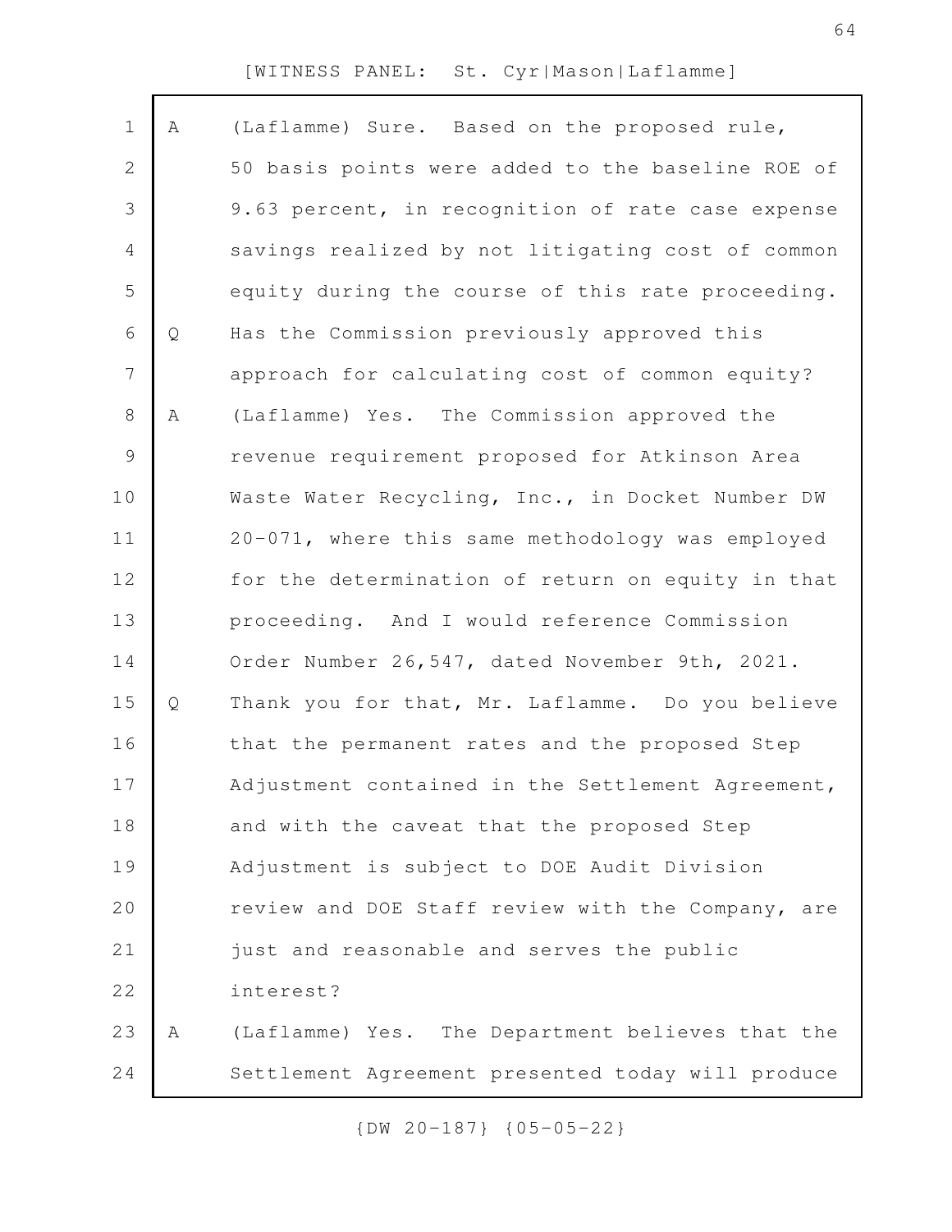A (Laflamme) Sure. Based on the proposed rule, 50 basis points were added to the baseline ROE of 9.63 percent, in recognition of rate case expense savings realized by not litigating cost of common equity during the course of this rate proceeding.

Q Has the Commission previously approved this approach for calculating cost of common equity?

A (Laflamme) Yes. The Commission approved the revenue requirement proposed for Atkinson Area Waste Water Recycling, Inc., in Docket Number DW 20-071, where this same methodology was employed for the determination of return on equity in that proceeding. And I would reference Commission Order Number 26,547, dated November 9th, 2021.

Q Thank you for that, Mr. Laflamme. Do you believe that the permanent rates and the proposed Step Adjustment contained in the Settlement Agreement, and with the caveat that the proposed Step Adjustment is subject to DOE Audit Division review and DOE Staff review with the Company, are just and reasonable and serves the public interest?

A (Laflamme) Yes. The Department believes that the Settlement Agreement presented today will produce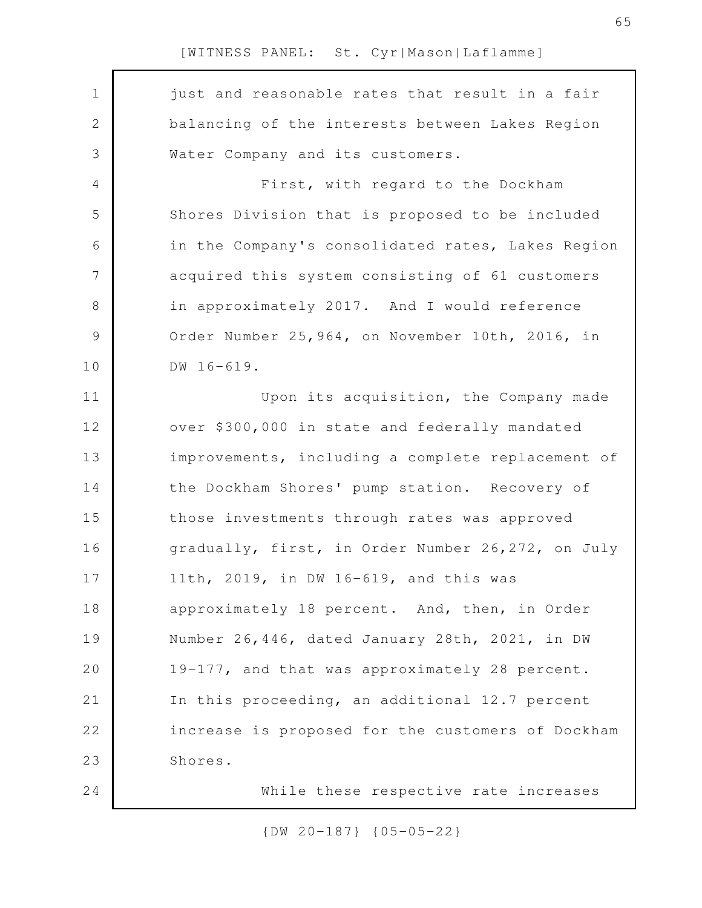just and reasonable rates that result in a fair balancing of the interests between Lakes Region Water Company and its customers.

First, with regard to the Dockham Shores Division that is proposed to be included in the Company's consolidated rates, Lakes Region acquired this system consisting of 61 customers in approximately 2017. And I would reference Order Number 25,964, on November 10th, 2016, in DW 16-619.

Upon its acquisition, the Company made over $300,000 in state and federally mandated improvements, including a complete replacement of the Dockham Shores' pump station. Recovery of those investments through rates was approved gradually, first, in Order Number 26,272, on July 11th, 2019, in DW 16-619, and this was approximately 18 percent. And, then, in Order Number 26,446, dated January 28th, 2021, in DW 19-177, and that was approximately 28 percent. In this proceeding, an additional 12.7 percent increase is proposed for the customers of Dockham Shores.

While these respective rate increases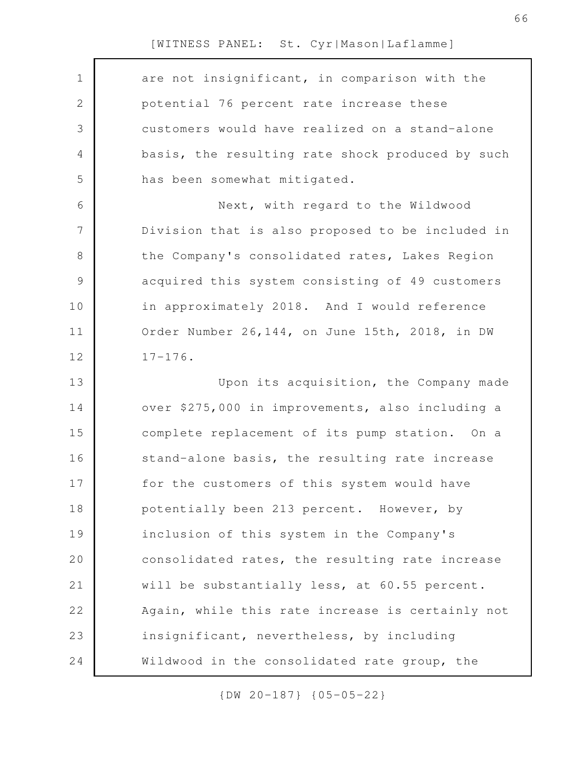are not insignificant, in comparison with the potential 76 percent rate increase these customers would have realized on a stand-alone basis, the resulting rate shock produced by such has been somewhat mitigated.

Next, with regard to the Wildwood Division that is also proposed to be included in the Company's consolidated rates, Lakes Region acquired this system consisting of 49 customers in approximately 2018. And I would reference Order Number 26,144, on June 15th, 2018, in DW 17-176.

Upon its acquisition, the Company made over $275,000 in improvements, also including a complete replacement of its pump station. On a stand-alone basis, the resulting rate increase for the customers of this system would have potentially been 213 percent. However, by inclusion of this system in the Company's consolidated rates, the resulting rate increase will be substantially less, at 60.55 percent. Again, while this rate increase is certainly not insignificant, nevertheless, by including Wildwood in the consolidated rate group, the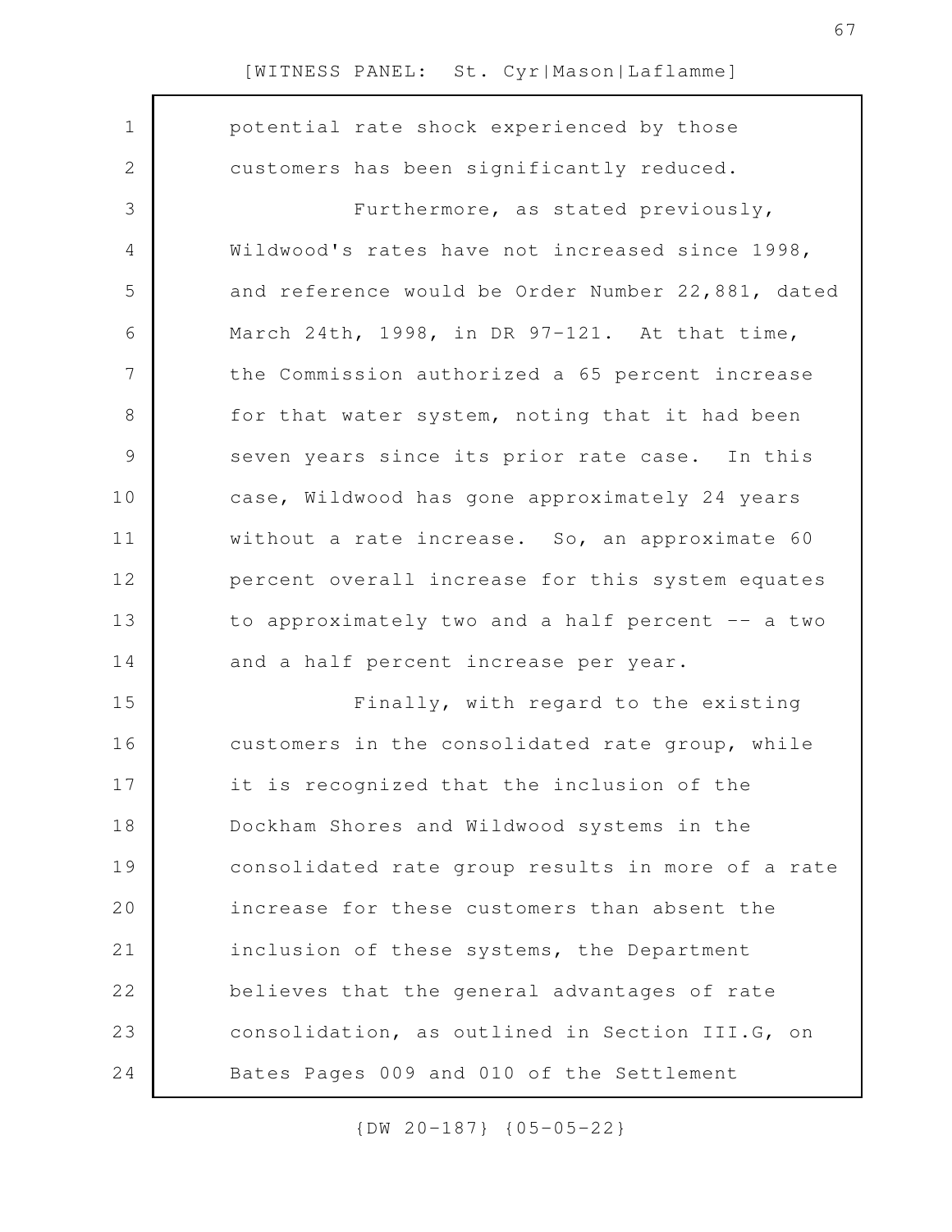potential rate shock experienced by those customers has been significantly reduced.

Furthermore, as stated previously, Wildwood's rates have not increased since 1998, and reference would be Order Number 22,881, dated March 24th, 1998, in DR 97-121. At that time, the Commission authorized a 65 percent increase for that water system, noting that it had been seven years since its prior rate case. In this case, Wildwood has gone approximately 24 years without a rate increase. So, an approximate 60 percent overall increase for this system equates to approximately two and a half percent -- a two and a half percent increase per year.

Finally, with regard to the existing customers in the consolidated rate group, while it is recognized that the inclusion of the Dockham Shores and Wildwood systems in the consolidated rate group results in more of a rate increase for these customers than absent the inclusion of these systems, the Department believes that the general advantages of rate consolidation, as outlined in Section III.G, on Bates Pages 009 and 010 of the Settlement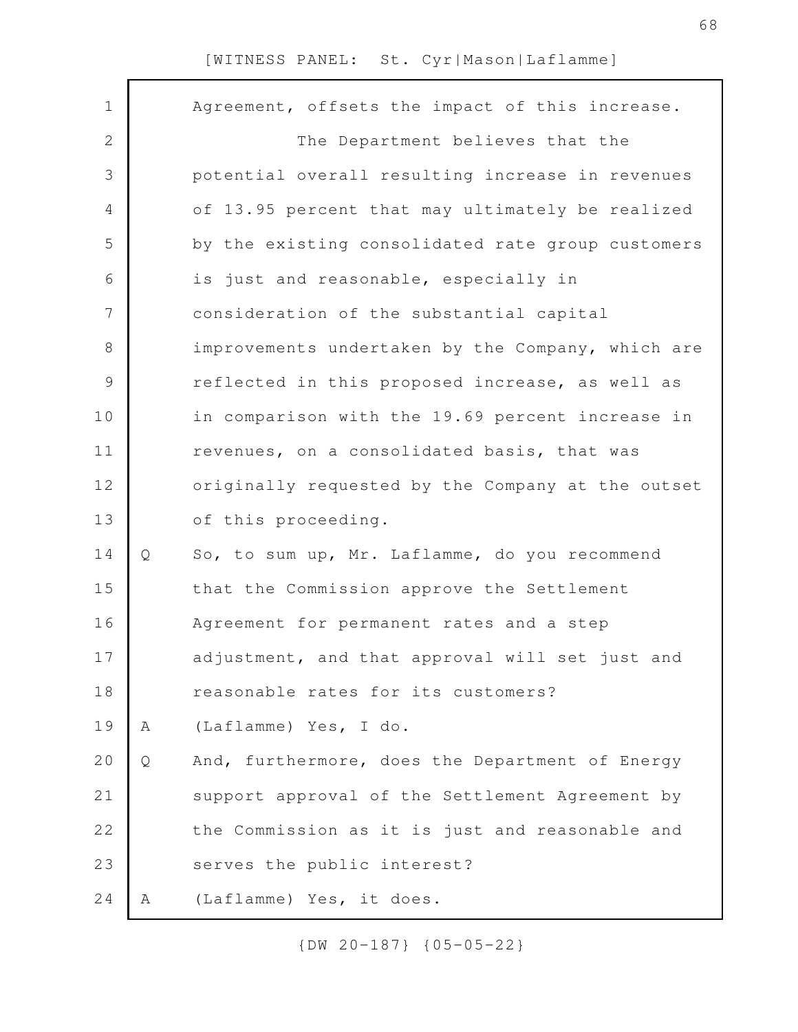Agreement, offsets the impact of this increase.

The Department believes that the potential overall resulting increase in revenues of 13.95 percent that may ultimately be realized by the existing consolidated rate group customers is just and reasonable, especially in consideration of the substantial capital improvements undertaken by the Company, which are reflected in this proposed increase, as well as in comparison with the 19.69 percent increase in revenues, on a consolidated basis, that was originally requested by the Company at the outset of this proceeding.

Q So, to sum up, Mr. Laflamme, do you recommend that the Commission approve the Settlement Agreement for permanent rates and a step adjustment, and that approval will set just and reasonable rates for its customers?

A (Laflamme) Yes, I do.

Q And, furthermore, does the Department of Energy support approval of the Settlement Agreement by the Commission as it is just and reasonable and serves the public interest?

A (Laflamme) Yes, it does.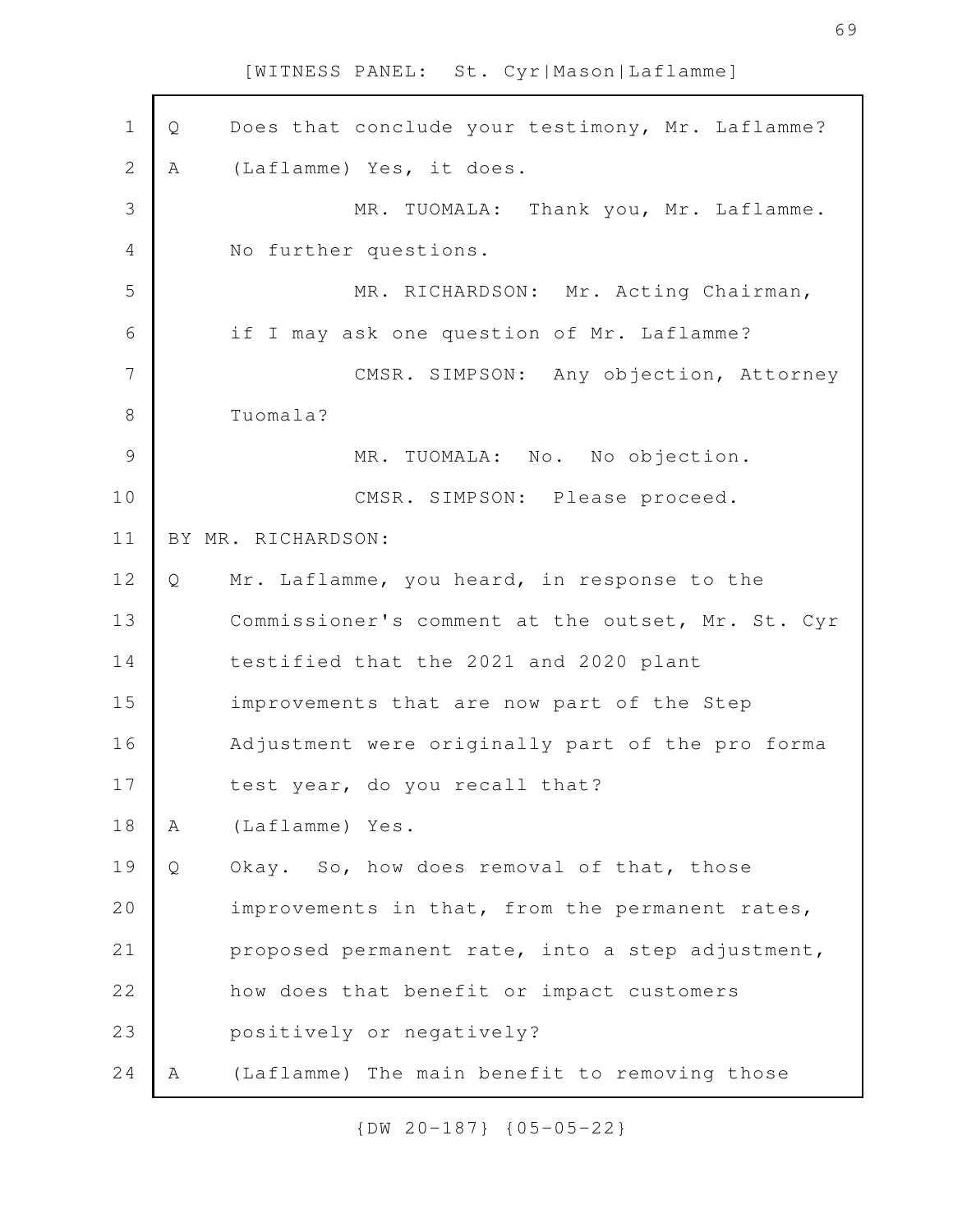Q Does that conclude your testimony, Mr. Laflamme?

A (Laflamme) Yes, it does.

MR. TUOMALA: Thank you, Mr. Laflamme. No further questions.

MR. RICHARDSON: Mr. Acting Chairman, if I may ask one question of Mr. Laflamme?

CMSR. SIMPSON: Any objection, Attorney Tuomala?

MR. TUOMALA: No. No objection.

CMSR. SIMPSON: Please proceed.

BY MR. RICHARDSON:

Q Mr. Laflamme, you heard, in response to the Commissioner's comment at the outset, Mr. St. Cyr testified that the 2021 and 2020 plant improvements that are now part of the Step Adjustment were originally part of the pro forma test year, do you recall that?

A (Laflamme) Yes.

Q Okay. So, how does removal of that, those improvements in that, from the permanent rates, proposed permanent rate, into a step adjustment, how does that benefit or impact customers positively or negatively?

A (Laflamme) The main benefit to removing those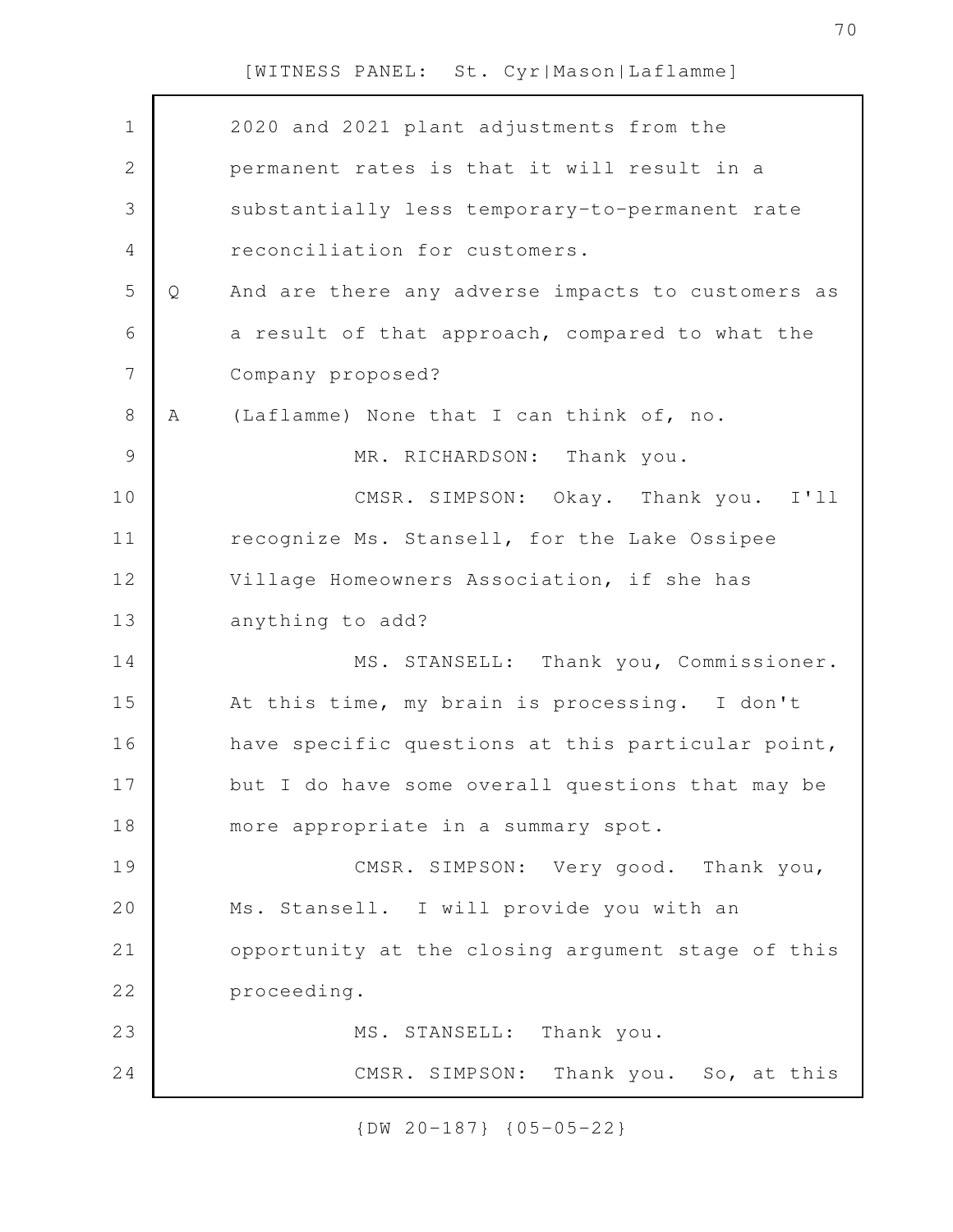2020 and 2021 plant adjustments from the permanent rates is that it will result in a substantially less temporary-to-permanent rate reconciliation for customers.

Q And are there any adverse impacts to customers as a result of that approach, compared to what the Company proposed?

A (Laflamme) None that I can think of, no.

MR. RICHARDSON: Thank you.

CMSR. SIMPSON: Okay. Thank you. I'll recognize Ms. Stansell, for the Lake Ossipee Village Homeowners Association, if she has anything to add?

MS. STANSELL: Thank you, Commissioner. At this time, my brain is processing. I don't have specific questions at this particular point, but I do have some overall questions that may be more appropriate in a summary spot.

CMSR. SIMPSON: Very good. Thank you, Ms. Stansell. I will provide you with an opportunity at the closing argument stage of this proceeding.

MS. STANSELL: Thank you.

CMSR. SIMPSON: Thank you. So, at this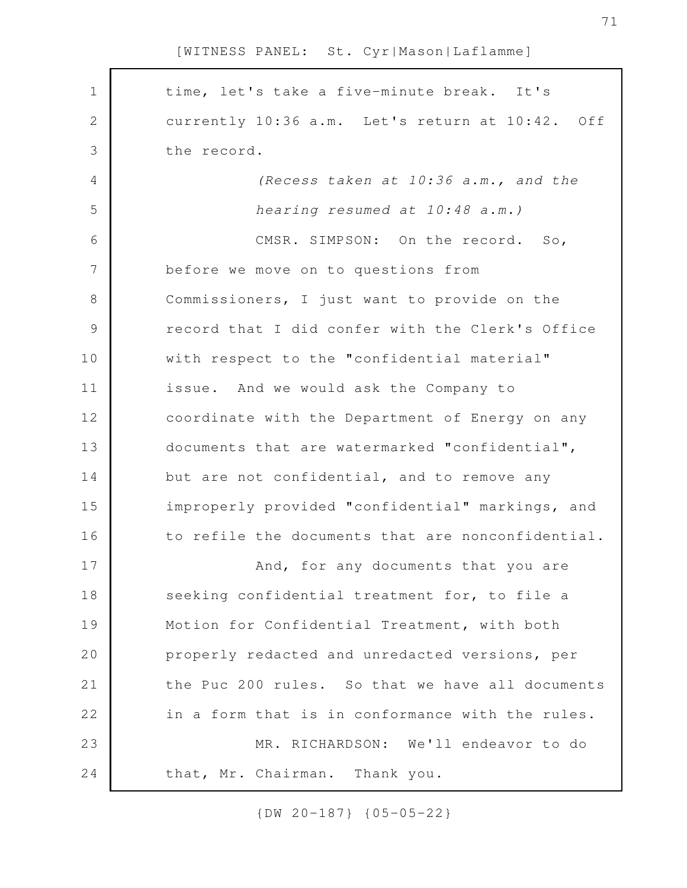time, let's take a five-minute break. It's currently 10:36 a.m. Let's return at 10:42. Off the record.

*(Recess taken at 10:36 a.m., and the hearing resumed at 10:48 a.m.)*

CMSR. SIMPSON: On the record. So, before we move on to questions from Commissioners, I just want to provide on the record that I did confer with the Clerk's Office with respect to the "confidential material" issue. And we would ask the Company to coordinate with the Department of Energy on any documents that are watermarked "confidential", but are not confidential, and to remove any improperly provided "confidential" markings, and to refile the documents that are nonconfidential.

And, for any documents that you are seeking confidential treatment for, to file a Motion for Confidential Treatment, with both properly redacted and unredacted versions, per the Puc 200 rules. So that we have all documents in a form that is in conformance with the rules.

MR. RICHARDSON: We'll endeavor to do that, Mr. Chairman. Thank you.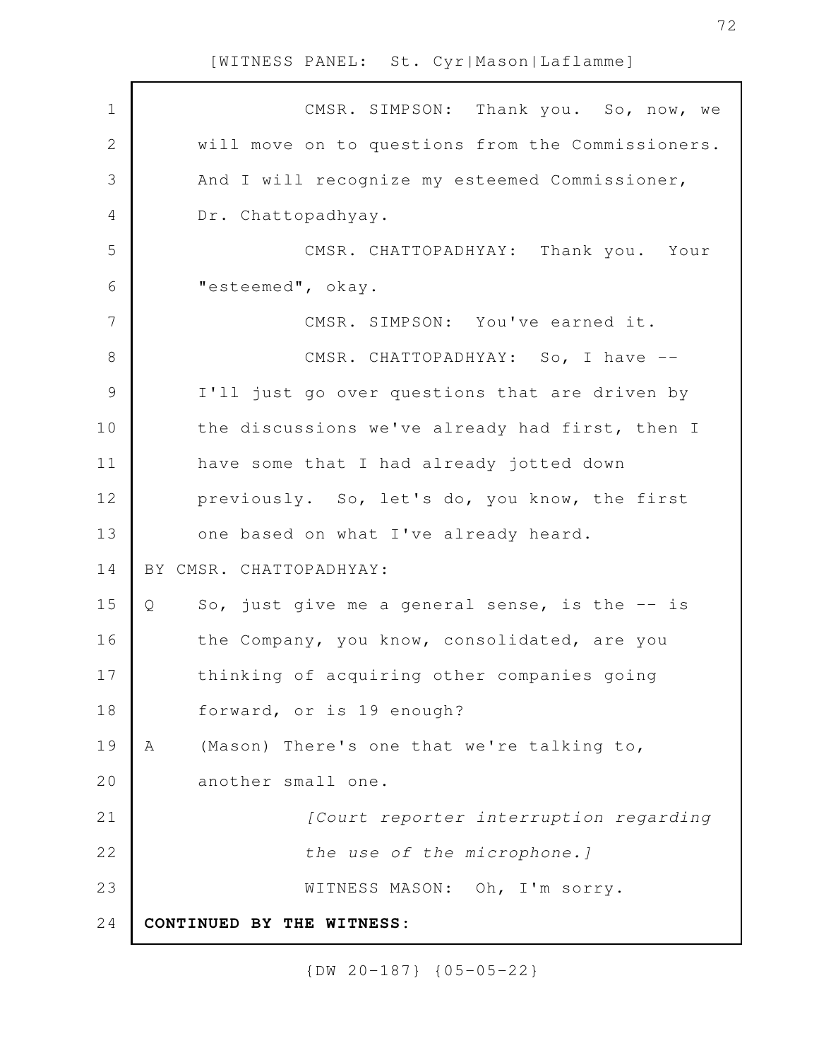CMSR. SIMPSON: Thank you. So, now, we will move on to questions from the Commissioners. And I will recognize my esteemed Commissioner, Dr. Chattopadhyay.

CMSR. CHATTOPADHYAY: Thank you. Your "esteemed", okay.

CMSR. SIMPSON: You've earned it.

CMSR. CHATTOPADHYAY: So, I have -- I'll just go over questions that are driven by the discussions we've already had first, then I have some that I had already jotted down previously. So, let's do, you know, the first one based on what I've already heard.

BY CMSR. CHATTOPADHYAY:

Q So, just give me a general sense, is the -- is the Company, you know, consolidated, are you thinking of acquiring other companies going forward, or is 19 enough?

A (Mason) There's one that we're talking to, another small one.

*[Court reporter interruption regarding the use of the microphone.]*

WITNESS MASON: Oh, I'm sorry.

**CONTINUED BY THE WITNESS:**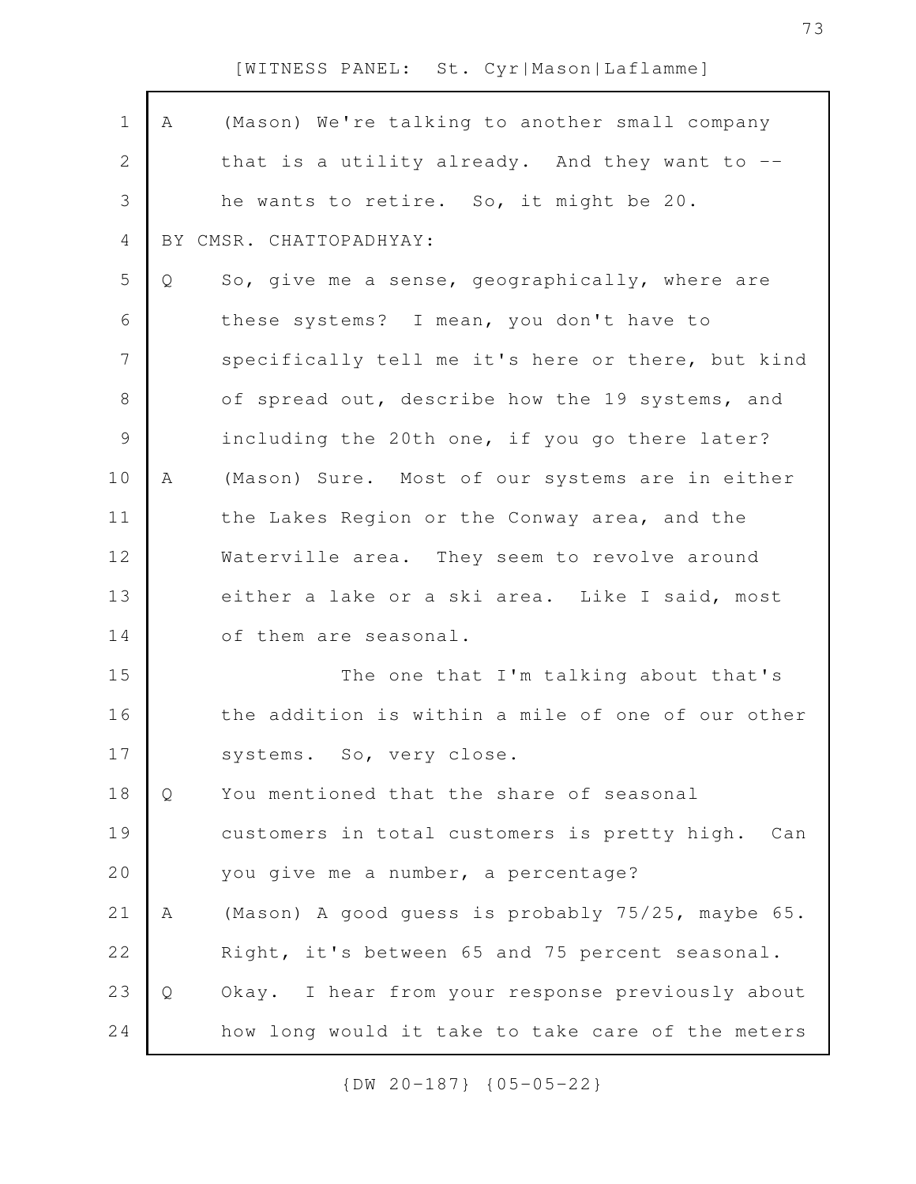A (Mason) We're talking to another small company that is a utility already. And they want to -- he wants to retire. So, it might be 20.

BY CMSR. CHATTOPADHYAY:

Q So, give me a sense, geographically, where are these systems? I mean, you don't have to specifically tell me it's here or there, but kind of spread out, describe how the 19 systems, and including the 20th one, if you go there later?

A (Mason) Sure. Most of our systems are in either the Lakes Region or the Conway area, and the Waterville area. They seem to revolve around either a lake or a ski area. Like I said, most of them are seasonal.

The one that I'm talking about that's the addition is within a mile of one of our other systems. So, very close.

Q You mentioned that the share of seasonal customers in total customers is pretty high. Can you give me a number, a percentage?

A (Mason) A good guess is probably 75/25, maybe 65. Right, it's between 65 and 75 percent seasonal.

Q Okay. I hear from your response previously about how long would it take to take care of the meters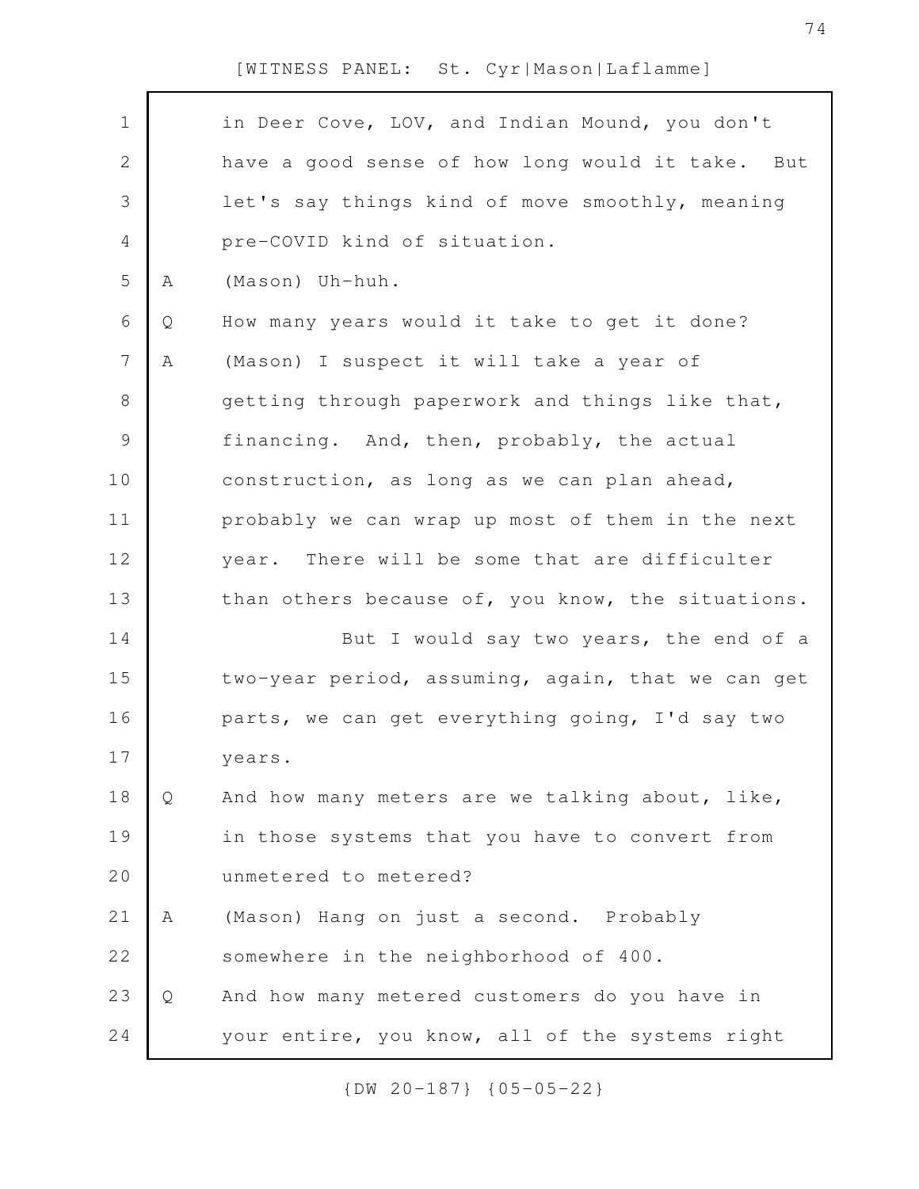in Deer Cove, LOV, and Indian Mound, you don't have a good sense of how long would it take. But let's say things kind of move smoothly, meaning pre-COVID kind of situation.

A (Mason) Uh-huh.

Q How many years would it take to get it done?

A (Mason) I suspect it will take a year of getting through paperwork and things like that, financing. And, then, probably, the actual construction, as long as we can plan ahead, probably we can wrap up most of them in the next year. There will be some that are difficulter than others because of, you know, the situations.

But I would say two years, the end of a two-year period, assuming, again, that we can get parts, we can get everything going, I'd say two years.

Q And how many meters are we talking about, like, in those systems that you have to convert from unmetered to metered?

A (Mason) Hang on just a second. Probably somewhere in the neighborhood of 400.

Q And how many metered customers do you have in your entire, you know, all of the systems right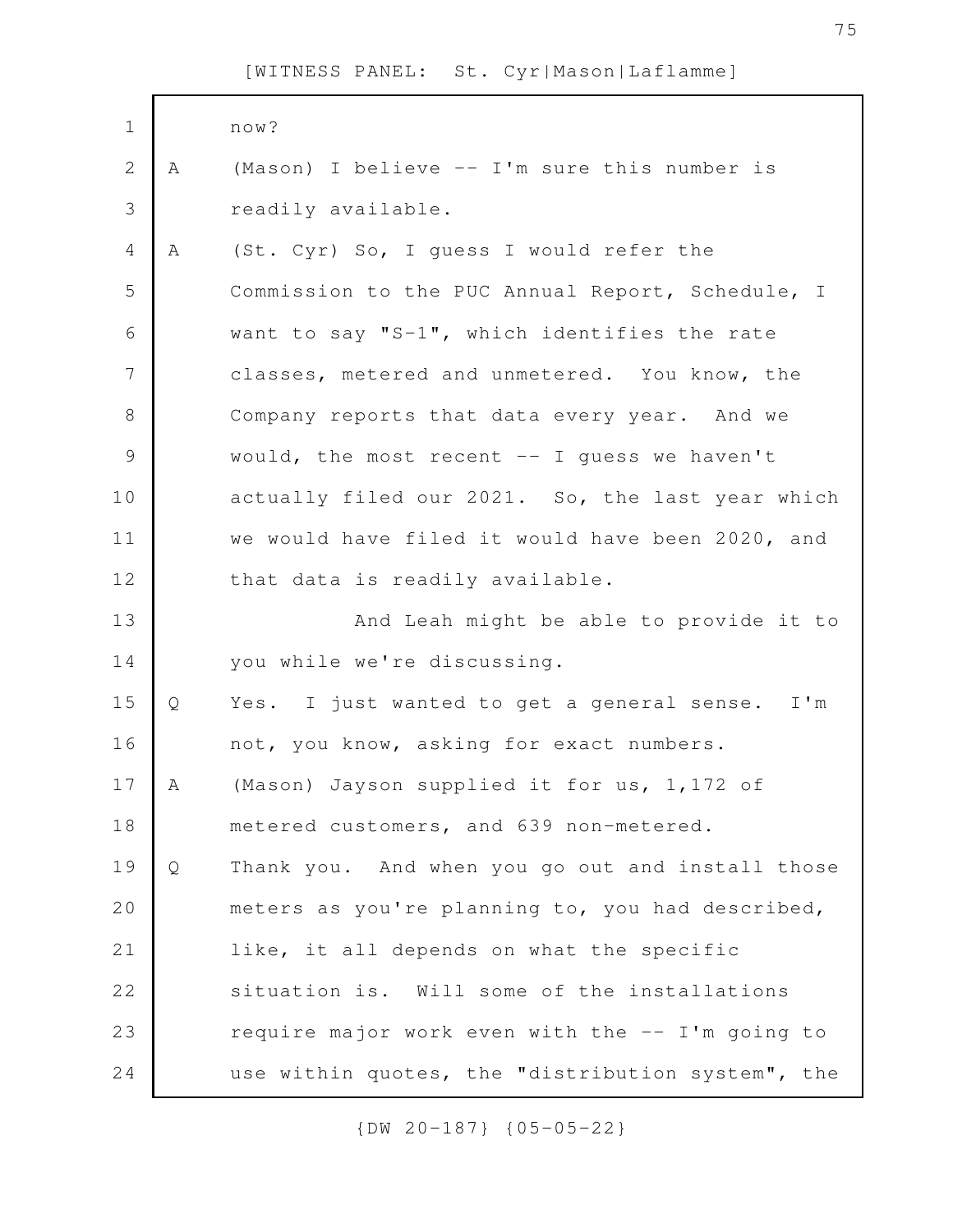now?

A (Mason) I believe -- I'm sure this number is readily available.

A (St. Cyr) So, I guess I would refer the Commission to the PUC Annual Report, Schedule, I want to say "S-1", which identifies the rate classes, metered and unmetered. You know, the Company reports that data every year. And we would, the most recent -- I guess we haven't actually filed our 2021. So, the last year which we would have filed it would have been 2020, and that data is readily available.

And Leah might be able to provide it to you while we're discussing.

Q Yes. I just wanted to get a general sense. I'm not, you know, asking for exact numbers.

A (Mason) Jayson supplied it for us, 1,172 of metered customers, and 639 non-metered.

Q Thank you. And when you go out and install those meters as you're planning to, you had described, like, it all depends on what the specific situation is. Will some of the installations require major work even with the -- I'm going to use within quotes, the "distribution system", the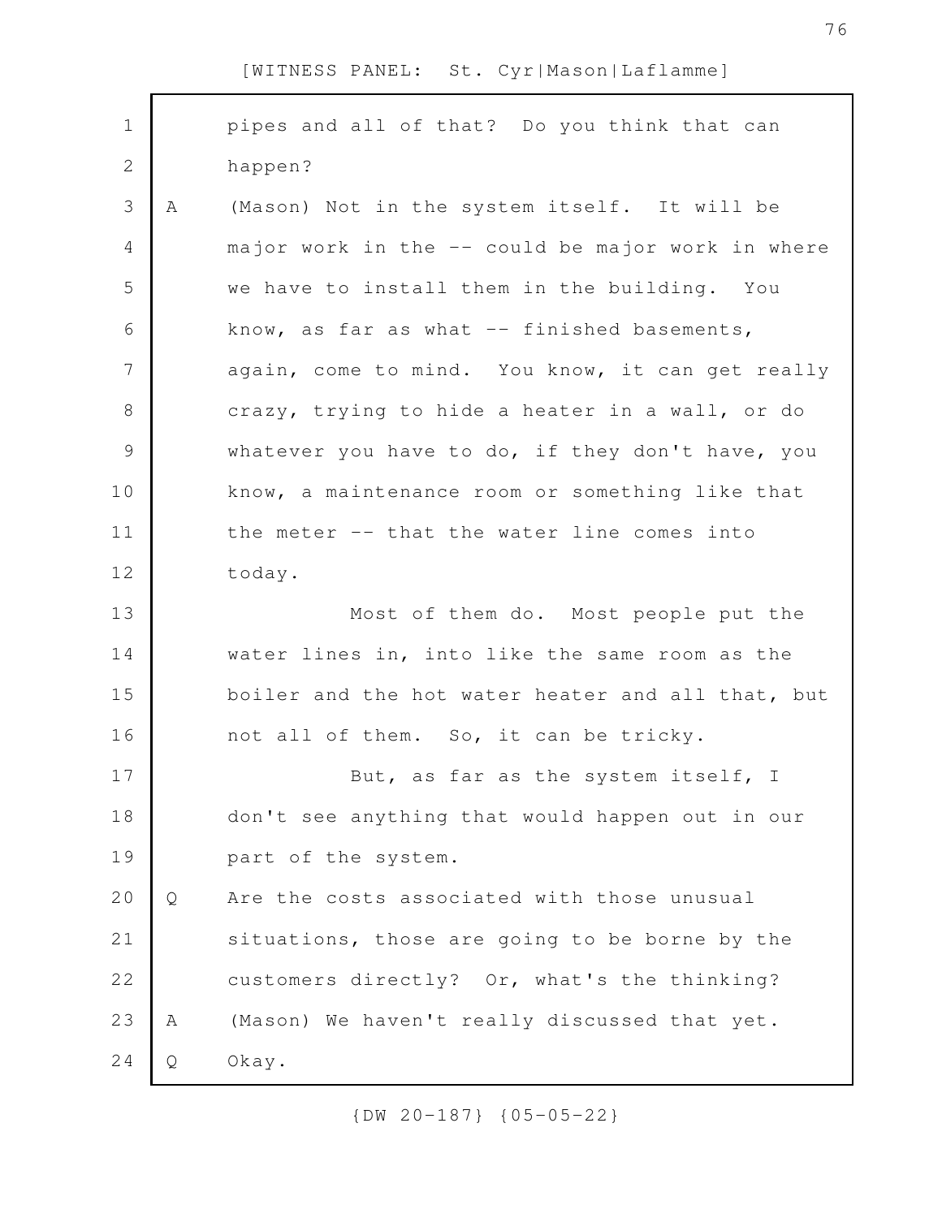pipes and all of that? Do you think that can happen?

A (Mason) Not in the system itself. It will be major work in the -- could be major work in where we have to install them in the building. You know, as far as what -- finished basements, again, come to mind. You know, it can get really crazy, trying to hide a heater in a wall, or do whatever you have to do, if they don't have, you know, a maintenance room or something like that the meter -- that the water line comes into today.

Most of them do. Most people put the water lines in, into like the same room as the boiler and the hot water heater and all that, but not all of them. So, it can be tricky.

But, as far as the system itself, I don't see anything that would happen out in our part of the system.

Q Are the costs associated with those unusual situations, those are going to be borne by the customers directly? Or, what's the thinking?

A (Mason) We haven't really discussed that yet.

Q Okay.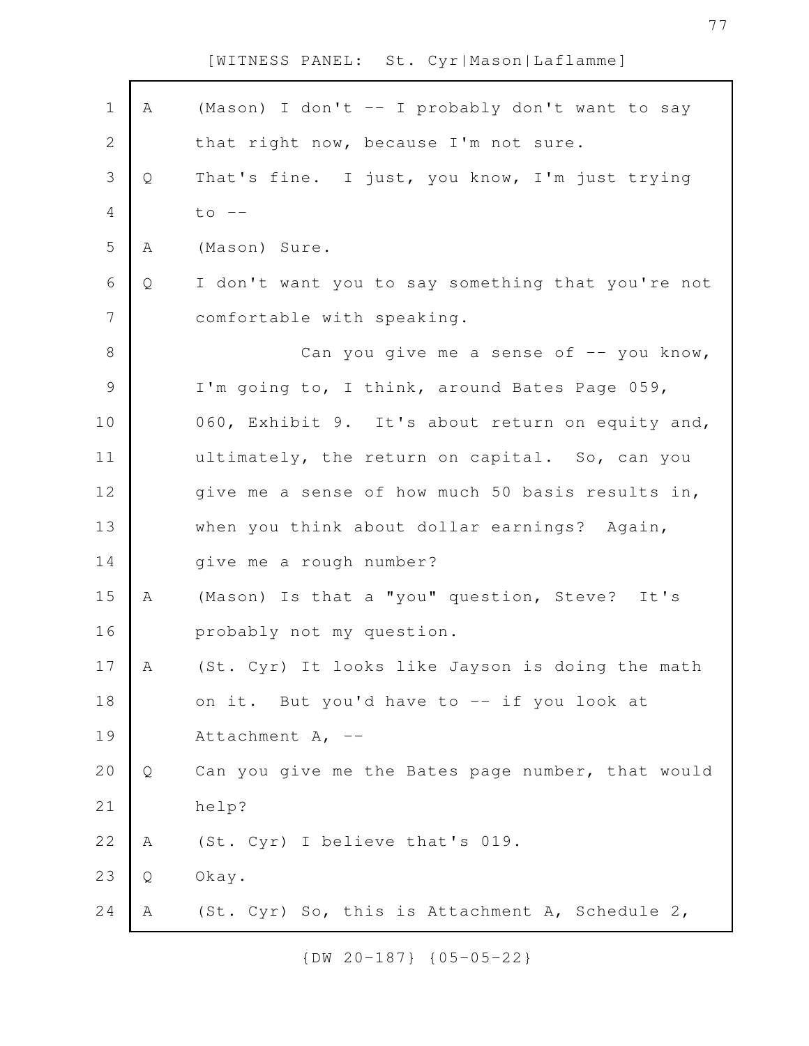A (Mason) I don't -- I probably don't want to say that right now, because I'm not sure.

Q That's fine. I just, you know, I'm just trying to --

A (Mason) Sure.

Q I don't want you to say something that you're not comfortable with speaking.

Can you give me a sense of -- you know, I'm going to, I think, around Bates Page 059, 060, Exhibit 9. It's about return on equity and, ultimately, the return on capital. So, can you give me a sense of how much 50 basis results in, when you think about dollar earnings? Again, give me a rough number?

A (Mason) Is that a "you" question, Steve? It's probably not my question.

A (St. Cyr) It looks like Jayson is doing the math on it. But you'd have to -- if you look at Attachment A, --

Q Can you give me the Bates page number, that would help?

A (St. Cyr) I believe that's 019.

Q Okay.

A (St. Cyr) So, this is Attachment A, Schedule 2,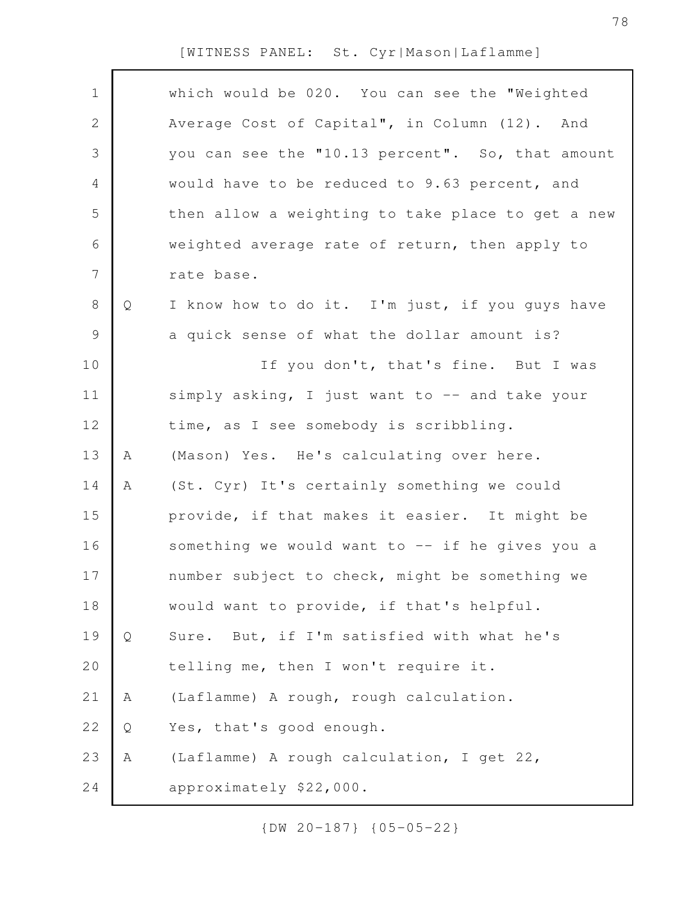which would be 020. You can see the "Weighted Average Cost of Capital", in Column (12). And you can see the "10.13 percent". So, that amount would have to be reduced to 9.63 percent, and then allow a weighting to take place to get a new weighted average rate of return, then apply to rate base.

Q I know how to do it. I'm just, if you guys have a quick sense of what the dollar amount is?

If you don't, that's fine. But I was simply asking, I just want to -- and take your time, as I see somebody is scribbling.

A (Mason) Yes. He's calculating over here.

A (St. Cyr) It's certainly something we could provide, if that makes it easier. It might be something we would want to -- if he gives you a number subject to check, might be something we would want to provide, if that's helpful.

Q Sure. But, if I'm satisfied with what he's telling me, then I won't require it.

A (Laflamme) A rough, rough calculation.

Q Yes, that's good enough.

A (Laflamme) A rough calculation, I get 22, approximately $22,000.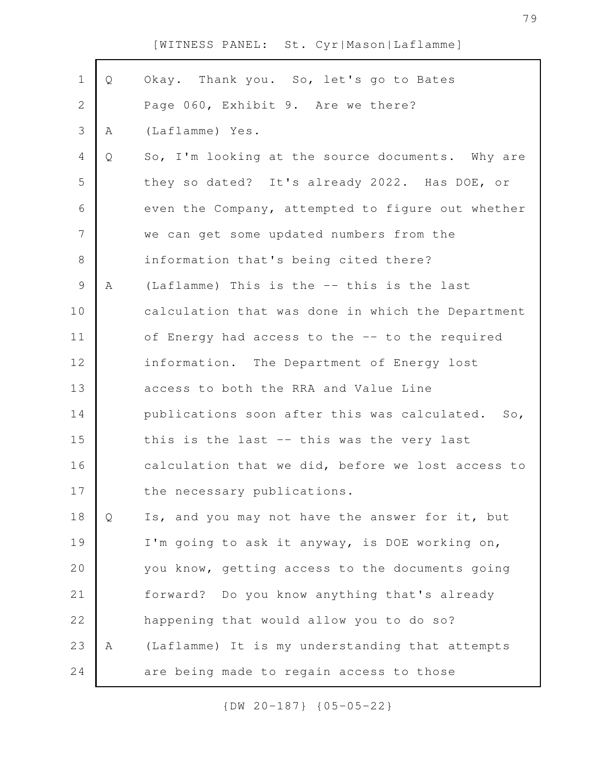Q Okay. Thank you. So, let's go to Bates Page 060, Exhibit 9. Are we there?

A (Laflamme) Yes.

Q So, I'm looking at the source documents. Why are they so dated? It's already 2022. Has DOE, or even the Company, attempted to figure out whether we can get some updated numbers from the information that's being cited there?

A (Laflamme) This is the -- this is the last calculation that was done in which the Department of Energy had access to the -- to the required information. The Department of Energy lost access to both the RRA and Value Line publications soon after this was calculated. So, this is the last -- this was the very last calculation that we did, before we lost access to the necessary publications.

Q Is, and you may not have the answer for it, but I'm going to ask it anyway, is DOE working on, you know, getting access to the documents going forward? Do you know anything that's already happening that would allow you to do so?

A (Laflamme) It is my understanding that attempts are being made to regain access to those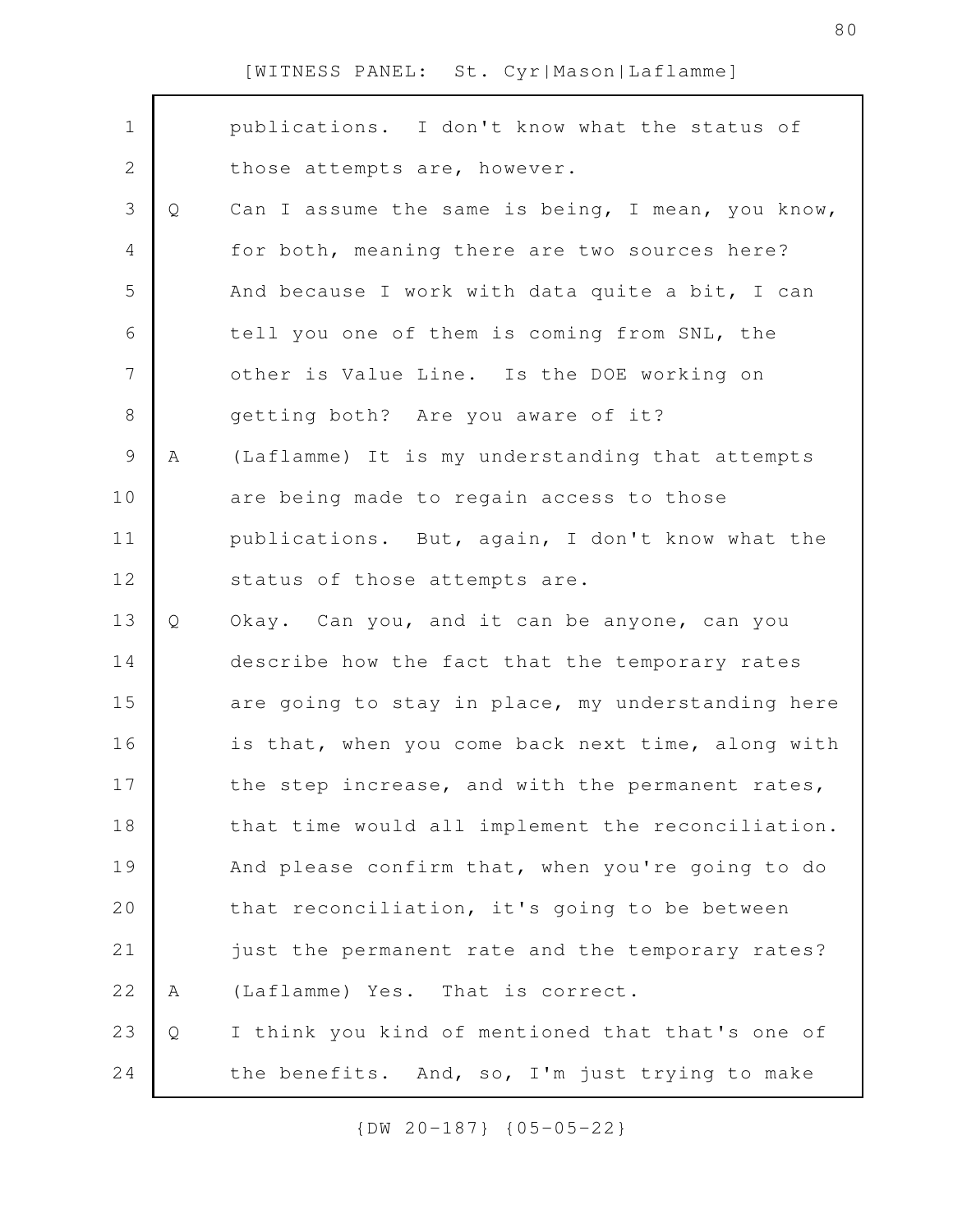publications. I don't know what the status of those attempts are, however.

Q Can I assume the same is being, I mean, you know, for both, meaning there are two sources here? And because I work with data quite a bit, I can tell you one of them is coming from SNL, the other is Value Line. Is the DOE working on getting both? Are you aware of it?

A (Laflamme) It is my understanding that attempts are being made to regain access to those publications. But, again, I don't know what the status of those attempts are.

Q Okay. Can you, and it can be anyone, can you describe how the fact that the temporary rates are going to stay in place, my understanding here is that, when you come back next time, along with the step increase, and with the permanent rates, that time would all implement the reconciliation. And please confirm that, when you're going to do that reconciliation, it's going to be between just the permanent rate and the temporary rates?

A (Laflamme) Yes. That is correct.

Q I think you kind of mentioned that that's one of the benefits. And, so, I'm just trying to make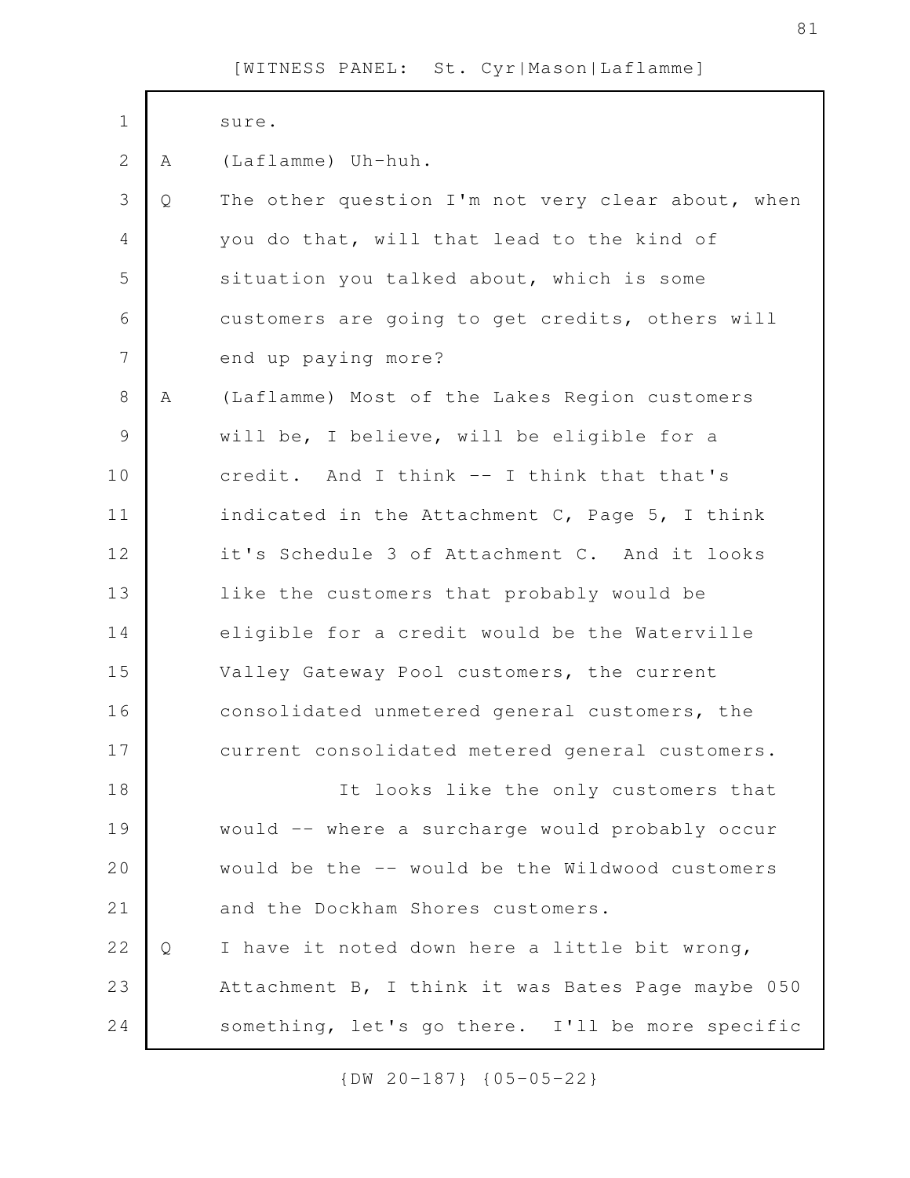sure.

A (Laflamme) Uh-huh.

Q The other question I'm not very clear about, when you do that, will that lead to the kind of situation you talked about, which is some customers are going to get credits, others will end up paying more?

A (Laflamme) Most of the Lakes Region customers will be, I believe, will be eligible for a credit. And I think -- I think that that's indicated in the Attachment C, Page 5, I think it's Schedule 3 of Attachment C. And it looks like the customers that probably would be eligible for a credit would be the Waterville Valley Gateway Pool customers, the current consolidated unmetered general customers, the current consolidated metered general customers.

It looks like the only customers that would -- where a surcharge would probably occur would be the -- would be the Wildwood customers and the Dockham Shores customers.

Q I have it noted down here a little bit wrong, Attachment B, I think it was Bates Page maybe 050 something, let's go there. I'll be more specific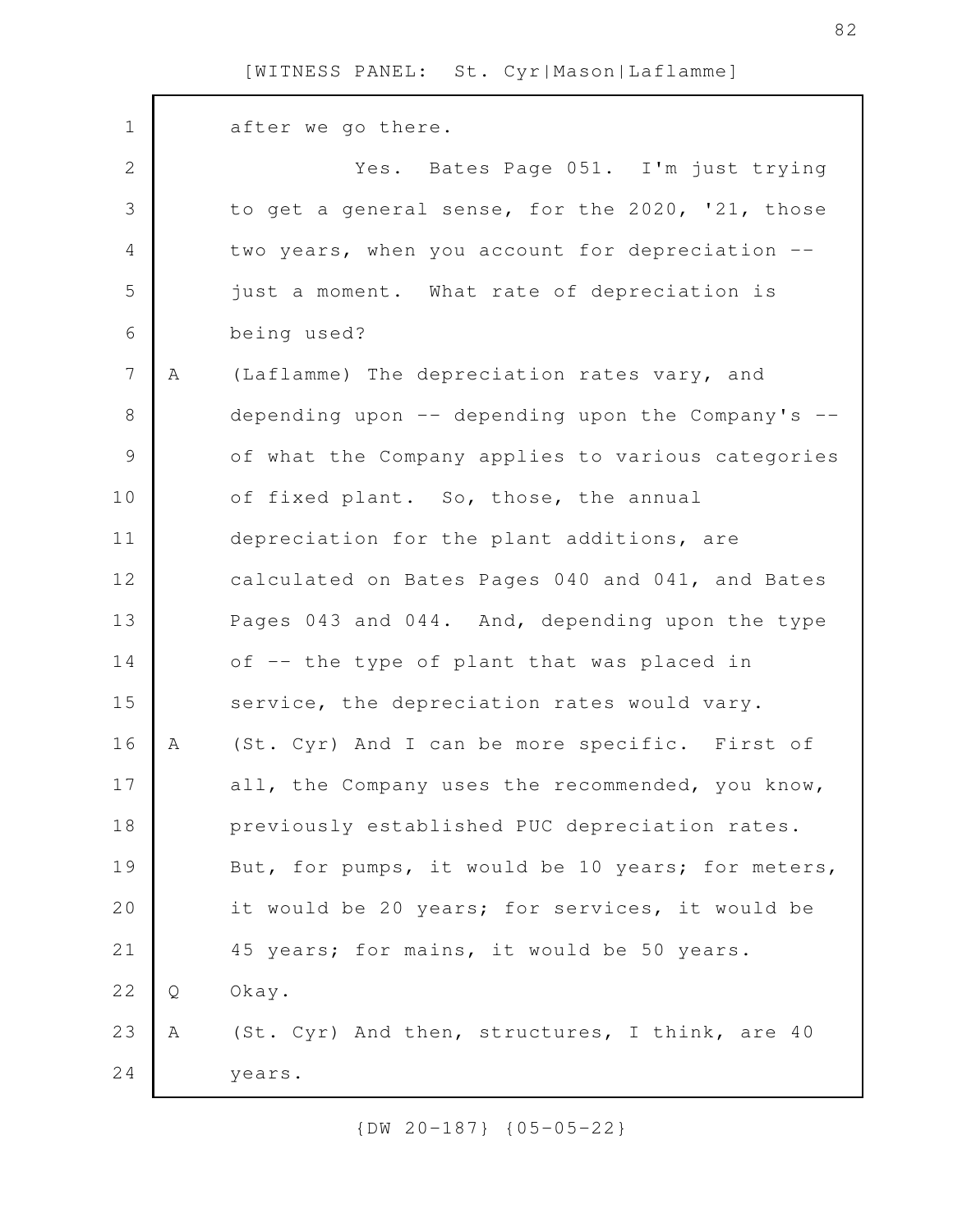after we go there.

Yes. Bates Page 051. I'm just trying to get a general sense, for the 2020, '21, those two years, when you account for depreciation -- just a moment. What rate of depreciation is being used?

A (Laflamme) The depreciation rates vary, and depending upon -- depending upon the Company's -- of what the Company applies to various categories of fixed plant. So, those, the annual depreciation for the plant additions, are calculated on Bates Pages 040 and 041, and Bates Pages 043 and 044. And, depending upon the type of -- the type of plant that was placed in service, the depreciation rates would vary.

A (St. Cyr) And I can be more specific. First of all, the Company uses the recommended, you know, previously established PUC depreciation rates. But, for pumps, it would be 10 years; for meters, it would be 20 years; for services, it would be 45 years; for mains, it would be 50 years.

Q Okay.

A (St. Cyr) And then, structures, I think, are 40 years.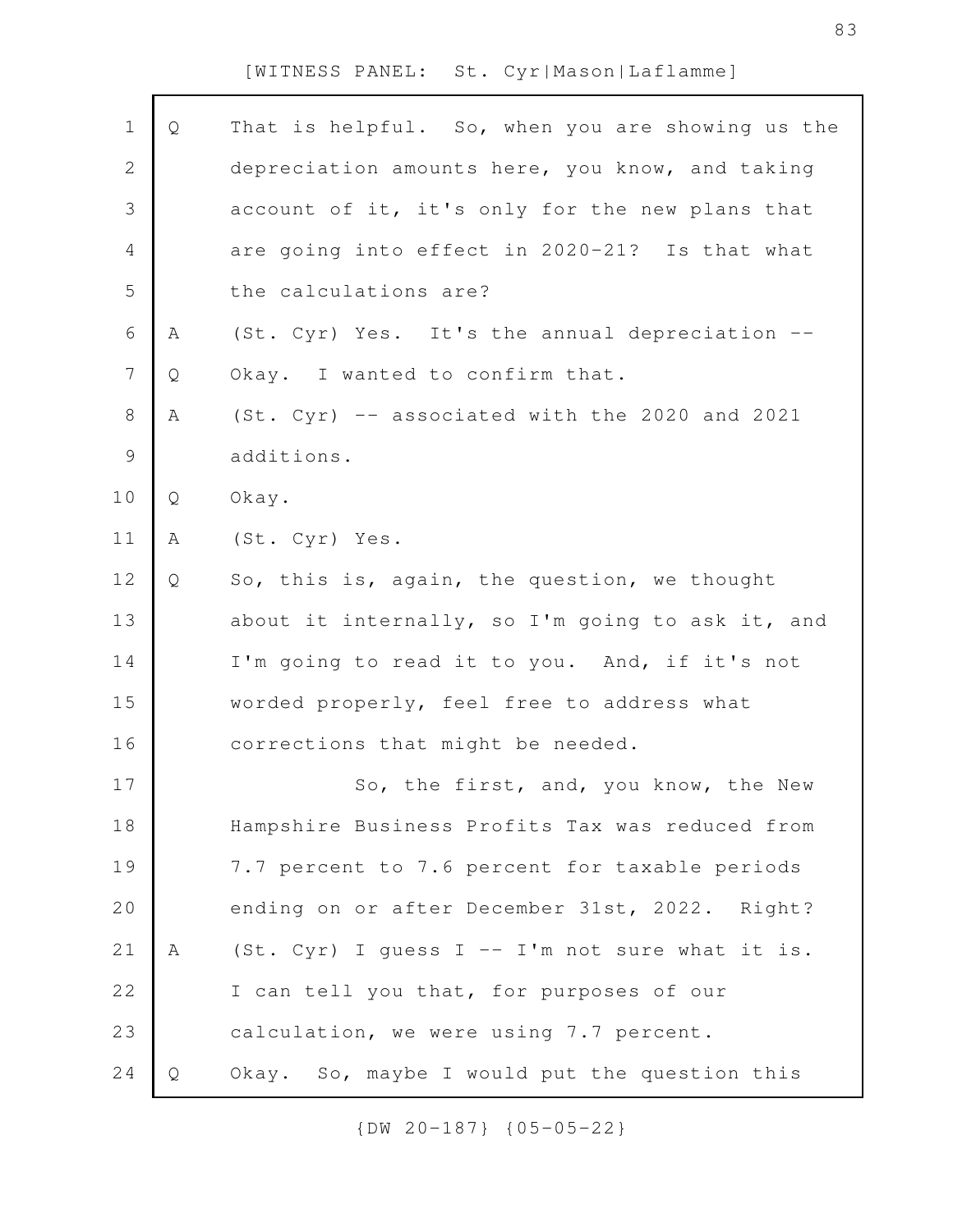Q That is helpful. So, when you are showing us the depreciation amounts here, you know, and taking account of it, it's only for the new plans that are going into effect in 2020-21? Is that what the calculations are?

A (St. Cyr) Yes. It's the annual depreciation --

Q Okay. I wanted to confirm that.

A (St. Cyr) -- associated with the 2020 and 2021 additions.

Q Okay.

A (St. Cyr) Yes.

Q So, this is, again, the question, we thought about it internally, so I'm going to ask it, and I'm going to read it to you. And, if it's not worded properly, feel free to address what corrections that might be needed.

So, the first, and, you know, the New Hampshire Business Profits Tax was reduced from 7.7 percent to 7.6 percent for taxable periods ending on or after December 31st, 2022. Right?

A (St. Cyr) I guess I -- I'm not sure what it is. I can tell you that, for purposes of our calculation, we were using 7.7 percent.

Q Okay. So, maybe I would put the question this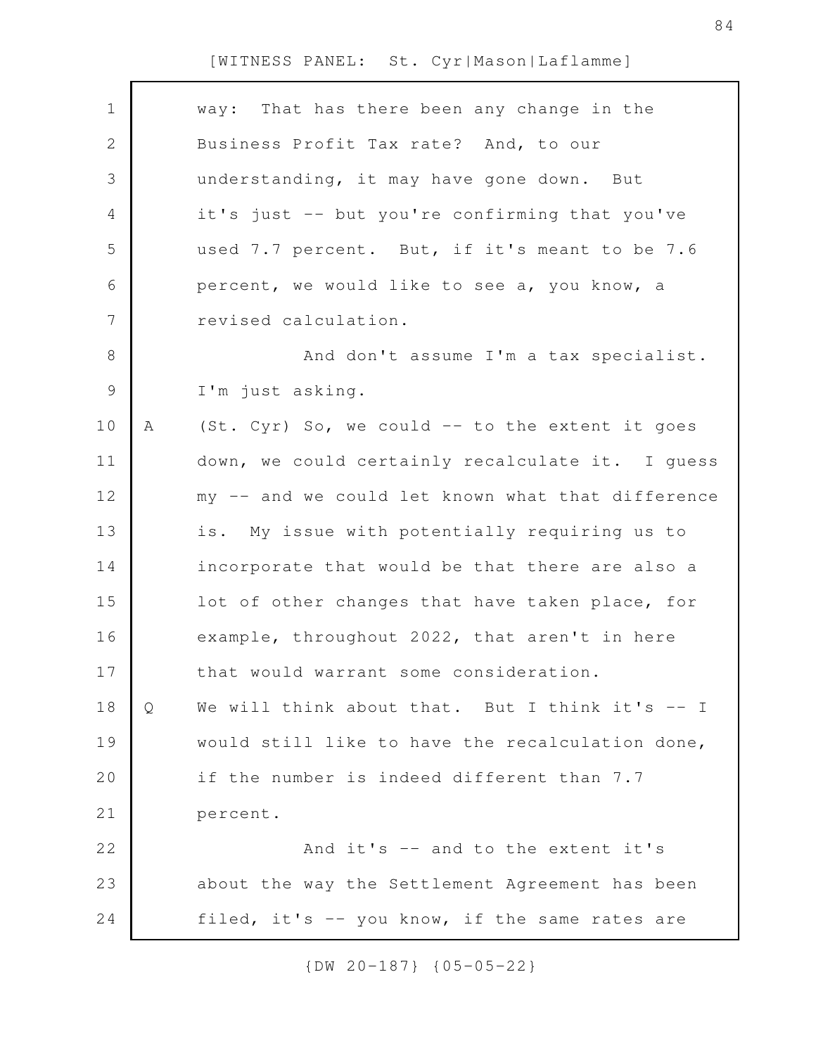way: That has there been any change in the Business Profit Tax rate? And, to our understanding, it may have gone down. But it's just -- but you're confirming that you've used 7.7 percent. But, if it's meant to be 7.6 percent, we would like to see a, you know, a revised calculation.

And don't assume I'm a tax specialist. I'm just asking.

A (St. Cyr) So, we could -- to the extent it goes down, we could certainly recalculate it. I guess my -- and we could let known what that difference is. My issue with potentially requiring us to incorporate that would be that there are also a lot of other changes that have taken place, for example, throughout 2022, that aren't in here that would warrant some consideration.

Q We will think about that. But I think it's -- I would still like to have the recalculation done, if the number is indeed different than 7.7 percent.

And it's -- and to the extent it's about the way the Settlement Agreement has been filed, it's -- you know, if the same rates are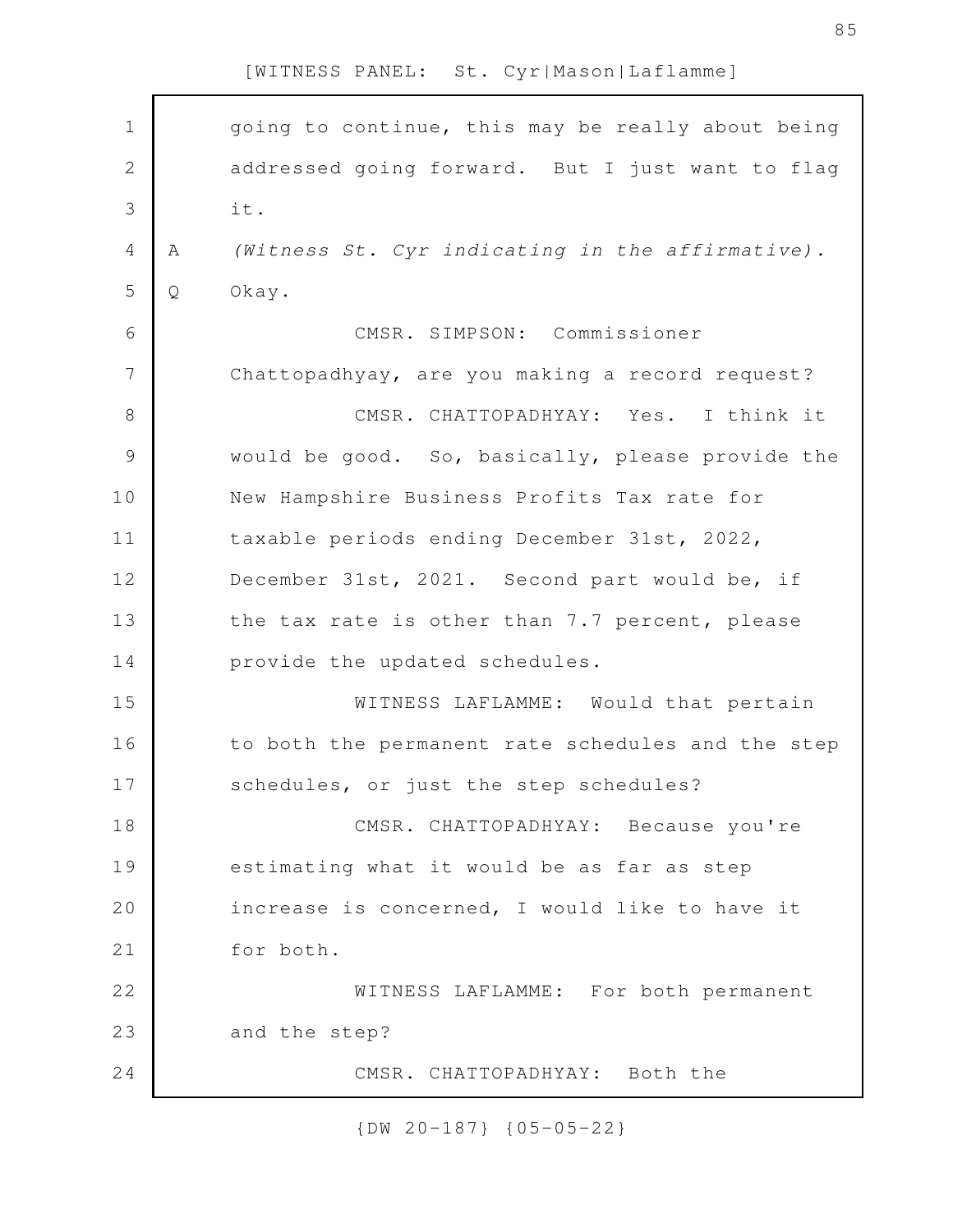going to continue, this may be really about being addressed going forward. But I just want to flag it.

A (*Witness St. Cyr indicating in the affirmative*).

Q Okay.

CMSR. SIMPSON: Commissioner Chattopadhyay, are you making a record request?

CMSR. CHATTOPADHYAY: Yes. I think it would be good. So, basically, please provide the New Hampshire Business Profits Tax rate for taxable periods ending December 31st, 2022, December 31st, 2021. Second part would be, if the tax rate is other than 7.7 percent, please provide the updated schedules.

WITNESS LAFLAMME: Would that pertain to both the permanent rate schedules and the step schedules, or just the step schedules?

CMSR. CHATTOPADHYAY: Because you're estimating what it would be as far as step increase is concerned, I would like to have it for both.

WITNESS LAFLAMME: For both permanent and the step?

CMSR. CHATTOPADHYAY: Both the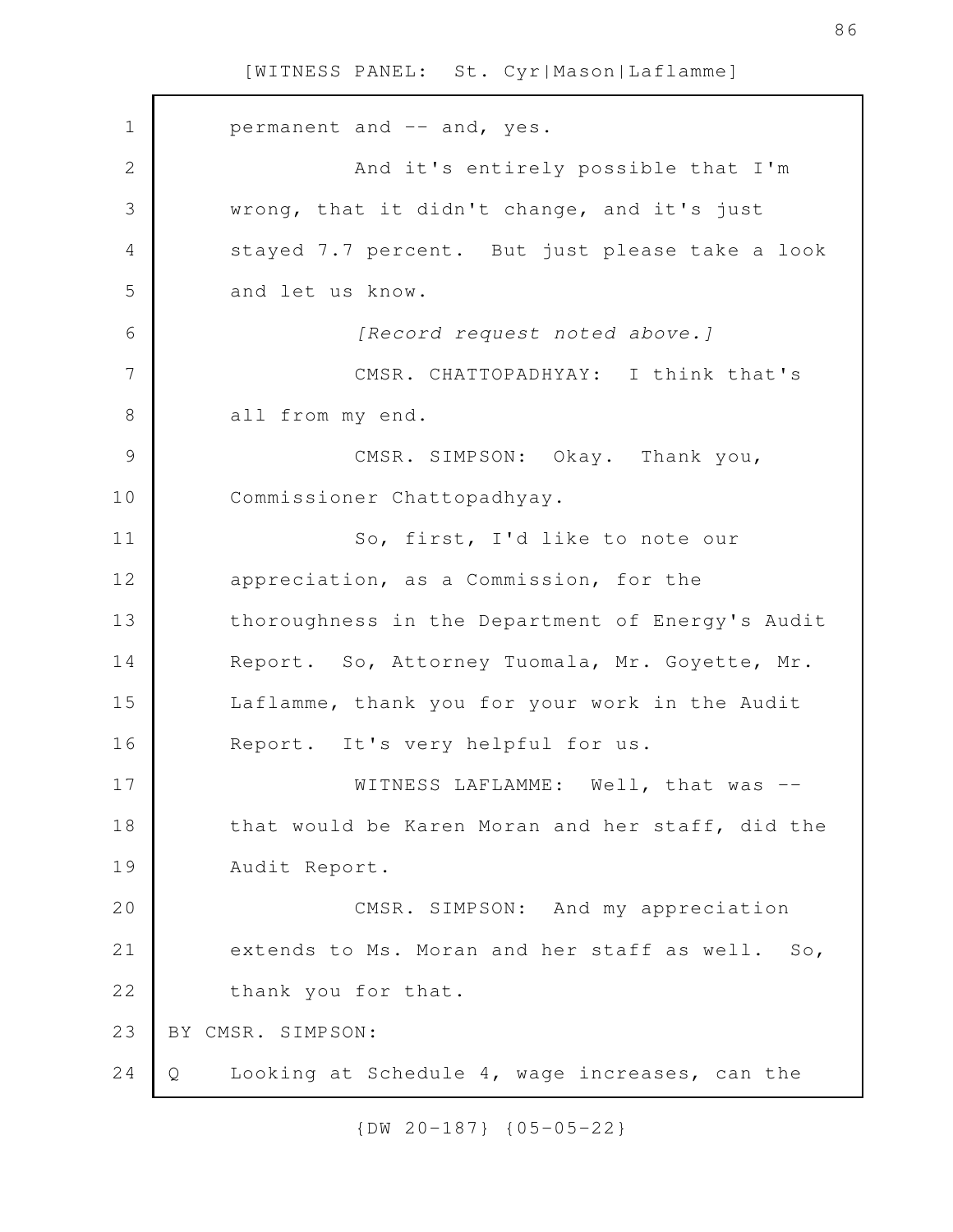permanent and -- and, yes.

And it's entirely possible that I'm wrong, that it didn't change, and it's just stayed 7.7 percent. But just please take a look and let us know.

*[Record request noted above.]*

CMSR. CHATTOPADHYAY: I think that's all from my end.

CMSR. SIMPSON: Okay. Thank you, Commissioner Chattopadhyay.

So, first, I'd like to note our appreciation, as a Commission, for the thoroughness in the Department of Energy's Audit Report. So, Attorney Tuomala, Mr. Goyette, Mr. Laflamme, thank you for your work in the Audit Report. It's very helpful for us.

WITNESS LAFLAMME: Well, that was -- that would be Karen Moran and her staff, did the Audit Report.

CMSR. SIMPSON: And my appreciation extends to Ms. Moran and her staff as well. So, thank you for that.

BY CMSR. SIMPSON:

Q Looking at Schedule 4, wage increases, can the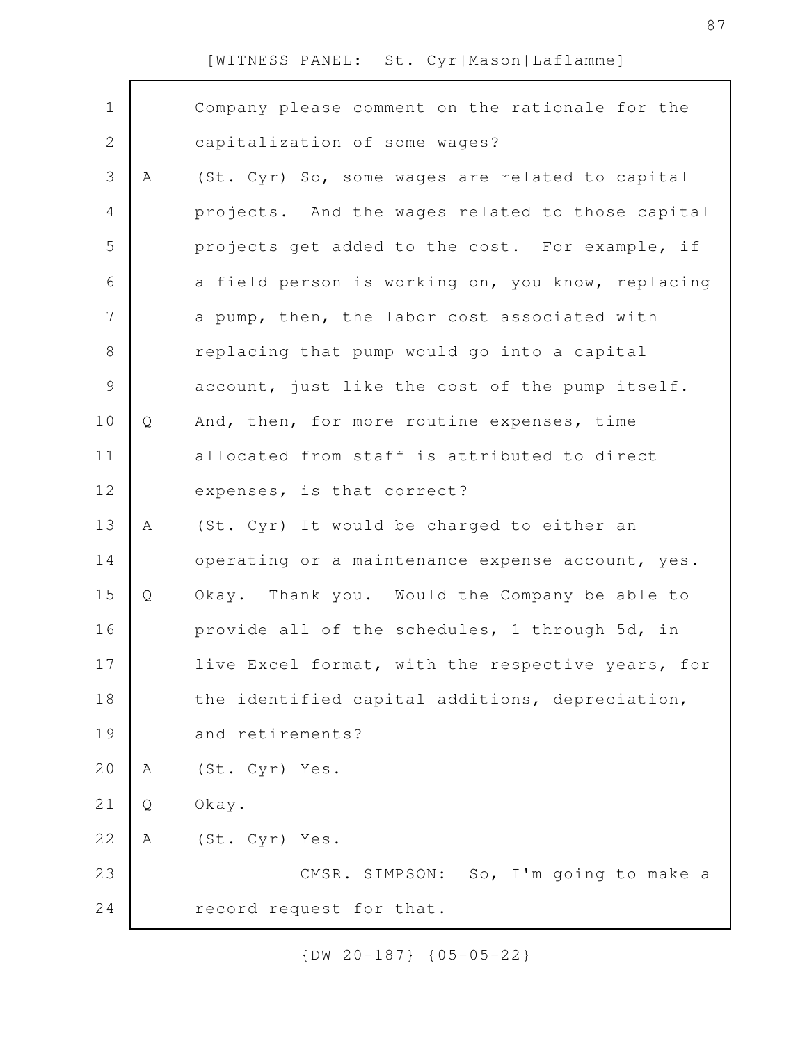Company please comment on the rationale for the capitalization of some wages?

A (St. Cyr) So, some wages are related to capital projects. And the wages related to those capital projects get added to the cost. For example, if a field person is working on, you know, replacing a pump, then, the labor cost associated with replacing that pump would go into a capital account, just like the cost of the pump itself.

Q And, then, for more routine expenses, time allocated from staff is attributed to direct expenses, is that correct?

A (St. Cyr) It would be charged to either an operating or a maintenance expense account, yes.

Q Okay. Thank you. Would the Company be able to provide all of the schedules, 1 through 5d, in live Excel format, with the respective years, for the identified capital additions, depreciation, and retirements?

A (St. Cyr) Yes.

Q Okay.

A (St. Cyr) Yes.

CMSR. SIMPSON: So, I'm going to make a record request for that.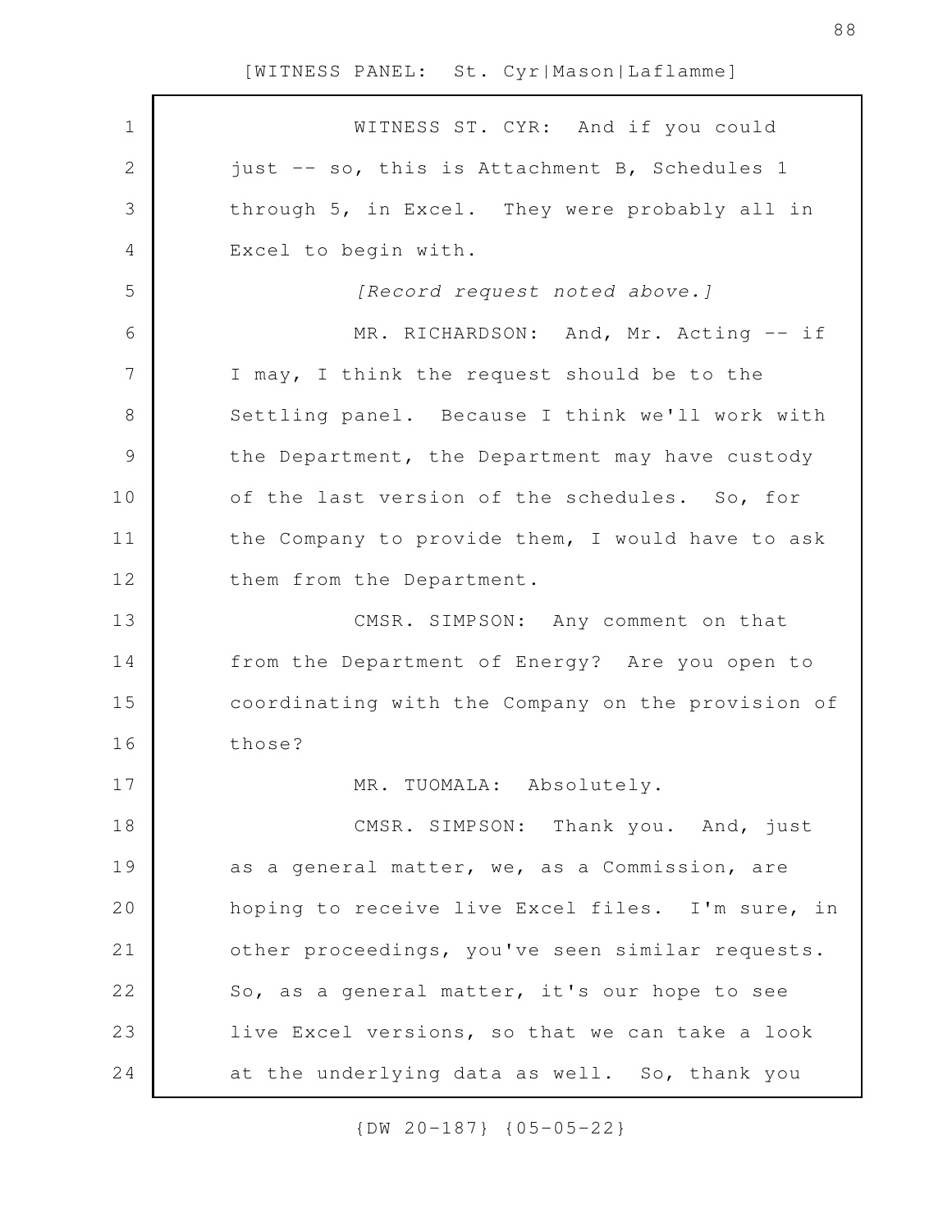WITNESS ST. CYR: And if you could just -- so, this is Attachment B, Schedules 1 through 5, in Excel. They were probably all in Excel to begin with.

*[Record request noted above.]*

MR. RICHARDSON: And, Mr. Acting -- if I may, I think the request should be to the Settling panel. Because I think we'll work with the Department, the Department may have custody of the last version of the schedules. So, for the Company to provide them, I would have to ask them from the Department.

CMSR. SIMPSON: Any comment on that from the Department of Energy? Are you open to coordinating with the Company on the provision of those?

MR. TUOMALA: Absolutely.

CMSR. SIMPSON: Thank you. And, just as a general matter, we, as a Commission, are hoping to receive live Excel files. I'm sure, in other proceedings, you've seen similar requests. So, as a general matter, it's our hope to see live Excel versions, so that we can take a look at the underlying data as well. So, thank you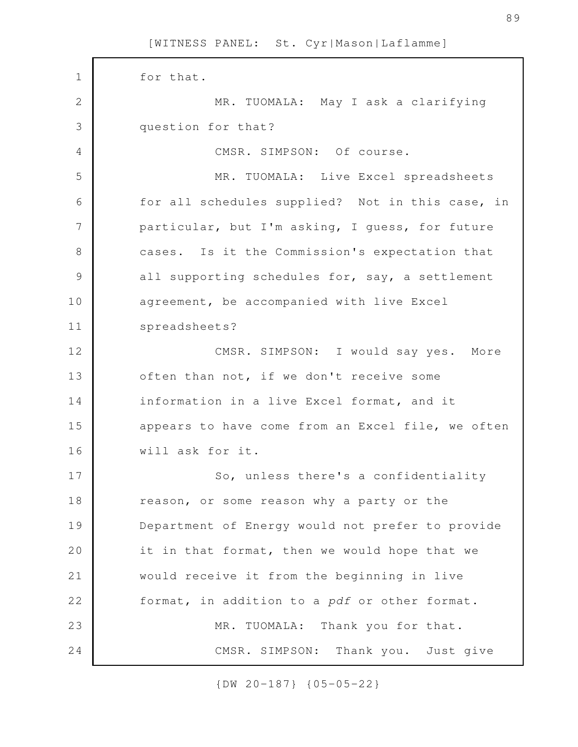for that.

MR. TUOMALA: May I ask a clarifying question for that?

CMSR. SIMPSON: Of course.

MR. TUOMALA: Live Excel spreadsheets for all schedules supplied? Not in this case, in particular, but I'm asking, I guess, for future cases. Is it the Commission's expectation that all supporting schedules for, say, a settlement agreement, be accompanied with live Excel spreadsheets?

CMSR. SIMPSON: I would say yes. More often than not, if we don't receive some information in a live Excel format, and it appears to have come from an Excel file, we often will ask for it.

So, unless there's a confidentiality reason, or some reason why a party or the Department of Energy would not prefer to provide it in that format, then we would hope that we would receive it from the beginning in live format, in addition to a *pdf* or other format.

MR. TUOMALA: Thank you for that.

CMSR. SIMPSON: Thank you. Just give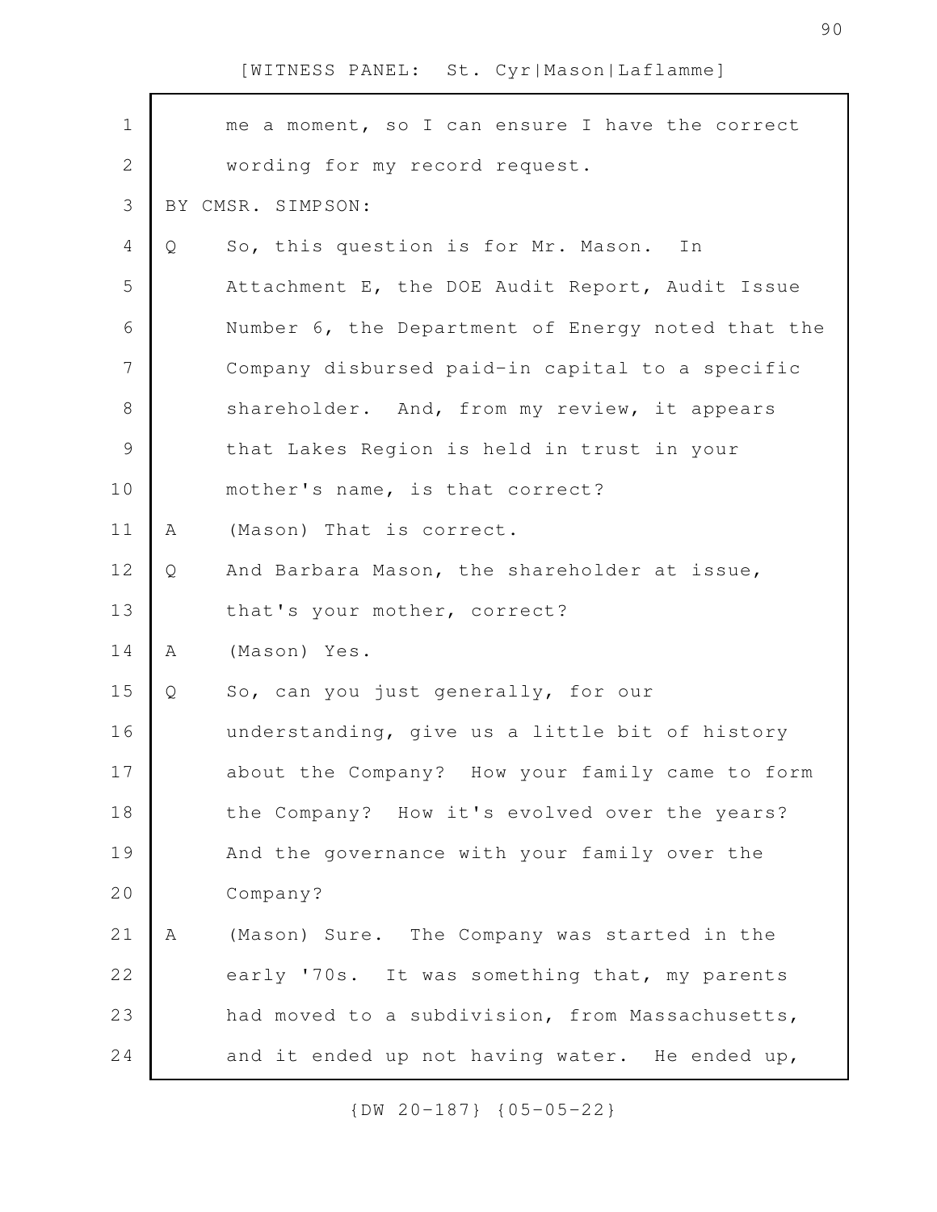me a moment, so I can ensure I have the correct wording for my record request.

BY CMSR. SIMPSON:

Q So, this question is for Mr. Mason. In Attachment E, the DOE Audit Report, Audit Issue Number 6, the Department of Energy noted that the Company disbursed paid-in capital to a specific shareholder. And, from my review, it appears that Lakes Region is held in trust in your mother's name, is that correct?

A (Mason) That is correct.

Q And Barbara Mason, the shareholder at issue, that's your mother, correct?

A (Mason) Yes.

Q So, can you just generally, for our understanding, give us a little bit of history about the Company? How your family came to form the Company? How it's evolved over the years? And the governance with your family over the Company?

A (Mason) Sure. The Company was started in the early '70s. It was something that, my parents had moved to a subdivision, from Massachusetts, and it ended up not having water. He ended up,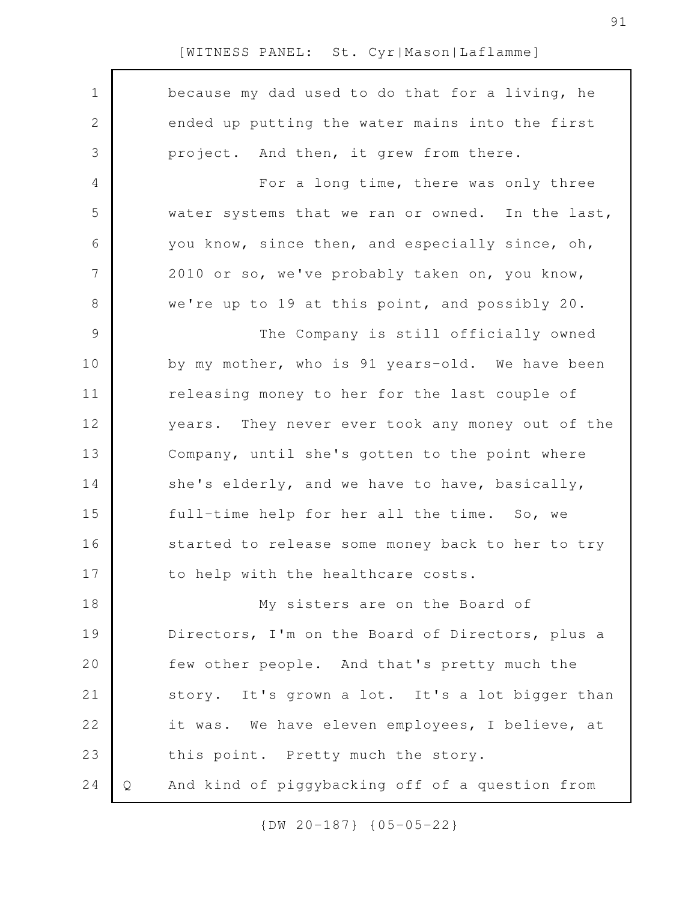because my dad used to do that for a living, he ended up putting the water mains into the first project. And then, it grew from there.

For a long time, there was only three water systems that we ran or owned. In the last, you know, since then, and especially since, oh, 2010 or so, we've probably taken on, you know, we're up to 19 at this point, and possibly 20.

The Company is still officially owned by my mother, who is 91 years-old. We have been releasing money to her for the last couple of years. They never ever took any money out of the Company, until she's gotten to the point where she's elderly, and we have to have, basically, full-time help for her all the time. So, we started to release some money back to her to try to help with the healthcare costs.

My sisters are on the Board of Directors, I'm on the Board of Directors, plus a few other people. And that's pretty much the story. It's grown a lot. It's a lot bigger than it was. We have eleven employees, I believe, at this point. Pretty much the story.

Q And kind of piggybacking off of a question from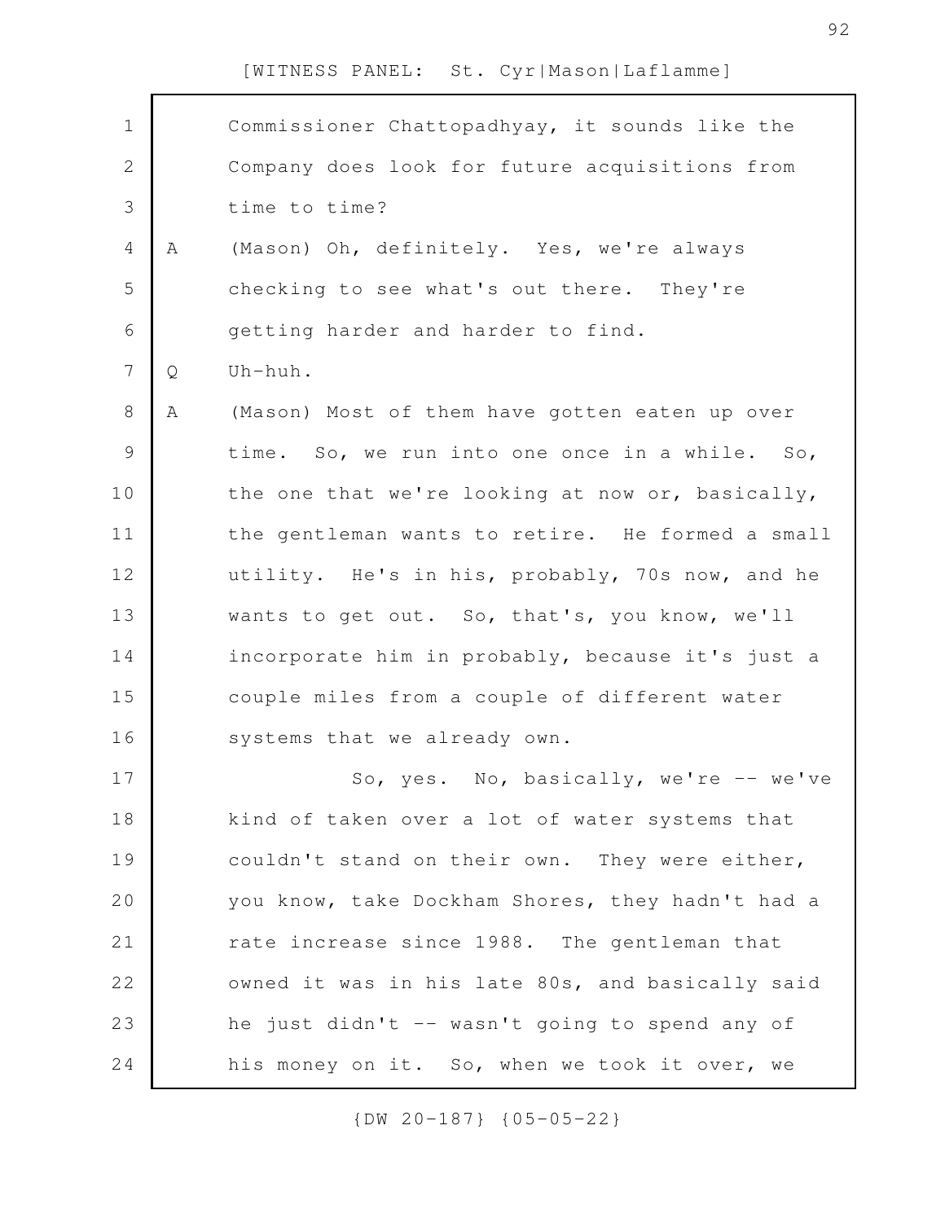Commissioner Chattopadhyay, it sounds like the Company does look for future acquisitions from time to time?

A (Mason) Oh, definitely. Yes, we're always checking to see what's out there. They're getting harder and harder to find.

Q Uh-huh.

A (Mason) Most of them have gotten eaten up over time. So, we run into one once in a while. So, the one that we're looking at now or, basically, the gentleman wants to retire. He formed a small utility. He's in his, probably, 70s now, and he wants to get out. So, that's, you know, we'll incorporate him in probably, because it's just a couple miles from a couple of different water systems that we already own.

So, yes. No, basically, we're -- we've kind of taken over a lot of water systems that couldn't stand on their own. They were either, you know, take Dockham Shores, they hadn't had a rate increase since 1988. The gentleman that owned it was in his late 80s, and basically said he just didn't -- wasn't going to spend any of his money on it. So, when we took it over, we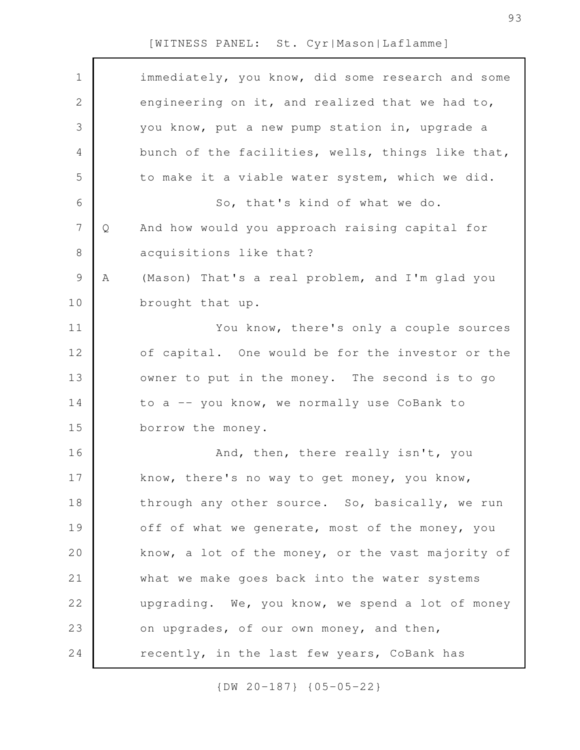immediately, you know, did some research and some engineering on it, and realized that we had to, you know, put a new pump station in, upgrade a bunch of the facilities, wells, things like that, to make it a viable water system, which we did.

So, that's kind of what we do.

Q And how would you approach raising capital for acquisitions like that?

A (Mason) That's a real problem, and I'm glad you brought that up.

You know, there's only a couple sources of capital. One would be for the investor or the owner to put in the money. The second is to go to a -- you know, we normally use CoBank to borrow the money.

And, then, there really isn't, you know, there's no way to get money, you know, through any other source. So, basically, we run off of what we generate, most of the money, you know, a lot of the money, or the vast majority of what we make goes back into the water systems upgrading. We, you know, we spend a lot of money on upgrades, of our own money, and then, recently, in the last few years, CoBank has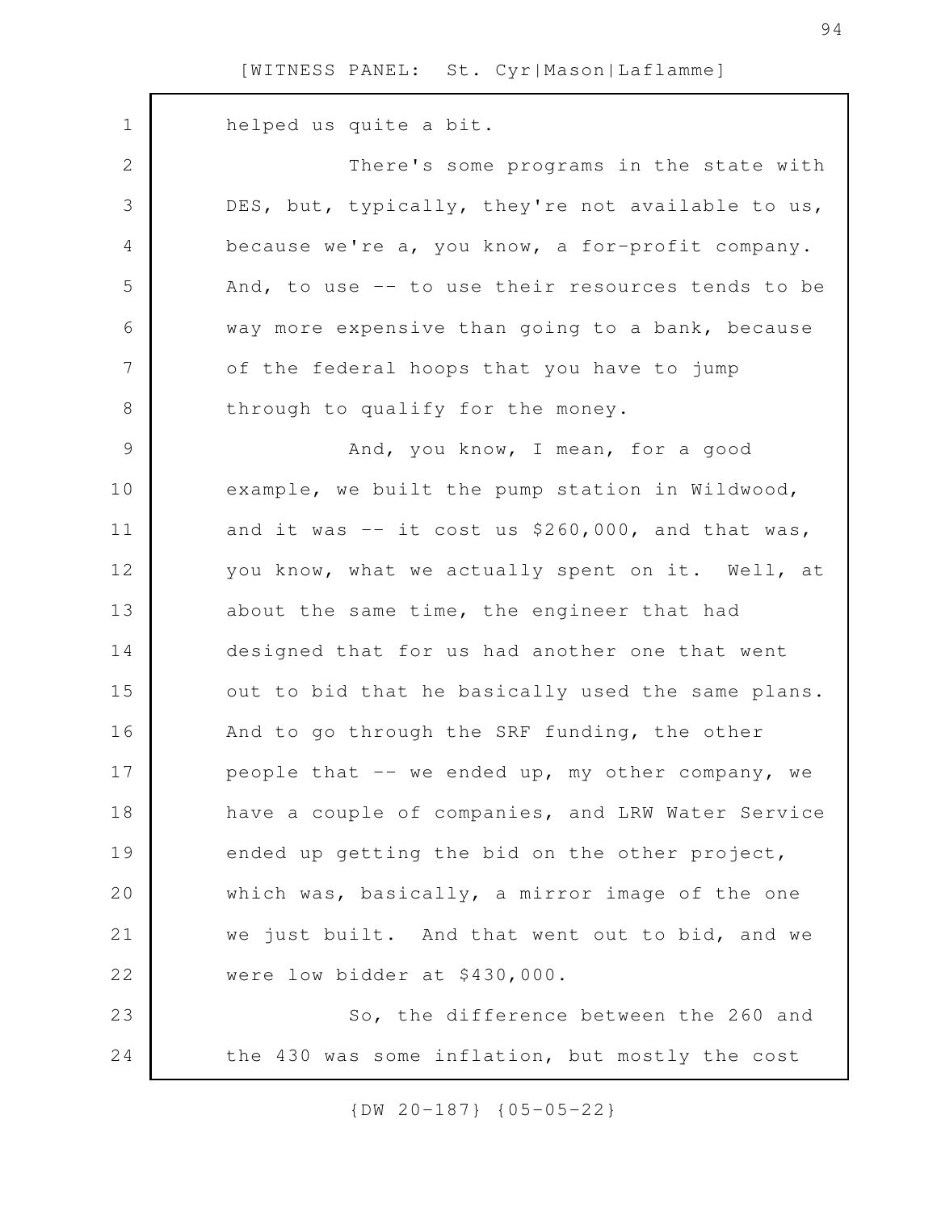helped us quite a bit.

There's some programs in the state with DES, but, typically, they're not available to us, because we're a, you know, a for-profit company. And, to use -- to use their resources tends to be way more expensive than going to a bank, because of the federal hoops that you have to jump through to qualify for the money.

And, you know, I mean, for a good example, we built the pump station in Wildwood, and it was -- it cost us $260,000, and that was, you know, what we actually spent on it. Well, at about the same time, the engineer that had designed that for us had another one that went out to bid that he basically used the same plans. And to go through the SRF funding, the other people that -- we ended up, my other company, we have a couple of companies, and LRW Water Service ended up getting the bid on the other project, which was, basically, a mirror image of the one we just built. And that went out to bid, and we were low bidder at $430,000.

So, the difference between the 260 and the 430 was some inflation, but mostly the cost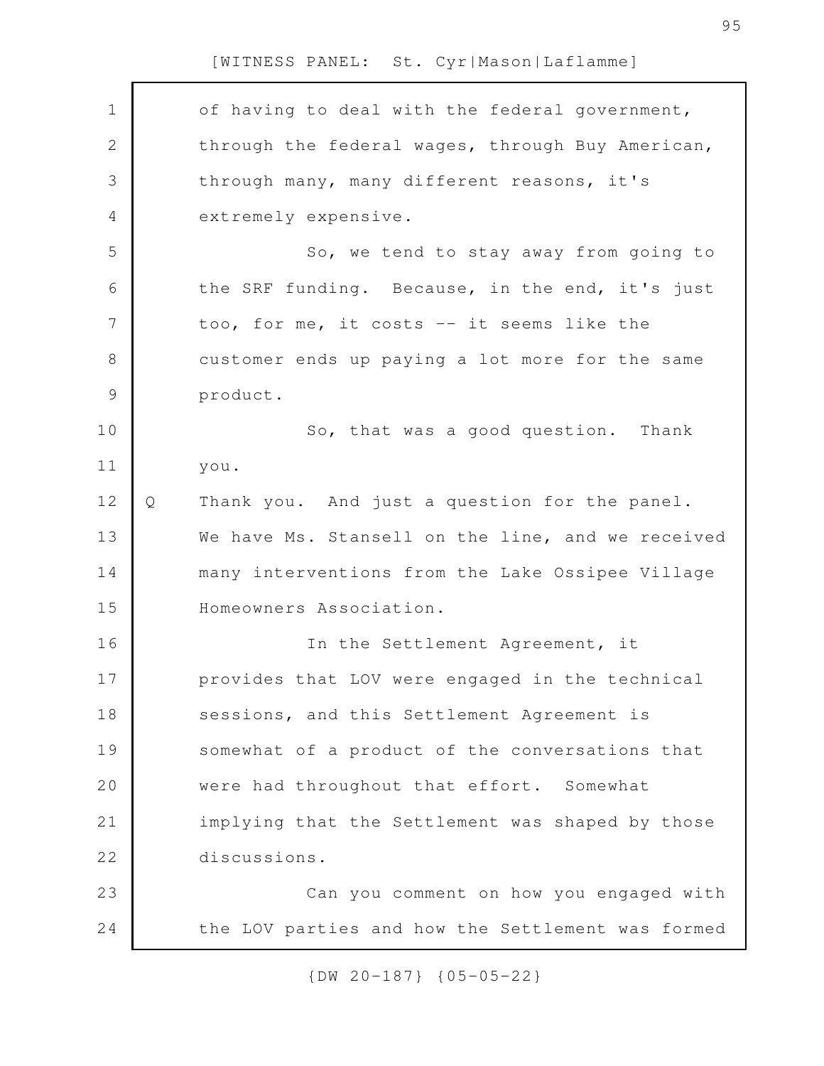of having to deal with the federal government, through the federal wages, through Buy American, through many, many different reasons, it's extremely expensive.

So, we tend to stay away from going to the SRF funding. Because, in the end, it's just too, for me, it costs -- it seems like the customer ends up paying a lot more for the same product.

So, that was a good question. Thank you.

Q Thank you. And just a question for the panel. We have Ms. Stansell on the line, and we received many interventions from the Lake Ossipee Village Homeowners Association.

In the Settlement Agreement, it provides that LOV were engaged in the technical sessions, and this Settlement Agreement is somewhat of a product of the conversations that were had throughout that effort. Somewhat implying that the Settlement was shaped by those discussions.

Can you comment on how you engaged with the LOV parties and how the Settlement was formed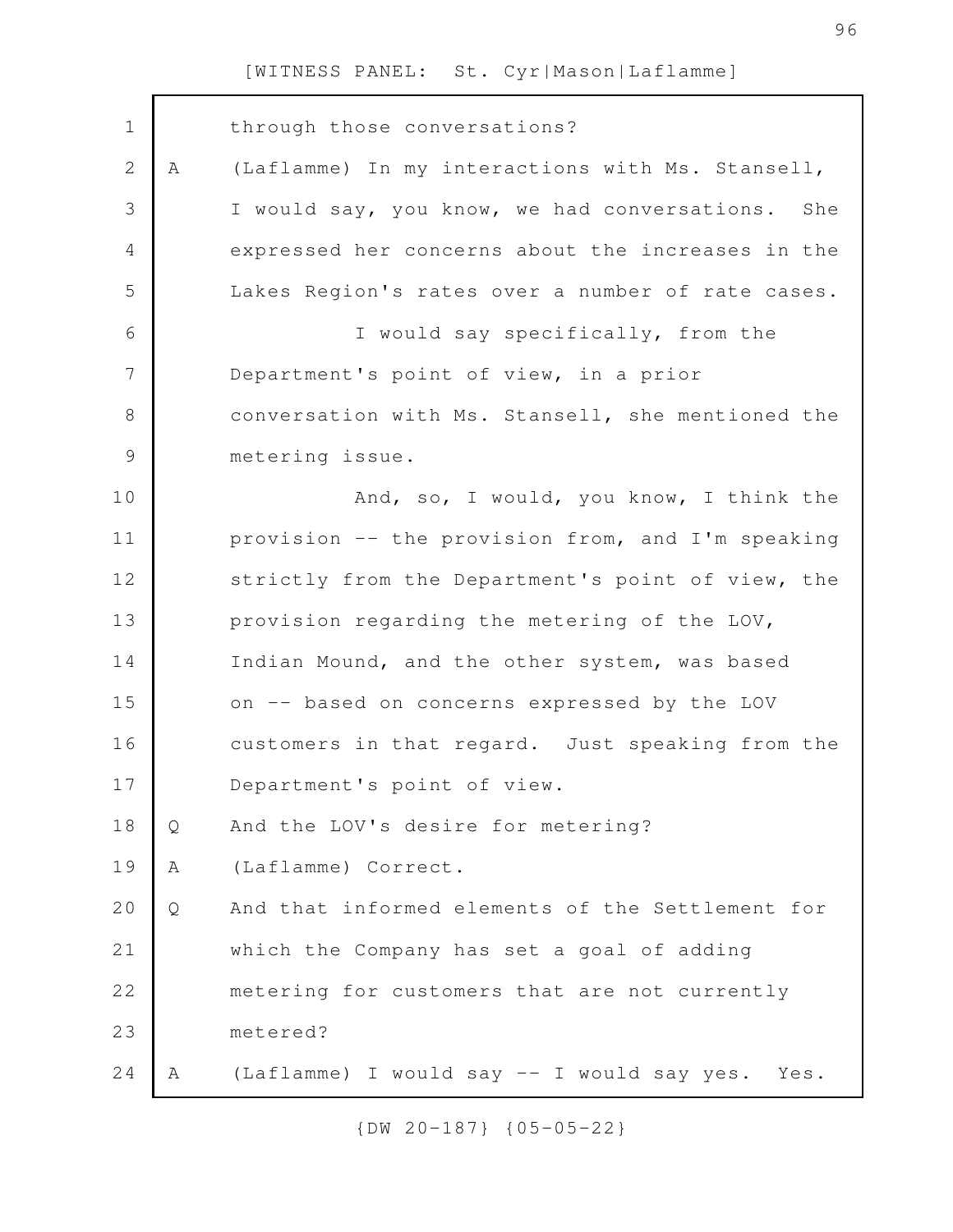through those conversations?

A (Laflamme) In my interactions with Ms. Stansell, I would say, you know, we had conversations. She expressed her concerns about the increases in the Lakes Region's rates over a number of rate cases.

I would say specifically, from the Department's point of view, in a prior conversation with Ms. Stansell, she mentioned the metering issue.

And, so, I would, you know, I think the provision -- the provision from, and I'm speaking strictly from the Department's point of view, the provision regarding the metering of the LOV, Indian Mound, and the other system, was based on -- based on concerns expressed by the LOV customers in that regard. Just speaking from the Department's point of view.

Q And the LOV's desire for metering?

A (Laflamme) Correct.

Q And that informed elements of the Settlement for which the Company has set a goal of adding metering for customers that are not currently metered?

A (Laflamme) I would say -- I would say yes. Yes.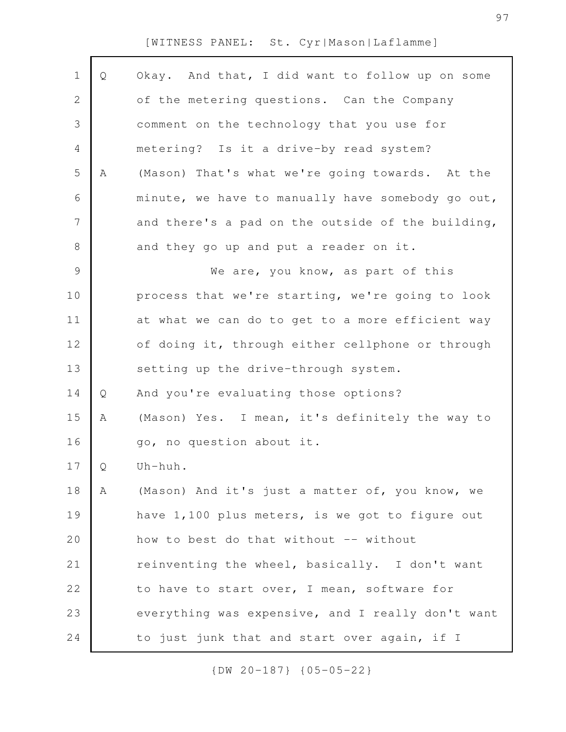Q Okay. And that, I did want to follow up on some of the metering questions. Can the Company comment on the technology that you use for metering? Is it a drive-by read system?

A (Mason) That's what we're going towards. At the minute, we have to manually have somebody go out, and there's a pad on the outside of the building, and they go up and put a reader on it.

We are, you know, as part of this process that we're starting, we're going to look at what we can do to get to a more efficient way of doing it, through either cellphone or through setting up the drive-through system.

Q And you're evaluating those options?

A (Mason) Yes. I mean, it's definitely the way to go, no question about it.

Q Uh-huh.

A (Mason) And it's just a matter of, you know, we have 1,100 plus meters, is we got to figure out how to best do that without -- without reinventing the wheel, basically. I don't want to have to start over, I mean, software for everything was expensive, and I really don't want to just junk that and start over again, if I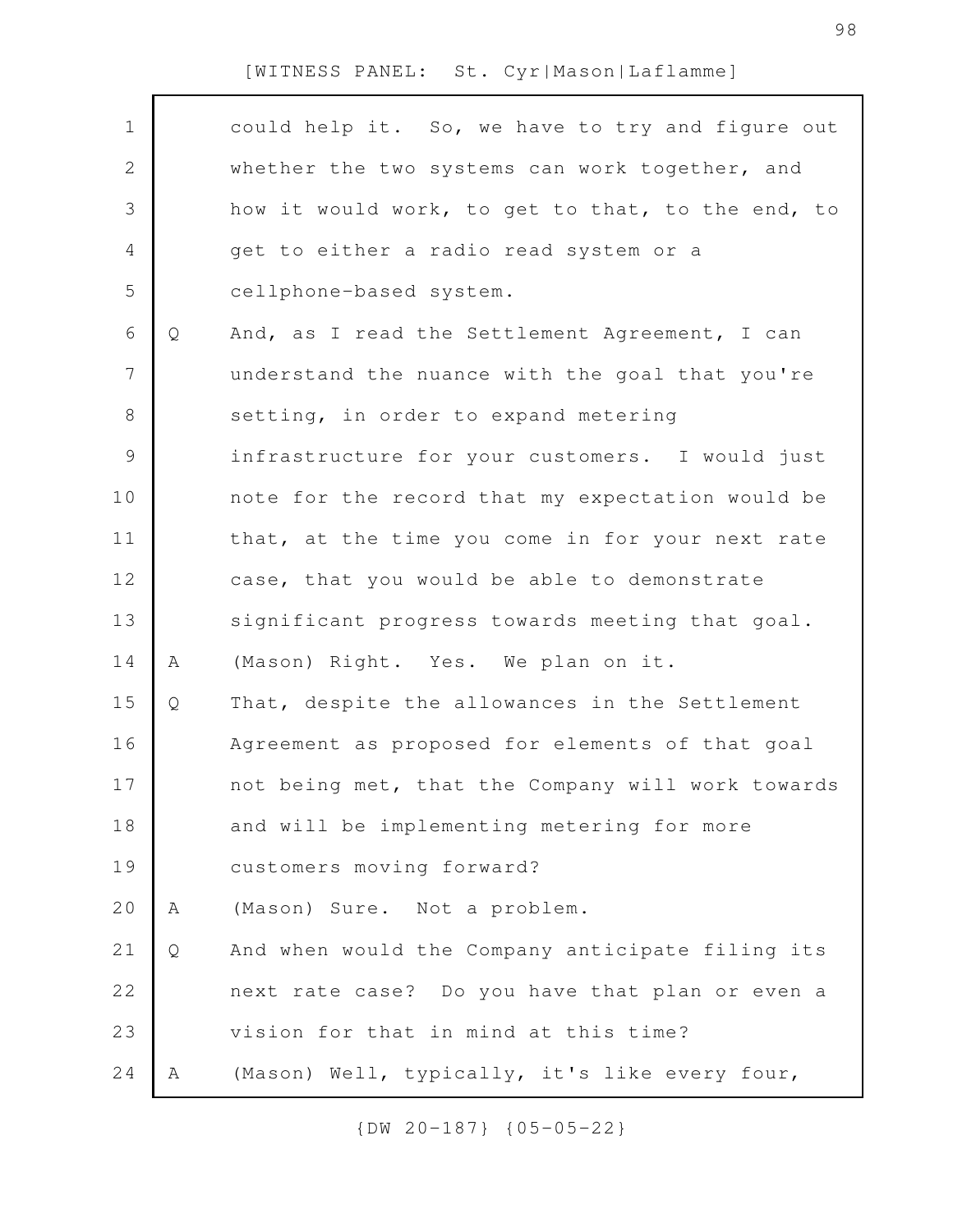could help it. So, we have to try and figure out whether the two systems can work together, and how it would work, to get to that, to the end, to get to either a radio read system or a cellphone-based system.

Q And, as I read the Settlement Agreement, I can understand the nuance with the goal that you're setting, in order to expand metering infrastructure for your customers. I would just note for the record that my expectation would be that, at the time you come in for your next rate case, that you would be able to demonstrate significant progress towards meeting that goal.

A (Mason) Right. Yes. We plan on it.

Q That, despite the allowances in the Settlement Agreement as proposed for elements of that goal not being met, that the Company will work towards and will be implementing metering for more customers moving forward?

A (Mason) Sure. Not a problem.

Q And when would the Company anticipate filing its next rate case? Do you have that plan or even a vision for that in mind at this time?

A (Mason) Well, typically, it's like every four,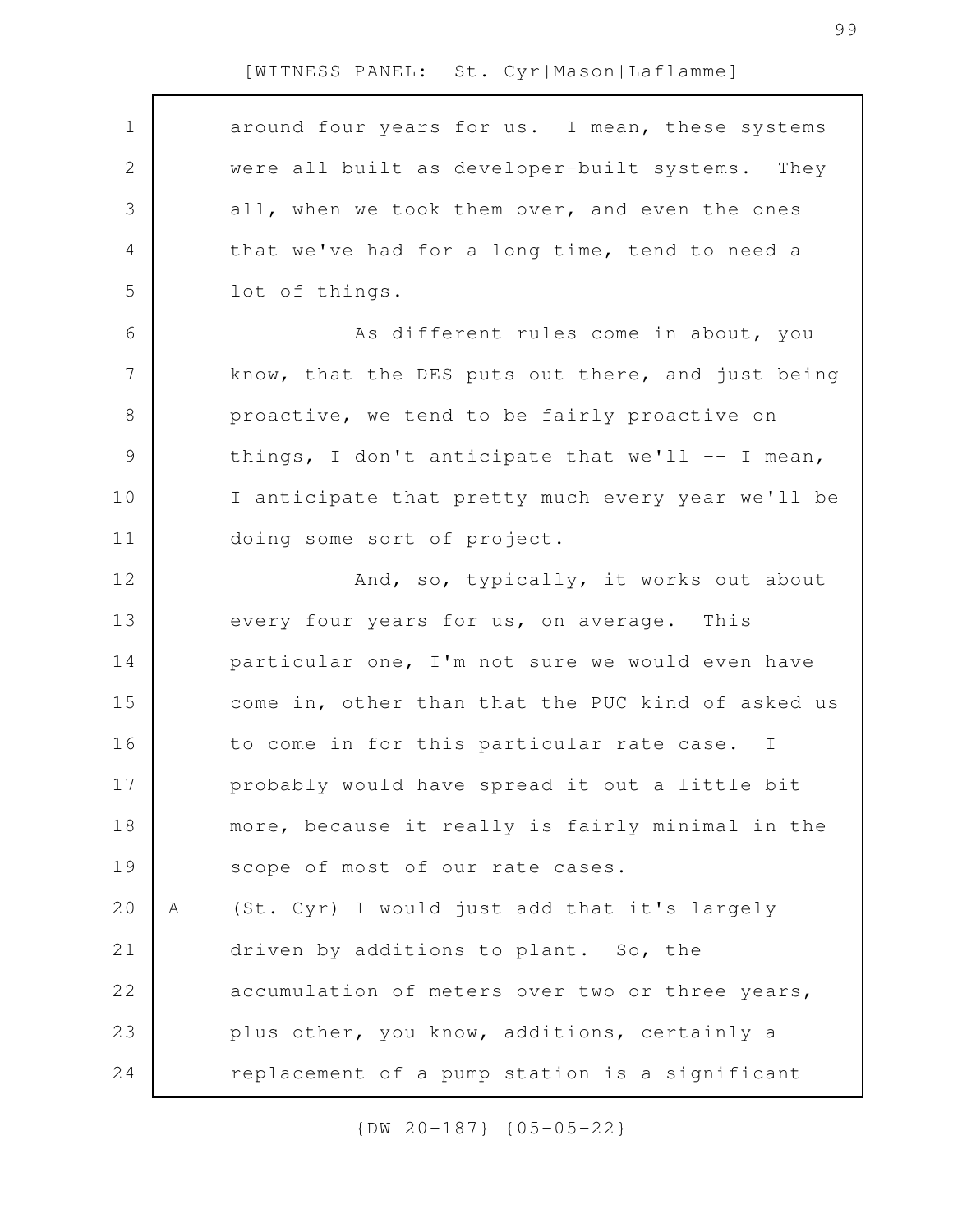around four years for us. I mean, these systems were all built as developer-built systems. They all, when we took them over, and even the ones that we've had for a long time, tend to need a lot of things.

As different rules come in about, you know, that the DES puts out there, and just being proactive, we tend to be fairly proactive on things, I don't anticipate that we'll -- I mean, I anticipate that pretty much every year we'll be doing some sort of project.

And, so, typically, it works out about every four years for us, on average. This particular one, I'm not sure we would even have come in, other than that the PUC kind of asked us to come in for this particular rate case. I probably would have spread it out a little bit more, because it really is fairly minimal in the scope of most of our rate cases.

A (St. Cyr) I would just add that it's largely driven by additions to plant. So, the accumulation of meters over two or three years, plus other, you know, additions, certainly a replacement of a pump station is a significant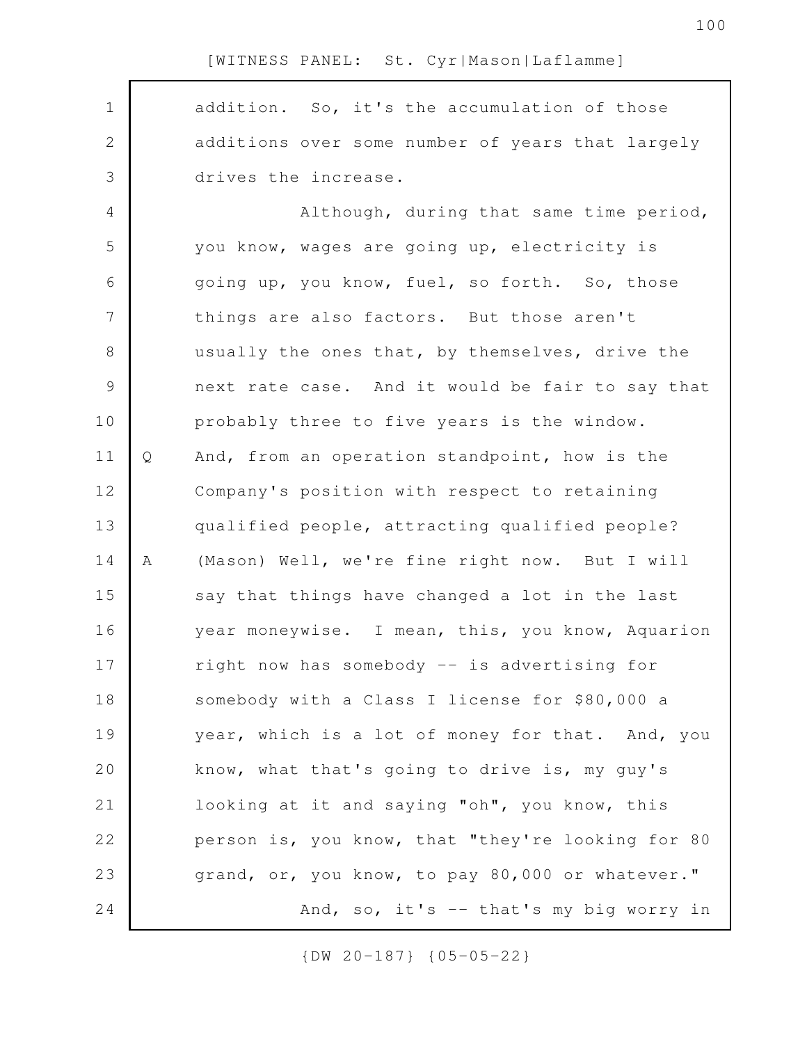addition. So, it's the accumulation of those additions over some number of years that largely drives the increase.

Although, during that same time period, you know, wages are going up, electricity is going up, you know, fuel, so forth. So, those things are also factors. But those aren't usually the ones that, by themselves, drive the next rate case. And it would be fair to say that probably three to five years is the window.

Q And, from an operation standpoint, how is the Company's position with respect to retaining qualified people, attracting qualified people?

A (Mason) Well, we're fine right now. But I will say that things have changed a lot in the last year moneywise. I mean, this, you know, Aquarion right now has somebody -- is advertising for somebody with a Class I license for $80,000 a year, which is a lot of money for that. And, you know, what that's going to drive is, my guy's looking at it and saying "oh", you know, this person is, you know, that "they're looking for 80 grand, or, you know, to pay 80,000 or whatever."

And, so, it's -- that's my big worry in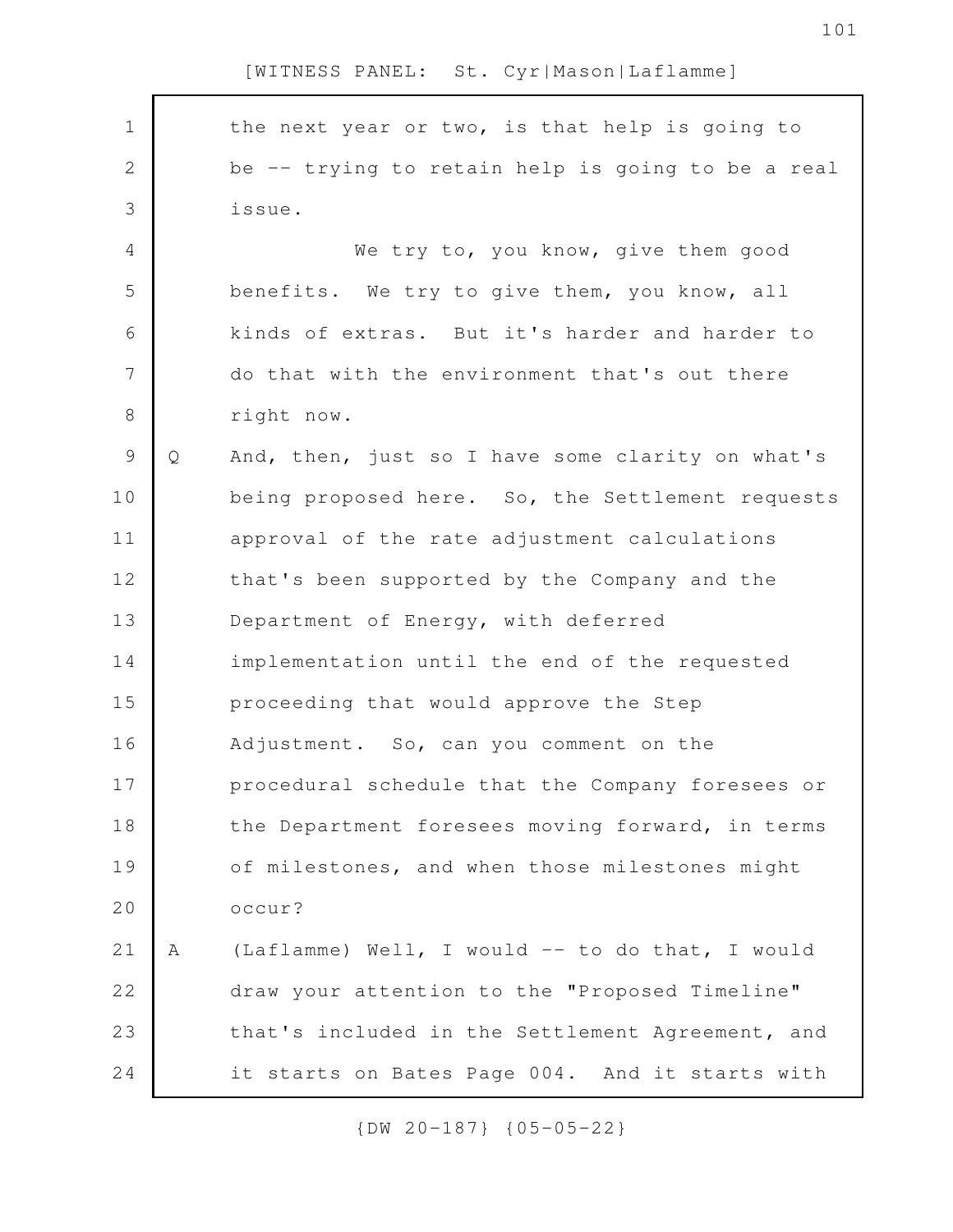the next year or two, is that help is going to be -- trying to retain help is going to be a real issue.

We try to, you know, give them good benefits. We try to give them, you know, all kinds of extras. But it's harder and harder to do that with the environment that's out there right now.

Q And, then, just so I have some clarity on what's being proposed here. So, the Settlement requests approval of the rate adjustment calculations that's been supported by the Company and the Department of Energy, with deferred implementation until the end of the requested proceeding that would approve the Step Adjustment. So, can you comment on the procedural schedule that the Company foresees or the Department foresees moving forward, in terms of milestones, and when those milestones might occur?

A (Laflamme) Well, I would -- to do that, I would draw your attention to the "Proposed Timeline" that's included in the Settlement Agreement, and it starts on Bates Page 004. And it starts with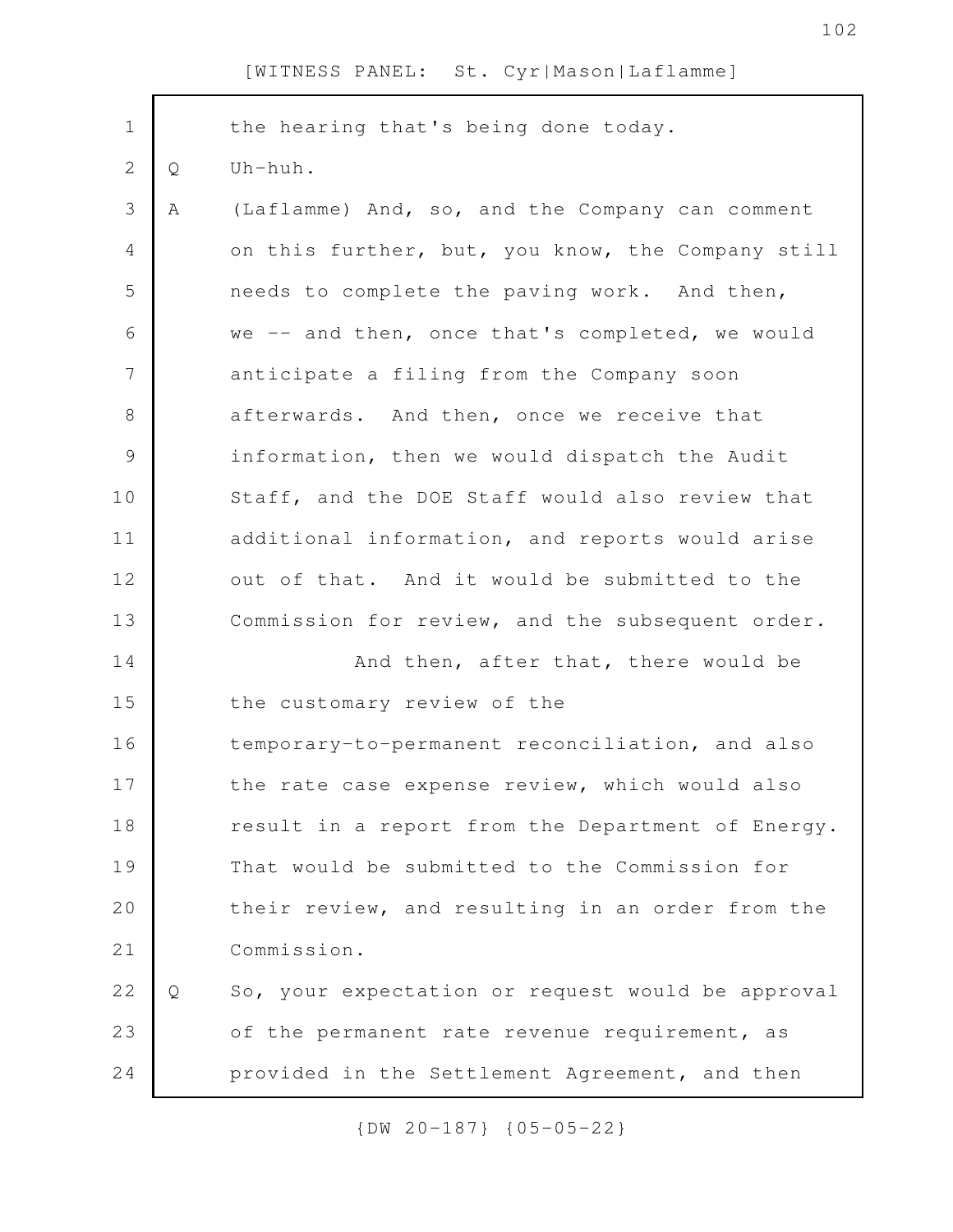the hearing that's being done today.

Q Uh-huh.

A (Laflamme) And, so, and the Company can comment on this further, but, you know, the Company still needs to complete the paving work. And then, we -- and then, once that's completed, we would anticipate a filing from the Company soon afterwards. And then, once we receive that information, then we would dispatch the Audit Staff, and the DOE Staff would also review that additional information, and reports would arise out of that. And it would be submitted to the Commission for review, and the subsequent order.

And then, after that, there would be the customary review of the temporary-to-permanent reconciliation, and also the rate case expense review, which would also result in a report from the Department of Energy. That would be submitted to the Commission for their review, and resulting in an order from the Commission.

Q So, your expectation or request would be approval of the permanent rate revenue requirement, as provided in the Settlement Agreement, and then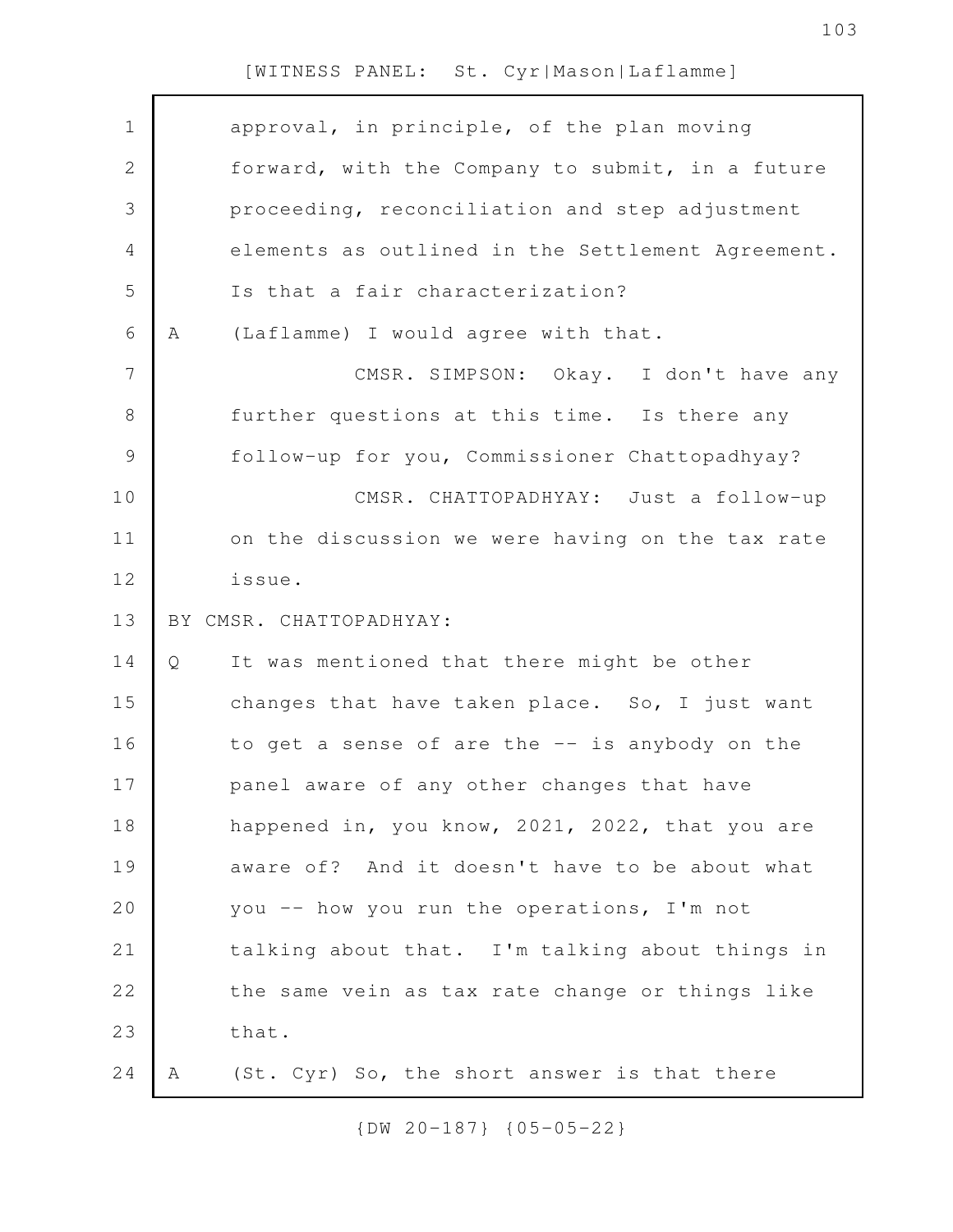approval, in principle, of the plan moving forward, with the Company to submit, in a future proceeding, reconciliation and step adjustment elements as outlined in the Settlement Agreement. Is that a fair characterization?

A (Laflamme) I would agree with that.

CMSR. SIMPSON: Okay. I don't have any further questions at this time. Is there any follow-up for you, Commissioner Chattopadhyay?

CMSR. CHATTOPADHYAY: Just a follow-up on the discussion we were having on the tax rate issue.

BY CMSR. CHATTOPADHYAY:

Q It was mentioned that there might be other changes that have taken place. So, I just want to get a sense of are the -- is anybody on the panel aware of any other changes that have happened in, you know, 2021, 2022, that you are aware of? And it doesn't have to be about what you -- how you run the operations, I'm not talking about that. I'm talking about things in the same vein as tax rate change or things like that.

A (St. Cyr) So, the short answer is that there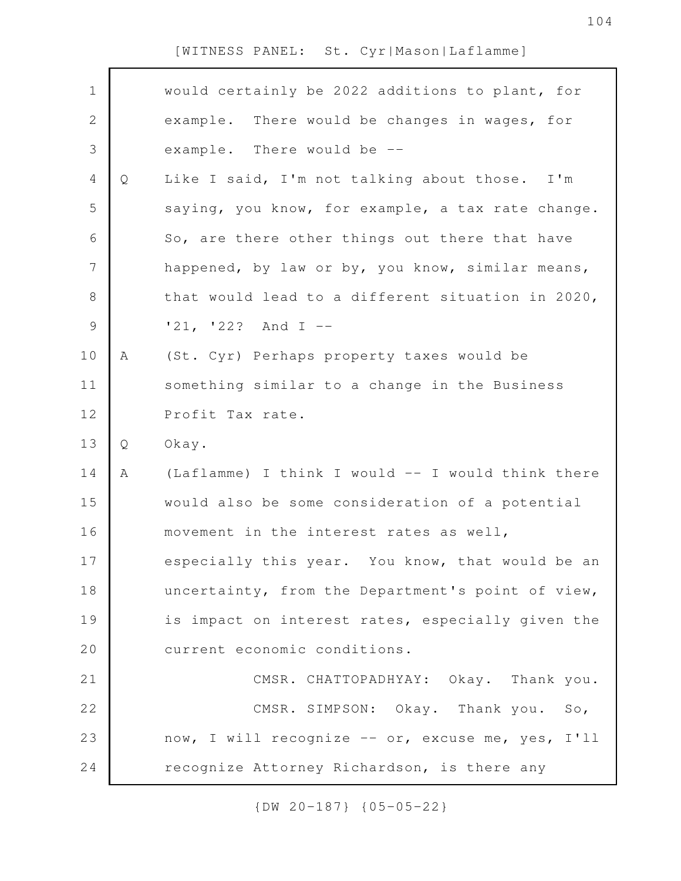would certainly be 2022 additions to plant, for example. There would be changes in wages, for example. There would be --

Q Like I said, I'm not talking about those. I'm saying, you know, for example, a tax rate change. So, are there other things out there that have happened, by law or by, you know, similar means, that would lead to a different situation in 2020, '21, '22? And I --

A (St. Cyr) Perhaps property taxes would be something similar to a change in the Business Profit Tax rate.

Q Okay.

A (Laflamme) I think I would -- I would think there would also be some consideration of a potential movement in the interest rates as well, especially this year. You know, that would be an uncertainty, from the Department's point of view, is impact on interest rates, especially given the current economic conditions.

CMSR. CHATTOPADHYAY: Okay. Thank you.

CMSR. SIMPSON: Okay. Thank you. So, now, I will recognize -- or, excuse me, yes, I'll recognize Attorney Richardson, is there any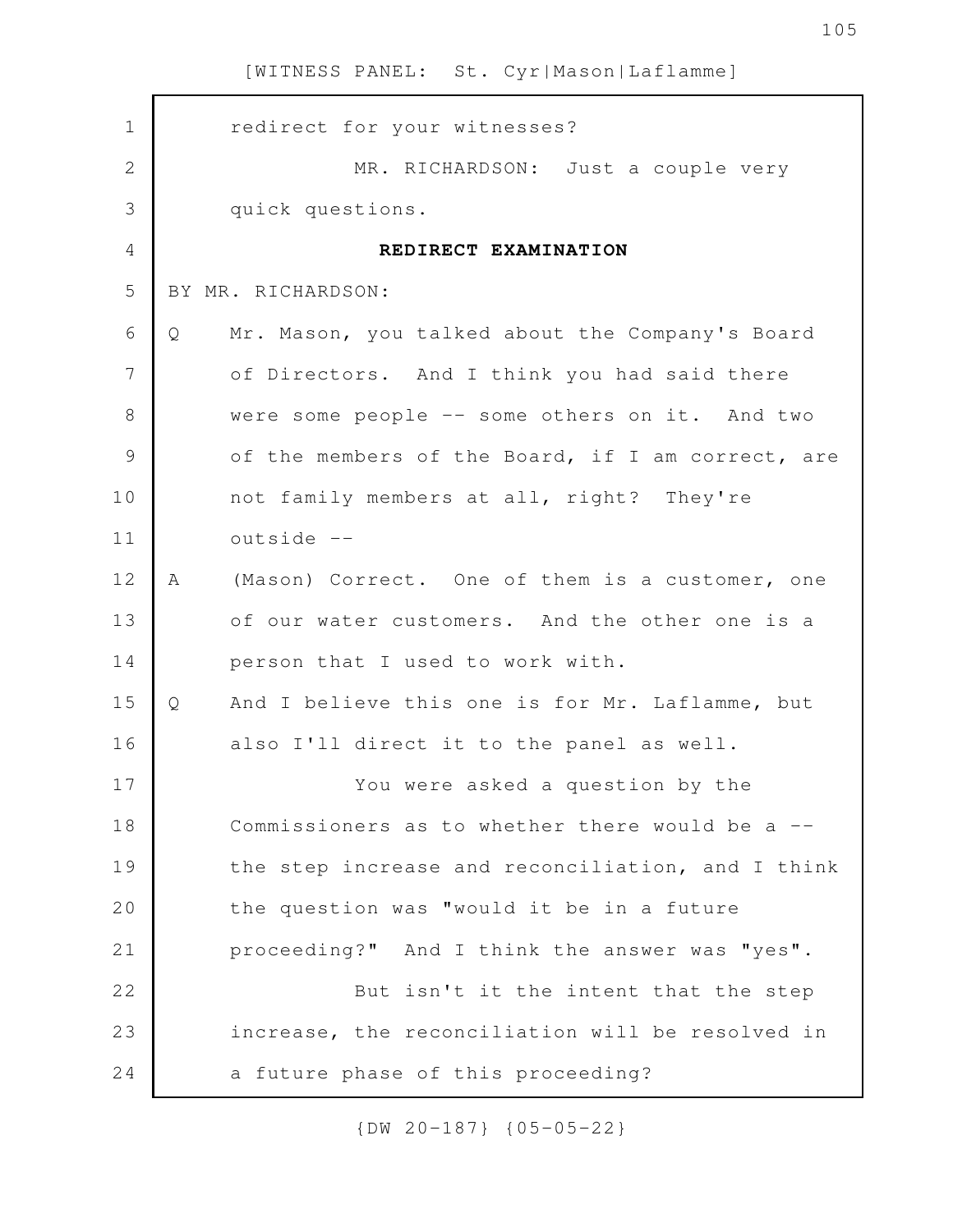redirect for your witnesses?

MR. RICHARDSON: Just a couple very quick questions.

**REDIRECT EXAMINATION**

BY MR. RICHARDSON:

Q Mr. Mason, you talked about the Company's Board of Directors. And I think you had said there were some people -- some others on it. And two of the members of the Board, if I am correct, are not family members at all, right? They're outside --

A (Mason) Correct. One of them is a customer, one of our water customers. And the other one is a person that I used to work with.

Q And I believe this one is for Mr. Laflamme, but also I'll direct it to the panel as well.

You were asked a question by the Commissioners as to whether there would be a -- the step increase and reconciliation, and I think the question was "would it be in a future proceeding?" And I think the answer was "yes".

But isn't it the intent that the step increase, the reconciliation will be resolved in a future phase of this proceeding?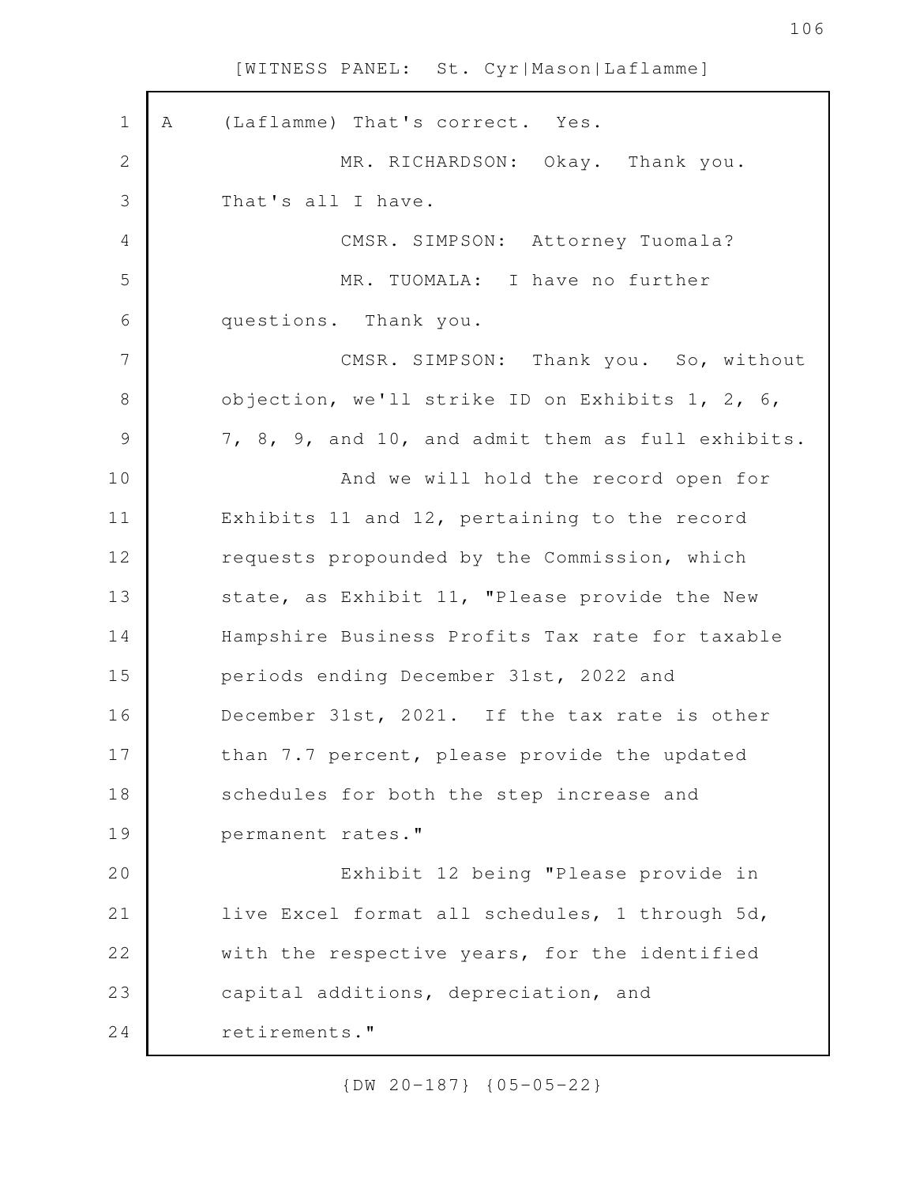A (Laflamme) That's correct. Yes.

MR. RICHARDSON: Okay. Thank you. That's all I have.

CMSR. SIMPSON: Attorney Tuomala?

MR. TUOMALA: I have no further questions. Thank you.

CMSR. SIMPSON: Thank you. So, without objection, we'll strike ID on Exhibits 1, 2, 6, 7, 8, 9, and 10, and admit them as full exhibits.

And we will hold the record open for Exhibits 11 and 12, pertaining to the record requests propounded by the Commission, which state, as Exhibit 11, "Please provide the New Hampshire Business Profits Tax rate for taxable periods ending December 31st, 2022 and December 31st, 2021. If the tax rate is other than 7.7 percent, please provide the updated schedules for both the step increase and permanent rates."

Exhibit 12 being "Please provide in live Excel format all schedules, 1 through 5d, with the respective years, for the identified capital additions, depreciation, and retirements."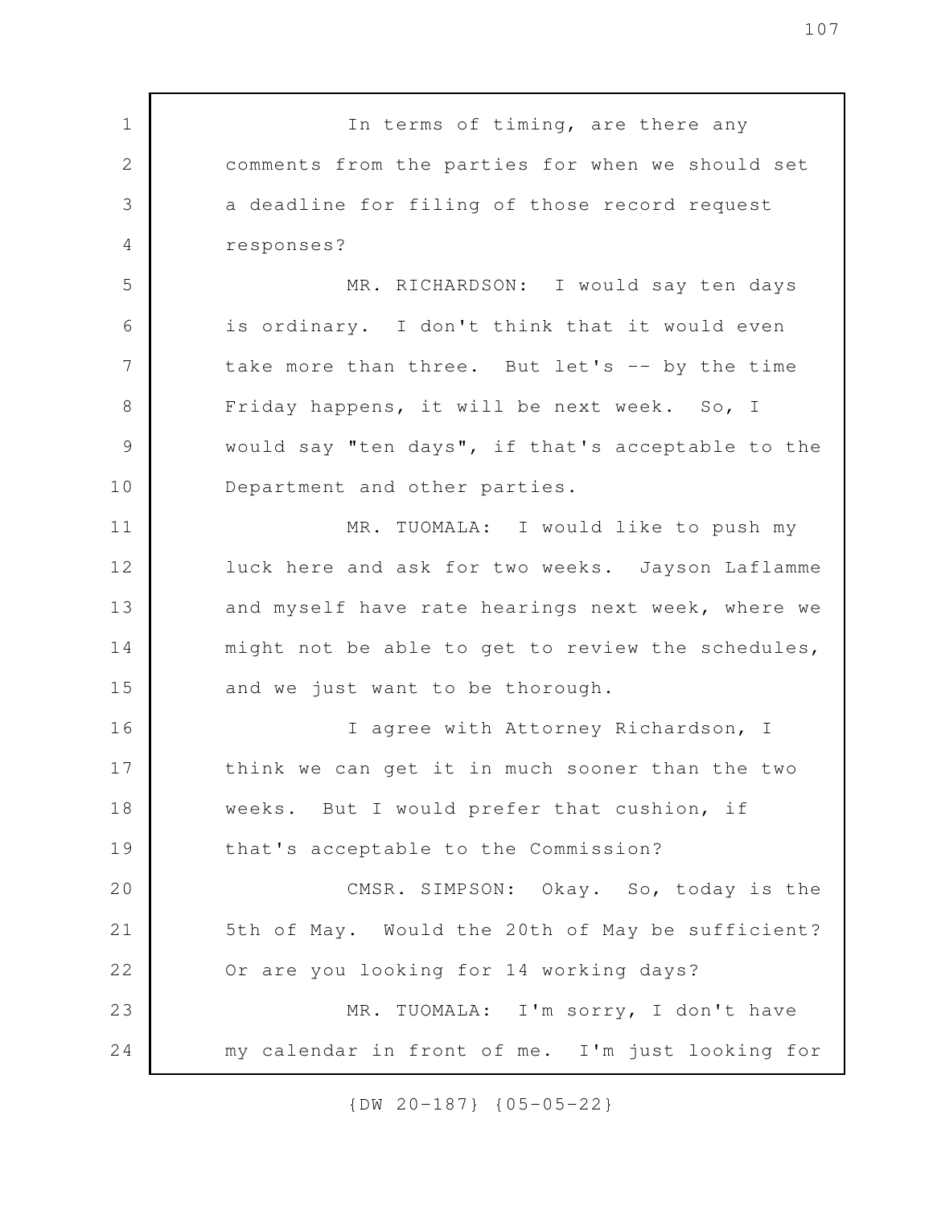In terms of timing, are there any comments from the parties for when we should set a deadline for filing of those record request responses?

MR. RICHARDSON: I would say ten days is ordinary. I don't think that it would even take more than three. But let's -- by the time Friday happens, it will be next week. So, I would say "ten days", if that's acceptable to the Department and other parties.

MR. TUOMALA: I would like to push my luck here and ask for two weeks. Jayson Laflamme and myself have rate hearings next week, where we might not be able to get to review the schedules, and we just want to be thorough.

I agree with Attorney Richardson, I think we can get it in much sooner than the two weeks. But I would prefer that cushion, if that's acceptable to the Commission?

CMSR. SIMPSON: Okay. So, today is the 5th of May. Would the 20th of May be sufficient? Or are you looking for 14 working days?

MR. TUOMALA: I'm sorry, I don't have my calendar in front of me. I'm just looking for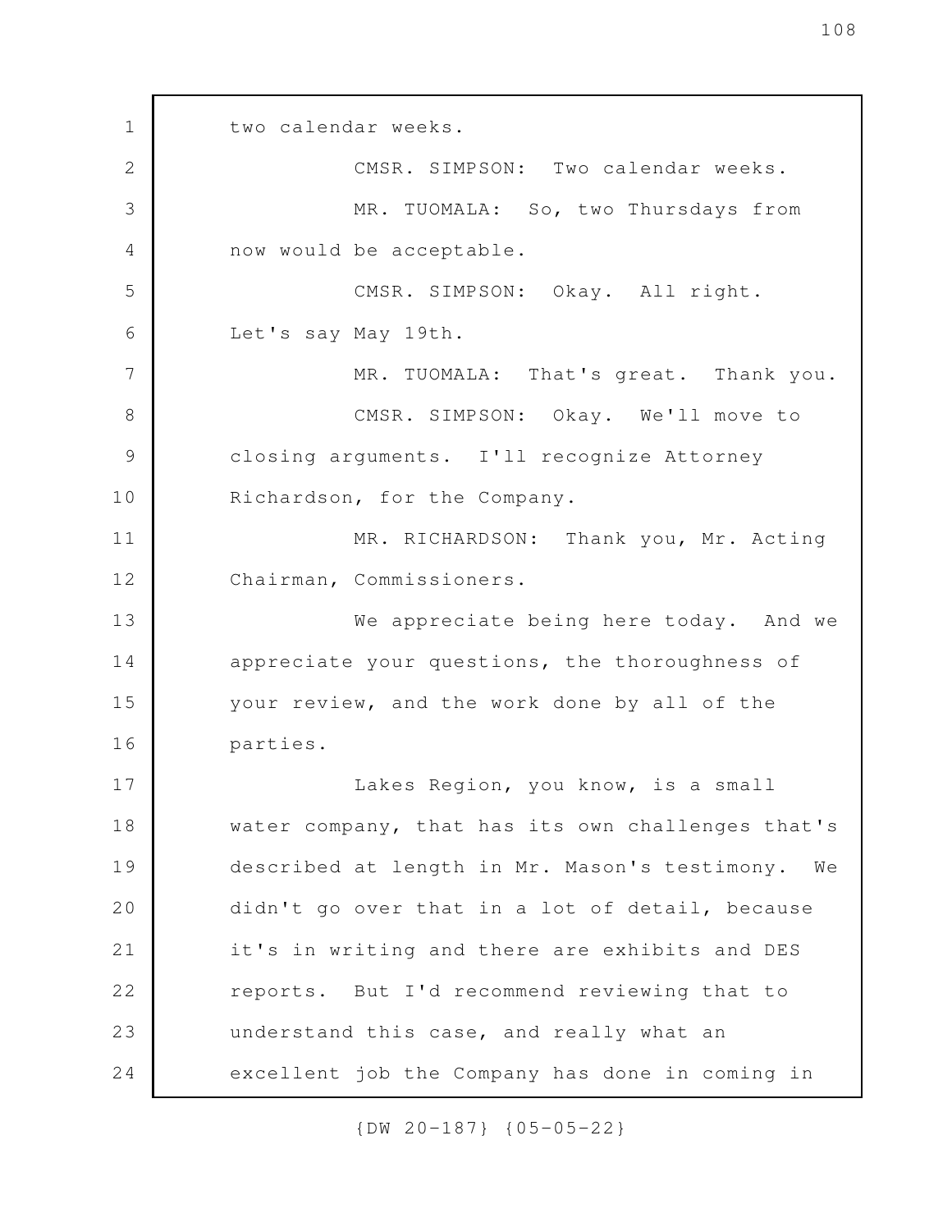two calendar weeks.

CMSR. SIMPSON: Two calendar weeks.

MR. TUOMALA: So, two Thursdays from now would be acceptable.

CMSR. SIMPSON: Okay. All right. Let's say May 19th.

MR. TUOMALA: That's great. Thank you.

CMSR. SIMPSON: Okay. We'll move to closing arguments. I'll recognize Attorney Richardson, for the Company.

MR. RICHARDSON: Thank you, Mr. Acting Chairman, Commissioners.

We appreciate being here today. And we appreciate your questions, the thoroughness of your review, and the work done by all of the parties.

Lakes Region, you know, is a small water company, that has its own challenges that's described at length in Mr. Mason's testimony. We didn't go over that in a lot of detail, because it's in writing and there are exhibits and DES reports. But I'd recommend reviewing that to understand this case, and really what an excellent job the Company has done in coming in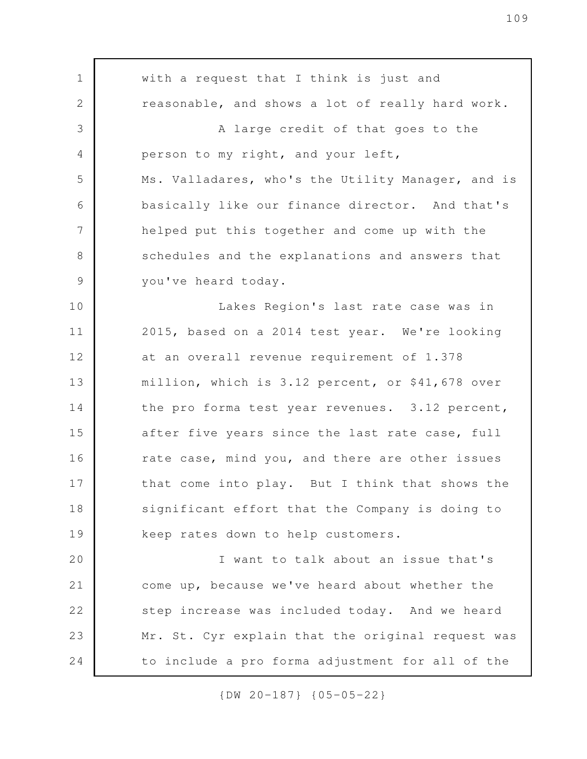with a request that I think is just and reasonable, and shows a lot of really hard work.

A large credit of that goes to the person to my right, and your left, Ms. Valladares, who's the Utility Manager, and is basically like our finance director. And that's helped put this together and come up with the schedules and the explanations and answers that you've heard today.

Lakes Region's last rate case was in 2015, based on a 2014 test year. We're looking at an overall revenue requirement of 1.378 million, which is 3.12 percent, or $41,678 over the pro forma test year revenues. 3.12 percent, after five years since the last rate case, full rate case, mind you, and there are other issues that come into play. But I think that shows the significant effort that the Company is doing to keep rates down to help customers.

I want to talk about an issue that's come up, because we've heard about whether the step increase was included today. And we heard Mr. St. Cyr explain that the original request was to include a pro forma adjustment for all of the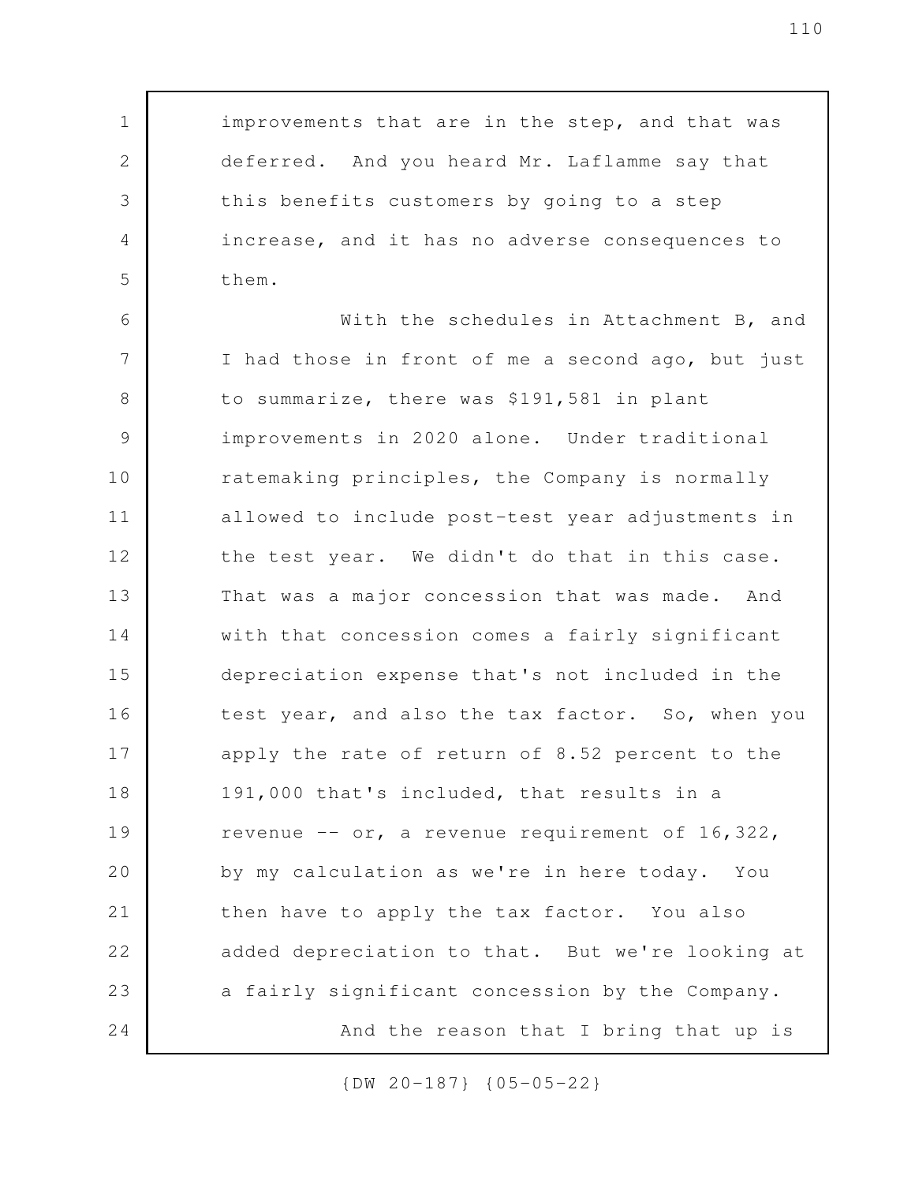improvements that are in the step, and that was deferred. And you heard Mr. Laflamme say that this benefits customers by going to a step increase, and it has no adverse consequences to them.

With the schedules in Attachment B, and I had those in front of me a second ago, but just to summarize, there was $191,581 in plant improvements in 2020 alone. Under traditional ratemaking principles, the Company is normally allowed to include post-test year adjustments in the test year. We didn't do that in this case. That was a major concession that was made. And with that concession comes a fairly significant depreciation expense that's not included in the test year, and also the tax factor. So, when you apply the rate of return of 8.52 percent to the 191,000 that's included, that results in a revenue -- or, a revenue requirement of 16,322, by my calculation as we're in here today. You then have to apply the tax factor. You also added depreciation to that. But we're looking at a fairly significant concession by the Company.

And the reason that I bring that up is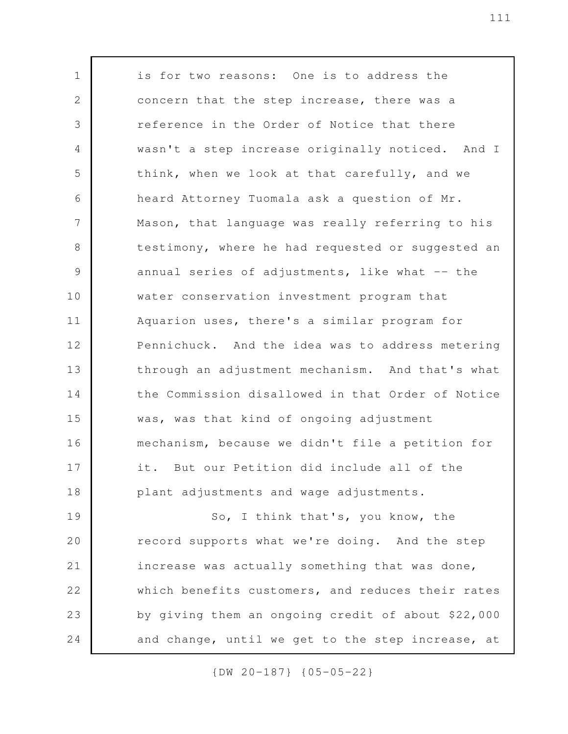is for two reasons: One is to address the concern that the step increase, there was a reference in the Order of Notice that there wasn't a step increase originally noticed. And I think, when we look at that carefully, and we heard Attorney Tuomala ask a question of Mr. Mason, that language was really referring to his testimony, where he had requested or suggested an annual series of adjustments, like what -- the water conservation investment program that Aquarion uses, there's a similar program for Pennichuck. And the idea was to address metering through an adjustment mechanism. And that's what the Commission disallowed in that Order of Notice was, was that kind of ongoing adjustment mechanism, because we didn't file a petition for it. But our Petition did include all of the plant adjustments and wage adjustments.

So, I think that's, you know, the record supports what we're doing. And the step increase was actually something that was done, which benefits customers, and reduces their rates by giving them an ongoing credit of about $22,000 and change, until we get to the step increase, at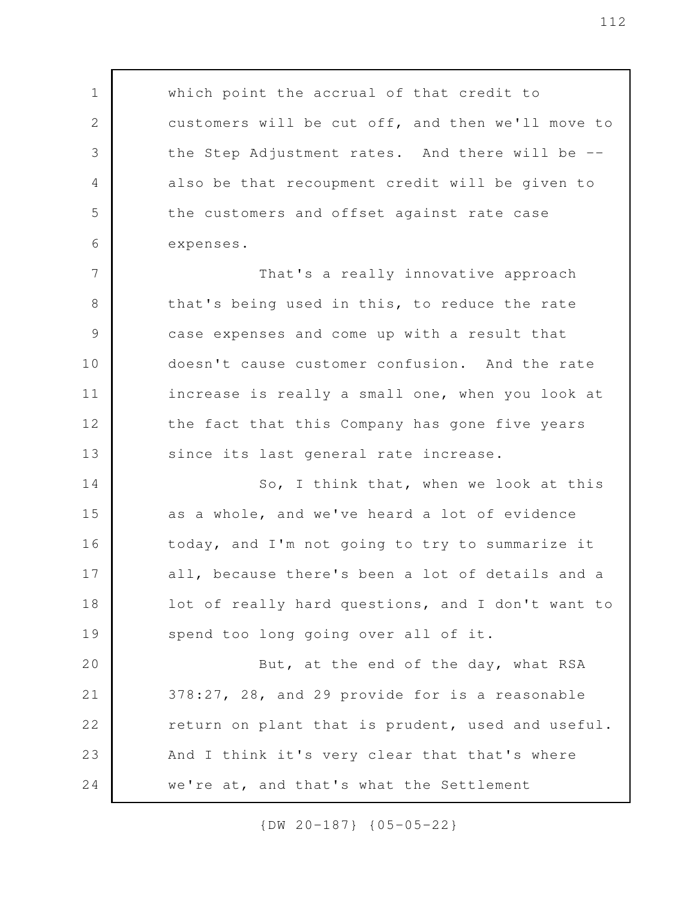which point the accrual of that credit to customers will be cut off, and then we'll move to the Step Adjustment rates. And there will be -- also be that recoupment credit will be given to the customers and offset against rate case expenses.

That's a really innovative approach that's being used in this, to reduce the rate case expenses and come up with a result that doesn't cause customer confusion. And the rate increase is really a small one, when you look at the fact that this Company has gone five years since its last general rate increase.

So, I think that, when we look at this as a whole, and we've heard a lot of evidence today, and I'm not going to try to summarize it all, because there's been a lot of details and a lot of really hard questions, and I don't want to spend too long going over all of it.

But, at the end of the day, what RSA 378:27, 28, and 29 provide for is a reasonable return on plant that is prudent, used and useful. And I think it's very clear that that's where we're at, and that's what the Settlement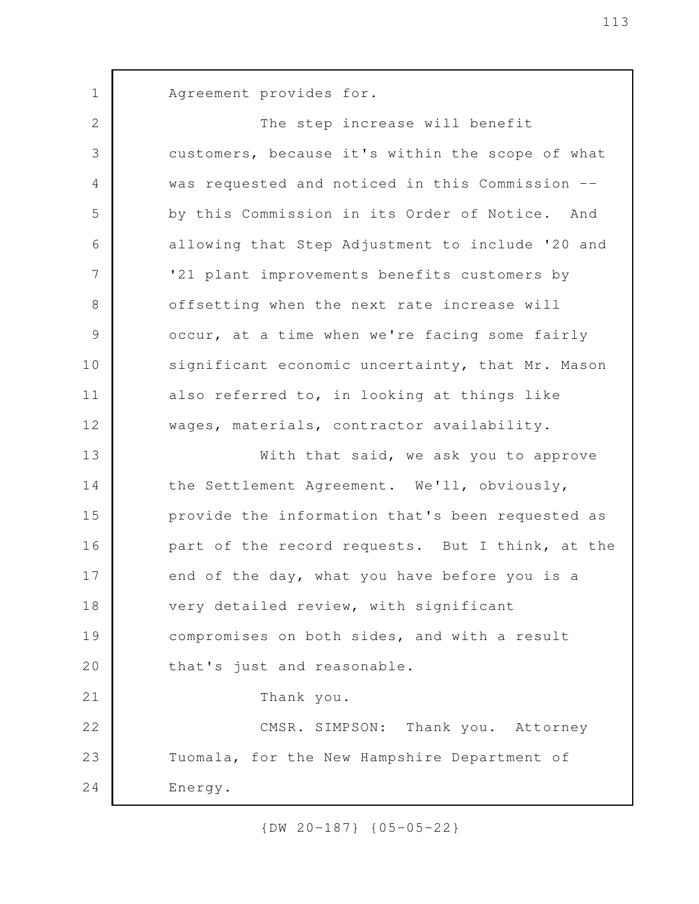Agreement provides for.

The step increase will benefit customers, because it's within the scope of what was requested and noticed in this Commission -- by this Commission in its Order of Notice. And allowing that Step Adjustment to include '20 and '21 plant improvements benefits customers by offsetting when the next rate increase will occur, at a time when we're facing some fairly significant economic uncertainty, that Mr. Mason also referred to, in looking at things like wages, materials, contractor availability.

With that said, we ask you to approve the Settlement Agreement. We'll, obviously, provide the information that's been requested as part of the record requests. But I think, at the end of the day, what you have before you is a very detailed review, with significant compromises on both sides, and with a result that's just and reasonable.

Thank you.

CMSR. SIMPSON: Thank you. Attorney Tuomala, for the New Hampshire Department of Energy.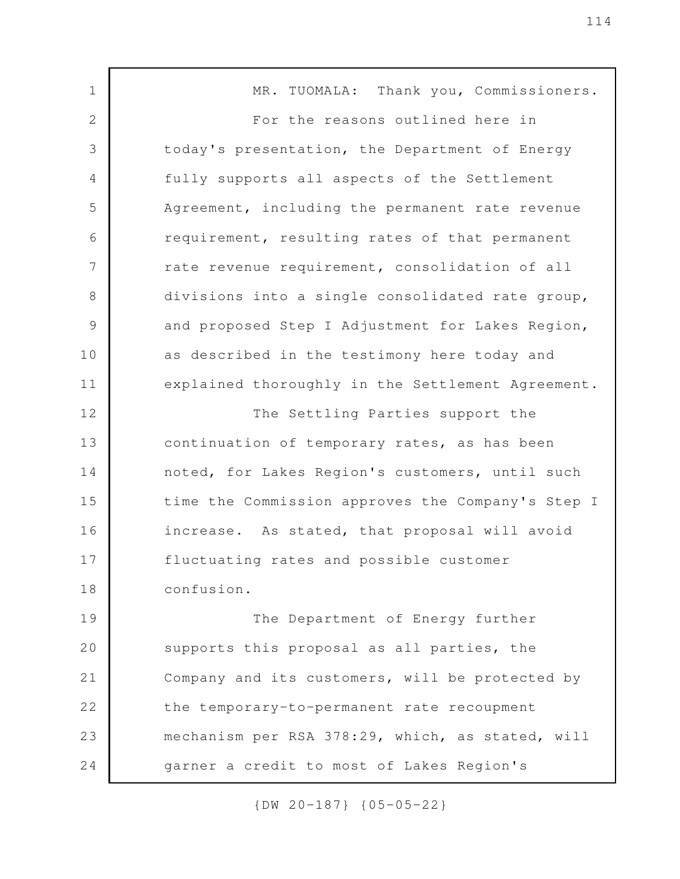MR. TUOMALA: Thank you, Commissioners.

For the reasons outlined here in today's presentation, the Department of Energy fully supports all aspects of the Settlement Agreement, including the permanent rate revenue requirement, resulting rates of that permanent rate revenue requirement, consolidation of all divisions into a single consolidated rate group, and proposed Step I Adjustment for Lakes Region, as described in the testimony here today and explained thoroughly in the Settlement Agreement.

The Settling Parties support the continuation of temporary rates, as has been noted, for Lakes Region's customers, until such time the Commission approves the Company's Step I increase. As stated, that proposal will avoid fluctuating rates and possible customer confusion.

The Department of Energy further supports this proposal as all parties, the Company and its customers, will be protected by the temporary-to-permanent rate recoupment mechanism per RSA 378:29, which, as stated, will garner a credit to most of Lakes Region's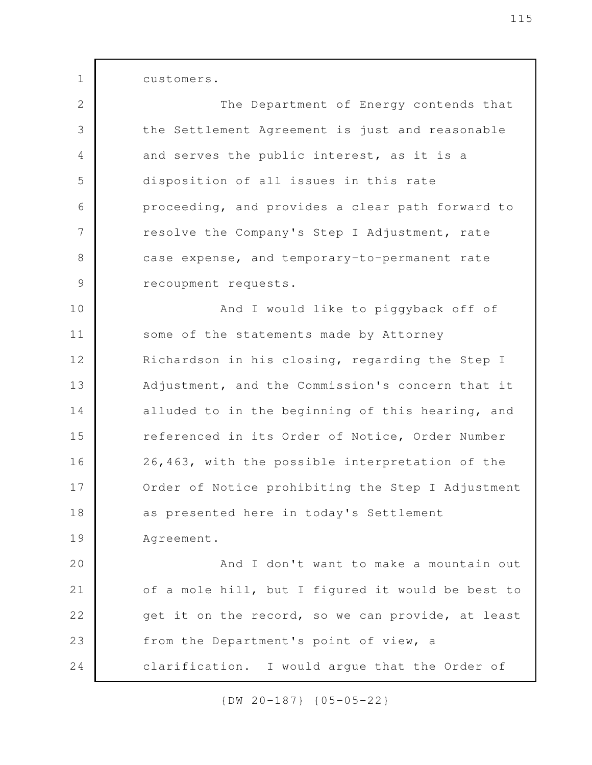customers.

The Department of Energy contends that the Settlement Agreement is just and reasonable and serves the public interest, as it is a disposition of all issues in this rate proceeding, and provides a clear path forward to resolve the Company's Step I Adjustment, rate case expense, and temporary-to-permanent rate recoupment requests.

And I would like to piggyback off of some of the statements made by Attorney Richardson in his closing, regarding the Step I Adjustment, and the Commission's concern that it alluded to in the beginning of this hearing, and referenced in its Order of Notice, Order Number 26,463, with the possible interpretation of the Order of Notice prohibiting the Step I Adjustment as presented here in today's Settlement Agreement.

And I don't want to make a mountain out of a mole hill, but I figured it would be best to get it on the record, so we can provide, at least from the Department's point of view, a clarification. I would argue that the Order of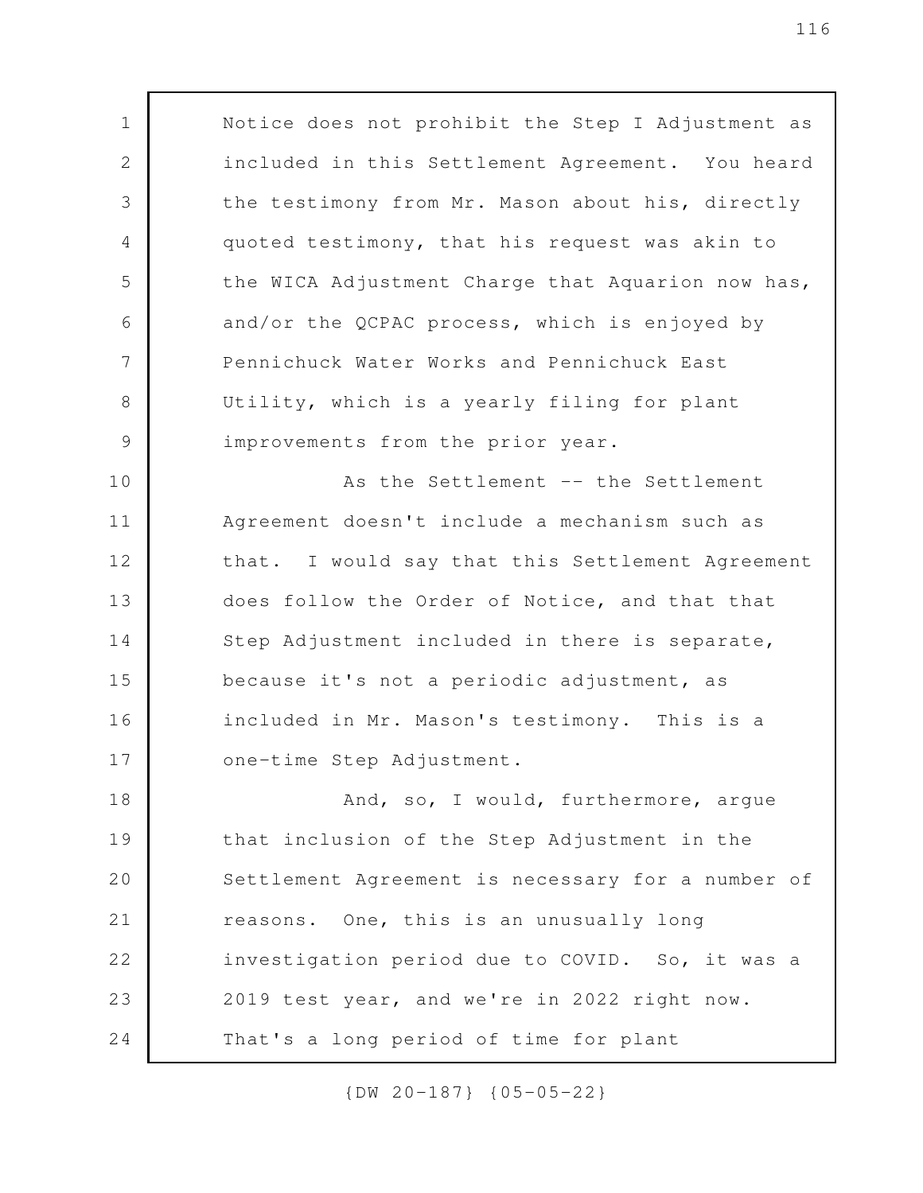Notice does not prohibit the Step I Adjustment as included in this Settlement Agreement. You heard the testimony from Mr. Mason about his, directly quoted testimony, that his request was akin to the WICA Adjustment Charge that Aquarion now has, and/or the QCPAC process, which is enjoyed by Pennichuck Water Works and Pennichuck East Utility, which is a yearly filing for plant improvements from the prior year.

As the Settlement -- the Settlement Agreement doesn't include a mechanism such as that. I would say that this Settlement Agreement does follow the Order of Notice, and that that Step Adjustment included in there is separate, because it's not a periodic adjustment, as included in Mr. Mason's testimony. This is a one-time Step Adjustment.

And, so, I would, furthermore, argue that inclusion of the Step Adjustment in the Settlement Agreement is necessary for a number of reasons. One, this is an unusually long investigation period due to COVID. So, it was a 2019 test year, and we're in 2022 right now. That's a long period of time for plant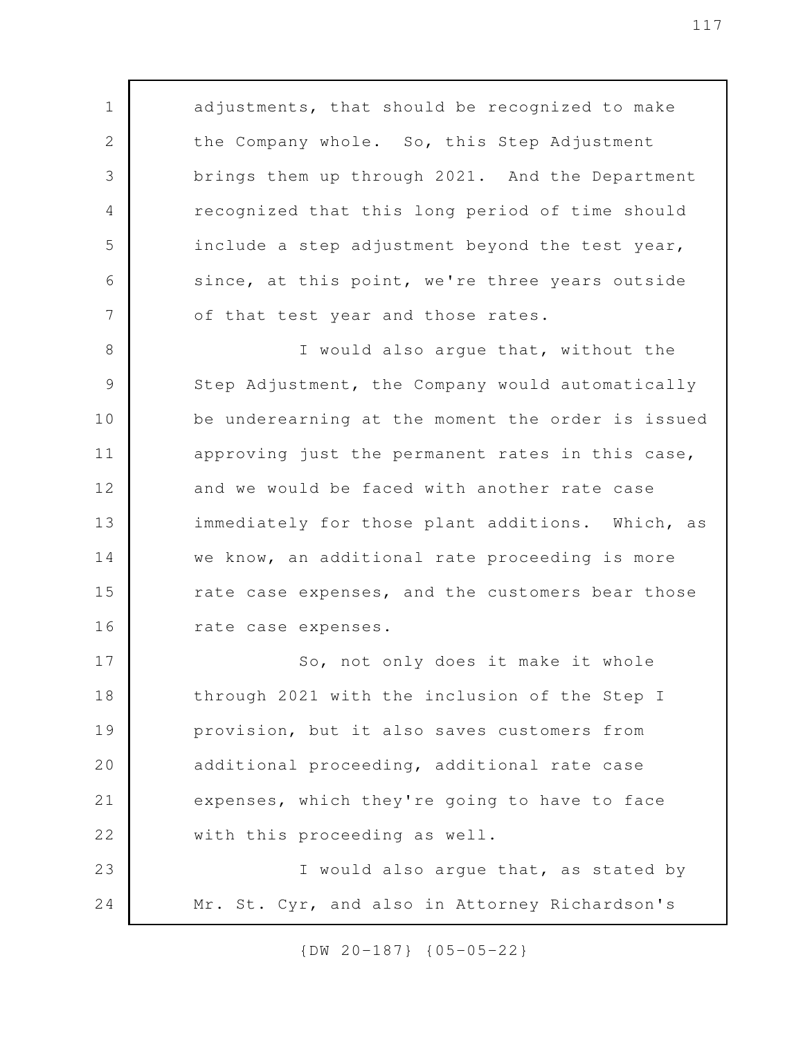adjustments, that should be recognized to make the Company whole. So, this Step Adjustment brings them up through 2021. And the Department recognized that this long period of time should include a step adjustment beyond the test year, since, at this point, we're three years outside of that test year and those rates.

I would also argue that, without the Step Adjustment, the Company would automatically be underearning at the moment the order is issued approving just the permanent rates in this case, and we would be faced with another rate case immediately for those plant additions. Which, as we know, an additional rate proceeding is more rate case expenses, and the customers bear those rate case expenses.

So, not only does it make it whole through 2021 with the inclusion of the Step I provision, but it also saves customers from additional proceeding, additional rate case expenses, which they're going to have to face with this proceeding as well.

I would also argue that, as stated by Mr. St. Cyr, and also in Attorney Richardson's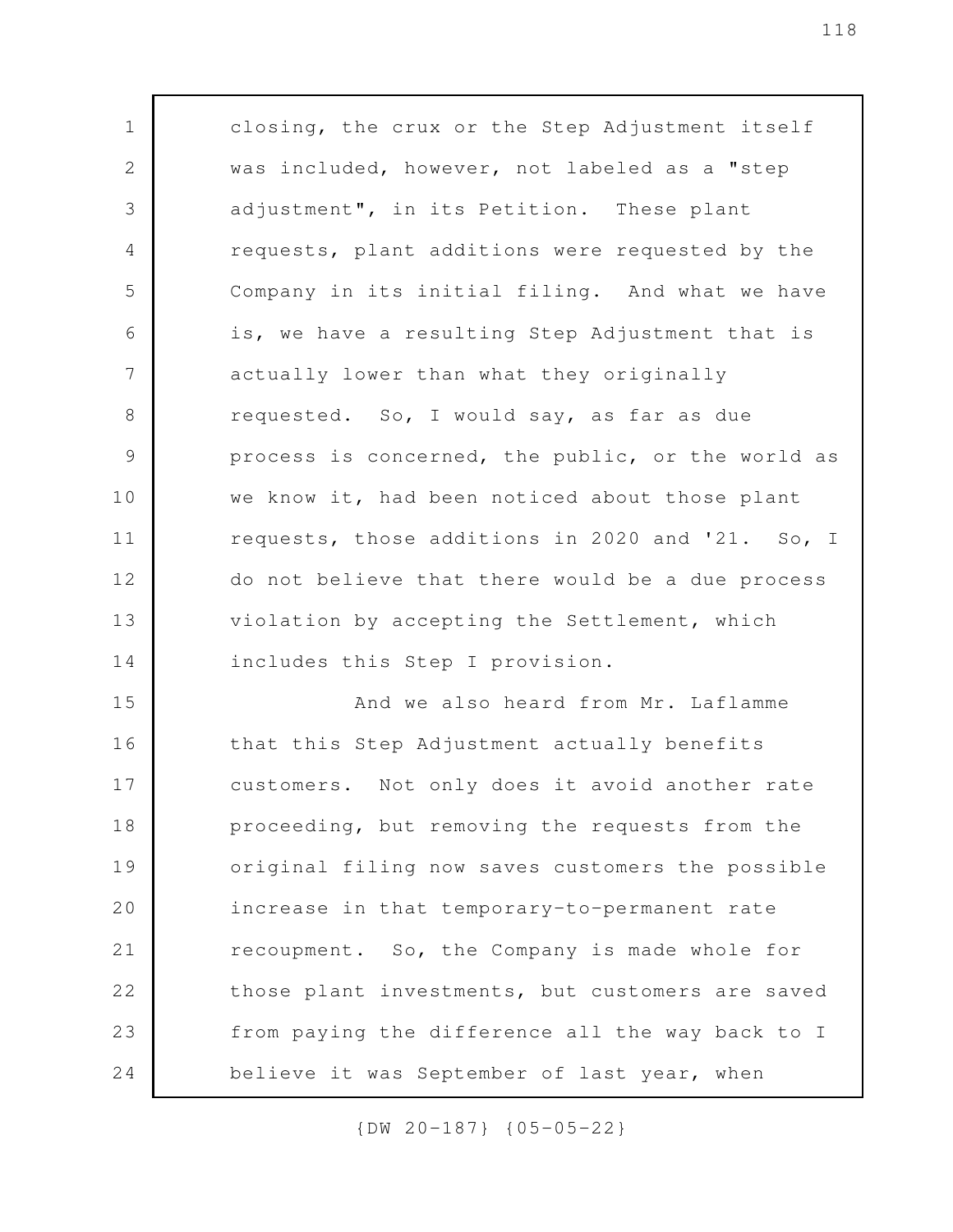closing, the crux or the Step Adjustment itself was included, however, not labeled as a "step adjustment", in its Petition. These plant requests, plant additions were requested by the Company in its initial filing. And what we have is, we have a resulting Step Adjustment that is actually lower than what they originally requested. So, I would say, as far as due process is concerned, the public, or the world as we know it, had been noticed about those plant requests, those additions in 2020 and '21. So, I do not believe that there would be a due process violation by accepting the Settlement, which includes this Step I provision.

And we also heard from Mr. Laflamme that this Step Adjustment actually benefits customers. Not only does it avoid another rate proceeding, but removing the requests from the original filing now saves customers the possible increase in that temporary-to-permanent rate recoupment. So, the Company is made whole for those plant investments, but customers are saved from paying the difference all the way back to I believe it was September of last year, when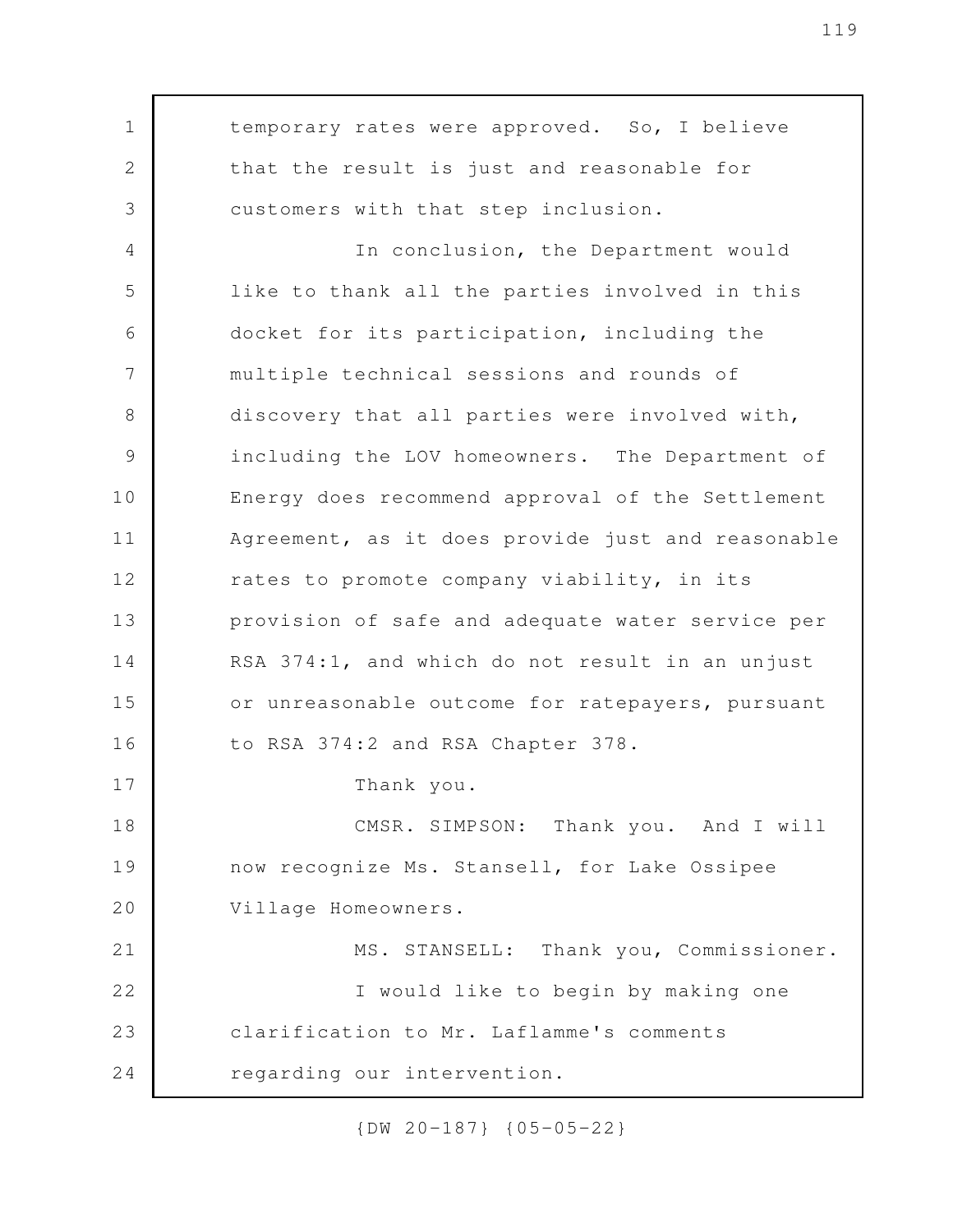temporary rates were approved. So, I believe that the result is just and reasonable for customers with that step inclusion.

In conclusion, the Department would like to thank all the parties involved in this docket for its participation, including the multiple technical sessions and rounds of discovery that all parties were involved with, including the LOV homeowners. The Department of Energy does recommend approval of the Settlement Agreement, as it does provide just and reasonable rates to promote company viability, in its provision of safe and adequate water service per RSA 374:1, and which do not result in an unjust or unreasonable outcome for ratepayers, pursuant to RSA 374:2 and RSA Chapter 378.

Thank you.

CMSR. SIMPSON: Thank you. And I will now recognize Ms. Stansell, for Lake Ossipee Village Homeowners.

MS. STANSELL: Thank you, Commissioner.

I would like to begin by making one clarification to Mr. Laflamme's comments regarding our intervention.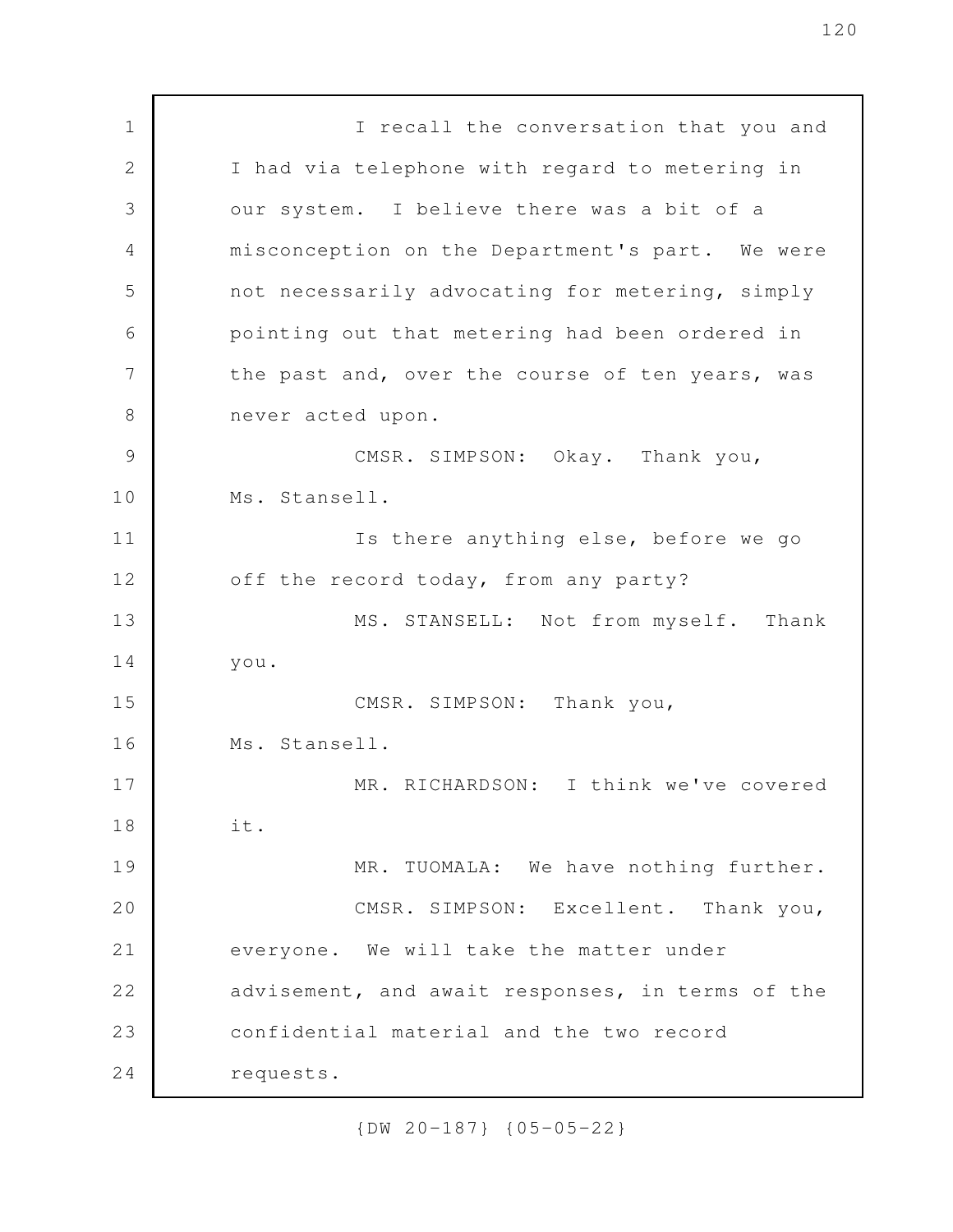I recall the conversation that you and I had via telephone with regard to metering in our system. I believe there was a bit of a misconception on the Department's part. We were not necessarily advocating for metering, simply pointing out that metering had been ordered in the past and, over the course of ten years, was never acted upon.

CMSR. SIMPSON: Okay. Thank you, Ms. Stansell.

Is there anything else, before we go off the record today, from any party?

MS. STANSELL: Not from myself. Thank you.

CMSR. SIMPSON: Thank you, Ms. Stansell.

MR. RICHARDSON: I think we've covered it.

MR. TUOMALA: We have nothing further.

CMSR. SIMPSON: Excellent. Thank you, everyone. We will take the matter under advisement, and await responses, in terms of the confidential material and the two record requests.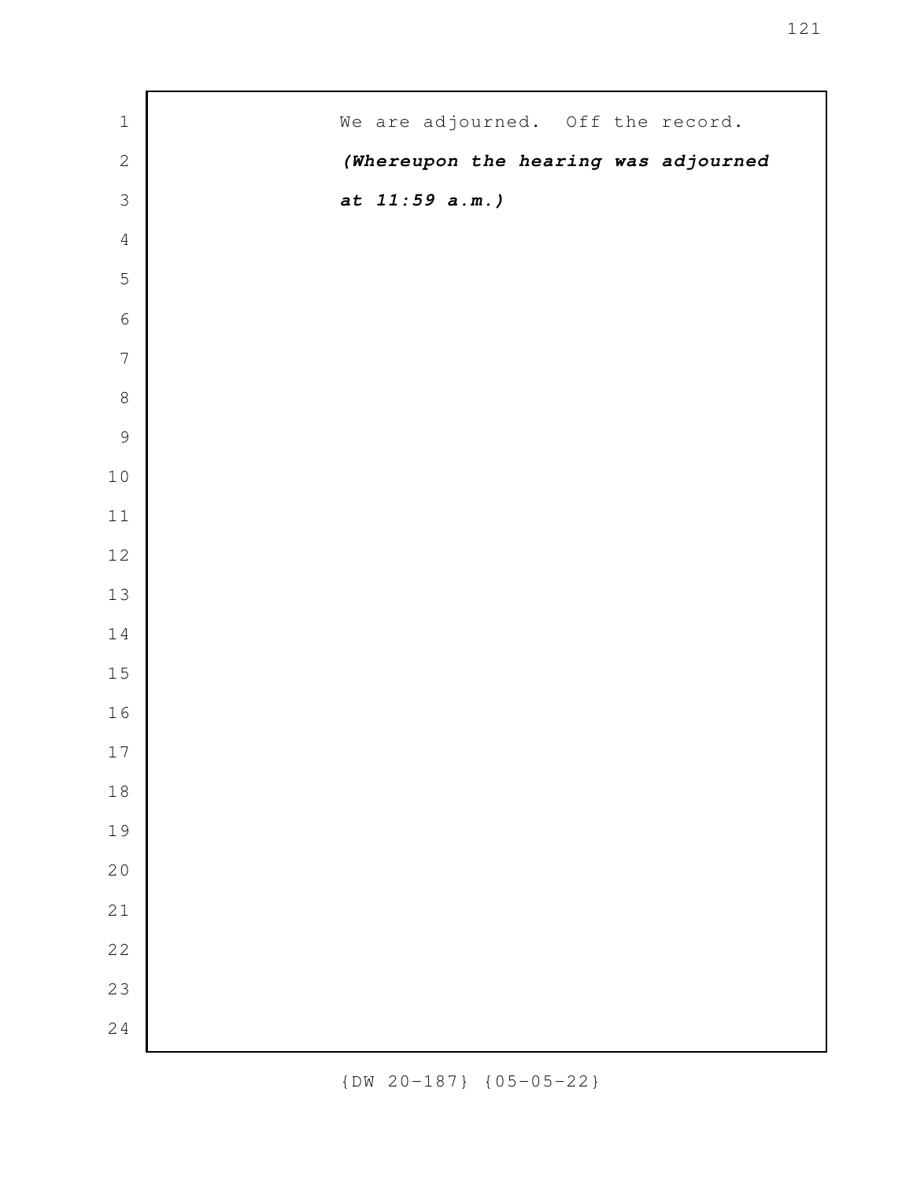We are adjourned. Off the record.

***(Whereupon the hearing was adjourned at 11:59 a.m.)***